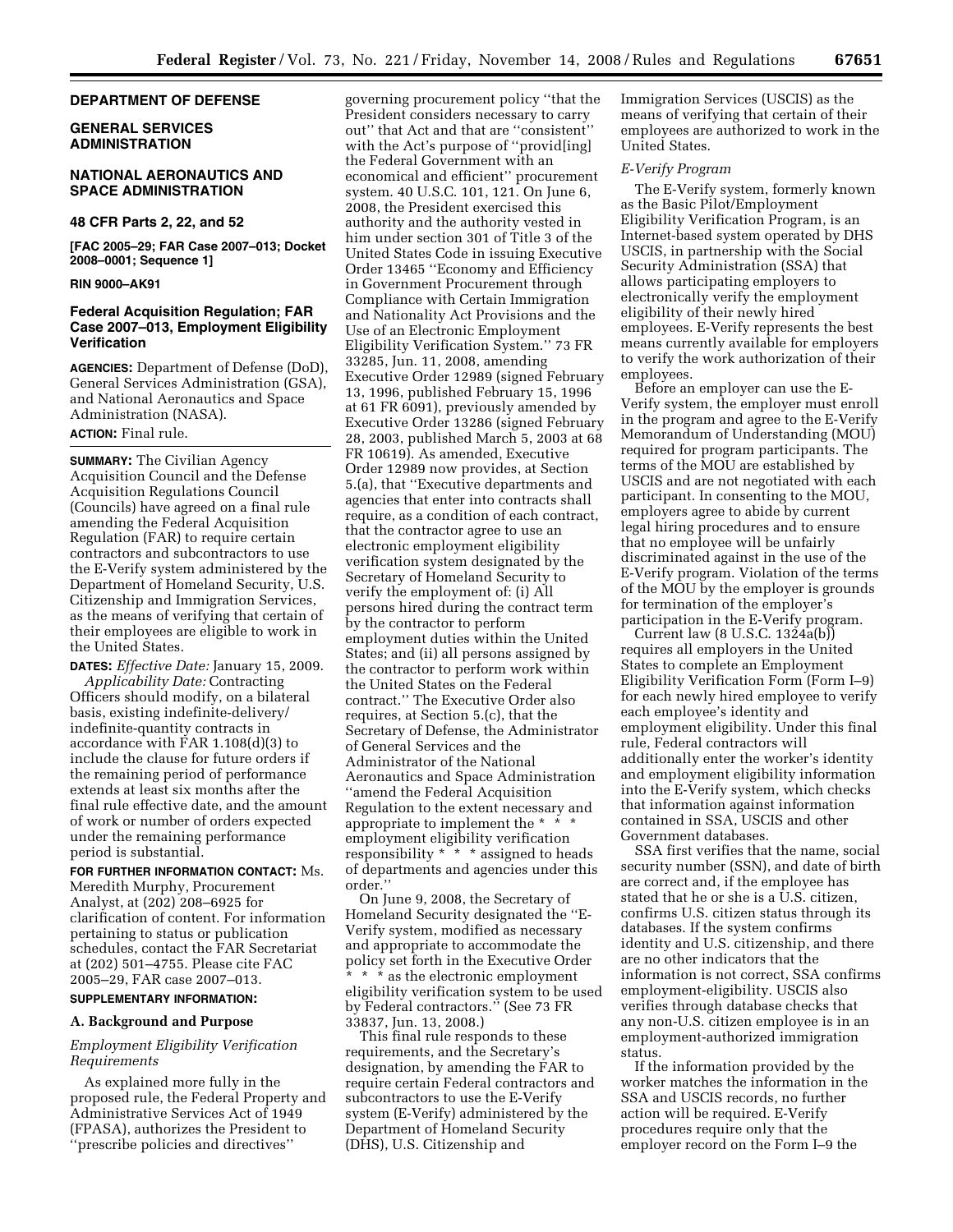## DEPARTMENT OF DEFENSE

## GENERAL SERVICES ADMINISTRATION

## NATIONAL AERONAUTICS AND SPACE ADMINISTRATION

### 48 CFR Parts 2, 22, and 52

**[FAC 2005–29; FAR Case 2007–013; Docket 2008–0001; Sequence 1]**

**RIN 9000–AK91**

### Federal Acquisition Regulation; FAR Case 2007–013, Employment Eligibility Verification

**AGENCIES:** Department of Defense (DoD), General Services Administration (GSA), and National Aeronautics and Space Administration (NASA).

**ACTION:** Final rule.

**SUMMARY:** The Civilian Agency Acquisition Council and the Defense Acquisition Regulations Council (Councils) have agreed on a final rule amending the Federal Acquisition Regulation (FAR) to require certain contractors and subcontractors to use the E-Verify system administered by the Department of Homeland Security, U.S. Citizenship and Immigration Services, as the means of verifying that certain of their employees are eligible to work in the United States.

**DATES:** *Effective Date:* January 15, 2009.

*Applicability Date:* Contracting Officers should modify, on a bilateral basis, existing indefinite-delivery/indefinite-quantity contracts in accordance with FAR 1.108(d)(3) to include the clause for future orders if the remaining period of performance extends at least six months after the final rule effective date, and the amount of work or number of orders expected under the remaining performance period is substantial.

**FOR FURTHER INFORMATION CONTACT:** Ms. Meredith Murphy, Procurement Analyst, at (202) 208–6925 for clarification of content. For information pertaining to status or publication schedules, contact the FAR Secretariat at (202) 501–4755. Please cite FAC 2005–29, FAR case 2007–013.

**SUPPLEMENTARY INFORMATION:**

### A. Background and Purpose

*Employment Eligibility Verification Requirements*

As explained more fully in the proposed rule, the Federal Property and Administrative Services Act of 1949 (FPASA), authorizes the President to ''prescribe policies and directives'' governing procurement policy ''that the President considers necessary to carry out'' that Act and that are ''consistent'' with the Act's purpose of ''provid[ing] the Federal Government with an economical and efficient'' procurement system. 40 U.S.C. 101, 121. On June 6, 2008, the President exercised this authority and the authority vested in him under section 301 of Title 3 of the United States Code in issuing Executive Order 13465 ''Economy and Efficiency in Government Procurement through Compliance with Certain Immigration and Nationality Act Provisions and the Use of an Electronic Employment Eligibility Verification System.'' 73 FR 33285, Jun. 11, 2008, amending Executive Order 12989 (signed February 13, 1996, published February 15, 1996 at 61 FR 6091), previously amended by Executive Order 13286 (signed February 28, 2003, published March 5, 2003 at 68 FR 10619). As amended, Executive Order 12989 now provides, at Section 5.(a), that ''Executive departments and agencies that enter into contracts shall require, as a condition of each contract, that the contractor agree to use an electronic employment eligibility verification system designated by the Secretary of Homeland Security to verify the employment of: (i) All persons hired during the contract term by the contractor to perform employment duties within the United States; and (ii) all persons assigned by the contractor to perform work within the United States on the Federal contract.'' The Executive Order also requires, at Section 5.(c), that the Secretary of Defense, the Administrator of General Services and the Administrator of the National Aeronautics and Space Administration ''amend the Federal Acquisition Regulation to the extent necessary and appropriate to implement the * * * employment eligibility verification responsibility * * * assigned to heads of departments and agencies under this order.''

On June 9, 2008, the Secretary of Homeland Security designated the ''E-Verify system, modified as necessary and appropriate to accommodate the policy set forth in the Executive Order * * * as the electronic employment eligibility verification system to be used by Federal contractors.'' (See 73 FR 33837, Jun. 13, 2008.)

This final rule responds to these requirements, and the Secretary's designation, by amending the FAR to require certain Federal contractors and subcontractors to use the E-Verify system (E-Verify) administered by the Department of Homeland Security (DHS), U.S. Citizenship and Immigration Services (USCIS) as the means of verifying that certain of their employees are authorized to work in the United States.

*E-Verify Program*

The E-Verify system, formerly known as the Basic Pilot/Employment Eligibility Verification Program, is an Internet-based system operated by DHS USCIS, in partnership with the Social Security Administration (SSA) that allows participating employers to electronically verify the employment eligibility of their newly hired employees. E-Verify represents the best means currently available for employers to verify the work authorization of their employees.

Before an employer can use the E-Verify system, the employer must enroll in the program and agree to the E-Verify Memorandum of Understanding (MOU) required for program participants. The terms of the MOU are established by USCIS and are not negotiated with each participant. In consenting to the MOU, employers agree to abide by current legal hiring procedures and to ensure that no employee will be unfairly discriminated against in the use of the E-Verify program. Violation of the terms of the MOU by the employer is grounds for termination of the employer's participation in the E-Verify program.

Current law (8 U.S.C. 1324a(b)) requires all employers in the United States to complete an Employment Eligibility Verification Form (Form I–9) for each newly hired employee to verify each employee's identity and employment eligibility. Under this final rule, Federal contractors will additionally enter the worker's identity and employment eligibility information into the E-Verify system, which checks that information against information contained in SSA, USCIS and other Government databases.

SSA first verifies that the name, social security number (SSN), and date of birth are correct and, if the employee has stated that he or she is a U.S. citizen, confirms U.S. citizen status through its databases. If the system confirms identity and U.S. citizenship, and there are no other indicators that the information is not correct, SSA confirms employment-eligibility. USCIS also verifies through database checks that any non-U.S. citizen employee is in an employment-authorized immigration status.

If the information provided by the worker matches the information in the SSA and USCIS records, no further action will be required. E-Verify procedures require only that the employer record on the Form I–9 the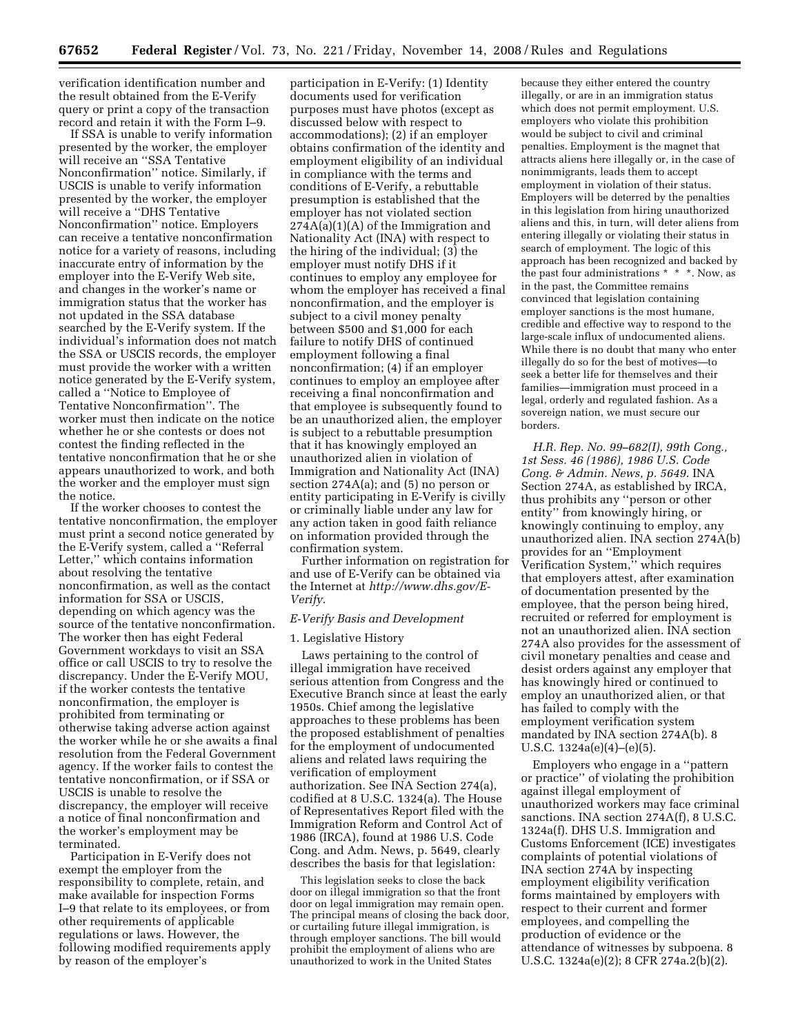verification identification number and the result obtained from the E-Verify query or print a copy of the transaction record and retain it with the Form I–9.

If SSA is unable to verify information presented by the worker, the employer will receive an ''SSA Tentative Nonconfirmation'' notice. Similarly, if USCIS is unable to verify information presented by the worker, the employer will receive a ''DHS Tentative Nonconfirmation'' notice. Employers can receive a tentative nonconfirmation notice for a variety of reasons, including inaccurate entry of information by the employer into the E-Verify Web site, and changes in the worker's name or immigration status that the worker has not updated in the SSA database searched by the E-Verify system. If the individual's information does not match the SSA or USCIS records, the employer must provide the worker with a written notice generated by the E-Verify system, called a ''Notice to Employee of Tentative Nonconfirmation''. The worker must then indicate on the notice whether he or she contests or does not contest the finding reflected in the tentative nonconfirmation that he or she appears unauthorized to work, and both the worker and the employer must sign the notice.

If the worker chooses to contest the tentative nonconfirmation, the employer must print a second notice generated by the E-Verify system, called a ''Referral Letter,'' which contains information about resolving the tentative nonconfirmation, as well as the contact information for SSA or USCIS, depending on which agency was the source of the tentative nonconfirmation. The worker then has eight Federal Government workdays to visit an SSA office or call USCIS to try to resolve the discrepancy. Under the E-Verify MOU, if the worker contests the tentative nonconfirmation, the employer is prohibited from terminating or otherwise taking adverse action against the worker while he or she awaits a final resolution from the Federal Government agency. If the worker fails to contest the tentative nonconfirmation, or if SSA or USCIS is unable to resolve the discrepancy, the employer will receive a notice of final nonconfirmation and the worker's employment may be terminated.

Participation in E-Verify does not exempt the employer from the responsibility to complete, retain, and make available for inspection Forms I–9 that relate to its employees, or from other requirements of applicable regulations or laws. However, the following modified requirements apply by reason of the employer's participation in E-Verify: (1) Identity documents used for verification purposes must have photos (except as discussed below with respect to accommodations); (2) if an employer obtains confirmation of the identity and employment eligibility of an individual in compliance with the terms and conditions of E-Verify, a rebuttable presumption is established that the employer has not violated section 274A(a)(1)(A) of the Immigration and Nationality Act (INA) with respect to the hiring of the individual; (3) the employer must notify DHS if it continues to employ any employee for whom the employer has received a final nonconfirmation, and the employer is subject to a civil money penalty between $500 and $1,000 for each failure to notify DHS of continued employment following a final nonconfirmation; (4) if an employer continues to employ an employee after receiving a final nonconfirmation and that employee is subsequently found to be an unauthorized alien, the employer is subject to a rebuttable presumption that it has knowingly employed an unauthorized alien in violation of Immigration and Nationality Act (INA) section 274A(a); and (5) no person or entity participating in E-Verify is civilly or criminally liable under any law for any action taken in good faith reliance on information provided through the confirmation system.

Further information on registration for and use of E-Verify can be obtained via the Internet at *http://www.dhs.gov/E-Verify*.

*E-Verify Basis and Development*

1. Legislative History

Laws pertaining to the control of illegal immigration have received serious attention from Congress and the Executive Branch since at least the early 1950s. Chief among the legislative approaches to these problems has been the proposed establishment of penalties for the employment of undocumented aliens and related laws requiring the verification of employment authorization. See INA Section 274(a), codified at 8 U.S.C. 1324(a). The House of Representatives Report filed with the Immigration Reform and Control Act of 1986 (IRCA), found at 1986 U.S. Code Cong. and Adm. News, p. 5649, clearly describes the basis for that legislation:

> This legislation seeks to close the back door on illegal immigration so that the front door on legal immigration may remain open. The principal means of closing the back door, or curtailing future illegal immigration, is through employer sanctions. The bill would prohibit the employment of aliens who are unauthorized to work in the United States because they either entered the country illegally, or are in an immigration status which does not permit employment. U.S. employers who violate this prohibition would be subject to civil and criminal penalties. Employment is the magnet that attracts aliens here illegally or, in the case of nonimmigrants, leads them to accept employment in violation of their status. Employers will be deterred by the penalties in this legislation from hiring unauthorized aliens and this, in turn, will deter aliens from entering illegally or violating their status in search of employment. The logic of this approach has been recognized and backed by the past four administrations * * *. Now, as in the past, the Committee remains convinced that legislation containing employer sanctions is the most humane, credible and effective way to respond to the large-scale influx of undocumented aliens. While there is no doubt that many who enter illegally do so for the best of motives—to seek a better life for themselves and their families—immigration must proceed in a legal, orderly and regulated fashion. As a sovereign nation, we must secure our borders.

*H.R. Rep. No. 99–682(I), 99th Cong., 1st Sess. 46 (1986), 1986 U.S. Code Cong. & Admin. News, p. 5649.* INA Section 274A, as established by IRCA, thus prohibits any ''person or other entity'' from knowingly hiring, or knowingly continuing to employ, any unauthorized alien. INA section 274A(b) provides for an ''Employment Verification System,'' which requires that employers attest, after examination of documentation presented by the employee, that the person being hired, recruited or referred for employment is not an unauthorized alien. INA section 274A also provides for the assessment of civil monetary penalties and cease and desist orders against any employer that has knowingly hired or continued to employ an unauthorized alien, or that has failed to comply with the employment verification system mandated by INA section 274A(b). 8 U.S.C. 1324a(e)(4)–(e)(5).

Employers who engage in a ''pattern or practice'' of violating the prohibition against illegal employment of unauthorized workers may face criminal sanctions. INA section 274A(f), 8 U.S.C. 1324a(f). DHS U.S. Immigration and Customs Enforcement (ICE) investigates complaints of potential violations of INA section 274A by inspecting employment eligibility verification forms maintained by employers with respect to their current and former employees, and compelling the production of evidence or the attendance of witnesses by subpoena. 8 U.S.C. 1324a(e)(2); 8 CFR 274a.2(b)(2).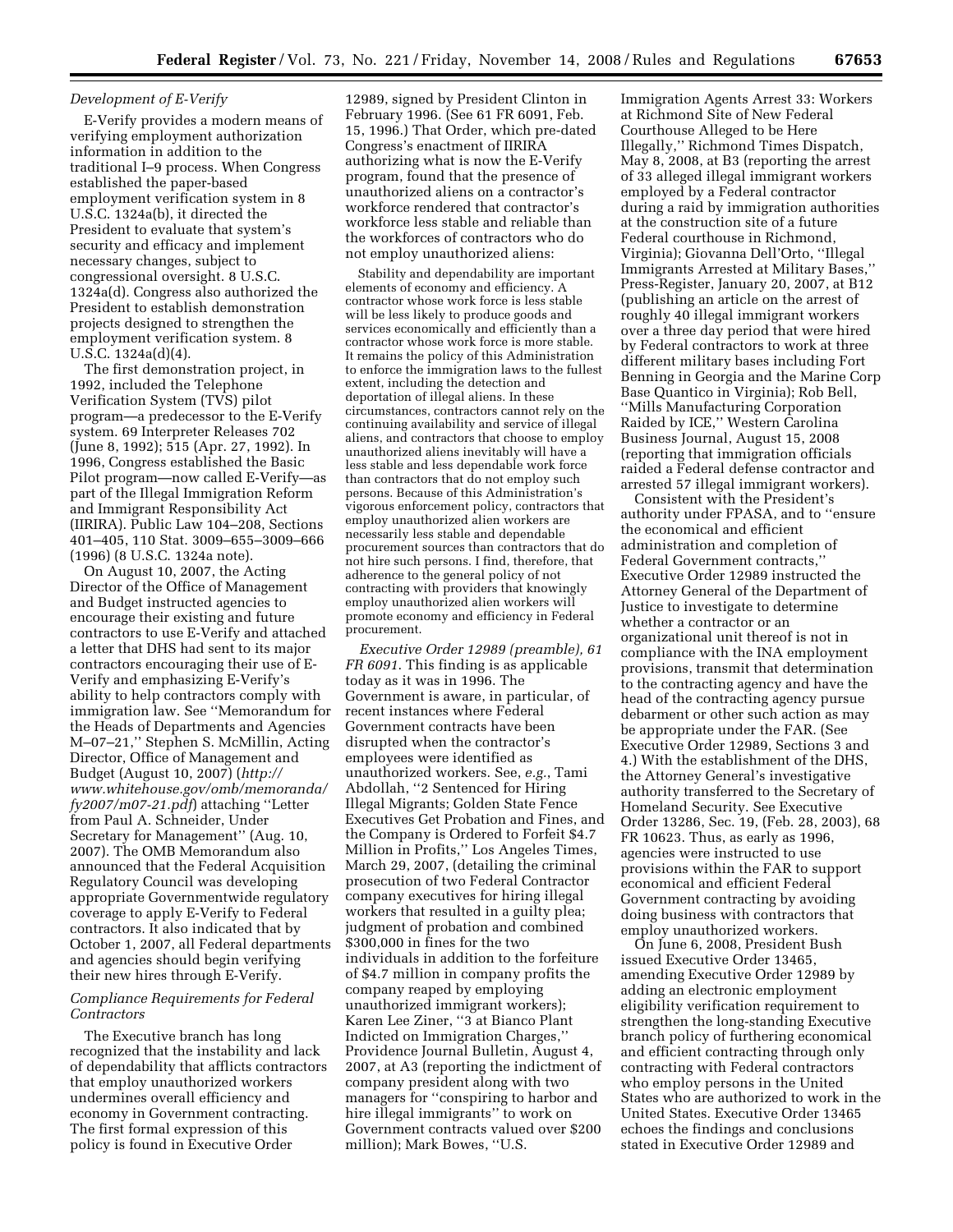*Development of E-Verify*

E-Verify provides a modern means of verifying employment authorization information in addition to the traditional I–9 process. When Congress established the paper-based employment verification system in 8 U.S.C. 1324a(b), it directed the President to evaluate that system's security and efficacy and implement necessary changes, subject to congressional oversight. 8 U.S.C. 1324a(d). Congress also authorized the President to establish demonstration projects designed to strengthen the employment verification system. 8 U.S.C. 1324a(d)(4).

The first demonstration project, in 1992, included the Telephone Verification System (TVS) pilot program—a predecessor to the E-Verify system. 69 Interpreter Releases 702 (June 8, 1992); 515 (Apr. 27, 1992). In 1996, Congress established the Basic Pilot program—now called E-Verify—as part of the Illegal Immigration Reform and Immigrant Responsibility Act (IIRIRA). Public Law 104–208, Sections 401–405, 110 Stat. 3009–655–3009–666 (1996) (8 U.S.C. 1324a note).

On August 10, 2007, the Acting Director of the Office of Management and Budget instructed agencies to encourage their existing and future contractors to use E-Verify and attached a letter that DHS had sent to its major contractors encouraging their use of E-Verify and emphasizing E-Verify's ability to help contractors comply with immigration law. See ''Memorandum for the Heads of Departments and Agencies M–07–21,'' Stephen S. McMillin, Acting Director, Office of Management and Budget (August 10, 2007) (*http://www.whitehouse.gov/omb/memoranda/fy2007/m07-21.pdf*) attaching ''Letter from Paul A. Schneider, Under Secretary for Management'' (Aug. 10, 2007). The OMB Memorandum also announced that the Federal Acquisition Regulatory Council was developing appropriate Governmentwide regulatory coverage to apply E-Verify to Federal contractors. It also indicated that by October 1, 2007, all Federal departments and agencies should begin verifying their new hires through E-Verify.

*Compliance Requirements for Federal Contractors*

The Executive branch has long recognized that the instability and lack of dependability that afflicts contractors that employ unauthorized workers undermines overall efficiency and economy in Government contracting. The first formal expression of this policy is found in Executive Order 12989, signed by President Clinton in February 1996. (See 61 FR 6091, Feb. 15, 1996.) That Order, which pre-dated Congress's enactment of IIRIRA authorizing what is now the E-Verify program, found that the presence of unauthorized aliens on a contractor's workforce rendered that contractor's workforce less stable and reliable than the workforces of contractors who do not employ unauthorized aliens:

> Stability and dependability are important elements of economy and efficiency. A contractor whose work force is less stable will be less likely to produce goods and services economically and efficiently than a contractor whose work force is more stable. It remains the policy of this Administration to enforce the immigration laws to the fullest extent, including the detection and deportation of illegal aliens. In these circumstances, contractors cannot rely on the continuing availability and service of illegal aliens, and contractors that choose to employ unauthorized aliens inevitably will have a less stable and less dependable work force than contractors that do not employ such persons. Because of this Administration's vigorous enforcement policy, contractors that employ unauthorized alien workers are necessarily less stable and dependable procurement sources than contractors that do not hire such persons. I find, therefore, that adherence to the general policy of not contracting with providers that knowingly employ unauthorized alien workers will promote economy and efficiency in Federal procurement.

*Executive Order 12989 (preamble), 61 FR 6091.* This finding is as applicable today as it was in 1996. The Government is aware, in particular, of recent instances where Federal Government contracts have been disrupted when the contractor's employees were identified as unauthorized workers. See, *e.g.*, Tami Abdollah, ''2 Sentenced for Hiring Illegal Migrants; Golden State Fence Executives Get Probation and Fines, and the Company is Ordered to Forfeit $4.7 Million in Profits,'' Los Angeles Times, March 29, 2007, (detailing the criminal prosecution of two Federal Contractor company executives for hiring illegal workers that resulted in a guilty plea; judgment of probation and combined $300,000 in fines for the two individuals in addition to the forfeiture of $4.7 million in company profits the company reaped by employing unauthorized immigrant workers); Karen Lee Ziner, ''3 at Bianco Plant Indicted on Immigration Charges,'' Providence Journal Bulletin, August 4, 2007, at A3 (reporting the indictment of company president along with two managers for ''conspiring to harbor and hire illegal immigrants'' to work on Government contracts valued over $200 million); Mark Bowes, ''U.S. Immigration Agents Arrest 33: Workers at Richmond Site of New Federal Courthouse Alleged to be Here Illegally,'' Richmond Times Dispatch, May 8, 2008, at B3 (reporting the arrest of 33 alleged illegal immigrant workers employed by a Federal contractor during a raid by immigration authorities at the construction site of a future Federal courthouse in Richmond, Virginia); Giovanna Dell'Orto, ''Illegal Immigrants Arrested at Military Bases,'' Press-Register, January 20, 2007, at B12 (publishing an article on the arrest of roughly 40 illegal immigrant workers over a three day period that were hired by Federal contractors to work at three different military bases including Fort Benning in Georgia and the Marine Corp Base Quantico in Virginia); Rob Bell, ''Mills Manufacturing Corporation Raided by ICE,'' Western Carolina Business Journal, August 15, 2008 (reporting that immigration officials raided a Federal defense contractor and arrested 57 illegal immigrant workers).

Consistent with the President's authority under FPASA, and to ''ensure the economical and efficient administration and completion of Federal Government contracts,'' Executive Order 12989 instructed the Attorney General of the Department of Justice to investigate to determine whether a contractor or an organizational unit thereof is not in compliance with the INA employment provisions, transmit that determination to the contracting agency and have the head of the contracting agency pursue debarment or other such action as may be appropriate under the FAR. (See Executive Order 12989, Sections 3 and 4.) With the establishment of the DHS, the Attorney General's investigative authority transferred to the Secretary of Homeland Security. See Executive Order 13286, Sec. 19, (Feb. 28, 2003), 68 FR 10623. Thus, as early as 1996, agencies were instructed to use provisions within the FAR to support economical and efficient Federal Government contracting by avoiding doing business with contractors that employ unauthorized workers.

On June 6, 2008, President Bush issued Executive Order 13465, amending Executive Order 12989 by adding an electronic employment eligibility verification requirement to strengthen the long-standing Executive branch policy of furthering economical and efficient contracting through only contracting with Federal contractors who employ persons in the United States who are authorized to work in the United States. Executive Order 13465 echoes the findings and conclusions stated in Executive Order 12989 and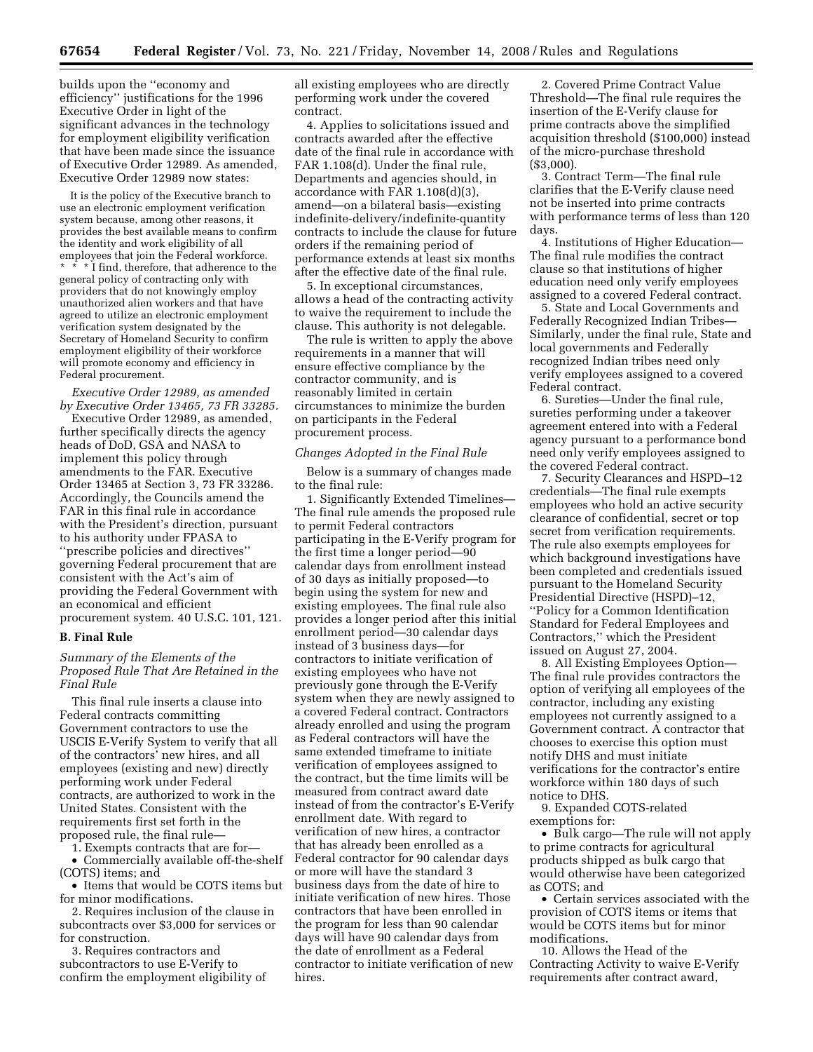builds upon the ''economy and efficiency'' justifications for the 1996 Executive Order in light of the significant advances in the technology for employment eligibility verification that have been made since the issuance of Executive Order 12989. As amended, Executive Order 12989 now states:

> It is the policy of the Executive branch to use an electronic employment verification system because, among other reasons, it provides the best available means to confirm the identity and work eligibility of all employees that join the Federal workforce. * * * I find, therefore, that adherence to the general policy of contracting only with providers that do not knowingly employ unauthorized alien workers and that have agreed to utilize an electronic employment verification system designated by the Secretary of Homeland Security to confirm employment eligibility of their workforce will promote economy and efficiency in Federal procurement.

*Executive Order 12989, as amended by Executive Order 13465, 73 FR 33285.*

Executive Order 12989, as amended, further specifically directs the agency heads of DoD, GSA and NASA to implement this policy through amendments to the FAR. Executive Order 13465 at Section 3, 73 FR 33286. Accordingly, the Councils amend the FAR in this final rule in accordance with the President's direction, pursuant to his authority under FPASA to ''prescribe policies and directives'' governing Federal procurement that are consistent with the Act's aim of providing the Federal Government with an economical and efficient procurement system. 40 U.S.C. 101, 121.

## B. Final Rule

### *Summary of the Elements of the Proposed Rule That Are Retained in the Final Rule*

This final rule inserts a clause into Federal contracts committing Government contractors to use the USCIS E-Verify System to verify that all of the contractors' new hires, and all employees (existing and new) directly performing work under Federal contracts, are authorized to work in the United States. Consistent with the requirements first set forth in the proposed rule, the final rule—

1. Exempts contracts that are for—
   - Commercially available off-the-shelf (COTS) items; and
   - Items that would be COTS items but for minor modifications.
2. Requires inclusion of the clause in subcontracts over $3,000 for services or for construction.
3. Requires contractors and subcontractors to use E-Verify to confirm the employment eligibility of all existing employees who are directly performing work under the covered contract.
4. Applies to solicitations issued and contracts awarded after the effective date of the final rule in accordance with FAR 1.108(d). Under the final rule, Departments and agencies should, in accordance with FAR 1.108(d)(3), amend—on a bilateral basis—existing indefinite-delivery/indefinite-quantity contracts to include the clause for future orders if the remaining period of performance extends at least six months after the effective date of the final rule.
5. In exceptional circumstances, allows a head of the contracting activity to waive the requirement to include the clause. This authority is not delegable.

The rule is written to apply the above requirements in a manner that will ensure effective compliance by the contractor community, and is reasonably limited in certain circumstances to minimize the burden on participants in the Federal procurement process.

### *Changes Adopted in the Final Rule*

Below is a summary of changes made to the final rule:

1. Significantly Extended Timelines—The final rule amends the proposed rule to permit Federal contractors participating in the E-Verify program for the first time a longer period—90 calendar days from enrollment instead of 30 days as initially proposed—to begin using the system for new and existing employees. The final rule also provides a longer period after this initial enrollment period—30 calendar days instead of 3 business days—for contractors to initiate verification of existing employees who have not previously gone through the E-Verify system when they are newly assigned to a covered Federal contract. Contractors already enrolled and using the program as Federal contractors will have the same extended timeframe to initiate verification of employees assigned to the contract, but the time limits will be measured from contract award date instead of from the contractor's E-Verify enrollment date. With regard to verification of new hires, a contractor that has already been enrolled as a Federal contractor for 90 calendar days or more will have the standard 3 business days from the date of hire to initiate verification of new hires. Those contractors that have been enrolled in the program for less than 90 calendar days will have 90 calendar days from the date of enrollment as a Federal contractor to initiate verification of new hires.
2. Covered Prime Contract Value Threshold—The final rule requires the insertion of the E-Verify clause for prime contracts above the simplified acquisition threshold ($100,000) instead of the micro-purchase threshold ($3,000).
3. Contract Term—The final rule clarifies that the E-Verify clause need not be inserted into prime contracts with performance terms of less than 120 days.
4. Institutions of Higher Education—The final rule modifies the contract clause so that institutions of higher education need only verify employees assigned to a covered Federal contract.
5. State and Local Governments and Federally Recognized Indian Tribes—Similarly, under the final rule, State and local governments and Federally recognized Indian tribes need only verify employees assigned to a covered Federal contract.
6. Sureties—Under the final rule, sureties performing under a takeover agreement entered into with a Federal agency pursuant to a performance bond need only verify employees assigned to the covered Federal contract.
7. Security Clearances and HSPD–12 credentials—The final rule exempts employees who hold an active security clearance of confidential, secret or top secret from verification requirements. The rule also exempts employees for which background investigations have been completed and credentials issued pursuant to the Homeland Security Presidential Directive (HSPD)–12, ''Policy for a Common Identification Standard for Federal Employees and Contractors,'' which the President issued on August 27, 2004.
8. All Existing Employees Option—The final rule provides contractors the option of verifying all employees of the contractor, including any existing employees not currently assigned to a Government contract. A contractor that chooses to exercise this option must notify DHS and must initiate verifications for the contractor's entire workforce within 180 days of such notice to DHS.
9. Expanded COTS-related exemptions for:
   - Bulk cargo—The rule will not apply to prime contracts for agricultural products shipped as bulk cargo that would otherwise have been categorized as COTS; and
   - Certain services associated with the provision of COTS items or items that would be COTS items but for minor modifications.
10. Allows the Head of the Contracting Activity to waive E-Verify requirements after contract award,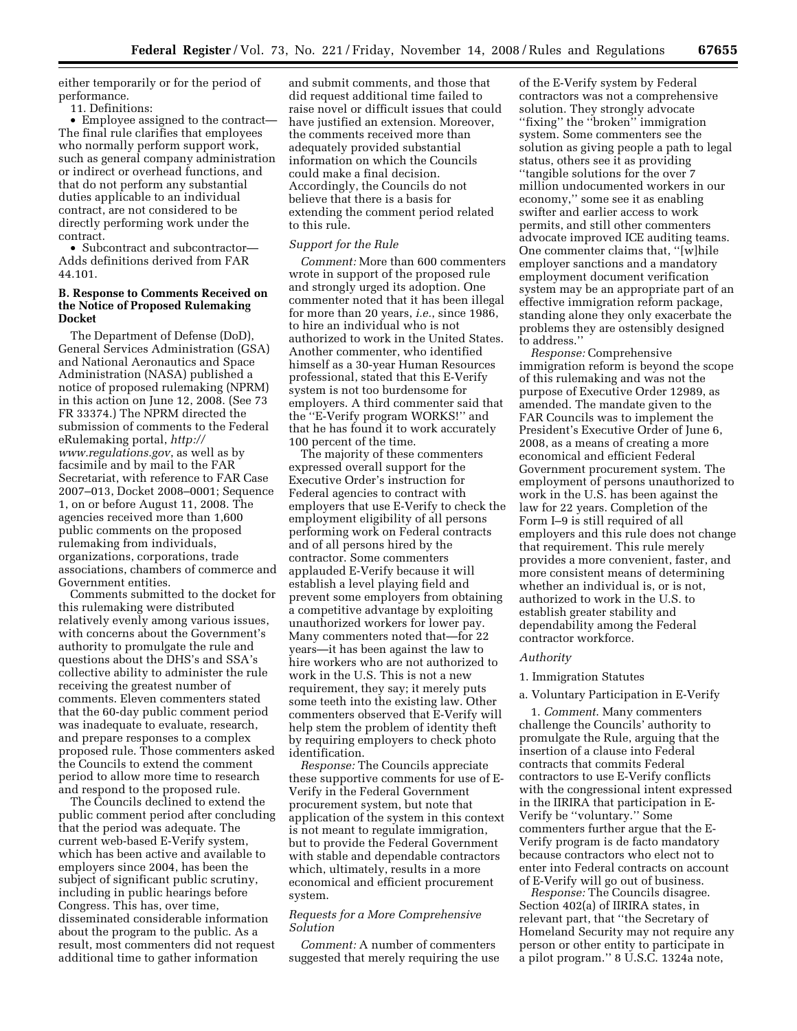either temporarily or for the period of performance.

11. Definitions:

- Employee assigned to the contract—The final rule clarifies that employees who normally perform support work, such as general company administration or indirect or overhead functions, and that do not perform any substantial duties applicable to an individual contract, are not considered to be directly performing work under the contract.
- Subcontract and subcontractor—Adds definitions derived from FAR 44.101.

## B. Response to Comments Received on the Notice of Proposed Rulemaking Docket

The Department of Defense (DoD), General Services Administration (GSA) and National Aeronautics and Space Administration (NASA) published a notice of proposed rulemaking (NPRM) in this action on June 12, 2008. (See 73 FR 33374.) The NPRM directed the submission of comments to the Federal eRulemaking portal, *http://www.regulations.gov*, as well as by facsimile and by mail to the FAR Secretariat, with reference to FAR Case 2007–013, Docket 2008–0001; Sequence 1, on or before August 11, 2008. The agencies received more than 1,600 public comments on the proposed rulemaking from individuals, organizations, corporations, trade associations, chambers of commerce and Government entities.

Comments submitted to the docket for this rulemaking were distributed relatively evenly among various issues, with concerns about the Government's authority to promulgate the rule and questions about the DHS's and SSA's collective ability to administer the rule receiving the greatest number of comments. Eleven commenters stated that the 60-day public comment period was inadequate to evaluate, research, and prepare responses to a complex proposed rule. Those commenters asked the Councils to extend the comment period to allow more time to research and respond to the proposed rule.

The Councils declined to extend the public comment period after concluding that the period was adequate. The current web-based E-Verify system, which has been active and available to employers since 2004, has been the subject of significant public scrutiny, including in public hearings before Congress. This has, over time, disseminated considerable information about the program to the public. As a result, most commenters did not request additional time to gather information and submit comments, and those that did request additional time failed to raise novel or difficult issues that could have justified an extension. Moreover, the comments received more than adequately provided substantial information on which the Councils could make a final decision. Accordingly, the Councils do not believe that there is a basis for extending the comment period related to this rule.

### *Support for the Rule*

*Comment:* More than 600 commenters wrote in support of the proposed rule and strongly urged its adoption. One commenter noted that it has been illegal for more than 20 years, *i.e.*, since 1986, to hire an individual who is not authorized to work in the United States. Another commenter, who identified himself as a 30-year Human Resources professional, stated that this E-Verify system is not too burdensome for employers. A third commenter said that the ''E-Verify program WORKS!'' and that he has found it to work accurately 100 percent of the time.

The majority of these commenters expressed overall support for the Executive Order's instruction for Federal agencies to contract with employers that use E-Verify to check the employment eligibility of all persons performing work on Federal contracts and of all persons hired by the contractor. Some commenters applauded E-Verify because it will establish a level playing field and prevent some employers from obtaining a competitive advantage by exploiting unauthorized workers for lower pay. Many commenters noted that—for 22 years—it has been against the law to hire workers who are not authorized to work in the U.S. This is not a new requirement, they say; it merely puts some teeth into the existing law. Other commenters observed that E-Verify will help stem the problem of identity theft by requiring employers to check photo identification.

*Response:* The Councils appreciate these supportive comments for use of E-Verify in the Federal Government procurement system, but note that application of the system in this context is not meant to regulate immigration, but to provide the Federal Government with stable and dependable contractors which, ultimately, results in a more economical and efficient procurement system.

### *Requests for a More Comprehensive Solution*

*Comment:* A number of commenters suggested that merely requiring the use of the E-Verify system by Federal contractors was not a comprehensive solution. They strongly advocate ''fixing'' the ''broken'' immigration system. Some commenters see the solution as giving people a path to legal status, others see it as providing ''tangible solutions for the over 7 million undocumented workers in our economy,'' some see it as enabling swifter and earlier access to work permits, and still other commenters advocate improved ICE auditing teams. One commenter claims that, ''[w]hile employer sanctions and a mandatory employment document verification system may be an appropriate part of an effective immigration reform package, standing alone they only exacerbate the problems they are ostensibly designed to address.''

*Response:* Comprehensive immigration reform is beyond the scope of this rulemaking and was not the purpose of Executive Order 12989, as amended. The mandate given to the FAR Councils was to implement the President's Executive Order of June 6, 2008, as a means of creating a more economical and efficient Federal Government procurement system. The employment of persons unauthorized to work in the U.S. has been against the law for 22 years. Completion of the Form I–9 is still required of all employers and this rule does not change that requirement. This rule merely provides a more convenient, faster, and more consistent means of determining whether an individual is, or is not, authorized to work in the U.S. to establish greater stability and dependability among the Federal contractor workforce.

### *Authority*

1. Immigration Statutes

a. Voluntary Participation in E-Verify

1. *Comment.* Many commenters challenge the Councils' authority to promulgate the Rule, arguing that the insertion of a clause into Federal contracts that commits Federal contractors to use E-Verify conflicts with the congressional intent expressed in the IIRIRA that participation in E-Verify be ''voluntary.'' Some commenters further argue that the E-Verify program is de facto mandatory because contractors who elect not to enter into Federal contracts on account of E-Verify will go out of business.

*Response:* The Councils disagree. Section 402(a) of IIRIRA states, in relevant part, that ''the Secretary of Homeland Security may not require any person or other entity to participate in a pilot program.'' 8 U.S.C. 1324a note,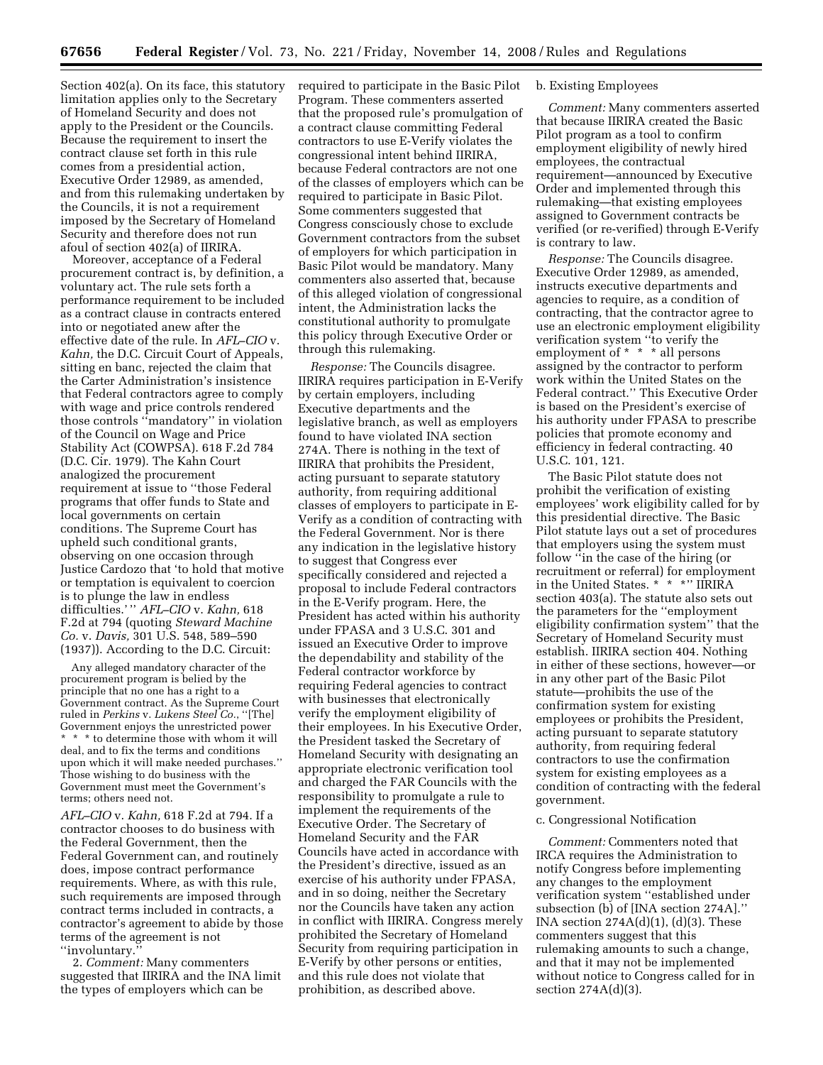Section 402(a). On its face, this statutory limitation applies only to the Secretary of Homeland Security and does not apply to the President or the Councils. Because the requirement to insert the contract clause set forth in this rule comes from a presidential action, Executive Order 12989, as amended, and from this rulemaking undertaken by the Councils, it is not a requirement imposed by the Secretary of Homeland Security and therefore does not run afoul of section 402(a) of IIRIRA.

Moreover, acceptance of a Federal procurement contract is, by definition, a voluntary act. The rule sets forth a performance requirement to be included as a contract clause in contracts entered into or negotiated anew after the effective date of the rule. In *AFL–CIO* v. *Kahn,* the D.C. Circuit Court of Appeals, sitting en banc, rejected the claim that the Carter Administration's insistence that Federal contractors agree to comply with wage and price controls rendered those controls ''mandatory'' in violation of the Council on Wage and Price Stability Act (COWPSA). 618 F.2d 784 (D.C. Cir. 1979). The Kahn Court analogized the procurement requirement at issue to ''those Federal programs that offer funds to State and local governments on certain conditions. The Supreme Court has upheld such conditional grants, observing on one occasion through Justice Cardozo that 'to hold that motive or temptation is equivalent to coercion is to plunge the law in endless difficulties.' '' *AFL–CIO* v. *Kahn,* 618 F.2d at 794 (quoting *Steward Machine Co.* v. *Davis,* 301 U.S. 548, 589–590 (1937)). According to the D.C. Circuit:

> Any alleged mandatory character of the procurement program is belied by the principle that no one has a right to a Government contract. As the Supreme Court ruled in *Perkins* v. *Lukens Steel Co.*, ''[The] Government enjoys the unrestricted power * * * to determine those with whom it will deal, and to fix the terms and conditions upon which it will make needed purchases.'' Those wishing to do business with the Government must meet the Government's terms; others need not.

*AFL–CIO* v. *Kahn,* 618 F.2d at 794. If a contractor chooses to do business with the Federal Government, then the Federal Government can, and routinely does, impose contract performance requirements. Where, as with this rule, such requirements are imposed through contract terms included in contracts, a contractor's agreement to abide by those terms of the agreement is not ''involuntary.''

2. *Comment:* Many commenters suggested that IIRIRA and the INA limit the types of employers which can be required to participate in the Basic Pilot Program. These commenters asserted that the proposed rule's promulgation of a contract clause committing Federal contractors to use E-Verify violates the congressional intent behind IIRIRA, because Federal contractors are not one of the classes of employers which can be required to participate in Basic Pilot. Some commenters suggested that Congress consciously chose to exclude Government contractors from the subset of employers for which participation in Basic Pilot would be mandatory. Many commenters also asserted that, because of this alleged violation of congressional intent, the Administration lacks the constitutional authority to promulgate this policy through Executive Order or through this rulemaking.

*Response:* The Councils disagree. IIRIRA requires participation in E-Verify by certain employers, including Executive departments and the legislative branch, as well as employers found to have violated INA section 274A. There is nothing in the text of IIRIRA that prohibits the President, acting pursuant to separate statutory authority, from requiring additional classes of employers to participate in E-Verify as a condition of contracting with the Federal Government. Nor is there any indication in the legislative history to suggest that Congress ever specifically considered and rejected a proposal to include Federal contractors in the E-Verify program. Here, the President has acted within his authority under FPASA and 3 U.S.C. 301 and issued an Executive Order to improve the dependability and stability of the Federal contractor workforce by requiring Federal agencies to contract with businesses that electronically verify the employment eligibility of their employees. In his Executive Order, the President tasked the Secretary of Homeland Security with designating an appropriate electronic verification tool and charged the FAR Councils with the responsibility to promulgate a rule to implement the requirements of the Executive Order. The Secretary of Homeland Security and the FAR Councils have acted in accordance with the President's directive, issued as an exercise of his authority under FPASA, and in so doing, neither the Secretary nor the Councils have taken any action in conflict with IIRIRA. Congress merely prohibited the Secretary of Homeland Security from requiring participation in E-Verify by other persons or entities, and this rule does not violate that prohibition, as described above.

b. Existing Employees

*Comment:* Many commenters asserted that because IIRIRA created the Basic Pilot program as a tool to confirm employment eligibility of newly hired employees, the contractual requirement—announced by Executive Order and implemented through this rulemaking—that existing employees assigned to Government contracts be verified (or re-verified) through E-Verify is contrary to law.

*Response:* The Councils disagree. Executive Order 12989, as amended, instructs executive departments and agencies to require, as a condition of contracting, that the contractor agree to use an electronic employment eligibility verification system ''to verify the employment of * * * all persons assigned by the contractor to perform work within the United States on the Federal contract.'' This Executive Order is based on the President's exercise of his authority under FPASA to prescribe policies that promote economy and efficiency in federal contracting. 40 U.S.C. 101, 121.

The Basic Pilot statute does not prohibit the verification of existing employees' work eligibility called for by this presidential directive. The Basic Pilot statute lays out a set of procedures that employers using the system must follow ''in the case of the hiring (or recruitment or referral) for employment in the United States. * * *'' IIRIRA section 403(a). The statute also sets out the parameters for the ''employment eligibility confirmation system'' that the Secretary of Homeland Security must establish. IIRIRA section 404. Nothing in either of these sections, however—or in any other part of the Basic Pilot statute—prohibits the use of the confirmation system for existing employees or prohibits the President, acting pursuant to separate statutory authority, from requiring federal contractors to use the confirmation system for existing employees as a condition of contracting with the federal government.

c. Congressional Notification

*Comment:* Commenters noted that IRCA requires the Administration to notify Congress before implementing any changes to the employment verification system ''established under subsection (b) of [INA section 274A].'' INA section 274A(d)(1), (d)(3). These commenters suggest that this rulemaking amounts to such a change, and that it may not be implemented without notice to Congress called for in section 274A(d)(3).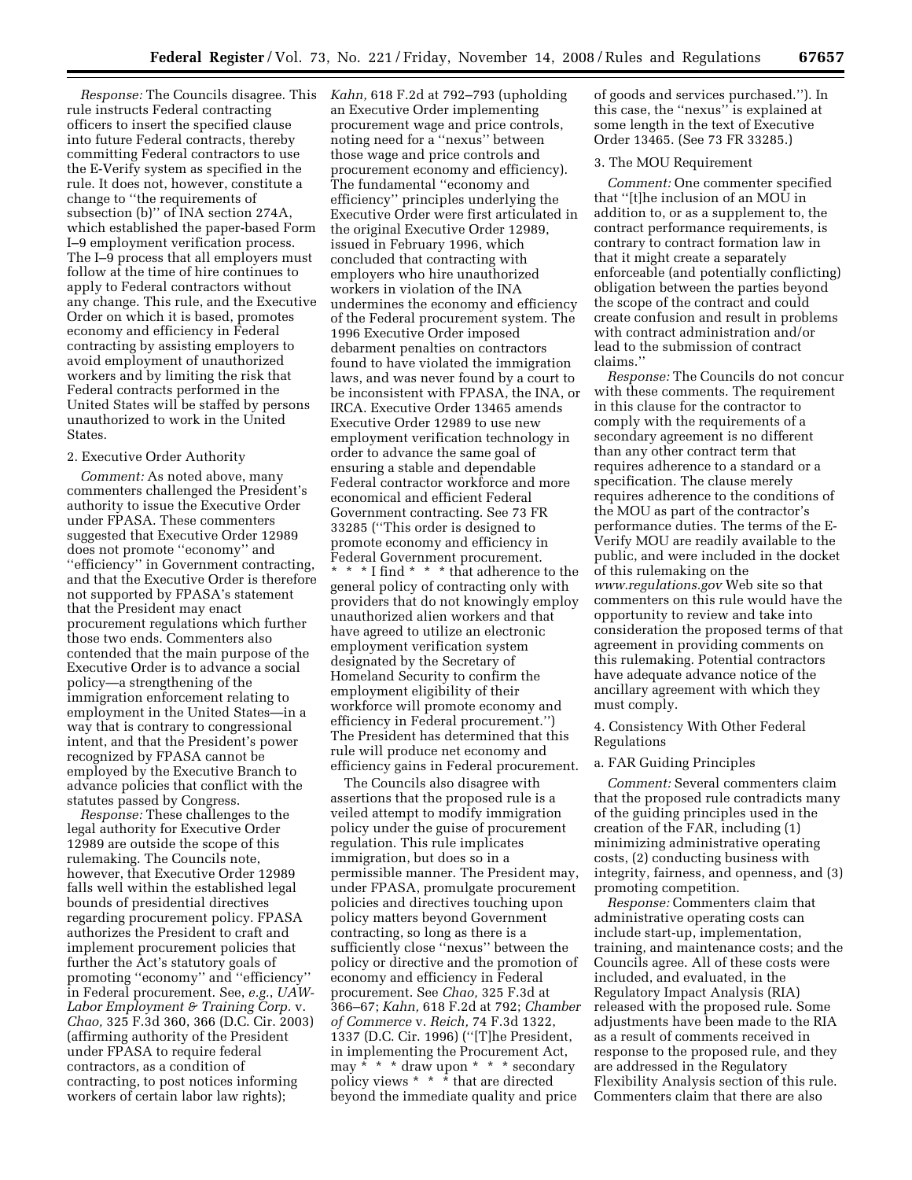*Response:* The Councils disagree. This rule instructs Federal contracting officers to insert the specified clause into future Federal contracts, thereby committing Federal contractors to use the E-Verify system as specified in the rule. It does not, however, constitute a change to ''the requirements of subsection (b)'' of INA section 274A, which established the paper-based Form I–9 employment verification process. The I–9 process that all employers must follow at the time of hire continues to apply to Federal contractors without any change. This rule, and the Executive Order on which it is based, promotes economy and efficiency in Federal contracting by assisting employers to avoid employment of unauthorized workers and by limiting the risk that Federal contracts performed in the United States will be staffed by persons unauthorized to work in the United States.

2. Executive Order Authority

*Comment:* As noted above, many commenters challenged the President's authority to issue the Executive Order under FPASA. These commenters suggested that Executive Order 12989 does not promote ''economy'' and ''efficiency'' in Government contracting, and that the Executive Order is therefore not supported by FPASA's statement that the President may enact procurement regulations which further those two ends. Commenters also contended that the main purpose of the Executive Order is to advance a social policy—a strengthening of the immigration enforcement relating to employment in the United States—in a way that is contrary to congressional intent, and that the President's power recognized by FPASA cannot be employed by the Executive Branch to advance policies that conflict with the statutes passed by Congress.

*Response:* These challenges to the legal authority for Executive Order 12989 are outside the scope of this rulemaking. The Councils note, however, that Executive Order 12989 falls well within the established legal bounds of presidential directives regarding procurement policy. FPASA authorizes the President to craft and implement procurement policies that further the Act's statutory goals of promoting ''economy'' and ''efficiency'' in Federal procurement. See, *e.g.*, *UAW-Labor Employment & Training Corp.* v. *Chao,* 325 F.3d 360, 366 (D.C. Cir. 2003) (affirming authority of the President under FPASA to require federal contractors, as a condition of contracting, to post notices informing workers of certain labor law rights); *Kahn,* 618 F.2d at 792–793 (upholding an Executive Order implementing procurement wage and price controls, noting need for a ''nexus'' between those wage and price controls and procurement economy and efficiency). The fundamental ''economy and efficiency'' principles underlying the Executive Order were first articulated in the original Executive Order 12989, issued in February 1996, which concluded that contracting with employers who hire unauthorized workers in violation of the INA undermines the economy and efficiency of the Federal procurement system. The 1996 Executive Order imposed debarment penalties on contractors found to have violated the immigration laws, and was never found by a court to be inconsistent with FPASA, the INA, or IRCA. Executive Order 13465 amends Executive Order 12989 to use new employment verification technology in order to advance the same goal of ensuring a stable and dependable Federal contractor workforce and more economical and efficient Federal Government contracting. See 73 FR 33285 (''This order is designed to promote economy and efficiency in Federal Government procurement. * * * I find * * * that adherence to the general policy of contracting only with providers that do not knowingly employ unauthorized alien workers and that have agreed to utilize an electronic employment verification system designated by the Secretary of Homeland Security to confirm the employment eligibility of their workforce will promote economy and efficiency in Federal procurement.'') The President has determined that this rule will produce net economy and efficiency gains in Federal procurement.

The Councils also disagree with assertions that the proposed rule is a veiled attempt to modify immigration policy under the guise of procurement regulation. This rule implicates immigration, but does so in a permissible manner. The President may, under FPASA, promulgate procurement policies and directives touching upon policy matters beyond Government contracting, so long as there is a sufficiently close ''nexus'' between the policy or directive and the promotion of economy and efficiency in Federal procurement. See *Chao,* 325 F.3d at 366–67; *Kahn,* 618 F.2d at 792; *Chamber of Commerce* v. *Reich,* 74 F.3d 1322, 1337 (D.C. Cir. 1996) (''[T]he President, in implementing the Procurement Act, may * * * draw upon * * * secondary policy views * * * that are directed beyond the immediate quality and price of goods and services purchased.''). In this case, the ''nexus'' is explained at some length in the text of Executive Order 13465. (See 73 FR 33285.)

3. The MOU Requirement

*Comment:* One commenter specified that ''[t]he inclusion of an MOU in addition to, or as a supplement to, the contract performance requirements, is contrary to contract formation law in that it might create a separately enforceable (and potentially conflicting) obligation between the parties beyond the scope of the contract and could create confusion and result in problems with contract administration and/or lead to the submission of contract claims.''

*Response:* The Councils do not concur with these comments. The requirement in this clause for the contractor to comply with the requirements of a secondary agreement is no different than any other contract term that requires adherence to a standard or a specification. The clause merely requires adherence to the conditions of the MOU as part of the contractor's performance duties. The terms of the E-Verify MOU are readily available to the public, and were included in the docket of this rulemaking on the *www.regulations.gov* Web site so that commenters on this rule would have the opportunity to review and take into consideration the proposed terms of that agreement in providing comments on this rulemaking. Potential contractors have adequate advance notice of the ancillary agreement with which they must comply.

4. Consistency With Other Federal Regulations

a. FAR Guiding Principles

*Comment:* Several commenters claim that the proposed rule contradicts many of the guiding principles used in the creation of the FAR, including (1) minimizing administrative operating costs, (2) conducting business with integrity, fairness, and openness, and (3) promoting competition.

*Response:* Commenters claim that administrative operating costs can include start-up, implementation, training, and maintenance costs; and the Councils agree. All of these costs were included, and evaluated, in the Regulatory Impact Analysis (RIA) released with the proposed rule. Some adjustments have been made to the RIA as a result of comments received in response to the proposed rule, and they are addressed in the Regulatory Flexibility Analysis section of this rule. Commenters claim that there are also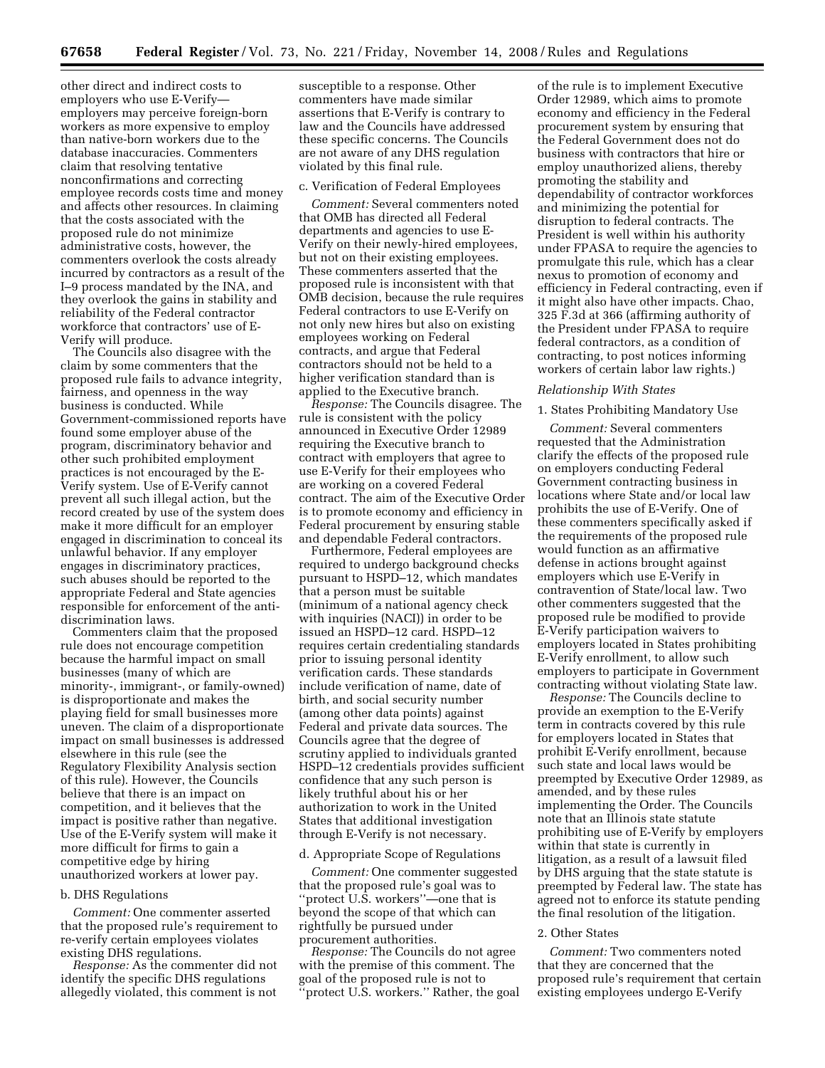other direct and indirect costs to employers who use E-Verify—employers may perceive foreign-born workers as more expensive to employ than native-born workers due to the database inaccuracies. Commenters claim that resolving tentative nonconfirmations and correcting employee records costs time and money and affects other resources. In claiming that the costs associated with the proposed rule do not minimize administrative costs, however, the commenters overlook the costs already incurred by contractors as a result of the I–9 process mandated by the INA, and they overlook the gains in stability and reliability of the Federal contractor workforce that contractors' use of E-Verify will produce.

The Councils also disagree with the claim by some commenters that the proposed rule fails to advance integrity, fairness, and openness in the way business is conducted. While Government-commissioned reports have found some employer abuse of the program, discriminatory behavior and other such prohibited employment practices is not encouraged by the E-Verify system. Use of E-Verify cannot prevent all such illegal action, but the record created by use of the system does make it more difficult for an employer engaged in discrimination to conceal its unlawful behavior. If any employer engages in discriminatory practices, such abuses should be reported to the appropriate Federal and State agencies responsible for enforcement of the anti-discrimination laws.

Commenters claim that the proposed rule does not encourage competition because the harmful impact on small businesses (many of which are minority-, immigrant-, or family-owned) is disproportionate and makes the playing field for small businesses more uneven. The claim of a disproportionate impact on small businesses is addressed elsewhere in this rule (see the Regulatory Flexibility Analysis section of this rule). However, the Councils believe that there is an impact on competition, and it believes that the impact is positive rather than negative. Use of the E-Verify system will make it more difficult for firms to gain a competitive edge by hiring unauthorized workers at lower pay.

b. DHS Regulations

*Comment:* One commenter asserted that the proposed rule's requirement to re-verify certain employees violates existing DHS regulations.

*Response:* As the commenter did not identify the specific DHS regulations allegedly violated, this comment is not susceptible to a response. Other commenters have made similar assertions that E-Verify is contrary to law and the Councils have addressed these specific concerns. The Councils are not aware of any DHS regulation violated by this final rule.

c. Verification of Federal Employees

*Comment:* Several commenters noted that OMB has directed all Federal departments and agencies to use E-Verify on their newly-hired employees, but not on their existing employees. These commenters asserted that the proposed rule is inconsistent with that OMB decision, because the rule requires Federal contractors to use E-Verify on not only new hires but also on existing employees working on Federal contracts, and argue that Federal contractors should not be held to a higher verification standard than is applied to the Executive branch.

*Response:* The Councils disagree. The rule is consistent with the policy announced in Executive Order 12989 requiring the Executive branch to contract with employers that agree to use E-Verify for their employees who are working on a covered Federal contract. The aim of the Executive Order is to promote economy and efficiency in Federal procurement by ensuring stable and dependable Federal contractors.

Furthermore, Federal employees are required to undergo background checks pursuant to HSPD–12, which mandates that a person must be suitable (minimum of a national agency check with inquiries (NACI)) in order to be issued an HSPD–12 card. HSPD–12 requires certain credentialing standards prior to issuing personal identity verification cards. These standards include verification of name, date of birth, and social security number (among other data points) against Federal and private data sources. The Councils agree that the degree of scrutiny applied to individuals granted HSPD–12 credentials provides sufficient confidence that any such person is likely truthful about his or her authorization to work in the United States that additional investigation through E-Verify is not necessary.

d. Appropriate Scope of Regulations

*Comment:* One commenter suggested that the proposed rule's goal was to "protect U.S. workers"—one that is beyond the scope of that which can rightfully be pursued under procurement authorities.

*Response:* The Councils do not agree with the premise of this comment. The goal of the proposed rule is not to "protect U.S. workers." Rather, the goal of the rule is to implement Executive Order 12989, which aims to promote economy and efficiency in the Federal procurement system by ensuring that the Federal Government does not do business with contractors that hire or employ unauthorized aliens, thereby promoting the stability and dependability of contractor workforces and minimizing the potential for disruption to federal contracts. The President is well within his authority under FPASA to require the agencies to promulgate this rule, which has a clear nexus to promotion of economy and efficiency in Federal contracting, even if it might also have other impacts. Chao, 325 F.3d at 366 (affirming authority of the President under FPASA to require federal contractors, as a condition of contracting, to post notices informing workers of certain labor law rights.)

*Relationship With States*

1. States Prohibiting Mandatory Use

*Comment:* Several commenters requested that the Administration clarify the effects of the proposed rule on employers conducting Federal Government contracting business in locations where State and/or local law prohibits the use of E-Verify. One of these commenters specifically asked if the requirements of the proposed rule would function as an affirmative defense in actions brought against employers which use E-Verify in contravention of State/local law. Two other commenters suggested that the proposed rule be modified to provide E-Verify participation waivers to employers located in States prohibiting E-Verify enrollment, to allow such employers to participate in Government contracting without violating State law.

*Response:* The Councils decline to provide an exemption to the E-Verify term in contracts covered by this rule for employers located in States that prohibit E-Verify enrollment, because such state and local laws would be preempted by Executive Order 12989, as amended, and by these rules implementing the Order. The Councils note that an Illinois state statute prohibiting use of E-Verify by employers within that state is currently in litigation, as a result of a lawsuit filed by DHS arguing that the state statute is preempted by Federal law. The state has agreed not to enforce its statute pending the final resolution of the litigation.

2. Other States

*Comment:* Two commenters noted that they are concerned that the proposed rule's requirement that certain existing employees undergo E-Verify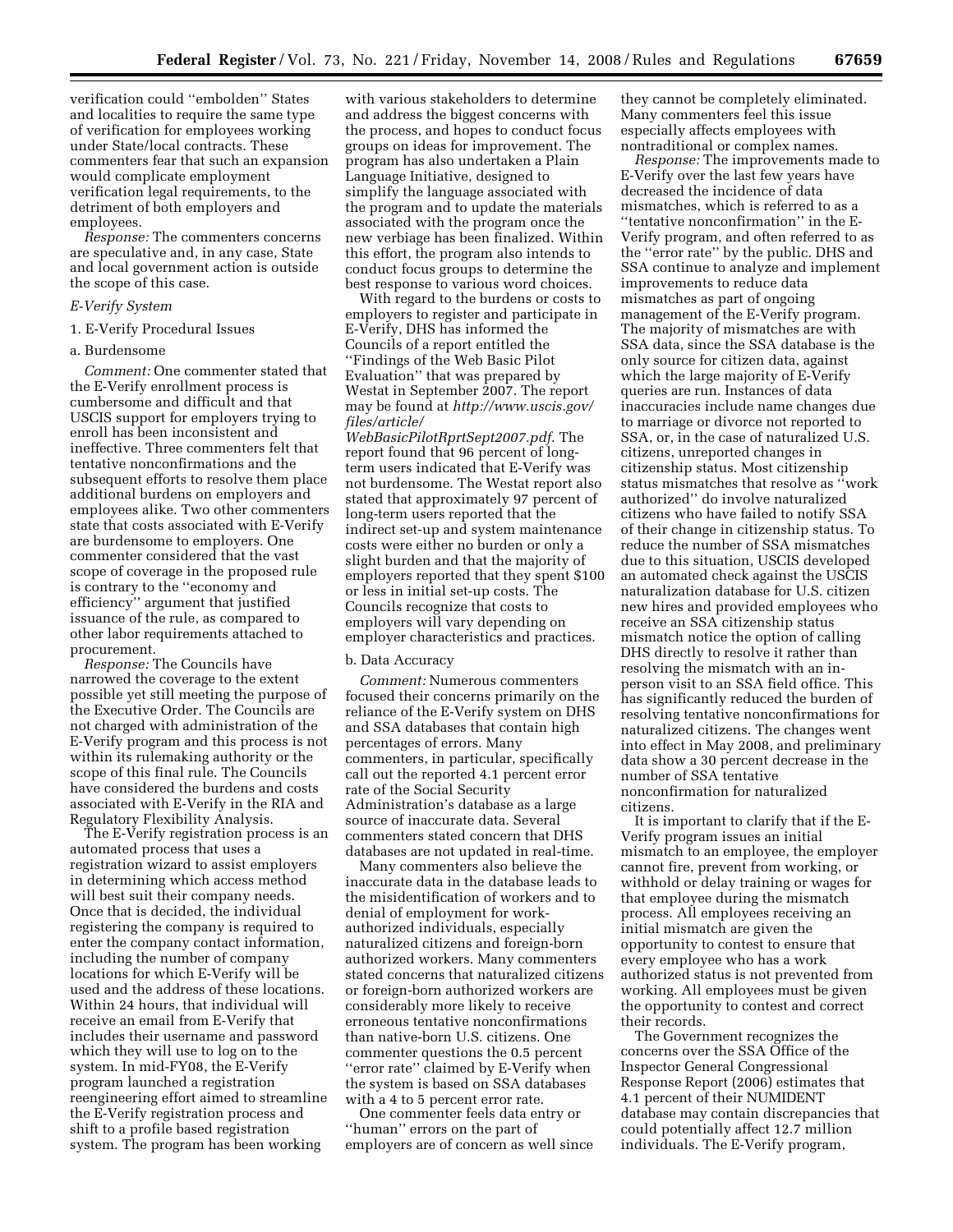verification could ''embolden'' States and localities to require the same type of verification for employees working under State/local contracts. These commenters fear that such an expansion would complicate employment verification legal requirements, to the detriment of both employers and employees.

*Response:* The commenters concerns are speculative and, in any case, State and local government action is outside the scope of this case.

*E-Verify System*

1. E-Verify Procedural Issues

a. Burdensome

*Comment:* One commenter stated that the E-Verify enrollment process is cumbersome and difficult and that USCIS support for employers trying to enroll has been inconsistent and ineffective. Three commenters felt that tentative nonconfirmations and the subsequent efforts to resolve them place additional burdens on employers and employees alike. Two other commenters state that costs associated with E-Verify are burdensome to employers. One commenter considered that the vast scope of coverage in the proposed rule is contrary to the ''economy and efficiency'' argument that justified issuance of the rule, as compared to other labor requirements attached to procurement.

*Response:* The Councils have narrowed the coverage to the extent possible yet still meeting the purpose of the Executive Order. The Councils are not charged with administration of the E-Verify program and this process is not within its rulemaking authority or the scope of this final rule. The Councils have considered the burdens and costs associated with E-Verify in the RIA and Regulatory Flexibility Analysis.

The E-Verify registration process is an automated process that uses a registration wizard to assist employers in determining which access method will best suit their company needs. Once that is decided, the individual registering the company is required to enter the company contact information, including the number of company locations for which E-Verify will be used and the address of these locations. Within 24 hours, that individual will receive an email from E-Verify that includes their username and password which they will use to log on to the system. In mid-FY08, the E-Verify program launched a registration reengineering effort aimed to streamline the E-Verify registration process and shift to a profile based registration system. The program has been working with various stakeholders to determine and address the biggest concerns with the process, and hopes to conduct focus groups on ideas for improvement. The program has also undertaken a Plain Language Initiative, designed to simplify the language associated with the program and to update the materials associated with the program once the new verbiage has been finalized. Within this effort, the program also intends to conduct focus groups to determine the best response to various word choices.

With regard to the burdens or costs to employers to register and participate in E-Verify, DHS has informed the Councils of a report entitled the ''Findings of the Web Basic Pilot Evaluation'' that was prepared by Westat in September 2007. The report may be found at *http://www.uscis.gov/files/article/WebBasicPilotRprtSept2007.pdf*. The report found that 96 percent of long-term users indicated that E-Verify was not burdensome. The Westat report also stated that approximately 97 percent of long-term users reported that the indirect set-up and system maintenance costs were either no burden or only a slight burden and that the majority of employers reported that they spent $100 or less in initial set-up costs. The Councils recognize that costs to employers will vary depending on employer characteristics and practices.

b. Data Accuracy

*Comment:* Numerous commenters focused their concerns primarily on the reliance of the E-Verify system on DHS and SSA databases that contain high percentages of errors. Many commenters, in particular, specifically call out the reported 4.1 percent error rate of the Social Security Administration's database as a large source of inaccurate data. Several commenters stated concern that DHS databases are not updated in real-time.

Many commenters also believe the inaccurate data in the database leads to the misidentification of workers and to denial of employment for work-authorized individuals, especially naturalized citizens and foreign-born authorized workers. Many commenters stated concerns that naturalized citizens or foreign-born authorized workers are considerably more likely to receive erroneous tentative nonconfirmations than native-born U.S. citizens. One commenter questions the 0.5 percent ''error rate'' claimed by E-Verify when the system is based on SSA databases with a 4 to 5 percent error rate.

One commenter feels data entry or ''human'' errors on the part of employers are of concern as well since they cannot be completely eliminated. Many commenters feel this issue especially affects employees with nontraditional or complex names.

*Response:* The improvements made to E-Verify over the last few years have decreased the incidence of data mismatches, which is referred to as a ''tentative nonconfirmation'' in the E-Verify program, and often referred to as the ''error rate'' by the public. DHS and SSA continue to analyze and implement improvements to reduce data mismatches as part of ongoing management of the E-Verify program. The majority of mismatches are with SSA data, since the SSA database is the only source for citizen data, against which the large majority of E-Verify queries are run. Instances of data inaccuracies include name changes due to marriage or divorce not reported to SSA, or, in the case of naturalized U.S. citizens, unreported changes in citizenship status. Most citizenship status mismatches that resolve as ''work authorized'' do involve naturalized citizens who have failed to notify SSA of their change in citizenship status. To reduce the number of SSA mismatches due to this situation, USCIS developed an automated check against the USCIS naturalization database for U.S. citizen new hires and provided employees who receive an SSA citizenship status mismatch notice the option of calling DHS directly to resolve it rather than resolving the mismatch with an in-person visit to an SSA field office. This has significantly reduced the burden of resolving tentative nonconfirmations for naturalized citizens. The changes went into effect in May 2008, and preliminary data show a 30 percent decrease in the number of SSA tentative nonconfirmation for naturalized citizens.

It is important to clarify that if the E-Verify program issues an initial mismatch to an employee, the employer cannot fire, prevent from working, or withhold or delay training or wages for that employee during the mismatch process. All employees receiving an initial mismatch are given the opportunity to contest to ensure that every employee who has a work authorized status is not prevented from working. All employees must be given the opportunity to contest and correct their records.

The Government recognizes the concerns over the SSA Office of the Inspector General Congressional Response Report (2006) estimates that 4.1 percent of their NUMIDENT database may contain discrepancies that could potentially affect 12.7 million individuals. The E-Verify program,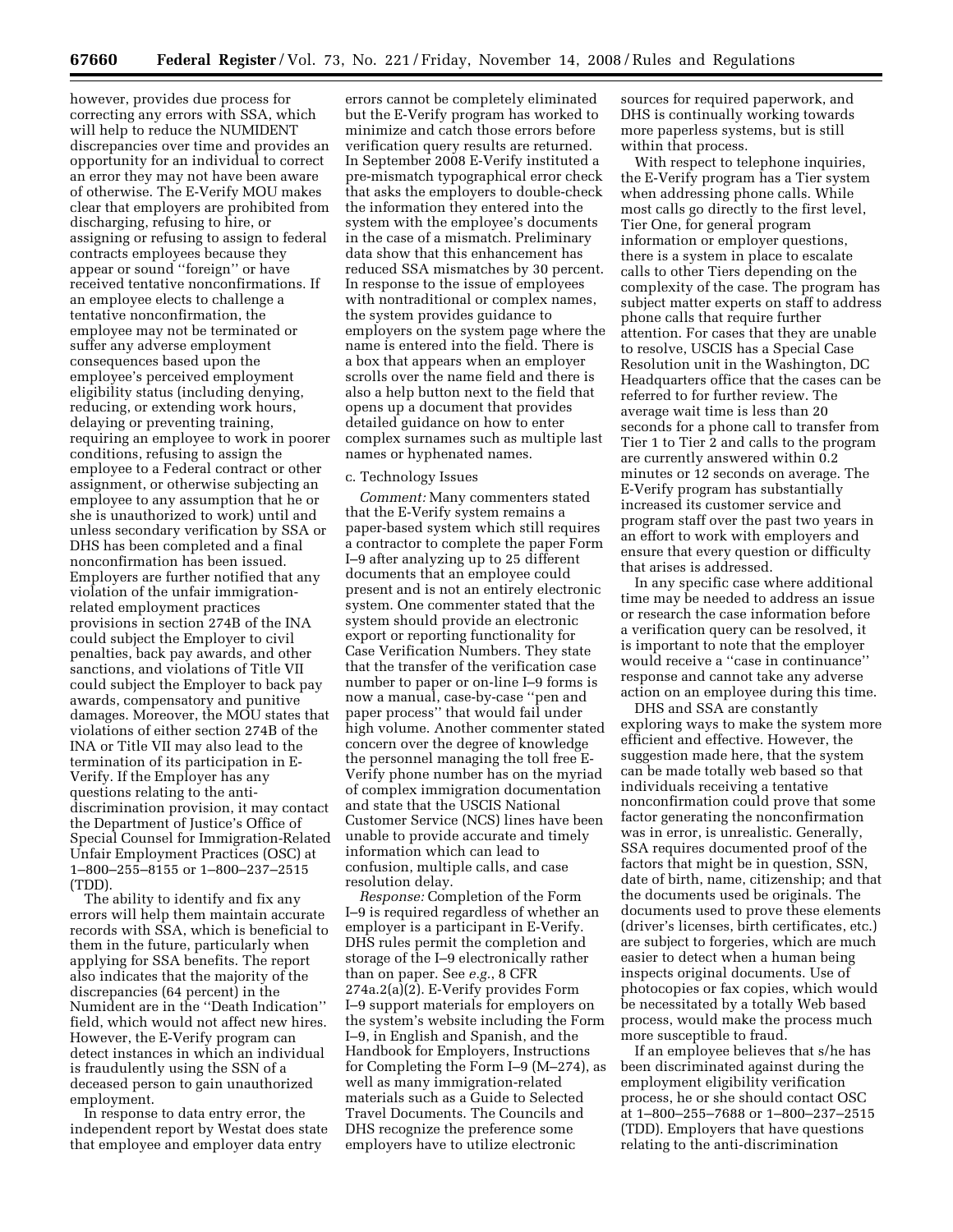however, provides due process for correcting any errors with SSA, which will help to reduce the NUMIDENT discrepancies over time and provides an opportunity for an individual to correct an error they may not have been aware of otherwise. The E-Verify MOU makes clear that employers are prohibited from discharging, refusing to hire, or assigning or refusing to assign to federal contracts employees because they appear or sound "foreign" or have received tentative nonconfirmations. If an employee elects to challenge a tentative nonconfirmation, the employee may not be terminated or suffer any adverse employment consequences based upon the employee's perceived employment eligibility status (including denying, reducing, or extending work hours, delaying or preventing training, requiring an employee to work in poorer conditions, refusing to assign the employee to a Federal contract or other assignment, or otherwise subjecting an employee to any assumption that he or she is unauthorized to work) until and unless secondary verification by SSA or DHS has been completed and a final nonconfirmation has been issued. Employers are further notified that any violation of the unfair immigration-related employment practices provisions in section 274B of the INA could subject the Employer to civil penalties, back pay awards, and other sanctions, and violations of Title VII could subject the Employer to back pay awards, compensatory and punitive damages. Moreover, the MOU states that violations of either section 274B of the INA or Title VII may also lead to the termination of its participation in E-Verify. If the Employer has any questions relating to the anti-discrimination provision, it may contact the Department of Justice's Office of Special Counsel for Immigration-Related Unfair Employment Practices (OSC) at 1–800–255–8155 or 1–800–237–2515 (TDD).

The ability to identify and fix any errors will help them maintain accurate records with SSA, which is beneficial to them in the future, particularly when applying for SSA benefits. The report also indicates that the majority of the discrepancies (64 percent) in the Numident are in the "Death Indication" field, which would not affect new hires. However, the E-Verify program can detect instances in which an individual is fraudulently using the SSN of a deceased person to gain unauthorized employment.

In response to data entry error, the independent report by Westat does state that employee and employer data entry errors cannot be completely eliminated but the E-Verify program has worked to minimize and catch those errors before verification query results are returned. In September 2008 E-Verify instituted a pre-mismatch typographical error check that asks the employers to double-check the information they entered into the system with the employee's documents in the case of a mismatch. Preliminary data show that this enhancement has reduced SSA mismatches by 30 percent. In response to the issue of employees with nontraditional or complex names, the system provides guidance to employers on the system page where the name is entered into the field. There is a box that appears when an employer scrolls over the name field and there is also a help button next to the field that opens up a document that provides detailed guidance on how to enter complex surnames such as multiple last names or hyphenated names.

c. Technology Issues

*Comment:* Many commenters stated that the E-Verify system remains a paper-based system which still requires a contractor to complete the paper Form I–9 after analyzing up to 25 different documents that an employee could present and is not an entirely electronic system. One commenter stated that the system should provide an electronic export or reporting functionality for Case Verification Numbers. They state that the transfer of the verification case number to paper or on-line I–9 forms is now a manual, case-by-case "pen and paper process" that would fail under high volume. Another commenter stated concern over the degree of knowledge the personnel managing the toll free E-Verify phone number has on the myriad of complex immigration documentation and state that the USCIS National Customer Service (NCS) lines have been unable to provide accurate and timely information which can lead to confusion, multiple calls, and case resolution delay.

*Response:* Completion of the Form I–9 is required regardless of whether an employer is a participant in E-Verify. DHS rules permit the completion and storage of the I–9 electronically rather than on paper. See *e.g.*, 8 CFR 274a.2(a)(2). E-Verify provides Form I–9 support materials for employers on the system's website including the Form I–9, in English and Spanish, and the Handbook for Employers, Instructions for Completing the Form I–9 (M–274), as well as many immigration-related materials such as a Guide to Selected Travel Documents. The Councils and DHS recognize the preference some employers have to utilize electronic sources for required paperwork, and DHS is continually working towards more paperless systems, but is still within that process.

With respect to telephone inquiries, the E-Verify program has a Tier system when addressing phone calls. While most calls go directly to the first level, Tier One, for general program information or employer questions, there is a system in place to escalate calls to other Tiers depending on the complexity of the case. The program has subject matter experts on staff to address phone calls that require further attention. For cases that they are unable to resolve, USCIS has a Special Case Resolution unit in the Washington, DC Headquarters office that the cases can be referred to for further review. The average wait time is less than 20 seconds for a phone call to transfer from Tier 1 to Tier 2 and calls to the program are currently answered within 0.2 minutes or 12 seconds on average. The E-Verify program has substantially increased its customer service and program staff over the past two years in an effort to work with employers and ensure that every question or difficulty that arises is addressed.

In any specific case where additional time may be needed to address an issue or research the case information before a verification query can be resolved, it is important to note that the employer would receive a "case in continuance" response and cannot take any adverse action on an employee during this time.

DHS and SSA are constantly exploring ways to make the system more efficient and effective. However, the suggestion made here, that the system can be made totally web based so that individuals receiving a tentative nonconfirmation could prove that some factor generating the nonconfirmation was in error, is unrealistic. Generally, SSA requires documented proof of the factors that might be in question, SSN, date of birth, name, citizenship; and that the documents used be originals. The documents used to prove these elements (driver's licenses, birth certificates, etc.) are subject to forgeries, which are much easier to detect when a human being inspects original documents. Use of photocopies or fax copies, which would be necessitated by a totally Web based process, would make the process much more susceptible to fraud.

If an employee believes that s/he has been discriminated against during the employment eligibility verification process, he or she should contact OSC at 1–800–255–7688 or 1–800–237–2515 (TDD). Employers that have questions relating to the anti-discrimination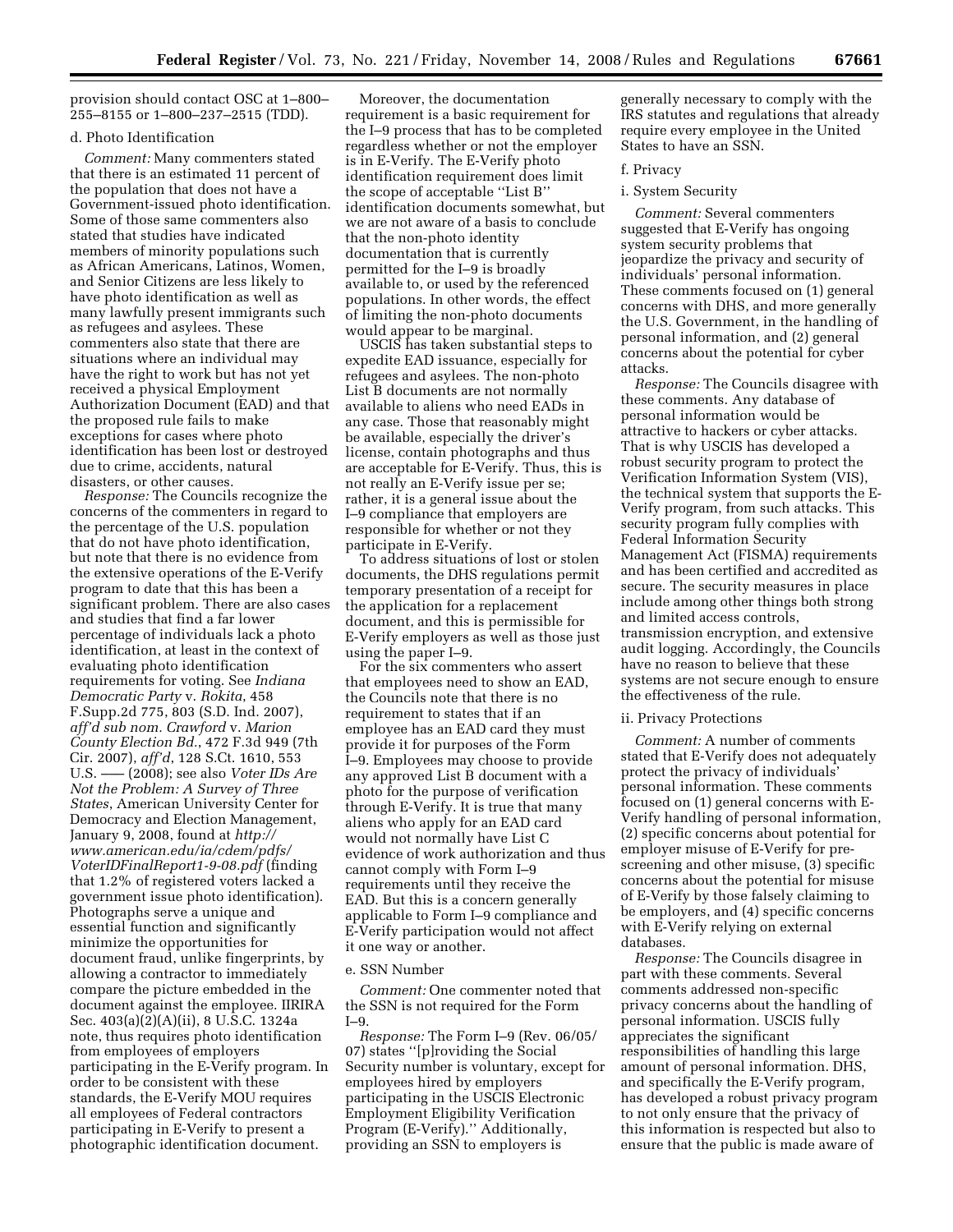provision should contact OSC at 1–800–255–8155 or 1–800–237–2515 (TDD).

d. Photo Identification

*Comment:* Many commenters stated that there is an estimated 11 percent of the population that does not have a Government-issued photo identification. Some of those same commenters also stated that studies have indicated members of minority populations such as African Americans, Latinos, Women, and Senior Citizens are less likely to have photo identification as well as many lawfully present immigrants such as refugees and asylees. These commenters also state that there are situations where an individual may have the right to work but has not yet received a physical Employment Authorization Document (EAD) and that the proposed rule fails to make exceptions for cases where photo identification has been lost or destroyed due to crime, accidents, natural disasters, or other causes.

*Response:* The Councils recognize the concerns of the commenters in regard to the percentage of the U.S. population that do not have photo identification, but note that there is no evidence from the extensive operations of the E-Verify program to date that this has been a significant problem. There are also cases and studies that find a far lower percentage of individuals lack a photo identification, at least in the context of evaluating photo identification requirements for voting. See *Indiana Democratic Party* v. *Rokita*, 458 F.Supp.2d 775, 803 (S.D. Ind. 2007), *aff'd sub nom. Crawford* v. *Marion County Election Bd.*, 472 F.3d 949 (7th Cir. 2007), *aff'd*, 128 S.Ct. 1610, 553 U.S. ––– (2008); see also *Voter IDs Are Not the Problem: A Survey of Three States*, American University Center for Democracy and Election Management, January 9, 2008, found at *http://www.american.edu/ia/cdem/pdfs/VoterIDFinalReport1-9-08.pdf* (finding that 1.2% of registered voters lacked a government issue photo identification). Photographs serve a unique and essential function and significantly minimize the opportunities for document fraud, unlike fingerprints, by allowing a contractor to immediately compare the picture embedded in the document against the employee. IIRIRA Sec. 403(a)(2)(A)(ii), 8 U.S.C. 1324a note, thus requires photo identification from employees of employers participating in the E-Verify program. In order to be consistent with these standards, the E-Verify MOU requires all employees of Federal contractors participating in E-Verify to present a photographic identification document.

Moreover, the documentation requirement is a basic requirement for the I–9 process that has to be completed regardless whether or not the employer is in E-Verify. The E-Verify photo identification requirement does limit the scope of acceptable ''List B'' identification documents somewhat, but we are not aware of a basis to conclude that the non-photo identity documentation that is currently permitted for the I–9 is broadly available to, or used by the referenced populations. In other words, the effect of limiting the non-photo documents would appear to be marginal.

USCIS has taken substantial steps to expedite EAD issuance, especially for refugees and asylees. The non-photo List B documents are not normally available to aliens who need EADs in any case. Those that reasonably might be available, especially the driver's license, contain photographs and thus are acceptable for E-Verify. Thus, this is not really an E-Verify issue per se; rather, it is a general issue about the I–9 compliance that employers are responsible for whether or not they participate in E-Verify.

To address situations of lost or stolen documents, the DHS regulations permit temporary presentation of a receipt for the application for a replacement document, and this is permissible for E-Verify employers as well as those just using the paper I–9.

For the six commenters who assert that employees need to show an EAD, the Councils note that there is no requirement to states that if an employee has an EAD card they must provide it for purposes of the Form I–9. Employees may choose to provide any approved List B document with a photo for the purpose of verification through E-Verify. It is true that many aliens who apply for an EAD card would not normally have List C evidence of work authorization and thus cannot comply with Form I–9 requirements until they receive the EAD. But this is a concern generally applicable to Form I–9 compliance and E-Verify participation would not affect it one way or another.

e. SSN Number

*Comment:* One commenter noted that the SSN is not required for the Form I–9.

*Response:* The Form I–9 (Rev. 06/05/07) states ''[p]roviding the Social Security number is voluntary, except for employees hired by employers participating in the USCIS Electronic Employment Eligibility Verification Program (E-Verify).'' Additionally, providing an SSN to employers is generally necessary to comply with the IRS statutes and regulations that already require every employee in the United States to have an SSN.

f. Privacy

i. System Security

*Comment:* Several commenters suggested that E-Verify has ongoing system security problems that jeopardize the privacy and security of individuals' personal information. These comments focused on (1) general concerns with DHS, and more generally the U.S. Government, in the handling of personal information, and (2) general concerns about the potential for cyber attacks.

*Response:* The Councils disagree with these comments. Any database of personal information would be attractive to hackers or cyber attacks. That is why USCIS has developed a robust security program to protect the Verification Information System (VIS), the technical system that supports the E-Verify program, from such attacks. This security program fully complies with Federal Information Security Management Act (FISMA) requirements and has been certified and accredited as secure. The security measures in place include among other things both strong and limited access controls, transmission encryption, and extensive audit logging. Accordingly, the Councils have no reason to believe that these systems are not secure enough to ensure the effectiveness of the rule.

ii. Privacy Protections

*Comment:* A number of comments stated that E-Verify does not adequately protect the privacy of individuals' personal information. These comments focused on (1) general concerns with E-Verify handling of personal information, (2) specific concerns about potential for employer misuse of E-Verify for pre-screening and other misuse, (3) specific concerns about the potential for misuse of E-Verify by those falsely claiming to be employers, and (4) specific concerns with E-Verify relying on external databases.

*Response:* The Councils disagree in part with these comments. Several comments addressed non-specific privacy concerns about the handling of personal information. USCIS fully appreciates the significant responsibilities of handling this large amount of personal information. DHS, and specifically the E-Verify program, has developed a robust privacy program to not only ensure that the privacy of this information is respected but also to ensure that the public is made aware of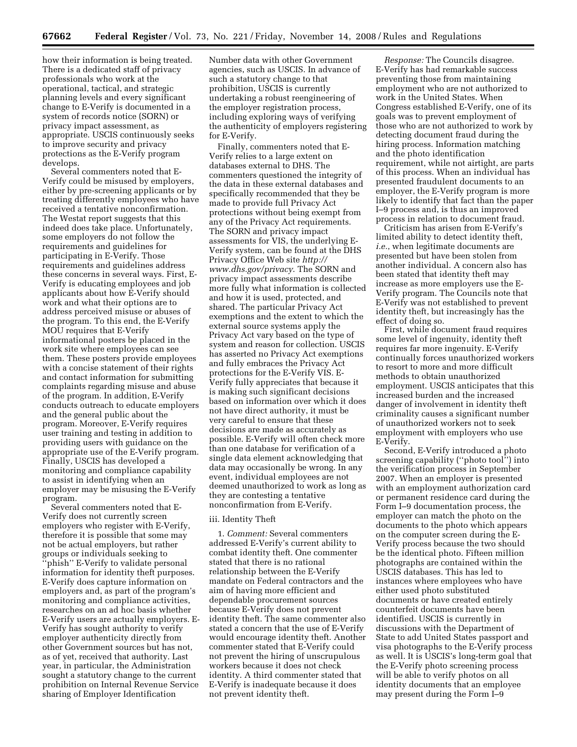how their information is being treated. There is a dedicated staff of privacy professionals who work at the operational, tactical, and strategic planning levels and every significant change to E-Verify is documented in a system of records notice (SORN) or privacy impact assessment, as appropriate. USCIS continuously seeks to improve security and privacy protections as the E-Verify program develops.

Several commenters noted that E-Verify could be misused by employers, either by pre-screening applicants or by treating differently employees who have received a tentative nonconfirmation. The Westat report suggests that this indeed does take place. Unfortunately, some employers do not follow the requirements and guidelines for participating in E-Verify. Those requirements and guidelines address these concerns in several ways. First, E-Verify is educating employees and job applicants about how E-Verify should work and what their options are to address perceived misuse or abuses of the program. To this end, the E-Verify MOU requires that E-Verify informational posters be placed in the work site where employees can see them. These posters provide employees with a concise statement of their rights and contact information for submitting complaints regarding misuse and abuse of the program. In addition, E-Verify conducts outreach to educate employers and the general public about the program. Moreover, E-Verify requires user training and testing in addition to providing users with guidance on the appropriate use of the E-Verify program. Finally, USCIS has developed a monitoring and compliance capability to assist in identifying when an employer may be misusing the E-Verify program.

Several commenters noted that E-Verify does not currently screen employers who register with E-Verify, therefore it is possible that some may not be actual employers, but rather groups or individuals seeking to ''phish'' E-Verify to validate personal information for identity theft purposes. E-Verify does capture information on employers and, as part of the program's monitoring and compliance activities, researches on an ad hoc basis whether E-Verify users are actually employers. E-Verify has sought authority to verify employer authenticity directly from other Government sources but has not, as of yet, received that authority. Last year, in particular, the Administration sought a statutory change to the current prohibition on Internal Revenue Service sharing of Employer Identification Number data with other Government agencies, such as USCIS. In advance of such a statutory change to that prohibition, USCIS is currently undertaking a robust reengineering of the employer registration process, including exploring ways of verifying the authenticity of employers registering for E-Verify.

Finally, commenters noted that E-Verify relies to a large extent on databases external to DHS. The commenters questioned the integrity of the data in these external databases and specifically recommended that they be made to provide full Privacy Act protections without being exempt from any of the Privacy Act requirements. The SORN and privacy impact assessments for VIS, the underlying E-Verify system, can be found at the DHS Privacy Office Web site *http://www.dhs.gov/privacy*. The SORN and privacy impact assessments describe more fully what information is collected and how it is used, protected, and shared. The particular Privacy Act exemptions and the extent to which the external source systems apply the Privacy Act vary based on the type of system and reason for collection. USCIS has asserted no Privacy Act exemptions and fully embraces the Privacy Act protections for the E-Verify VIS. E-Verify fully appreciates that because it is making such significant decisions based on information over which it does not have direct authority, it must be very careful to ensure that these decisions are made as accurately as possible. E-Verify will often check more than one database for verification of a single data element acknowledging that data may occasionally be wrong. In any event, individual employees are not deemed unauthorized to work as long as they are contesting a tentative nonconfirmation from E-Verify.

iii. Identity Theft

1. *Comment:* Several commenters addressed E-Verify's current ability to combat identity theft. One commenter stated that there is no rational relationship between the E-Verify mandate on Federal contractors and the aim of having more efficient and dependable procurement sources because E-Verify does not prevent identity theft. The same commenter also stated a concern that the use of E-Verify would encourage identity theft. Another commenter stated that E-Verify could not prevent the hiring of unscrupulous workers because it does not check identity. A third commenter stated that E-Verify is inadequate because it does not prevent identity theft.

*Response:* The Councils disagree. E-Verify has had remarkable success preventing those from maintaining employment who are not authorized to work in the United States. When Congress established E-Verify, one of its goals was to prevent employment of those who are not authorized to work by detecting document fraud during the hiring process. Information matching and the photo identification requirement, while not airtight, are parts of this process. When an individual has presented fraudulent documents to an employer, the E-Verify program is more likely to identify that fact than the paper I–9 process and, is thus an improved process in relation to document fraud.

Criticism has arisen from E-Verify's limited ability to detect identity theft, *i.e.*, when legitimate documents are presented but have been stolen from another individual. A concern also has been stated that identity theft may increase as more employers use the E-Verify program. The Councils note that E-Verify was not established to prevent identity theft, but increasingly has the effect of doing so.

First, while document fraud requires some level of ingenuity, identity theft requires far more ingenuity. E-Verify continually forces unauthorized workers to resort to more and more difficult methods to obtain unauthorized employment. USCIS anticipates that this increased burden and the increased danger of involvement in identity theft criminality causes a significant number of unauthorized workers not to seek employment with employers who use E-Verify.

Second, E-Verify introduced a photo screening capability (''photo tool'') into the verification process in September 2007. When an employer is presented with an employment authorization card or permanent residence card during the Form I–9 documentation process, the employer can match the photo on the documents to the photo which appears on the computer screen during the E-Verify process because the two should be the identical photo. Fifteen million photographs are contained within the USCIS databases. This has led to instances where employees who have either used photo substituted documents or have created entirely counterfeit documents have been identified. USCIS is currently in discussions with the Department of State to add United States passport and visa photographs to the E-Verify process as well. It is USCIS's long-term goal that the E-Verify photo screening process will be able to verify photos on all identity documents that an employee may present during the Form I–9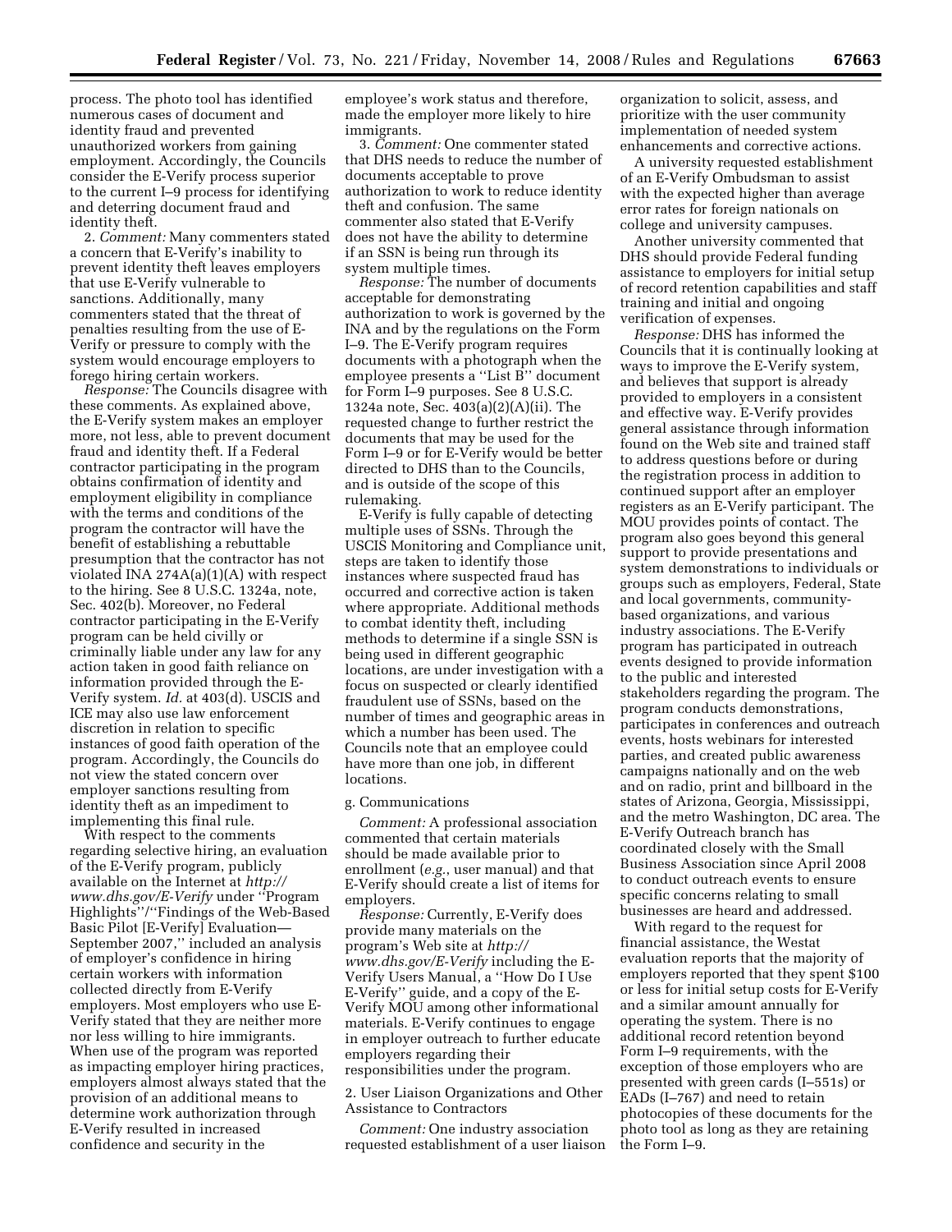process. The photo tool has identified numerous cases of document and identity fraud and prevented unauthorized workers from gaining employment. Accordingly, the Councils consider the E-Verify process superior to the current I–9 process for identifying and deterring document fraud and identity theft.

2. *Comment:* Many commenters stated a concern that E-Verify's inability to prevent identity theft leaves employers that use E-Verify vulnerable to sanctions. Additionally, many commenters stated that the threat of penalties resulting from the use of E-Verify or pressure to comply with the system would encourage employers to forego hiring certain workers.

*Response:* The Councils disagree with these comments. As explained above, the E-Verify system makes an employer more, not less, able to prevent document fraud and identity theft. If a Federal contractor participating in the program obtains confirmation of identity and employment eligibility in compliance with the terms and conditions of the program the contractor will have the benefit of establishing a rebuttable presumption that the contractor has not violated INA 274A(a)(1)(A) with respect to the hiring. See 8 U.S.C. 1324a, note, Sec. 402(b). Moreover, no Federal contractor participating in the E-Verify program can be held civilly or criminally liable under any law for any action taken in good faith reliance on information provided through the E-Verify system. *Id.* at 403(d). USCIS and ICE may also use law enforcement discretion in relation to specific instances of good faith operation of the program. Accordingly, the Councils do not view the stated concern over employer sanctions resulting from identity theft as an impediment to implementing this final rule.

With respect to the comments regarding selective hiring, an evaluation of the E-Verify program, publicly available on the Internet at *http://www.dhs.gov/E-Verify* under ''Program Highlights''/''Findings of the Web-Based Basic Pilot [E-Verify] Evaluation—September 2007,'' included an analysis of employer's confidence in hiring certain workers with information collected directly from E-Verify employers. Most employers who use E-Verify stated that they are neither more nor less willing to hire immigrants. When use of the program was reported as impacting employer hiring practices, employers almost always stated that the provision of an additional means to determine work authorization through E-Verify resulted in increased confidence and security in the employee's work status and therefore, made the employer more likely to hire immigrants.

3. *Comment:* One commenter stated that DHS needs to reduce the number of documents acceptable to prove authorization to work to reduce identity theft and confusion. The same commenter also stated that E-Verify does not have the ability to determine if an SSN is being run through its system multiple times.

*Response:* The number of documents acceptable for demonstrating authorization to work is governed by the INA and by the regulations on the Form I–9. The E-Verify program requires documents with a photograph when the employee presents a ''List B'' document for Form I–9 purposes. See 8 U.S.C. 1324a note, Sec. 403(a)(2)(A)(ii). The requested change to further restrict the documents that may be used for the Form I–9 or for E-Verify would be better directed to DHS than to the Councils, and is outside of the scope of this rulemaking.

E-Verify is fully capable of detecting multiple uses of SSNs. Through the USCIS Monitoring and Compliance unit, steps are taken to identify those instances where suspected fraud has occurred and corrective action is taken where appropriate. Additional methods to combat identity theft, including methods to determine if a single SSN is being used in different geographic locations, are under investigation with a focus on suspected or clearly identified fraudulent use of SSNs, based on the number of times and geographic areas in which a number has been used. The Councils note that an employee could have more than one job, in different locations.

g. Communications

*Comment:* A professional association commented that certain materials should be made available prior to enrollment (*e.g.*, user manual) and that E-Verify should create a list of items for employers.

*Response:* Currently, E-Verify does provide many materials on the program's Web site at *http://www.dhs.gov/E-Verify* including the E-Verify Users Manual, a ''How Do I Use E-Verify'' guide, and a copy of the E-Verify MOU among other informational materials. E-Verify continues to engage in employer outreach to further educate employers regarding their responsibilities under the program.

2. User Liaison Organizations and Other Assistance to Contractors

*Comment:* One industry association requested establishment of a user liaison organization to solicit, assess, and prioritize with the user community implementation of needed system enhancements and corrective actions.

A university requested establishment of an E-Verify Ombudsman to assist with the expected higher than average error rates for foreign nationals on college and university campuses.

Another university commented that DHS should provide Federal funding assistance to employers for initial setup of record retention capabilities and staff training and initial and ongoing verification of expenses.

*Response:* DHS has informed the Councils that it is continually looking at ways to improve the E-Verify system, and believes that support is already provided to employers in a consistent and effective way. E-Verify provides general assistance through information found on the Web site and trained staff to address questions before or during the registration process in addition to continued support after an employer registers as an E-Verify participant. The MOU provides points of contact. The program also goes beyond this general support to provide presentations and system demonstrations to individuals or groups such as employers, Federal, State and local governments, community-based organizations, and various industry associations. The E-Verify program has participated in outreach events designed to provide information to the public and interested stakeholders regarding the program. The program conducts demonstrations, participates in conferences and outreach events, hosts webinars for interested parties, and created public awareness campaigns nationally and on the web and on radio, print and billboard in the states of Arizona, Georgia, Mississippi, and the metro Washington, DC area. The E-Verify Outreach branch has coordinated closely with the Small Business Association since April 2008 to conduct outreach events to ensure specific concerns relating to small businesses are heard and addressed.

With regard to the request for financial assistance, the Westat evaluation reports that the majority of employers reported that they spent $100 or less for initial setup costs for E-Verify and a similar amount annually for operating the system. There is no additional record retention beyond Form I–9 requirements, with the exception of those employers who are presented with green cards (I–551s) or EADs (I–767) and need to retain photocopies of these documents for the photo tool as long as they are retaining the Form I–9.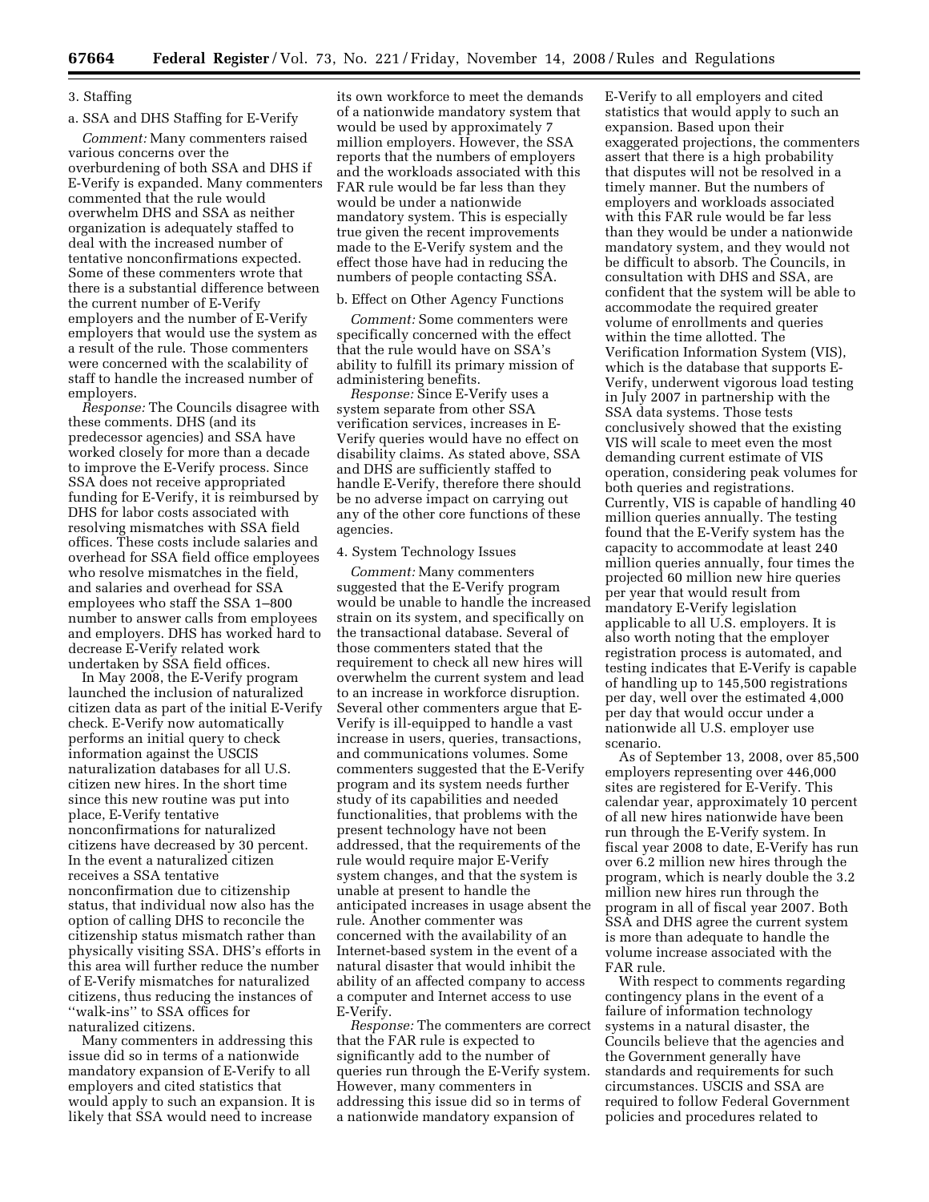### 3. Staffing

#### a. SSA and DHS Staffing for E-Verify

*Comment:* Many commenters raised various concerns over the overburdening of both SSA and DHS if E-Verify is expanded. Many commenters commented that the rule would overwhelm DHS and SSA as neither organization is adequately staffed to deal with the increased number of tentative nonconfirmations expected. Some of these commenters wrote that there is a substantial difference between the current number of E-Verify employers and the number of E-Verify employers that would use the system as a result of the rule. Those commenters were concerned with the scalability of staff to handle the increased number of employers.

*Response:* The Councils disagree with these comments. DHS (and its predecessor agencies) and SSA have worked closely for more than a decade to improve the E-Verify process. Since SSA does not receive appropriated funding for E-Verify, it is reimbursed by DHS for labor costs associated with resolving mismatches with SSA field offices. These costs include salaries and overhead for SSA field office employees who resolve mismatches in the field, and salaries and overhead for SSA employees who staff the SSA 1–800 number to answer calls from employees and employers. DHS has worked hard to decrease E-Verify related work undertaken by SSA field offices.

In May 2008, the E-Verify program launched the inclusion of naturalized citizen data as part of the initial E-Verify check. E-Verify now automatically performs an initial query to check information against the USCIS naturalization databases for all U.S. citizen new hires. In the short time since this new routine was put into place, E-Verify tentative nonconfirmations for naturalized citizens have decreased by 30 percent. In the event a naturalized citizen receives a SSA tentative nonconfirmation due to citizenship status, that individual now also has the option of calling DHS to reconcile the citizenship status mismatch rather than physically visiting SSA. DHS's efforts in this area will further reduce the number of E-Verify mismatches for naturalized citizens, thus reducing the instances of ''walk-ins'' to SSA offices for naturalized citizens.

Many commenters in addressing this issue did so in terms of a nationwide mandatory expansion of E-Verify to all employers and cited statistics that would apply to such an expansion. It is likely that SSA would need to increase its own workforce to meet the demands of a nationwide mandatory system that would be used by approximately 7 million employers. However, the SSA reports that the numbers of employers and the workloads associated with this FAR rule would be far less than they would be under a nationwide mandatory system. This is especially true given the recent improvements made to the E-Verify system and the effect those have had in reducing the numbers of people contacting SSA.

#### b. Effect on Other Agency Functions

*Comment:* Some commenters were specifically concerned with the effect that the rule would have on SSA's ability to fulfill its primary mission of administering benefits.

*Response:* Since E-Verify uses a system separate from other SSA verification services, increases in E-Verify queries would have no effect on disability claims. As stated above, SSA and DHS are sufficiently staffed to handle E-Verify, therefore there should be no adverse impact on carrying out any of the other core functions of these agencies.

### 4. System Technology Issues

*Comment:* Many commenters suggested that the E-Verify program would be unable to handle the increased strain on its system, and specifically on the transactional database. Several of those commenters stated that the requirement to check all new hires will overwhelm the current system and lead to an increase in workforce disruption. Several other commenters argue that E-Verify is ill-equipped to handle a vast increase in users, queries, transactions, and communications volumes. Some commenters suggested that the E-Verify program and its system needs further study of its capabilities and needed functionalities, that problems with the present technology have not been addressed, that the requirements of the rule would require major E-Verify system changes, and that the system is unable at present to handle the anticipated increases in usage absent the rule. Another commenter was concerned with the availability of an Internet-based system in the event of a natural disaster that would inhibit the ability of an affected company to access a computer and Internet access to use E-Verify.

*Response:* The commenters are correct that the FAR rule is expected to significantly add to the number of queries run through the E-Verify system. However, many commenters in addressing this issue did so in terms of a nationwide mandatory expansion of E-Verify to all employers and cited statistics that would apply to such an expansion. Based upon their exaggerated projections, the commenters assert that there is a high probability that disputes will not be resolved in a timely manner. But the numbers of employers and workloads associated with this FAR rule would be far less than they would be under a nationwide mandatory system, and they would not be difficult to absorb. The Councils, in consultation with DHS and SSA, are confident that the system will be able to accommodate the required greater volume of enrollments and queries within the time allotted. The Verification Information System (VIS), which is the database that supports E-Verify, underwent vigorous load testing in July 2007 in partnership with the SSA data systems. Those tests conclusively showed that the existing VIS will scale to meet even the most demanding current estimate of VIS operation, considering peak volumes for both queries and registrations. Currently, VIS is capable of handling 40 million queries annually. The testing found that the E-Verify system has the capacity to accommodate at least 240 million queries annually, four times the projected 60 million new hire queries per year that would result from mandatory E-Verify legislation applicable to all U.S. employers. It is also worth noting that the employer registration process is automated, and testing indicates that E-Verify is capable of handling up to 145,500 registrations per day, well over the estimated 4,000 per day that would occur under a nationwide all U.S. employer use scenario.

As of September 13, 2008, over 85,500 employers representing over 446,000 sites are registered for E-Verify. This calendar year, approximately 10 percent of all new hires nationwide have been run through the E-Verify system. In fiscal year 2008 to date, E-Verify has run over 6.2 million new hires through the program, which is nearly double the 3.2 million new hires run through the program in all of fiscal year 2007. Both SSA and DHS agree the current system is more than adequate to handle the volume increase associated with the FAR rule.

With respect to comments regarding contingency plans in the event of a failure of information technology systems in a natural disaster, the Councils believe that the agencies and the Government generally have standards and requirements for such circumstances. USCIS and SSA are required to follow Federal Government policies and procedures related to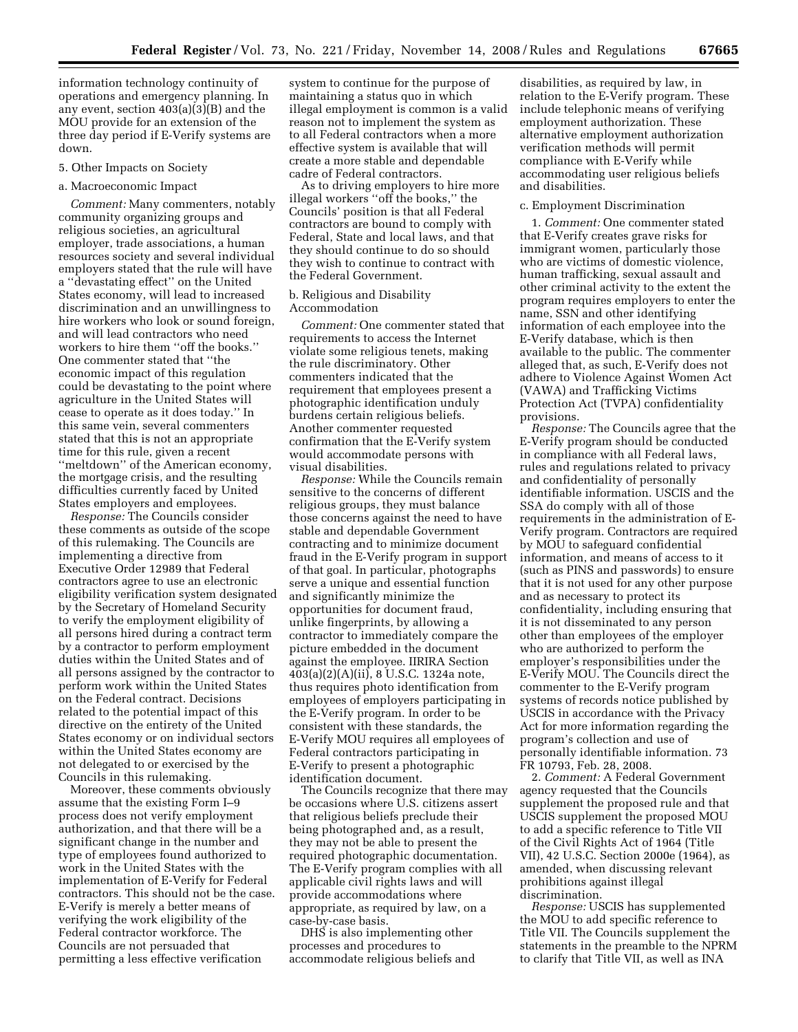information technology continuity of operations and emergency planning. In any event, section 403(a)(3)(B) and the MOU provide for an extension of the three day period if E-Verify systems are down.

5. Other Impacts on Society

a. Macroeconomic Impact

*Comment:* Many commenters, notably community organizing groups and religious societies, an agricultural employer, trade associations, a human resources society and several individual employers stated that the rule will have a ''devastating effect'' on the United States economy, will lead to increased discrimination and an unwillingness to hire workers who look or sound foreign, and will lead contractors who need workers to hire them ''off the books.'' One commenter stated that ''the economic impact of this regulation could be devastating to the point where agriculture in the United States will cease to operate as it does today.'' In this same vein, several commenters stated that this is not an appropriate time for this rule, given a recent ''meltdown'' of the American economy, the mortgage crisis, and the resulting difficulties currently faced by United States employers and employees.

*Response:* The Councils consider these comments as outside of the scope of this rulemaking. The Councils are implementing a directive from Executive Order 12989 that Federal contractors agree to use an electronic eligibility verification system designated by the Secretary of Homeland Security to verify the employment eligibility of all persons hired during a contract term by a contractor to perform employment duties within the United States and of all persons assigned by the contractor to perform work within the United States on the Federal contract. Decisions related to the potential impact of this directive on the entirety of the United States economy or on individual sectors within the United States economy are not delegated to or exercised by the Councils in this rulemaking.

Moreover, these comments obviously assume that the existing Form I–9 process does not verify employment authorization, and that there will be a significant change in the number and type of employees found authorized to work in the United States with the implementation of E-Verify for Federal contractors. This should not be the case. E-Verify is merely a better means of verifying the work eligibility of the Federal contractor workforce. The Councils are not persuaded that permitting a less effective verification system to continue for the purpose of maintaining a status quo in which illegal employment is common is a valid reason not to implement the system as to all Federal contractors when a more effective system is available that will create a more stable and dependable cadre of Federal contractors.

As to driving employers to hire more illegal workers ''off the books,'' the Councils' position is that all Federal contractors are bound to comply with Federal, State and local laws, and that they should continue to do so should they wish to continue to contract with the Federal Government.

b. Religious and Disability Accommodation

*Comment:* One commenter stated that requirements to access the Internet violate some religious tenets, making the rule discriminatory. Other commenters indicated that the requirement that employees present a photographic identification unduly burdens certain religious beliefs. Another commenter requested confirmation that the E-Verify system would accommodate persons with visual disabilities.

*Response:* While the Councils remain sensitive to the concerns of different religious groups, they must balance those concerns against the need to have stable and dependable Government contracting and to minimize document fraud in the E-Verify program in support of that goal. In particular, photographs serve a unique and essential function and significantly minimize the opportunities for document fraud, unlike fingerprints, by allowing a contractor to immediately compare the picture embedded in the document against the employee. IIRIRA Section 403(a)(2)(A)(ii), 8 U.S.C. 1324a note, thus requires photo identification from employees of employers participating in the E-Verify program. In order to be consistent with these standards, the E-Verify MOU requires all employees of Federal contractors participating in E-Verify to present a photographic identification document.

The Councils recognize that there may be occasions where U.S. citizens assert that religious beliefs preclude their being photographed and, as a result, they may not be able to present the required photographic documentation. The E-Verify program complies with all applicable civil rights laws and will provide accommodations where appropriate, as required by law, on a case-by-case basis.

DHS is also implementing other processes and procedures to accommodate religious beliefs and disabilities, as required by law, in relation to the E-Verify program. These include telephonic means of verifying employment authorization. These alternative employment authorization verification methods will permit compliance with E-Verify while accommodating user religious beliefs and disabilities.

c. Employment Discrimination

1. *Comment:* One commenter stated that E-Verify creates grave risks for immigrant women, particularly those who are victims of domestic violence, human trafficking, sexual assault and other criminal activity to the extent the program requires employers to enter the name, SSN and other identifying information of each employee into the E-Verify database, which is then available to the public. The commenter alleged that, as such, E-Verify does not adhere to Violence Against Women Act (VAWA) and Trafficking Victims Protection Act (TVPA) confidentiality provisions.

*Response:* The Councils agree that the E-Verify program should be conducted in compliance with all Federal laws, rules and regulations related to privacy and confidentiality of personally identifiable information. USCIS and the SSA do comply with all of those requirements in the administration of E-Verify program. Contractors are required by MOU to safeguard confidential information, and means of access to it (such as PINS and passwords) to ensure that it is not used for any other purpose and as necessary to protect its confidentiality, including ensuring that it is not disseminated to any person other than employees of the employer who are authorized to perform the employer's responsibilities under the E-Verify MOU. The Councils direct the commenter to the E-Verify program systems of records notice published by USCIS in accordance with the Privacy Act for more information regarding the program's collection and use of personally identifiable information. 73 FR 10793, Feb. 28, 2008.

2. *Comment:* A Federal Government agency requested that the Councils supplement the proposed rule and that USCIS supplement the proposed MOU to add a specific reference to Title VII of the Civil Rights Act of 1964 (Title VII), 42 U.S.C. Section 2000e (1964), as amended, when discussing relevant prohibitions against illegal discrimination.

*Response:* USCIS has supplemented the MOU to add specific reference to Title VII. The Councils supplement the statements in the preamble to the NPRM to clarify that Title VII, as well as INA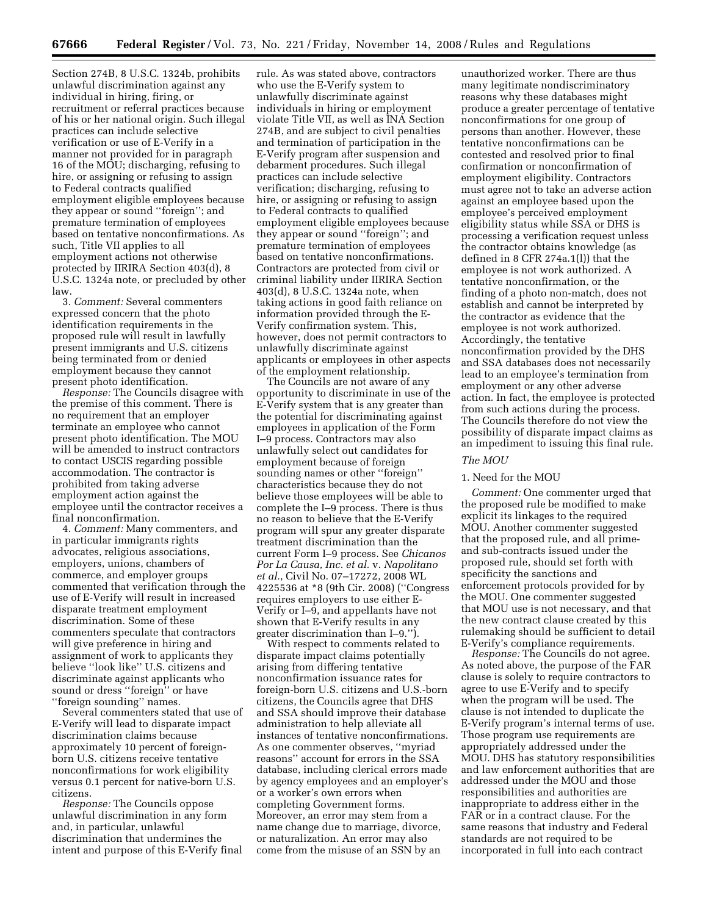Section 274B, 8 U.S.C. 1324b, prohibits unlawful discrimination against any individual in hiring, firing, or recruitment or referral practices because of his or her national origin. Such illegal practices can include selective verification or use of E-Verify in a manner not provided for in paragraph 16 of the MOU; discharging, refusing to hire, or assigning or refusing to assign to Federal contracts qualified employment eligible employees because they appear or sound ''foreign''; and premature termination of employees based on tentative nonconfirmations. As such, Title VII applies to all employment actions not otherwise protected by IIRIRA Section 403(d), 8 U.S.C. 1324a note, or precluded by other law.

3. *Comment:* Several commenters expressed concern that the photo identification requirements in the proposed rule will result in lawfully present immigrants and U.S. citizens being terminated from or denied employment because they cannot present photo identification.

*Response:* The Councils disagree with the premise of this comment. There is no requirement that an employer terminate an employee who cannot present photo identification. The MOU will be amended to instruct contractors to contact USCIS regarding possible accommodation. The contractor is prohibited from taking adverse employment action against the employee until the contractor receives a final nonconfirmation.

4. *Comment:* Many commenters, and in particular immigrants rights advocates, religious associations, employers, unions, chambers of commerce, and employer groups commented that verification through the use of E-Verify will result in increased disparate treatment employment discrimination. Some of these commenters speculate that contractors will give preference in hiring and assignment of work to applicants they believe ''look like'' U.S. citizens and discriminate against applicants who sound or dress ''foreign'' or have ''foreign sounding'' names.

Several commenters stated that use of E-Verify will lead to disparate impact discrimination claims because approximately 10 percent of foreign-born U.S. citizens receive tentative nonconfirmations for work eligibility versus 0.1 percent for native-born U.S. citizens.

*Response:* The Councils oppose unlawful discrimination in any form and, in particular, unlawful discrimination that undermines the intent and purpose of this E-Verify final rule. As was stated above, contractors who use the E-Verify system to unlawfully discriminate against individuals in hiring or employment violate Title VII, as well as INA Section 274B, and are subject to civil penalties and termination of participation in the E-Verify program after suspension and debarment procedures. Such illegal practices can include selective verification; discharging, refusing to hire, or assigning or refusing to assign to Federal contracts to qualified employment eligible employees because they appear or sound ''foreign''; and premature termination of employees based on tentative nonconfirmations. Contractors are protected from civil or criminal liability under IIRIRA Section 403(d), 8 U.S.C. 1324a note, when taking actions in good faith reliance on information provided through the E-Verify confirmation system. This, however, does not permit contractors to unlawfully discriminate against applicants or employees in other aspects of the employment relationship.

The Councils are not aware of any opportunity to discriminate in use of the E-Verify system that is any greater than the potential for discriminating against employees in application of the Form I–9 process. Contractors may also unlawfully select out candidates for employment because of foreign sounding names or other ''foreign'' characteristics because they do not believe those employees will be able to complete the I–9 process. There is thus no reason to believe that the E-Verify program will spur any greater disparate treatment discrimination than the current Form I–9 process. See *Chicanos Por La Causa, Inc. et al.* v. *Napolitano et al.*, Civil No. 07–17272, 2008 WL 4225536 at *8 (9th Cir. 2008) (''Congress requires employers to use either E-Verify or I–9, and appellants have not shown that E-Verify results in any greater discrimination than I–9.'').

With respect to comments related to disparate impact claims potentially arising from differing tentative nonconfirmation issuance rates for foreign-born U.S. citizens and U.S.-born citizens, the Councils agree that DHS and SSA should improve their database administration to help alleviate all instances of tentative nonconfirmations. As one commenter observes, ''myriad reasons'' account for errors in the SSA database, including clerical errors made by agency employees and an employer's or a worker's own errors when completing Government forms. Moreover, an error may stem from a name change due to marriage, divorce, or naturalization. An error may also come from the misuse of an SSN by an unauthorized worker. There are thus many legitimate nondiscriminatory reasons why these databases might produce a greater percentage of tentative nonconfirmations for one group of persons than another. However, these tentative nonconfirmations can be contested and resolved prior to final confirmation or nonconfirmation of employment eligibility. Contractors must agree not to take an adverse action against an employee based upon the employee's perceived employment eligibility status while SSA or DHS is processing a verification request unless the contractor obtains knowledge (as defined in 8 CFR 274a.1(l)) that the employee is not work authorized. A tentative nonconfirmation, or the finding of a photo non-match, does not establish and cannot be interpreted by the contractor as evidence that the employee is not work authorized. Accordingly, the tentative nonconfirmation provided by the DHS and SSA databases does not necessarily lead to an employee's termination from employment or any other adverse action. In fact, the employee is protected from such actions during the process. The Councils therefore do not view the possibility of disparate impact claims as an impediment to issuing this final rule.

### *The MOU*

#### 1. Need for the MOU

*Comment:* One commenter urged that the proposed rule be modified to make explicit its linkages to the required MOU. Another commenter suggested that the proposed rule, and all prime- and sub-contracts issued under the proposed rule, should set forth with specificity the sanctions and enforcement protocols provided for by the MOU. One commenter suggested that MOU use is not necessary, and that the new contract clause created by this rulemaking should be sufficient to detail E-Verify's compliance requirements.

*Response:* The Councils do not agree. As noted above, the purpose of the FAR clause is solely to require contractors to agree to use E-Verify and to specify when the program will be used. The clause is not intended to duplicate the E-Verify program's internal terms of use. Those program use requirements are appropriately addressed under the MOU. DHS has statutory responsibilities and law enforcement authorities that are addressed under the MOU and those responsibilities and authorities are inappropriate to address either in the FAR or in a contract clause. For the same reasons that industry and Federal standards are not required to be incorporated in full into each contract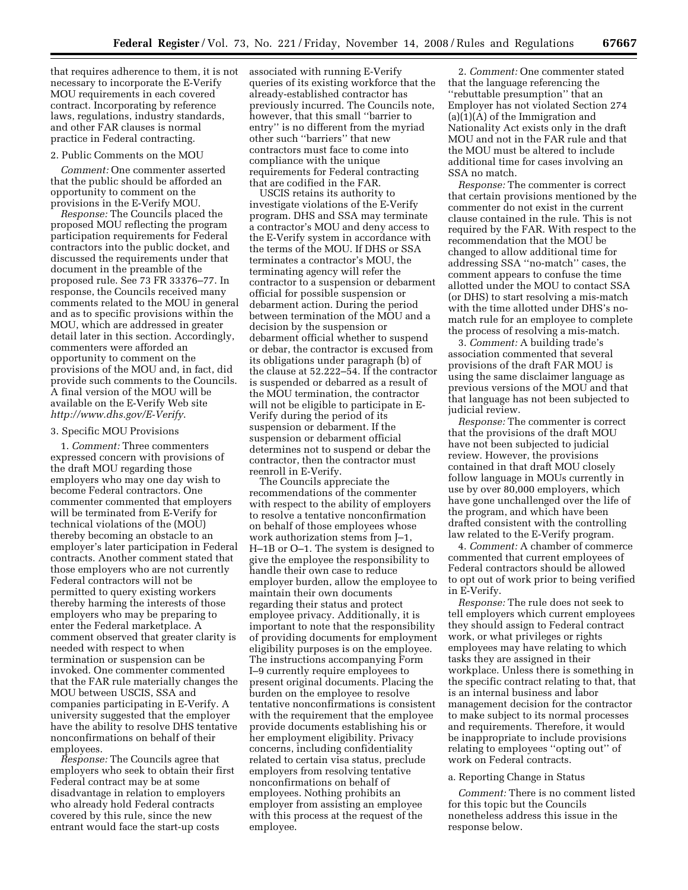that requires adherence to them, it is not necessary to incorporate the E-Verify MOU requirements in each covered contract. Incorporating by reference laws, regulations, industry standards, and other FAR clauses is normal practice in Federal contracting.

2. Public Comments on the MOU

*Comment:* One commenter asserted that the public should be afforded an opportunity to comment on the provisions in the E-Verify MOU.

*Response:* The Councils placed the proposed MOU reflecting the program participation requirements for Federal contractors into the public docket, and discussed the requirements under that document in the preamble of the proposed rule. See 73 FR 33376–77. In response, the Councils received many comments related to the MOU in general and as to specific provisions within the MOU, which are addressed in greater detail later in this section. Accordingly, commenters were afforded an opportunity to comment on the provisions of the MOU and, in fact, did provide such comments to the Councils. A final version of the MOU will be available on the E-Verify Web site *http://www.dhs.gov/E-Verify*.

3. Specific MOU Provisions

1. *Comment:* Three commenters expressed concern with provisions of the draft MOU regarding those employers who may one day wish to become Federal contractors. One commenter commented that employers will be terminated from E-Verify for technical violations of the (MOU) thereby becoming an obstacle to an employer's later participation in Federal contracts. Another comment stated that those employers who are not currently Federal contractors will not be permitted to query existing workers thereby harming the interests of those employers who may be preparing to enter the Federal marketplace. A comment observed that greater clarity is needed with respect to when termination or suspension can be invoked. One commenter commented that the FAR rule materially changes the MOU between USCIS, SSA and companies participating in E-Verify. A university suggested that the employer have the ability to resolve DHS tentative nonconfirmations on behalf of their employees.

*Response:* The Councils agree that employers who seek to obtain their first Federal contract may be at some disadvantage in relation to employers who already hold Federal contracts covered by this rule, since the new entrant would face the start-up costs associated with running E-Verify queries of its existing workforce that the already-established contractor has previously incurred. The Councils note, however, that this small "barrier to entry" is no different from the myriad other such "barriers" that new contractors must face to come into compliance with the unique requirements for Federal contracting that are codified in the FAR.

USCIS retains its authority to investigate violations of the E-Verify program. DHS and SSA may terminate a contractor's MOU and deny access to the E-Verify system in accordance with the terms of the MOU. If DHS or SSA terminates a contractor's MOU, the terminating agency will refer the contractor to a suspension or debarment official for possible suspension or debarment action. During the period between termination of the MOU and a decision by the suspension or debarment official whether to suspend or debar, the contractor is excused from its obligations under paragraph (b) of the clause at 52.222–54. If the contractor is suspended or debarred as a result of the MOU termination, the contractor will not be eligible to participate in E-Verify during the period of its suspension or debarment. If the suspension or debarment official determines not to suspend or debar the contractor, then the contractor must reenroll in E-Verify.

The Councils appreciate the recommendations of the commenter with respect to the ability of employers to resolve a tentative nonconfirmation on behalf of those employees whose work authorization stems from J–1, H–1B or O–1. The system is designed to give the employee the responsibility to handle their own case to reduce employer burden, allow the employee to maintain their own documents regarding their status and protect employee privacy. Additionally, it is important to note that the responsibility of providing documents for employment eligibility purposes is on the employee. The instructions accompanying Form I–9 currently require employees to present original documents. Placing the burden on the employee to resolve tentative nonconfirmations is consistent with the requirement that the employee provide documents establishing his or her employment eligibility. Privacy concerns, including confidentiality related to certain visa status, preclude employers from resolving tentative nonconfirmations on behalf of employees. Nothing prohibits an employer from assisting an employee with this process at the request of the employee.

2. *Comment:* One commenter stated that the language referencing the "rebuttable presumption" that an Employer has not violated Section 274 (a)(1)(A) of the Immigration and Nationality Act exists only in the draft MOU and not in the FAR rule and that the MOU must be altered to include additional time for cases involving an SSA no match.

*Response:* The commenter is correct that certain provisions mentioned by the commenter do not exist in the current clause contained in the rule. This is not required by the FAR. With respect to the recommendation that the MOU be changed to allow additional time for addressing SSA "no-match" cases, the comment appears to confuse the time allotted under the MOU to contact SSA (or DHS) to start resolving a mis-match with the time allotted under DHS's no-match rule for an employee to complete the process of resolving a mis-match.

3. *Comment:* A building trade's association commented that several provisions of the draft FAR MOU is using the same disclaimer language as previous versions of the MOU and that that language has not been subjected to judicial review.

*Response:* The commenter is correct that the provisions of the draft MOU have not been subjected to judicial review. However, the provisions contained in that draft MOU closely follow language in MOUs currently in use by over 80,000 employers, which have gone unchallenged over the life of the program, and which have been drafted consistent with the controlling law related to the E-Verify program.

4. *Comment:* A chamber of commerce commented that current employees of Federal contractors should be allowed to opt out of work prior to being verified in E-Verify.

*Response:* The rule does not seek to tell employers which current employees they should assign to Federal contract work, or what privileges or rights employees may have relating to which tasks they are assigned in their workplace. Unless there is something in the specific contract relating to that, that is an internal business and labor management decision for the contractor to make subject to its normal processes and requirements. Therefore, it would be inappropriate to include provisions relating to employees "opting out" of work on Federal contracts.

a. Reporting Change in Status

*Comment:* There is no comment listed for this topic but the Councils nonetheless address this issue in the response below.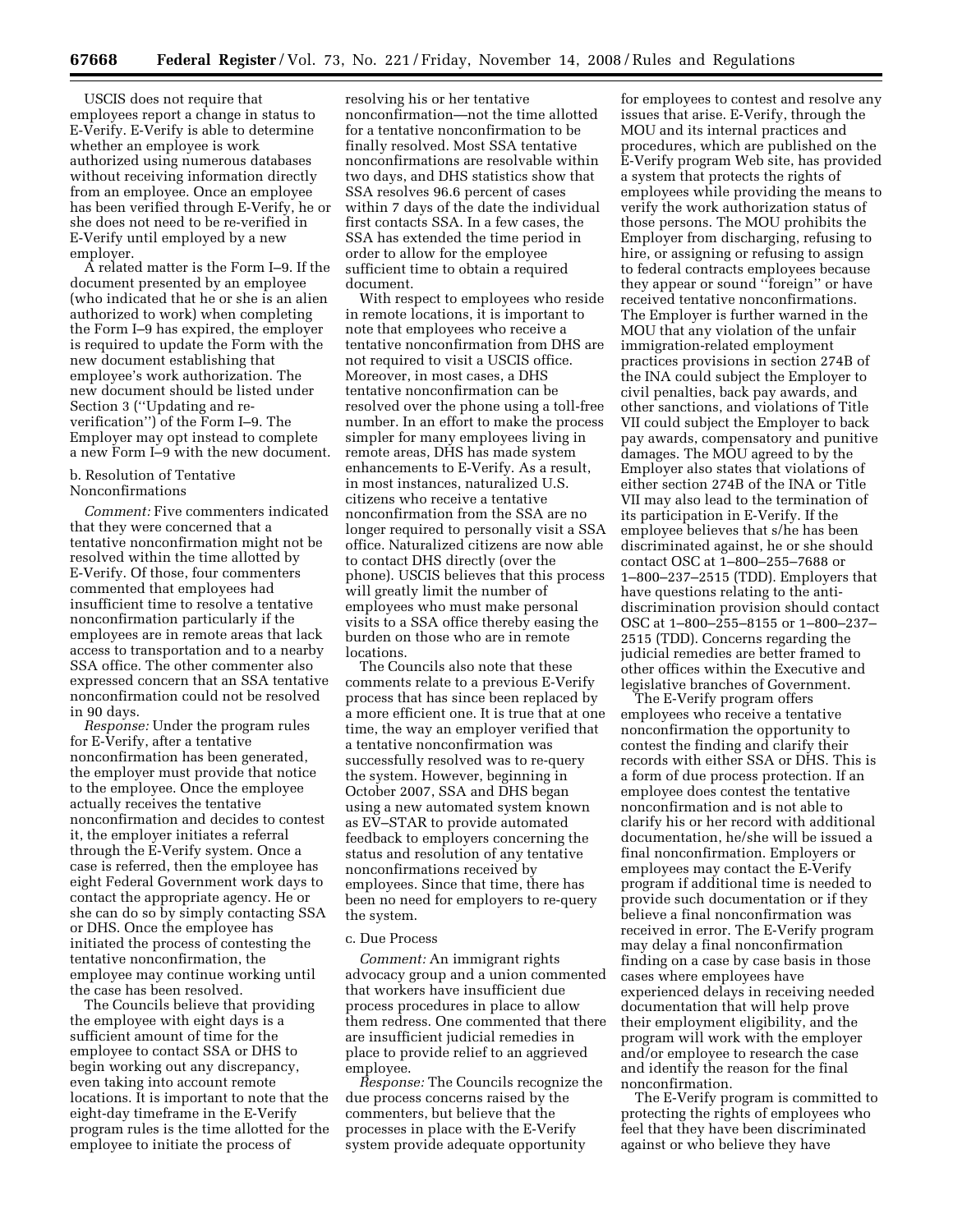USCIS does not require that employees report a change in status to E-Verify. E-Verify is able to determine whether an employee is work authorized using numerous databases without receiving information directly from an employee. Once an employee has been verified through E-Verify, he or she does not need to be re-verified in E-Verify until employed by a new employer.

A related matter is the Form I–9. If the document presented by an employee (who indicated that he or she is an alien authorized to work) when completing the Form I–9 has expired, the employer is required to update the Form with the new document establishing that employee's work authorization. The new document should be listed under Section 3 (''Updating and re-verification'') of the Form I–9. The Employer may opt instead to complete a new Form I–9 with the new document.

b. Resolution of Tentative Nonconfirmations

*Comment:* Five commenters indicated that they were concerned that a tentative nonconfirmation might not be resolved within the time allotted by E-Verify. Of those, four commenters commented that employees had insufficient time to resolve a tentative nonconfirmation particularly if the employees are in remote areas that lack access to transportation and to a nearby SSA office. The other commenter also expressed concern that an SSA tentative nonconfirmation could not be resolved in 90 days.

*Response:* Under the program rules for E-Verify, after a tentative nonconfirmation has been generated, the employer must provide that notice to the employee. Once the employee actually receives the tentative nonconfirmation and decides to contest it, the employer initiates a referral through the E-Verify system. Once a case is referred, then the employee has eight Federal Government work days to contact the appropriate agency. He or she can do so by simply contacting SSA or DHS. Once the employee has initiated the process of contesting the tentative nonconfirmation, the employee may continue working until the case has been resolved.

The Councils believe that providing the employee with eight days is a sufficient amount of time for the employee to contact SSA or DHS to begin working out any discrepancy, even taking into account remote locations. It is important to note that the eight-day timeframe in the E-Verify program rules is the time allotted for the employee to initiate the process of resolving his or her tentative nonconfirmation—not the time allotted for a tentative nonconfirmation to be finally resolved. Most SSA tentative nonconfirmations are resolvable within two days, and DHS statistics show that SSA resolves 96.6 percent of cases within 7 days of the date the individual first contacts SSA. In a few cases, the SSA has extended the time period in order to allow for the employee sufficient time to obtain a required document.

With respect to employees who reside in remote locations, it is important to note that employees who receive a tentative nonconfirmation from DHS are not required to visit a USCIS office. Moreover, in most cases, a DHS tentative nonconfirmation can be resolved over the phone using a toll-free number. In an effort to make the process simpler for many employees living in remote areas, DHS has made system enhancements to E-Verify. As a result, in most instances, naturalized U.S. citizens who receive a tentative nonconfirmation from the SSA are no longer required to personally visit a SSA office. Naturalized citizens are now able to contact DHS directly (over the phone). USCIS believes that this process will greatly limit the number of employees who must make personal visits to a SSA office thereby easing the burden on those who are in remote locations.

The Councils also note that these comments relate to a previous E-Verify process that has since been replaced by a more efficient one. It is true that at one time, the way an employer verified that a tentative nonconfirmation was successfully resolved was to re-query the system. However, beginning in October 2007, SSA and DHS began using a new automated system known as EV–STAR to provide automated feedback to employers concerning the status and resolution of any tentative nonconfirmations received by employees. Since that time, there has been no need for employers to re-query the system.

c. Due Process

*Comment:* An immigrant rights advocacy group and a union commented that workers have insufficient due process procedures in place to allow them redress. One commented that there are insufficient judicial remedies in place to provide relief to an aggrieved employee.

*Response:* The Councils recognize the due process concerns raised by the commenters, but believe that the processes in place with the E-Verify system provide adequate opportunity for employees to contest and resolve any issues that arise. E-Verify, through the MOU and its internal practices and procedures, which are published on the E-Verify program Web site, has provided a system that protects the rights of employees while providing the means to verify the work authorization status of those persons. The MOU prohibits the Employer from discharging, refusing to hire, or assigning or refusing to assign to federal contracts employees because they appear or sound ''foreign'' or have received tentative nonconfirmations. The Employer is further warned in the MOU that any violation of the unfair immigration-related employment practices provisions in section 274B of the INA could subject the Employer to civil penalties, back pay awards, and other sanctions, and violations of Title VII could subject the Employer to back pay awards, compensatory and punitive damages. The MOU agreed to by the Employer also states that violations of either section 274B of the INA or Title VII may also lead to the termination of its participation in E-Verify. If the employee believes that s/he has been discriminated against, he or she should contact OSC at 1–800–255–7688 or 1–800–237–2515 (TDD). Employers that have questions relating to the anti-discrimination provision should contact OSC at 1–800–255–8155 or 1–800–237–2515 (TDD). Concerns regarding the judicial remedies are better framed to other offices within the Executive and legislative branches of Government.

The E-Verify program offers employees who receive a tentative nonconfirmation the opportunity to contest the finding and clarify their records with either SSA or DHS. This is a form of due process protection. If an employee does contest the tentative nonconfirmation and is not able to clarify his or her record with additional documentation, he/she will be issued a final nonconfirmation. Employers or employees may contact the E-Verify program if additional time is needed to provide such documentation or if they believe a final nonconfirmation was received in error. The E-Verify program may delay a final nonconfirmation finding on a case by case basis in those cases where employees have experienced delays in receiving needed documentation that will help prove their employment eligibility, and the program will work with the employer and/or employee to research the case and identify the reason for the final nonconfirmation.

The E-Verify program is committed to protecting the rights of employees who feel that they have been discriminated against or who believe they have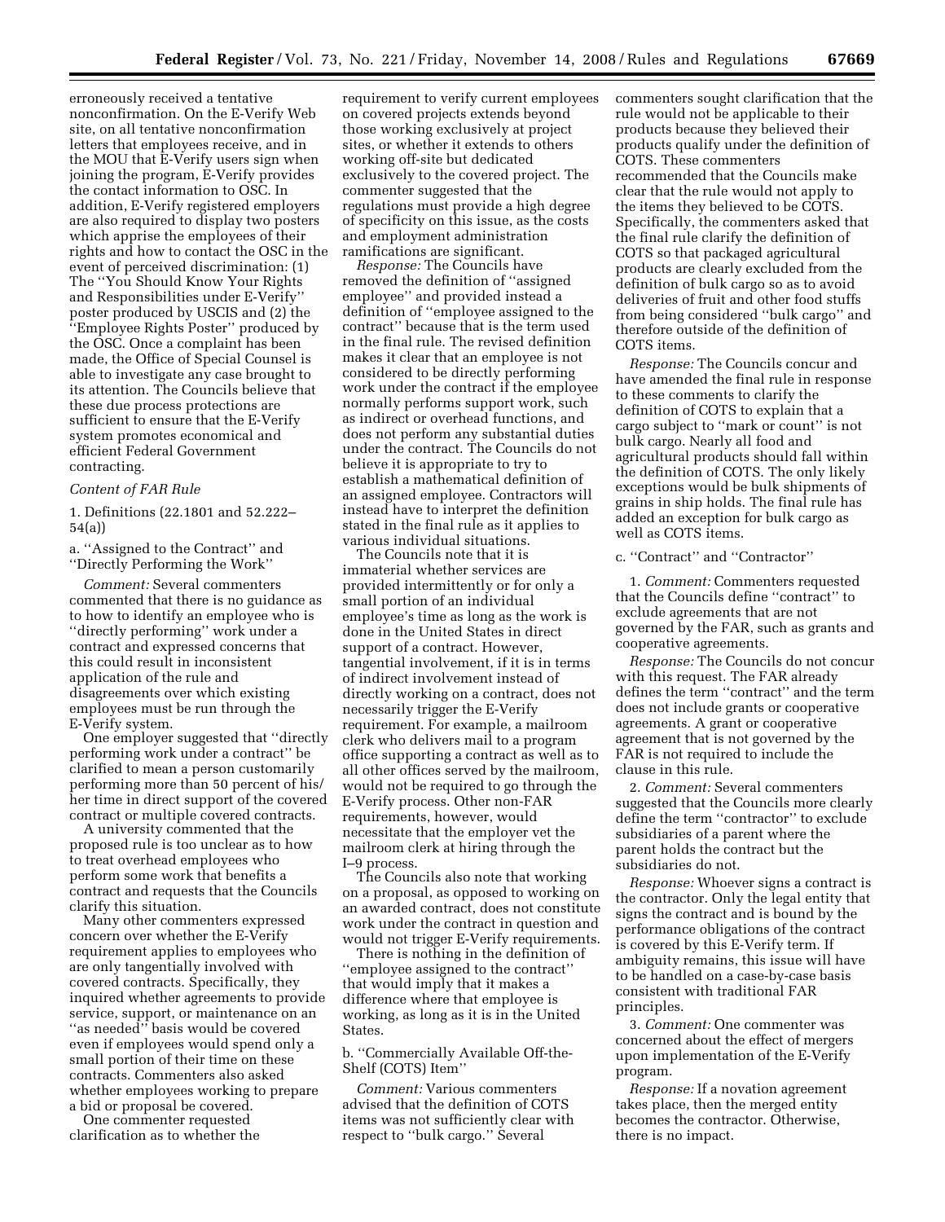erroneously received a tentative nonconfirmation. On the E-Verify Web site, on all tentative nonconfirmation letters that employees receive, and in the MOU that E-Verify users sign when joining the program, E-Verify provides the contact information to OSC. In addition, E-Verify registered employers are also required to display two posters which apprise the employees of their rights and how to contact the OSC in the event of perceived discrimination: (1) The ''You Should Know Your Rights and Responsibilities under E-Verify'' poster produced by USCIS and (2) the ''Employee Rights Poster'' produced by the OSC. Once a complaint has been made, the Office of Special Counsel is able to investigate any case brought to its attention. The Councils believe that these due process protections are sufficient to ensure that the E-Verify system promotes economical and efficient Federal Government contracting.

*Content of FAR Rule*

1. Definitions (22.1801 and 52.222–54(a))

a. ''Assigned to the Contract'' and ''Directly Performing the Work''

*Comment:* Several commenters commented that there is no guidance as to how to identify an employee who is ''directly performing'' work under a contract and expressed concerns that this could result in inconsistent application of the rule and disagreements over which existing employees must be run through the E-Verify system.

One employer suggested that ''directly performing work under a contract'' be clarified to mean a person customarily performing more than 50 percent of his/her time in direct support of the covered contract or multiple covered contracts.

A university commented that the proposed rule is too unclear as to how to treat overhead employees who perform some work that benefits a contract and requests that the Councils clarify this situation.

Many other commenters expressed concern over whether the E-Verify requirement applies to employees who are only tangentially involved with covered contracts. Specifically, they inquired whether agreements to provide service, support, or maintenance on an ''as needed'' basis would be covered even if employees would spend only a small portion of their time on these contracts. Commenters also asked whether employees working to prepare a bid or proposal be covered.

One commenter requested clarification as to whether the requirement to verify current employees on covered projects extends beyond those working exclusively at project sites, or whether it extends to others working off-site but dedicated exclusively to the covered project. The commenter suggested that the regulations must provide a high degree of specificity on this issue, as the costs and employment administration ramifications are significant.

*Response:* The Councils have removed the definition of ''assigned employee'' and provided instead a definition of ''employee assigned to the contract'' because that is the term used in the final rule. The revised definition makes it clear that an employee is not considered to be directly performing work under the contract if the employee normally performs support work, such as indirect or overhead functions, and does not perform any substantial duties under the contract. The Councils do not believe it is appropriate to try to establish a mathematical definition of an assigned employee. Contractors will instead have to interpret the definition stated in the final rule as it applies to various individual situations.

The Councils note that it is immaterial whether services are provided intermittently or for only a small portion of an individual employee's time as long as the work is done in the United States in direct support of a contract. However, tangential involvement, if it is in terms of indirect involvement instead of directly working on a contract, does not necessarily trigger the E-Verify requirement. For example, a mailroom clerk who delivers mail to a program office supporting a contract as well as to all other offices served by the mailroom, would not be required to go through the E-Verify process. Other non-FAR requirements, however, would necessitate that the employer vet the mailroom clerk at hiring through the I–9 process.

The Councils also note that working on a proposal, as opposed to working on an awarded contract, does not constitute work under the contract in question and would not trigger E-Verify requirements.

There is nothing in the definition of ''employee assigned to the contract'' that would imply that it makes a difference where that employee is working, as long as it is in the United States.

b. ''Commercially Available Off-the-Shelf (COTS) Item''

*Comment:* Various commenters advised that the definition of COTS items was not sufficiently clear with respect to ''bulk cargo.'' Several commenters sought clarification that the rule would not be applicable to their products because they believed their products qualify under the definition of COTS. These commenters recommended that the Councils make clear that the rule would not apply to the items they believed to be COTS. Specifically, the commenters asked that the final rule clarify the definition of COTS so that packaged agricultural products are clearly excluded from the definition of bulk cargo so as to avoid deliveries of fruit and other food stuffs from being considered ''bulk cargo'' and therefore outside of the definition of COTS items.

*Response:* The Councils concur and have amended the final rule in response to these comments to clarify the definition of COTS to explain that a cargo subject to ''mark or count'' is not bulk cargo. Nearly all food and agricultural products should fall within the definition of COTS. The only likely exceptions would be bulk shipments of grains in ship holds. The final rule has added an exception for bulk cargo as well as COTS items.

c. ''Contract'' and ''Contractor''

1. *Comment:* Commenters requested that the Councils define ''contract'' to exclude agreements that are not governed by the FAR, such as grants and cooperative agreements.

*Response:* The Councils do not concur with this request. The FAR already defines the term ''contract'' and the term does not include grants or cooperative agreements. A grant or cooperative agreement that is not governed by the FAR is not required to include the clause in this rule.

2. *Comment:* Several commenters suggested that the Councils more clearly define the term ''contractor'' to exclude subsidiaries of a parent where the parent holds the contract but the subsidiaries do not.

*Response:* Whoever signs a contract is the contractor. Only the legal entity that signs the contract and is bound by the performance obligations of the contract is covered by this E-Verify term. If ambiguity remains, this issue will have to be handled on a case-by-case basis consistent with traditional FAR principles.

3. *Comment:* One commenter was concerned about the effect of mergers upon implementation of the E-Verify program.

*Response:* If a novation agreement takes place, then the merged entity becomes the contractor. Otherwise, there is no impact.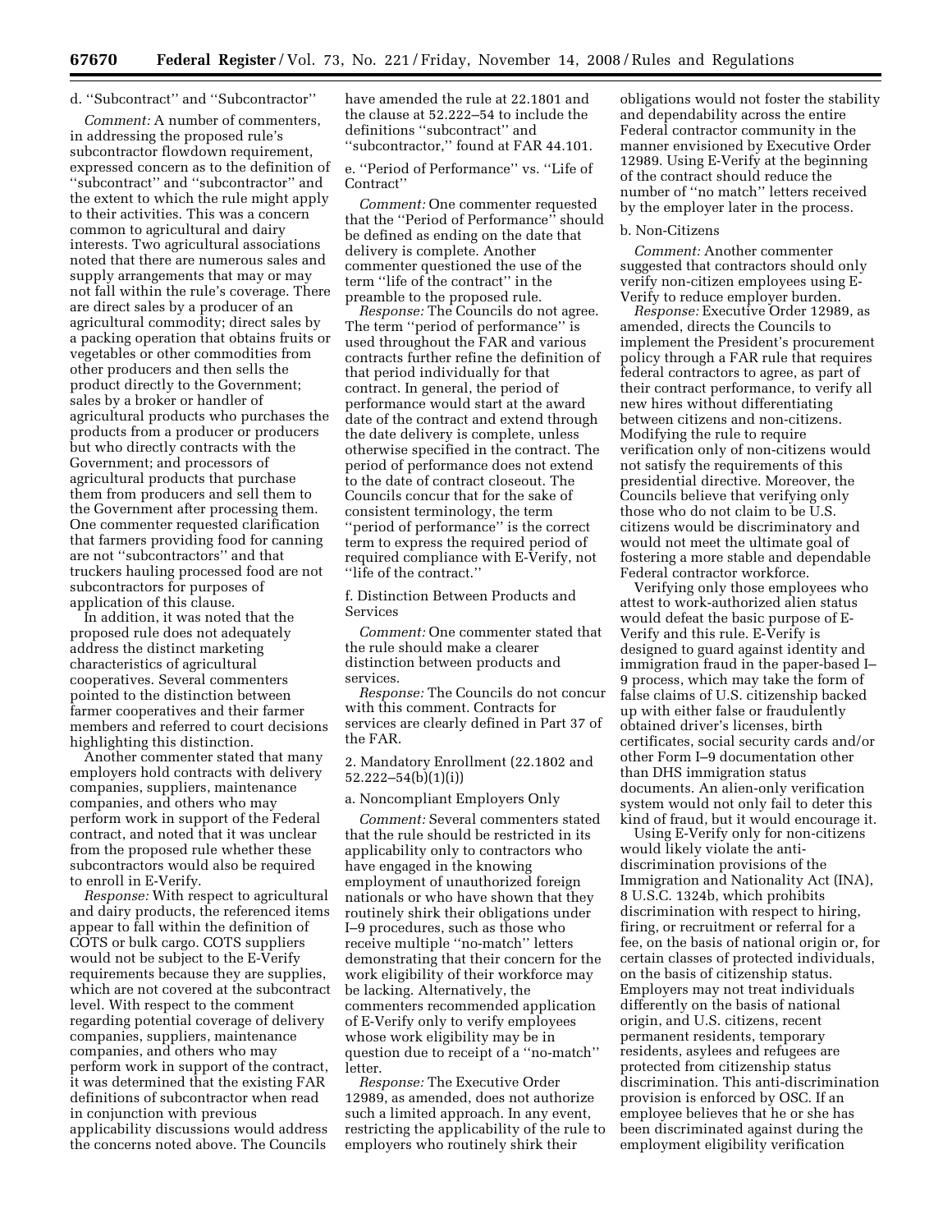d. "Subcontract" and "Subcontractor"

*Comment:* A number of commenters, in addressing the proposed rule's subcontractor flowdown requirement, expressed concern as to the definition of "subcontract" and "subcontractor" and the extent to which the rule might apply to their activities. This was a concern common to agricultural and dairy interests. Two agricultural associations noted that there are numerous sales and supply arrangements that may or may not fall within the rule's coverage. There are direct sales by a producer of an agricultural commodity; direct sales by a packing operation that obtains fruits or vegetables or other commodities from other producers and then sells the product directly to the Government; sales by a broker or handler of agricultural products who purchases the products from a producer or producers but who directly contracts with the Government; and processors of agricultural products that purchase them from producers and sell them to the Government after processing them. One commenter requested clarification that farmers providing food for canning are not "subcontractors" and that truckers hauling processed food are not subcontractors for purposes of application of this clause.

In addition, it was noted that the proposed rule does not adequately address the distinct marketing characteristics of agricultural cooperatives. Several commenters pointed to the distinction between farmer cooperatives and their farmer members and referred to court decisions highlighting this distinction.

Another commenter stated that many employers hold contracts with delivery companies, suppliers, maintenance companies, and others who may perform work in support of the Federal contract, and noted that it was unclear from the proposed rule whether these subcontractors would also be required to enroll in E-Verify.

*Response:* With respect to agricultural and dairy products, the referenced items appear to fall within the definition of COTS or bulk cargo. COTS suppliers would not be subject to the E-Verify requirements because they are supplies, which are not covered at the subcontract level. With respect to the comment regarding potential coverage of delivery companies, suppliers, maintenance companies, and others who may perform work in support of the contract, it was determined that the existing FAR definitions of subcontractor when read in conjunction with previous applicability discussions would address the concerns noted above. The Councils have amended the rule at 22.1801 and the clause at 52.222–54 to include the definitions "subcontract" and "subcontractor," found at FAR 44.101.

e. "Period of Performance" vs. "Life of Contract"

*Comment:* One commenter requested that the "Period of Performance" should be defined as ending on the date that delivery is complete. Another commenter questioned the use of the term "life of the contract" in the preamble to the proposed rule.

*Response:* The Councils do not agree. The term "period of performance" is used throughout the FAR and various contracts further refine the definition of that period individually for that contract. In general, the period of performance would start at the award date of the contract and extend through the date delivery is complete, unless otherwise specified in the contract. The period of performance does not extend to the date of contract closeout. The Councils concur that for the sake of consistent terminology, the term "period of performance" is the correct term to express the required period of required compliance with E-Verify, not "life of the contract."

f. Distinction Between Products and Services

*Comment:* One commenter stated that the rule should make a clearer distinction between products and services.

*Response:* The Councils do not concur with this comment. Contracts for services are clearly defined in Part 37 of the FAR.

2. Mandatory Enrollment (22.1802 and 52.222–54(b)(1)(i))

a. Noncompliant Employers Only

*Comment:* Several commenters stated that the rule should be restricted in its applicability only to contractors who have engaged in the knowing employment of unauthorized foreign nationals or who have shown that they routinely shirk their obligations under I–9 procedures, such as those who receive multiple "no-match" letters demonstrating that their concern for the work eligibility of their workforce may be lacking. Alternatively, the commenters recommended application of E-Verify only to verify employees whose work eligibility may be in question due to receipt of a "no-match" letter.

*Response:* The Executive Order 12989, as amended, does not authorize such a limited approach. In any event, restricting the applicability of the rule to employers who routinely shirk their obligations would not foster the stability and dependability across the entire Federal contractor community in the manner envisioned by Executive Order 12989. Using E-Verify at the beginning of the contract should reduce the number of "no match" letters received by the employer later in the process.

b. Non-Citizens

*Comment:* Another commenter suggested that contractors should only verify non-citizen employees using E-Verify to reduce employer burden.

*Response:* Executive Order 12989, as amended, directs the Councils to implement the President's procurement policy through a FAR rule that requires federal contractors to agree, as part of their contract performance, to verify all new hires without differentiating between citizens and non-citizens. Modifying the rule to require verification only of non-citizens would not satisfy the requirements of this presidential directive. Moreover, the Councils believe that verifying only those who do not claim to be U.S. citizens would be discriminatory and would not meet the ultimate goal of fostering a more stable and dependable Federal contractor workforce.

Verifying only those employees who attest to work-authorized alien status would defeat the basic purpose of E-Verify and this rule. E-Verify is designed to guard against identity and immigration fraud in the paper-based I–9 process, which may take the form of false claims of U.S. citizenship backed up with either false or fraudulently obtained driver's licenses, birth certificates, social security cards and/or other Form I–9 documentation other than DHS immigration status documents. An alien-only verification system would not only fail to deter this kind of fraud, but it would encourage it.

Using E-Verify only for non-citizens would likely violate the anti-discrimination provisions of the Immigration and Nationality Act (INA), 8 U.S.C. 1324b, which prohibits discrimination with respect to hiring, firing, or recruitment or referral for a fee, on the basis of national origin or, for certain classes of protected individuals, on the basis of citizenship status. Employers may not treat individuals differently on the basis of national origin, and U.S. citizens, recent permanent residents, temporary residents, asylees and refugees are protected from citizenship status discrimination. This anti-discrimination provision is enforced by OSC. If an employee believes that he or she has been discriminated against during the employment eligibility verification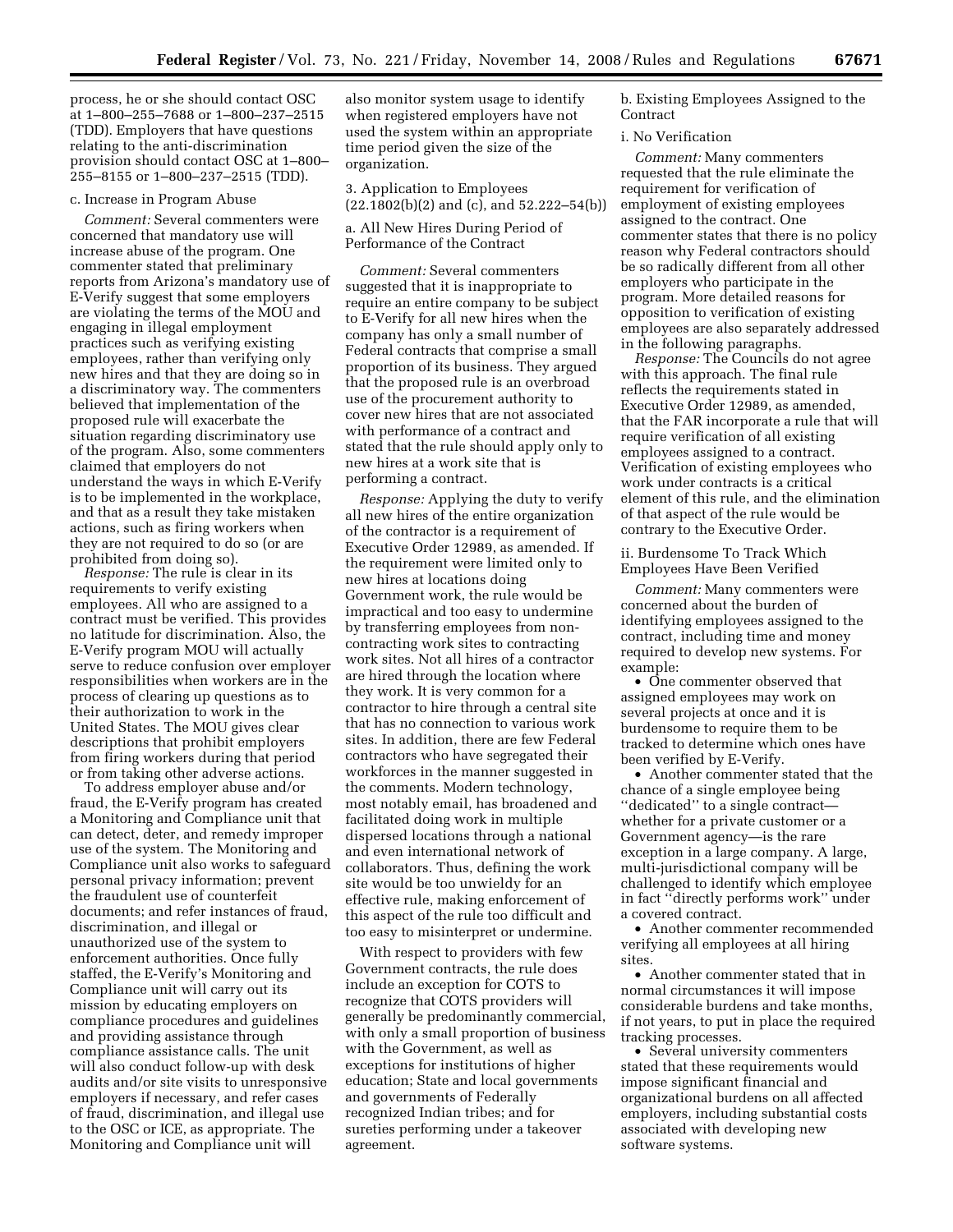process, he or she should contact OSC at 1–800–255–7688 or 1–800–237–2515 (TDD). Employers that have questions relating to the anti-discrimination provision should contact OSC at 1–800–255–8155 or 1–800–237–2515 (TDD).

c. Increase in Program Abuse

*Comment:* Several commenters were concerned that mandatory use will increase abuse of the program. One commenter stated that preliminary reports from Arizona's mandatory use of E-Verify suggest that some employers are violating the terms of the MOU and engaging in illegal employment practices such as verifying existing employees, rather than verifying only new hires and that they are doing so in a discriminatory way. The commenters believed that implementation of the proposed rule will exacerbate the situation regarding discriminatory use of the program. Also, some commenters claimed that employers do not understand the ways in which E-Verify is to be implemented in the workplace, and that as a result they take mistaken actions, such as firing workers when they are not required to do so (or are prohibited from doing so).

*Response:* The rule is clear in its requirements to verify existing employees. All who are assigned to a contract must be verified. This provides no latitude for discrimination. Also, the E-Verify program MOU will actually serve to reduce confusion over employer responsibilities when workers are in the process of clearing up questions as to their authorization to work in the United States. The MOU gives clear descriptions that prohibit employers from firing workers during that period or from taking other adverse actions.

To address employer abuse and/or fraud, the E-Verify program has created a Monitoring and Compliance unit that can detect, deter, and remedy improper use of the system. The Monitoring and Compliance unit also works to safeguard personal privacy information; prevent the fraudulent use of counterfeit documents; and refer instances of fraud, discrimination, and illegal or unauthorized use of the system to enforcement authorities. Once fully staffed, the E-Verify's Monitoring and Compliance unit will carry out its mission by educating employers on compliance procedures and guidelines and providing assistance through compliance assistance calls. The unit will also conduct follow-up with desk audits and/or site visits to unresponsive employers if necessary, and refer cases of fraud, discrimination, and illegal use to the OSC or ICE, as appropriate. The Monitoring and Compliance unit will also monitor system usage to identify when registered employers have not used the system within an appropriate time period given the size of the organization.

3. Application to Employees (22.1802(b)(2) and (c), and 52.222–54(b))

a. All New Hires During Period of Performance of the Contract

*Comment:* Several commenters suggested that it is inappropriate to require an entire company to be subject to E-Verify for all new hires when the company has only a small number of Federal contracts that comprise a small proportion of its business. They argued that the proposed rule is an overbroad use of the procurement authority to cover new hires that are not associated with performance of a contract and stated that the rule should apply only to new hires at a work site that is performing a contract.

*Response:* Applying the duty to verify all new hires of the entire organization of the contractor is a requirement of Executive Order 12989, as amended. If the requirement were limited only to new hires at locations doing Government work, the rule would be impractical and too easy to undermine by transferring employees from non-contracting work sites to contracting work sites. Not all hires of a contractor are hired through the location where they work. It is very common for a contractor to hire through a central site that has no connection to various work sites. In addition, there are few Federal contractors who have segregated their workforces in the manner suggested in the comments. Modern technology, most notably email, has broadened and facilitated doing work in multiple dispersed locations through a national and even international network of collaborators. Thus, defining the work site would be too unwieldy for an effective rule, making enforcement of this aspect of the rule too difficult and too easy to misinterpret or undermine.

With respect to providers with few Government contracts, the rule does include an exception for COTS to recognize that COTS providers will generally be predominantly commercial, with only a small proportion of business with the Government, as well as exceptions for institutions of higher education; State and local governments and governments of Federally recognized Indian tribes; and for sureties performing under a takeover agreement.

b. Existing Employees Assigned to the Contract

i. No Verification

*Comment:* Many commenters requested that the rule eliminate the requirement for verification of employment of existing employees assigned to the contract. One commenter states that there is no policy reason why Federal contractors should be so radically different from all other employers who participate in the program. More detailed reasons for opposition to verification of existing employees are also separately addressed in the following paragraphs.

*Response:* The Councils do not agree with this approach. The final rule reflects the requirements stated in Executive Order 12989, as amended, that the FAR incorporate a rule that will require verification of all existing employees assigned to a contract. Verification of existing employees who work under contracts is a critical element of this rule, and the elimination of that aspect of the rule would be contrary to the Executive Order.

ii. Burdensome To Track Which Employees Have Been Verified

*Comment:* Many commenters were concerned about the burden of identifying employees assigned to the contract, including time and money required to develop new systems. For example:

- One commenter observed that assigned employees may work on several projects at once and it is burdensome to require them to be tracked to determine which ones have been verified by E-Verify.
- Another commenter stated that the chance of a single employee being ''dedicated'' to a single contract—whether for a private customer or a Government agency—is the rare exception in a large company. A large, multi-jurisdictional company will be challenged to identify which employee in fact ''directly performs work'' under a covered contract.
- Another commenter recommended verifying all employees at all hiring sites.
- Another commenter stated that in normal circumstances it will impose considerable burdens and take months, if not years, to put in place the required tracking processes.
- Several university commenters stated that these requirements would impose significant financial and organizational burdens on all affected employers, including substantial costs associated with developing new software systems.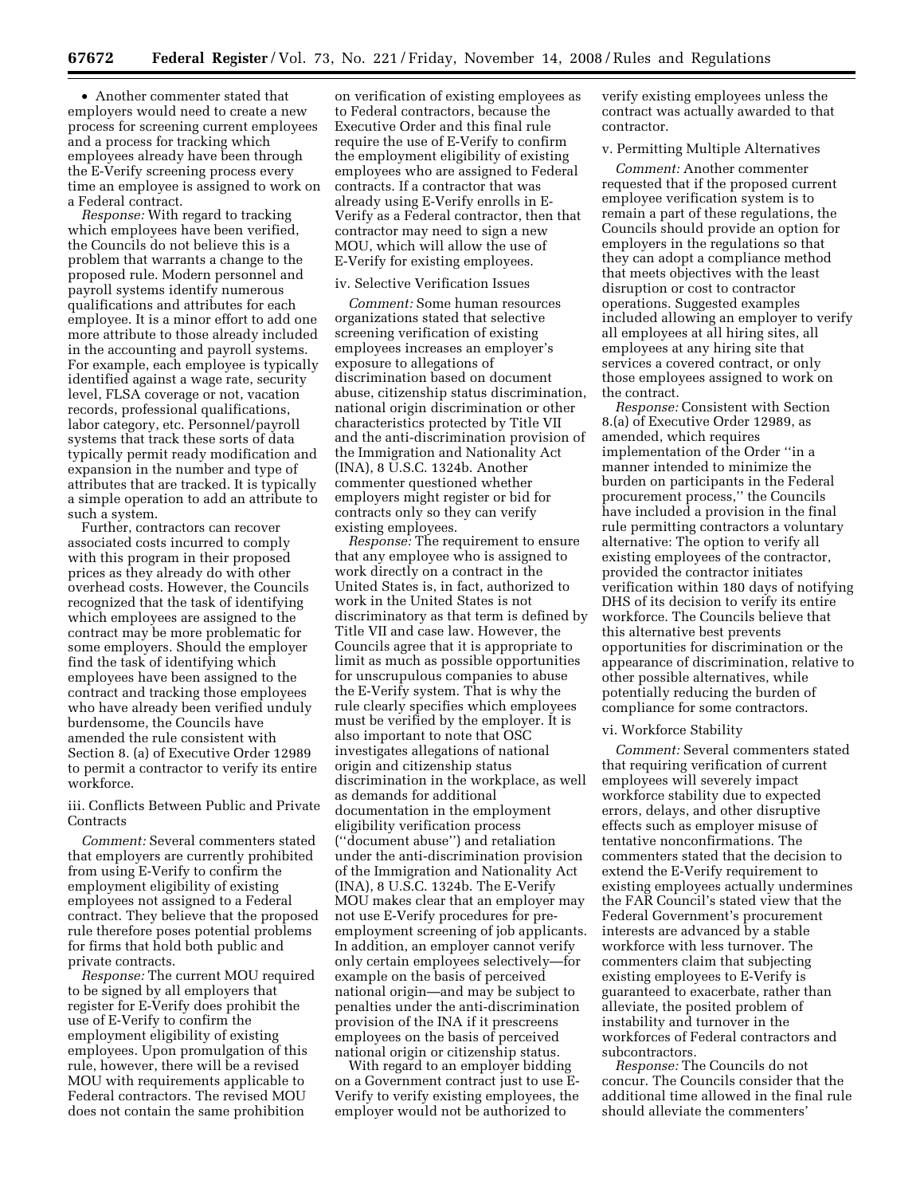• Another commenter stated that employers would need to create a new process for screening current employees and a process for tracking which employees already have been through the E-Verify screening process every time an employee is assigned to work on a Federal contract.

*Response:* With regard to tracking which employees have been verified, the Councils do not believe this is a problem that warrants a change to the proposed rule. Modern personnel and payroll systems identify numerous qualifications and attributes for each employee. It is a minor effort to add one more attribute to those already included in the accounting and payroll systems. For example, each employee is typically identified against a wage rate, security level, FLSA coverage or not, vacation records, professional qualifications, labor category, etc. Personnel/payroll systems that track these sorts of data typically permit ready modification and expansion in the number and type of attributes that are tracked. It is typically a simple operation to add an attribute to such a system.

Further, contractors can recover associated costs incurred to comply with this program in their proposed prices as they already do with other overhead costs. However, the Councils recognized that the task of identifying which employees are assigned to the contract may be more problematic for some employers. Should the employer find the task of identifying which employees have been assigned to the contract and tracking those employees who have already been verified unduly burdensome, the Councils have amended the rule consistent with Section 8. (a) of Executive Order 12989 to permit a contractor to verify its entire workforce.

iii. Conflicts Between Public and Private Contracts

*Comment:* Several commenters stated that employers are currently prohibited from using E-Verify to confirm the employment eligibility of existing employees not assigned to a Federal contract. They believe that the proposed rule therefore poses potential problems for firms that hold both public and private contracts.

*Response:* The current MOU required to be signed by all employers that register for E-Verify does prohibit the use of E-Verify to confirm the employment eligibility of existing employees. Upon promulgation of this rule, however, there will be a revised MOU with requirements applicable to Federal contractors. The revised MOU does not contain the same prohibition on verification of existing employees as to Federal contractors, because the Executive Order and this final rule require the use of E-Verify to confirm the employment eligibility of existing employees who are assigned to Federal contracts. If a contractor that was already using E-Verify enrolls in E-Verify as a Federal contractor, then that contractor may need to sign a new MOU, which will allow the use of E-Verify for existing employees.

iv. Selective Verification Issues

*Comment:* Some human resources organizations stated that selective screening verification of existing employees increases an employer's exposure to allegations of discrimination based on document abuse, citizenship status discrimination, national origin discrimination or other characteristics protected by Title VII and the anti-discrimination provision of the Immigration and Nationality Act (INA), 8 U.S.C. 1324b. Another commenter questioned whether employers might register or bid for contracts only so they can verify existing employees.

*Response:* The requirement to ensure that any employee who is assigned to work directly on a contract in the United States is, in fact, authorized to work in the United States is not discriminatory as that term is defined by Title VII and case law. However, the Councils agree that it is appropriate to limit as much as possible opportunities for unscrupulous companies to abuse the E-Verify system. That is why the rule clearly specifies which employees must be verified by the employer. It is also important to note that OSC investigates allegations of national origin and citizenship status discrimination in the workplace, as well as demands for additional documentation in the employment eligibility verification process (''document abuse'') and retaliation under the anti-discrimination provision of the Immigration and Nationality Act (INA), 8 U.S.C. 1324b. The E-Verify MOU makes clear that an employer may not use E-Verify procedures for pre-employment screening of job applicants. In addition, an employer cannot verify only certain employees selectively—for example on the basis of perceived national origin—and may be subject to penalties under the anti-discrimination provision of the INA if it prescreens employees on the basis of perceived national origin or citizenship status.

With regard to an employer bidding on a Government contract just to use E-Verify to verify existing employees, the employer would not be authorized to verify existing employees unless the contract was actually awarded to that contractor.

v. Permitting Multiple Alternatives

*Comment:* Another commenter requested that if the proposed current employee verification system is to remain a part of these regulations, the Councils should provide an option for employers in the regulations so that they can adopt a compliance method that meets objectives with the least disruption or cost to contractor operations. Suggested examples included allowing an employer to verify all employees at all hiring sites, all employees at any hiring site that services a covered contract, or only those employees assigned to work on the contract.

*Response:* Consistent with Section 8.(a) of Executive Order 12989, as amended, which requires implementation of the Order ''in a manner intended to minimize the burden on participants in the Federal procurement process,'' the Councils have included a provision in the final rule permitting contractors a voluntary alternative: The option to verify all existing employees of the contractor, provided the contractor initiates verification within 180 days of notifying DHS of its decision to verify its entire workforce. The Councils believe that this alternative best prevents opportunities for discrimination or the appearance of discrimination, relative to other possible alternatives, while potentially reducing the burden of compliance for some contractors.

vi. Workforce Stability

*Comment:* Several commenters stated that requiring verification of current employees will severely impact workforce stability due to expected errors, delays, and other disruptive effects such as employer misuse of tentative nonconfirmations. The commenters stated that the decision to extend the E-Verify requirement to existing employees actually undermines the FAR Council's stated view that the Federal Government's procurement interests are advanced by a stable workforce with less turnover. The commenters claim that subjecting existing employees to E-Verify is guaranteed to exacerbate, rather than alleviate, the posited problem of instability and turnover in the workforces of Federal contractors and subcontractors.

*Response:* The Councils do not concur. The Councils consider that the additional time allowed in the final rule should alleviate the commenters'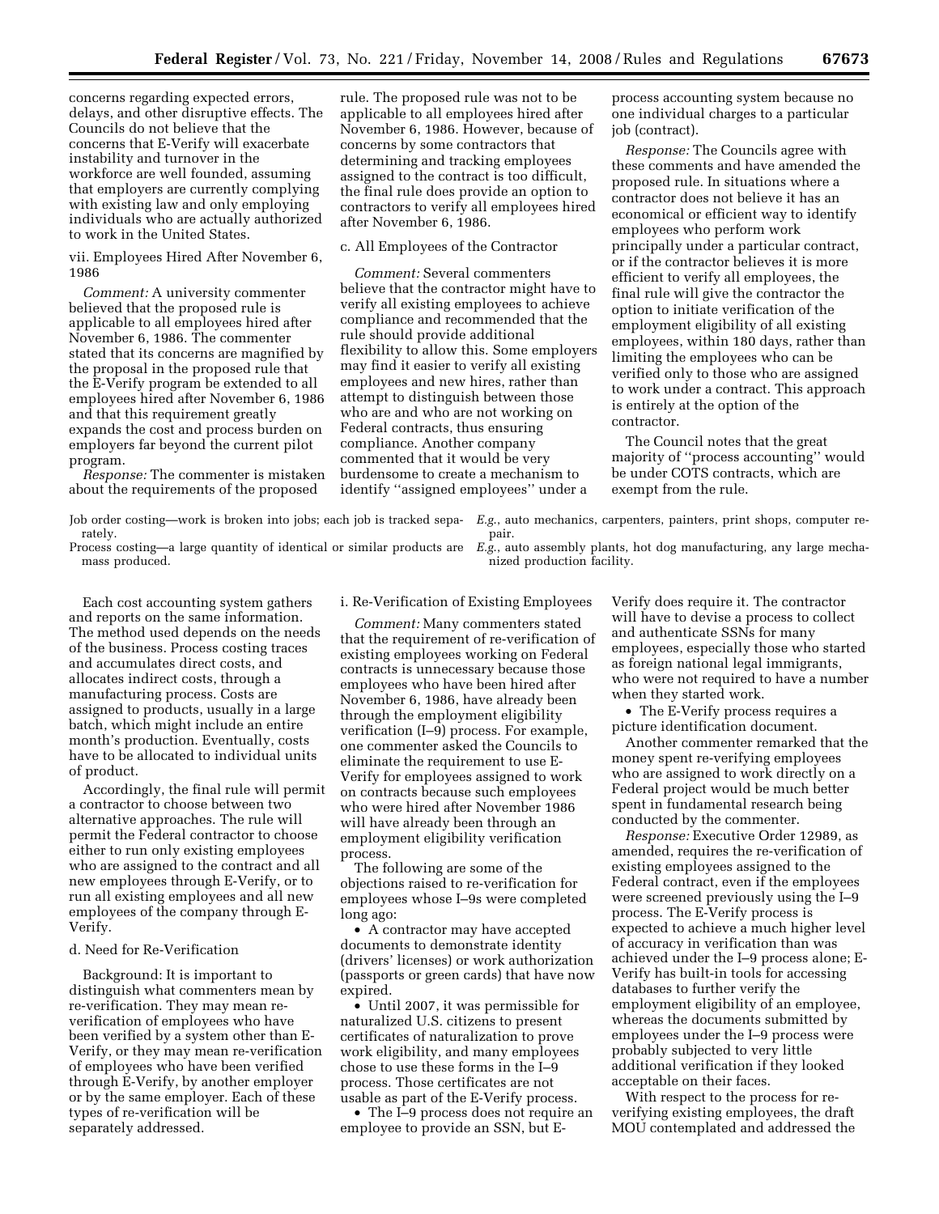concerns regarding expected errors, delays, and other disruptive effects. The Councils do not believe that the concerns that E-Verify will exacerbate instability and turnover in the workforce are well founded, assuming that employers are currently complying with existing law and only employing individuals who are actually authorized to work in the United States.

vii. Employees Hired After November 6, 1986

*Comment:* A university commenter believed that the proposed rule is applicable to all employees hired after November 6, 1986. The commenter stated that its concerns are magnified by the proposal in the proposed rule that the E-Verify program be extended to all employees hired after November 6, 1986 and that this requirement greatly expands the cost and process burden on employers far beyond the current pilot program.

*Response:* The commenter is mistaken about the requirements of the proposed rule. The proposed rule was not to be applicable to all employees hired after November 6, 1986. However, because of concerns by some contractors that determining and tracking employees assigned to the contract is too difficult, the final rule does provide an option to contractors to verify all employees hired after November 6, 1986.

c. All Employees of the Contractor

*Comment:* Several commenters believe that the contractor might have to verify all existing employees to achieve compliance and recommended that the rule should provide additional flexibility to allow this. Some employers may find it easier to verify all existing employees and new hires, rather than attempt to distinguish between those who are and who are not working on Federal contracts, thus ensuring compliance. Another company commented that it would be very burdensome to create a mechanism to identify ''assigned employees'' under a process accounting system because no one individual charges to a particular job (contract).

*Response:* The Councils agree with these comments and have amended the proposed rule. In situations where a contractor does not believe it has an economical or efficient way to identify employees who perform work principally under a particular contract, or if the contractor believes it is more efficient to verify all employees, the final rule will give the contractor the option to initiate verification of the employment eligibility of all existing employees, within 180 days, rather than limiting the employees who can be verified only to those who are assigned to work under a contract. This approach is entirely at the option of the contractor.

The Council notes that the great majority of ''process accounting'' would be under COTS contracts, which are exempt from the rule.

| | |
|---|---|
| Job order costing—work is broken into jobs; each job is tracked separately. | *E.g.*, auto mechanics, carpenters, painters, print shops, computer repair. |
| Process costing—a large quantity of identical or similar products are mass produced. | *E.g.*, auto assembly plants, hot dog manufacturing, any large mechanized production facility. |

Each cost accounting system gathers and reports on the same information. The method used depends on the needs of the business. Process costing traces and accumulates direct costs, and allocates indirect costs, through a manufacturing process. Costs are assigned to products, usually in a large batch, which might include an entire month's production. Eventually, costs have to be allocated to individual units of product.

Accordingly, the final rule will permit a contractor to choose between two alternative approaches. The rule will permit the Federal contractor to choose either to run only existing employees who are assigned to the contract and all new employees through E-Verify, or to run all existing employees and all new employees of the company through E-Verify.

d. Need for Re-Verification

Background: It is important to distinguish what commenters mean by re-verification. They may mean re-verification of employees who have been verified by a system other than E-Verify, or they may mean re-verification of employees who have been verified through E-Verify, by another employer or by the same employer. Each of these types of re-verification will be separately addressed.

i. Re-Verification of Existing Employees

*Comment:* Many commenters stated that the requirement of re-verification of existing employees working on Federal contracts is unnecessary because those employees who have been hired after November 6, 1986, have already been through the employment eligibility verification (I–9) process. For example, one commenter asked the Councils to eliminate the requirement to use E-Verify for employees assigned to work on contracts because such employees who were hired after November 1986 will have already been through an employment eligibility verification process.

The following are some of the objections raised to re-verification for employees whose I–9s were completed long ago:

- A contractor may have accepted documents to demonstrate identity (drivers' licenses) or work authorization (passports or green cards) that have now expired.
- Until 2007, it was permissible for naturalized U.S. citizens to present certificates of naturalization to prove work eligibility, and many employees chose to use these forms in the I–9 process. Those certificates are not usable as part of the E-Verify process.
- The I–9 process does not require an employee to provide an SSN, but E-Verify does require it. The contractor will have to devise a process to collect and authenticate SSNs for many employees, especially those who started as foreign national legal immigrants, who were not required to have a number when they started work.
- The E-Verify process requires a picture identification document.

Another commenter remarked that the money spent re-verifying employees who are assigned to work directly on a Federal project would be much better spent in fundamental research being conducted by the commenter.

*Response:* Executive Order 12989, as amended, requires the re-verification of existing employees assigned to the Federal contract, even if the employees were screened previously using the I–9 process. The E-Verify process is expected to achieve a much higher level of accuracy in verification than was achieved under the I–9 process alone; E-Verify has built-in tools for accessing databases to further verify the employment eligibility of an employee, whereas the documents submitted by employees under the I–9 process were probably subjected to very little additional verification if they looked acceptable on their faces.

With respect to the process for re-verifying existing employees, the draft MOU contemplated and addressed the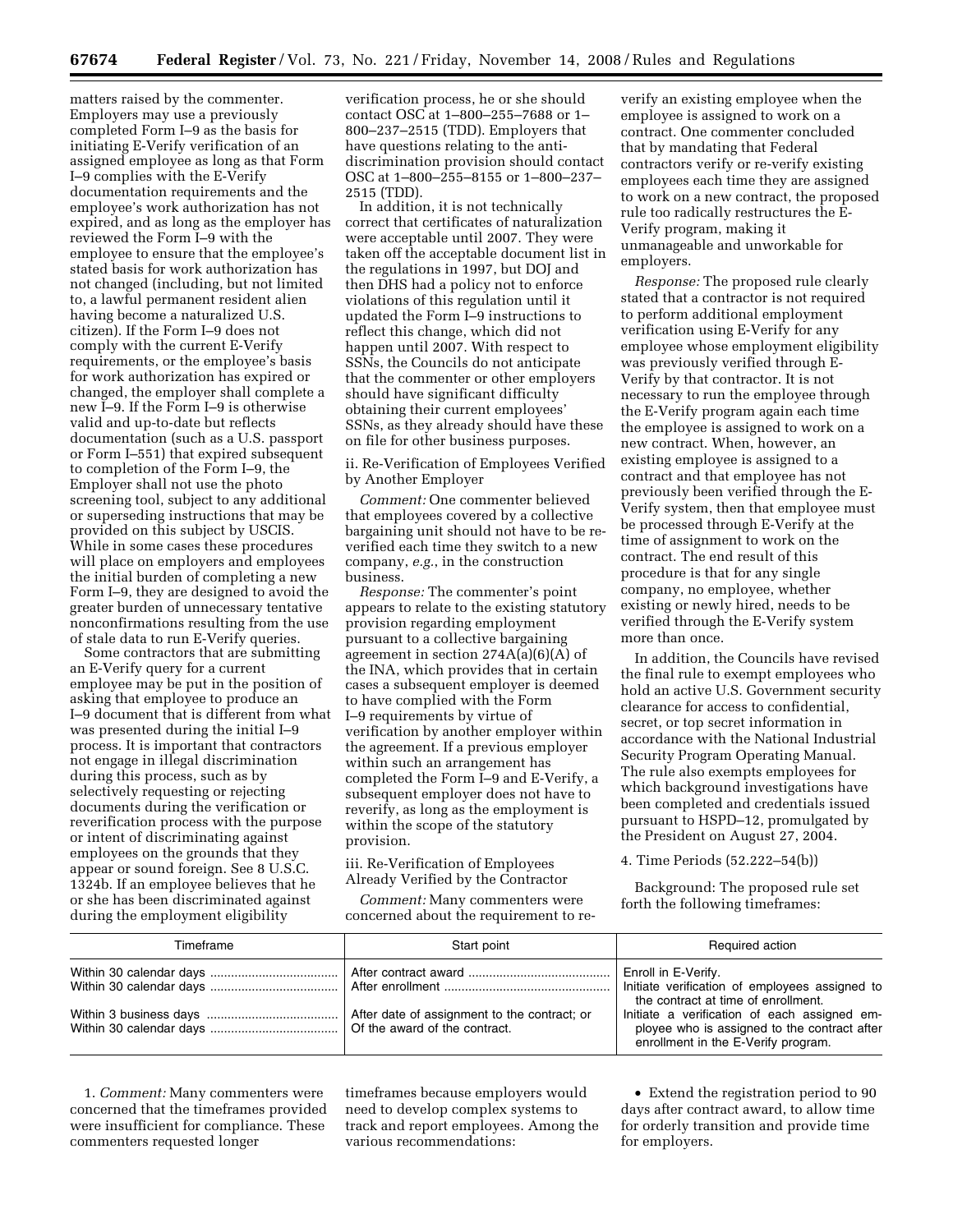matters raised by the commenter. Employers may use a previously completed Form I–9 as the basis for initiating E-Verify verification of an assigned employee as long as that Form I–9 complies with the E-Verify documentation requirements and the employee's work authorization has not expired, and as long as the employer has reviewed the Form I–9 with the employee to ensure that the employee's stated basis for work authorization has not changed (including, but not limited to, a lawful permanent resident alien having become a naturalized U.S. citizen). If the Form I–9 does not comply with the current E-Verify requirements, or the employee's basis for work authorization has expired or changed, the employer shall complete a new I–9. If the Form I–9 is otherwise valid and up-to-date but reflects documentation (such as a U.S. passport or Form I–551) that expired subsequent to completion of the Form I–9, the Employer shall not use the photo screening tool, subject to any additional or superseding instructions that may be provided on this subject by USCIS. While in some cases these procedures will place on employers and employees the initial burden of completing a new Form I–9, they are designed to avoid the greater burden of unnecessary tentative nonconfirmations resulting from the use of stale data to run E-Verify queries.

Some contractors that are submitting an E-Verify query for a current employee may be put in the position of asking that employee to produce an I–9 document that is different from what was presented during the initial I–9 process. It is important that contractors not engage in illegal discrimination during this process, such as by selectively requesting or rejecting documents during the verification or reverification process with the purpose or intent of discriminating against employees on the grounds that they appear or sound foreign. See 8 U.S.C. 1324b. If an employee believes that he or she has been discriminated against during the employment eligibility verification process, he or she should contact OSC at 1–800–255–7688 or 1–800–237–2515 (TDD). Employers that have questions relating to the anti-discrimination provision should contact OSC at 1–800–255–8155 or 1–800–237–2515 (TDD).

In addition, it is not technically correct that certificates of naturalization were acceptable until 2007. They were taken off the acceptable document list in the regulations in 1997, but DOJ and then DHS had a policy not to enforce violations of this regulation until it updated the Form I–9 instructions to reflect this change, which did not happen until 2007. With respect to SSNs, the Councils do not anticipate that the commenter or other employers should have significant difficulty obtaining their current employees' SSNs, as they already should have these on file for other business purposes.

ii. Re-Verification of Employees Verified by Another Employer

*Comment:* One commenter believed that employees covered by a collective bargaining unit should not have to be re-verified each time they switch to a new company, *e.g.*, in the construction business.

*Response:* The commenter's point appears to relate to the existing statutory provision regarding employment pursuant to a collective bargaining agreement in section 274A(a)(6)(A) of the INA, which provides that in certain cases a subsequent employer is deemed to have complied with the Form I–9 requirements by virtue of verification by another employer within the agreement. If a previous employer within such an arrangement has completed the Form I–9 and E-Verify, a subsequent employer does not have to reverify, as long as the employment is within the scope of the statutory provision.

iii. Re-Verification of Employees Already Verified by the Contractor

*Comment:* Many commenters were concerned about the requirement to re-verify an existing employee when the employee is assigned to work on a contract. One commenter concluded that by mandating that Federal contractors verify or re-verify existing employees each time they are assigned to work on a new contract, the proposed rule too radically restructures the E-Verify program, making it unmanageable and unworkable for employers.

*Response:* The proposed rule clearly stated that a contractor is not required to perform additional employment verification using E-Verify for any employee whose employment eligibility was previously verified through E-Verify by that contractor. It is not necessary to run the employee through the E-Verify program again each time the employee is assigned to work on a new contract. When, however, an existing employee is assigned to a contract and that employee has not previously been verified through the E-Verify system, then that employee must be processed through E-Verify at the time of assignment to work on the contract. The end result of this procedure is that for any single company, no employee, whether existing or newly hired, needs to be verified through the E-Verify system more than once.

In addition, the Councils have revised the final rule to exempt employees who hold an active U.S. Government security clearance for access to confidential, secret, or top secret information in accordance with the National Industrial Security Program Operating Manual. The rule also exempts employees for which background investigations have been completed and credentials issued pursuant to HSPD–12, promulgated by the President on August 27, 2004.

4. Time Periods (52.222–54(b))

Background: The proposed rule set forth the following timeframes:

| Timeframe | Start point | Required action |
|---|---|---|
| Within 30 calendar days | After contract award | Enroll in E-Verify. |
| Within 30 calendar days | After enrollment | Initiate verification of employees assigned to the contract at time of enrollment. |
| Within 3 business days<br>Within 30 calendar days | After date of assignment to the contract; or<br>Of the award of the contract. | Initiate a verification of each assigned employee who is assigned to the contract after enrollment in the E-Verify program. |

1. *Comment:* Many commenters were concerned that the timeframes provided were insufficient for compliance. These commenters requested longer timeframes because employers would need to develop complex systems to track and report employees. Among the various recommendations:

- Extend the registration period to 90 days after contract award, to allow time for orderly transition and provide time for employers.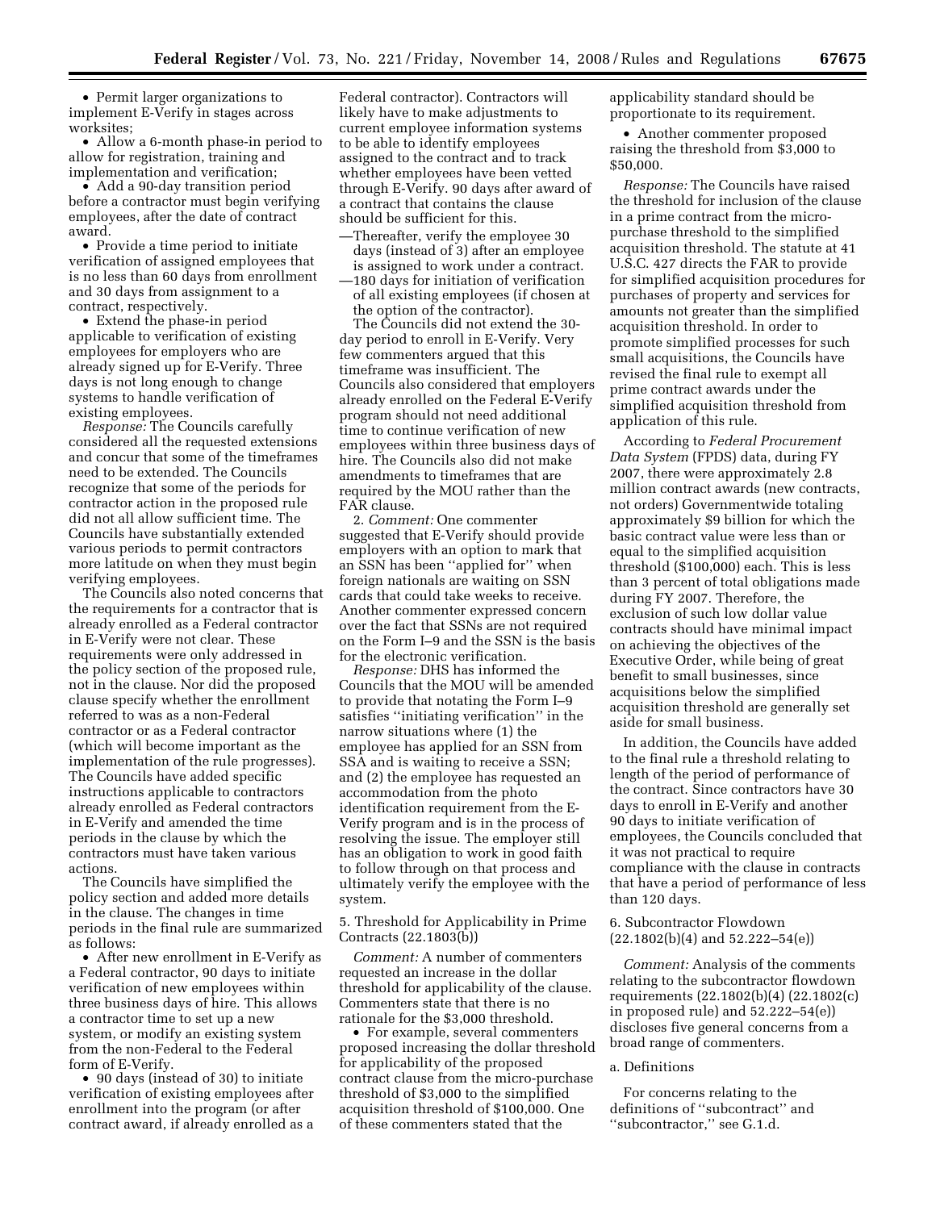- Permit larger organizations to implement E-Verify in stages across worksites;
- Allow a 6-month phase-in period to allow for registration, training and implementation and verification;
- Add a 90-day transition period before a contractor must begin verifying employees, after the date of contract award.
- Provide a time period to initiate verification of assigned employees that is no less than 60 days from enrollment and 30 days from assignment to a contract, respectively.
- Extend the phase-in period applicable to verification of existing employees for employers who are already signed up for E-Verify. Three days is not long enough to change systems to handle verification of existing employees.

*Response:* The Councils carefully considered all the requested extensions and concur that some of the timeframes need to be extended. The Councils recognize that some of the periods for contractor action in the proposed rule did not all allow sufficient time. The Councils have substantially extended various periods to permit contractors more latitude on when they must begin verifying employees.

The Councils also noted concerns that the requirements for a contractor that is already enrolled as a Federal contractor in E-Verify were not clear. These requirements were only addressed in the policy section of the proposed rule, not in the clause. Nor did the proposed clause specify whether the enrollment referred to was as a non-Federal contractor or as a Federal contractor (which will become important as the implementation of the rule progresses). The Councils have added specific instructions applicable to contractors already enrolled as Federal contractors in E-Verify and amended the time periods in the clause by which the contractors must have taken various actions.

The Councils have simplified the policy section and added more details in the clause. The changes in time periods in the final rule are summarized as follows:

- After new enrollment in E-Verify as a Federal contractor, 90 days to initiate verification of new employees within three business days of hire. This allows a contractor time to set up a new system, or modify an existing system from the non-Federal to the Federal form of E-Verify.
- 90 days (instead of 30) to initiate verification of existing employees after enrollment into the program (or after contract award, if already enrolled as a Federal contractor). Contractors will likely have to make adjustments to current employee information systems to be able to identify employees assigned to the contract and to track whether employees have been vetted through E-Verify. 90 days after award of a contract that contains the clause should be sufficient for this.

—Thereafter, verify the employee 30 days (instead of 3) after an employee is assigned to work under a contract.

—180 days for initiation of verification of all existing employees (if chosen at the option of the contractor).

The Councils did not extend the 30-day period to enroll in E-Verify. Very few commenters argued that this timeframe was insufficient. The Councils also considered that employers already enrolled on the Federal E-Verify program should not need additional time to continue verification of new employees within three business days of hire. The Councils also did not make amendments to timeframes that are required by the MOU rather than the FAR clause.

2. *Comment:* One commenter suggested that E-Verify should provide employers with an option to mark that an SSN has been ''applied for'' when foreign nationals are waiting on SSN cards that could take weeks to receive. Another commenter expressed concern over the fact that SSNs are not required on the Form I–9 and the SSN is the basis for the electronic verification.

*Response:* DHS has informed the Councils that the MOU will be amended to provide that notating the Form I–9 satisfies ''initiating verification'' in the narrow situations where (1) the employee has applied for an SSN from SSA and is waiting to receive a SSN; and (2) the employee has requested an accommodation from the photo identification requirement from the E-Verify program and is in the process of resolving the issue. The employer still has an obligation to work in good faith to follow through on that process and ultimately verify the employee with the system.

5. Threshold for Applicability in Prime Contracts (22.1803(b))

*Comment:* A number of commenters requested an increase in the dollar threshold for applicability of the clause. Commenters state that there is no rationale for the $3,000 threshold.

- For example, several commenters proposed increasing the dollar threshold for applicability of the proposed contract clause from the micro-purchase threshold of $3,000 to the simplified acquisition threshold of $100,000. One of these commenters stated that the applicability standard should be proportionate to its requirement.
- Another commenter proposed raising the threshold from $3,000 to $50,000.

*Response:* The Councils have raised the threshold for inclusion of the clause in a prime contract from the micro-purchase threshold to the simplified acquisition threshold. The statute at 41 U.S.C. 427 directs the FAR to provide for simplified acquisition procedures for purchases of property and services for amounts not greater than the simplified acquisition threshold. In order to promote simplified processes for such small acquisitions, the Councils have revised the final rule to exempt all prime contract awards under the simplified acquisition threshold from application of this rule.

According to *Federal Procurement Data System* (FPDS) data, during FY 2007, there were approximately 2.8 million contract awards (new contracts, not orders) Governmentwide totaling approximately $9 billion for which the basic contract value were less than or equal to the simplified acquisition threshold ($100,000) each. This is less than 3 percent of total obligations made during FY 2007. Therefore, the exclusion of such low dollar value contracts should have minimal impact on achieving the objectives of the Executive Order, while being of great benefit to small businesses, since acquisitions below the simplified acquisition threshold are generally set aside for small business.

In addition, the Councils have added to the final rule a threshold relating to length of the period of performance of the contract. Since contractors have 30 days to enroll in E-Verify and another 90 days to initiate verification of employees, the Councils concluded that it was not practical to require compliance with the clause in contracts that have a period of performance of less than 120 days.

6. Subcontractor Flowdown (22.1802(b)(4) and 52.222–54(e))

*Comment:* Analysis of the comments relating to the subcontractor flowdown requirements (22.1802(b)(4) (22.1802(c) in proposed rule) and 52.222–54(e)) discloses five general concerns from a broad range of commenters.

a. Definitions

For concerns relating to the definitions of ''subcontract'' and ''subcontractor,'' see G.1.d.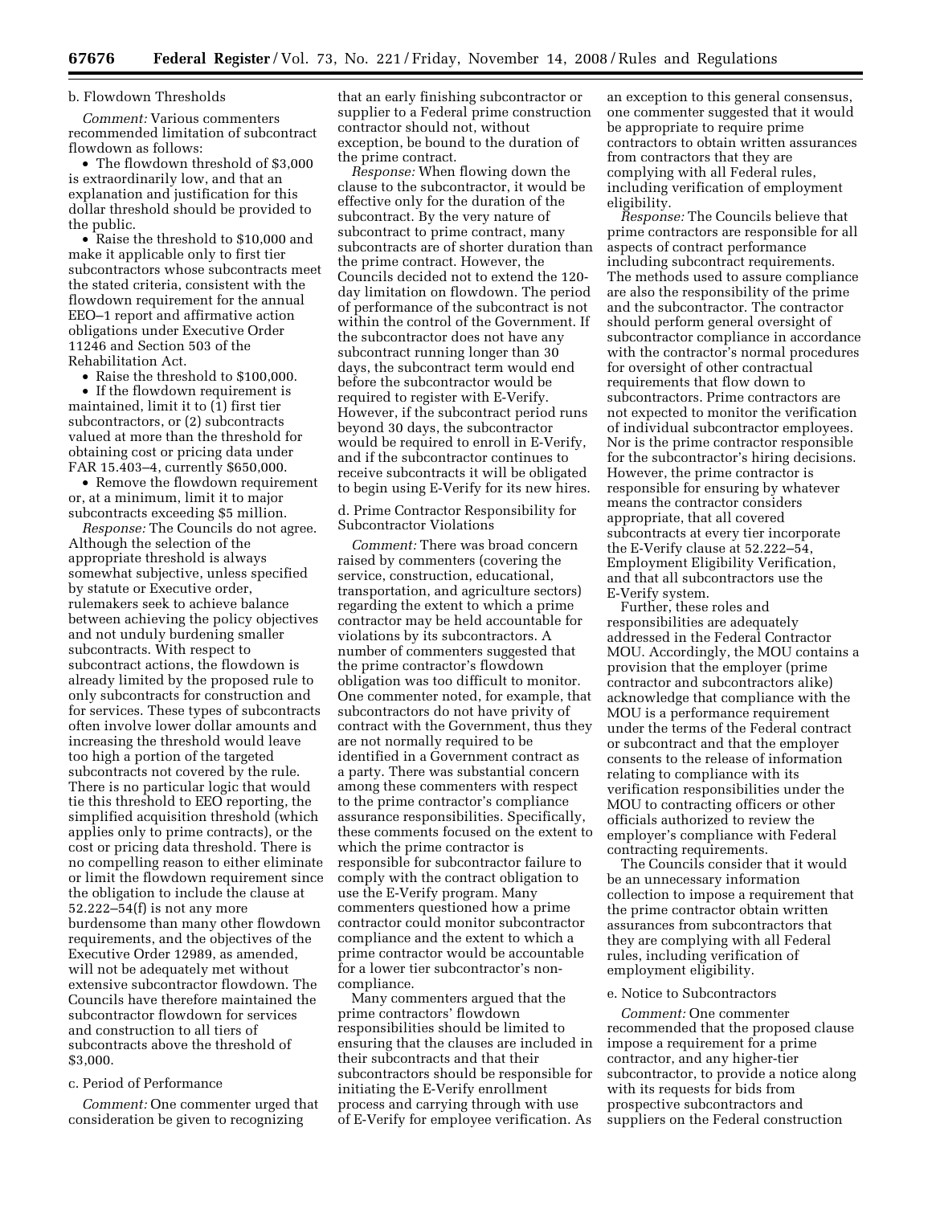b. Flowdown Thresholds

*Comment:* Various commenters recommended limitation of subcontract flowdown as follows:

- The flowdown threshold of $3,000 is extraordinarily low, and that an explanation and justification for this dollar threshold should be provided to the public.
- Raise the threshold to $10,000 and make it applicable only to first tier subcontractors whose subcontracts meet the stated criteria, consistent with the flowdown requirement for the annual EEO–1 report and affirmative action obligations under Executive Order 11246 and Section 503 of the Rehabilitation Act.
- Raise the threshold to $100,000.
- If the flowdown requirement is maintained, limit it to (1) first tier subcontractors, or (2) subcontracts valued at more than the threshold for obtaining cost or pricing data under FAR 15.403–4, currently $650,000.
- Remove the flowdown requirement or, at a minimum, limit it to major subcontracts exceeding $5 million.

*Response:* The Councils do not agree. Although the selection of the appropriate threshold is always somewhat subjective, unless specified by statute or Executive order, rulemakers seek to achieve balance between achieving the policy objectives and not unduly burdening smaller subcontracts. With respect to subcontract actions, the flowdown is already limited by the proposed rule to only subcontracts for construction and for services. These types of subcontracts often involve lower dollar amounts and increasing the threshold would leave too high a portion of the targeted subcontracts not covered by the rule. There is no particular logic that would tie this threshold to EEO reporting, the simplified acquisition threshold (which applies only to prime contracts), or the cost or pricing data threshold. There is no compelling reason to either eliminate or limit the flowdown requirement since the obligation to include the clause at 52.222–54(f) is not any more burdensome than many other flowdown requirements, and the objectives of the Executive Order 12989, as amended, will not be adequately met without extensive subcontractor flowdown. The Councils have therefore maintained the subcontractor flowdown for services and construction to all tiers of subcontracts above the threshold of $3,000.

c. Period of Performance

*Comment:* One commenter urged that consideration be given to recognizing that an early finishing subcontractor or supplier to a Federal prime construction contractor should not, without exception, be bound to the duration of the prime contract.

*Response:* When flowing down the clause to the subcontractor, it would be effective only for the duration of the subcontract. By the very nature of subcontract to prime contract, many subcontracts are of shorter duration than the prime contract. However, the Councils decided not to extend the 120-day limitation on flowdown. The period of performance of the subcontract is not within the control of the Government. If the subcontractor does not have any subcontract running longer than 30 days, the subcontract term would end before the subcontractor would be required to register with E-Verify. However, if the subcontract period runs beyond 30 days, the subcontractor would be required to enroll in E-Verify, and if the subcontractor continues to receive subcontracts it will be obligated to begin using E-Verify for its new hires.

d. Prime Contractor Responsibility for Subcontractor Violations

*Comment:* There was broad concern raised by commenters (covering the service, construction, educational, transportation, and agriculture sectors) regarding the extent to which a prime contractor may be held accountable for violations by its subcontractors. A number of commenters suggested that the prime contractor's flowdown obligation was too difficult to monitor. One commenter noted, for example, that subcontractors do not have privity of contract with the Government, thus they are not normally required to be identified in a Government contract as a party. There was substantial concern among these commenters with respect to the prime contractor's compliance assurance responsibilities. Specifically, these comments focused on the extent to which the prime contractor is responsible for subcontractor failure to comply with the contract obligation to use the E-Verify program. Many commenters questioned how a prime contractor could monitor subcontractor compliance and the extent to which a prime contractor would be accountable for a lower tier subcontractor's non-compliance.

Many commenters argued that the prime contractors' flowdown responsibilities should be limited to ensuring that the clauses are included in their subcontracts and that their subcontractors should be responsible for initiating the E-Verify enrollment process and carrying through with use of E-Verify for employee verification. As an exception to this general consensus, one commenter suggested that it would be appropriate to require prime contractors to obtain written assurances from contractors that they are complying with all Federal rules, including verification of employment eligibility.

*Response:* The Councils believe that prime contractors are responsible for all aspects of contract performance including subcontract requirements. The methods used to assure compliance are also the responsibility of the prime and the subcontractor. The contractor should perform general oversight of subcontractor compliance in accordance with the contractor's normal procedures for oversight of other contractual requirements that flow down to subcontractors. Prime contractors are not expected to monitor the verification of individual subcontractor employees. Nor is the prime contractor responsible for the subcontractor's hiring decisions. However, the prime contractor is responsible for ensuring by whatever means the contractor considers appropriate, that all covered subcontracts at every tier incorporate the E-Verify clause at 52.222–54, Employment Eligibility Verification, and that all subcontractors use the E-Verify system.

Further, these roles and responsibilities are adequately addressed in the Federal Contractor MOU. Accordingly, the MOU contains a provision that the employer (prime contractor and subcontractors alike) acknowledge that compliance with the MOU is a performance requirement under the terms of the Federal contract or subcontract and that the employer consents to the release of information relating to compliance with its verification responsibilities under the MOU to contracting officers or other officials authorized to review the employer's compliance with Federal contracting requirements.

The Councils consider that it would be an unnecessary information collection to impose a requirement that the prime contractor obtain written assurances from subcontractors that they are complying with all Federal rules, including verification of employment eligibility.

e. Notice to Subcontractors

*Comment:* One commenter recommended that the proposed clause impose a requirement for a prime contractor, and any higher-tier subcontractor, to provide a notice along with its requests for bids from prospective subcontractors and suppliers on the Federal construction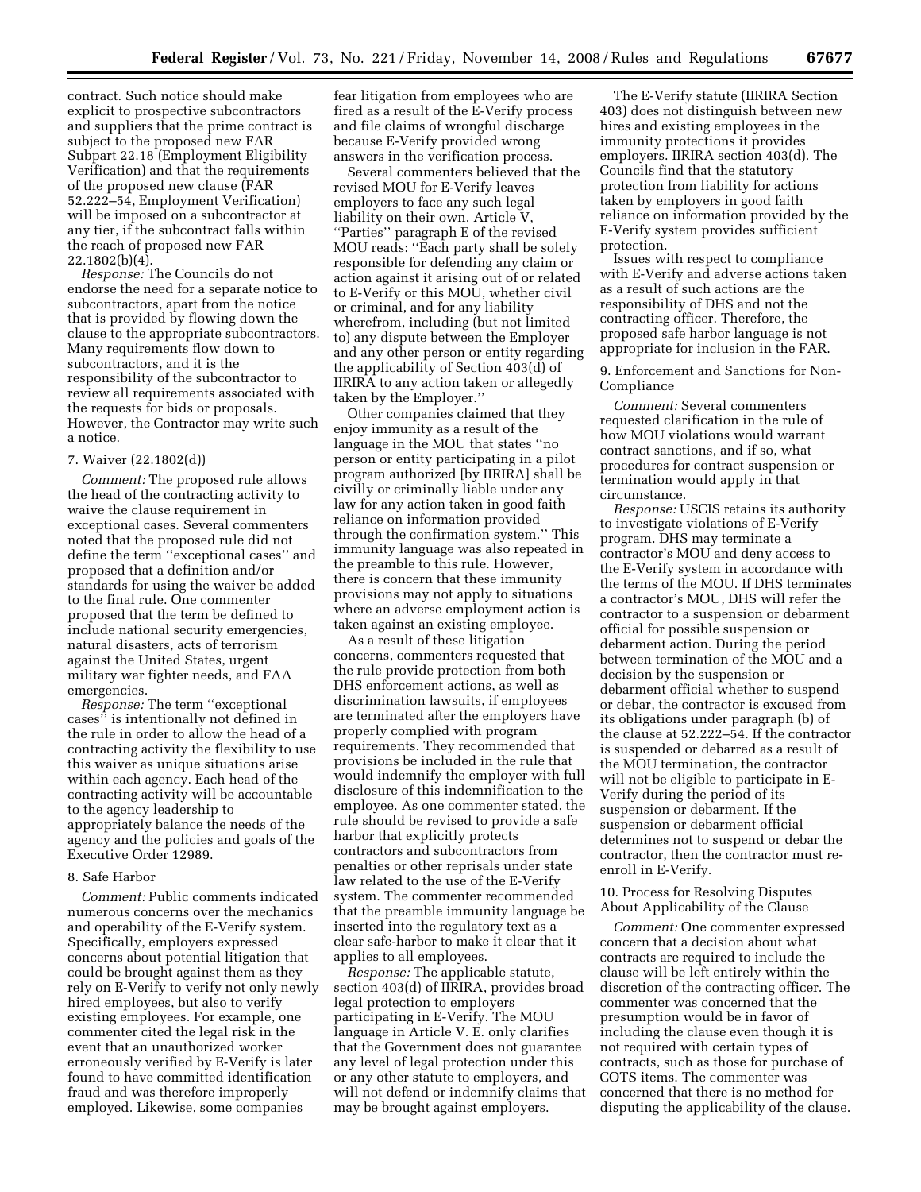contract. Such notice should make explicit to prospective subcontractors and suppliers that the prime contract is subject to the proposed new FAR Subpart 22.18 (Employment Eligibility Verification) and that the requirements of the proposed new clause (FAR 52.222–54, Employment Verification) will be imposed on a subcontractor at any tier, if the subcontract falls within the reach of proposed new FAR 22.1802(b)(4).

*Response:* The Councils do not endorse the need for a separate notice to subcontractors, apart from the notice that is provided by flowing down the clause to the appropriate subcontractors. Many requirements flow down to subcontractors, and it is the responsibility of the subcontractor to review all requirements associated with the requests for bids or proposals. However, the Contractor may write such a notice.

7. Waiver (22.1802(d))

*Comment:* The proposed rule allows the head of the contracting activity to waive the clause requirement in exceptional cases. Several commenters noted that the proposed rule did not define the term ''exceptional cases'' and proposed that a definition and/or standards for using the waiver be added to the final rule. One commenter proposed that the term be defined to include national security emergencies, natural disasters, acts of terrorism against the United States, urgent military war fighter needs, and FAA emergencies.

*Response:* The term ''exceptional cases'' is intentionally not defined in the rule in order to allow the head of a contracting activity the flexibility to use this waiver as unique situations arise within each agency. Each head of the contracting activity will be accountable to the agency leadership to appropriately balance the needs of the agency and the policies and goals of the Executive Order 12989.

8. Safe Harbor

*Comment:* Public comments indicated numerous concerns over the mechanics and operability of the E-Verify system. Specifically, employers expressed concerns about potential litigation that could be brought against them as they rely on E-Verify to verify not only newly hired employees, but also to verify existing employees. For example, one commenter cited the legal risk in the event that an unauthorized worker erroneously verified by E-Verify is later found to have committed identification fraud and was therefore improperly employed. Likewise, some companies fear litigation from employees who are fired as a result of the E-Verify process and file claims of wrongful discharge because E-Verify provided wrong answers in the verification process.

Several commenters believed that the revised MOU for E-Verify leaves employers to face any such legal liability on their own. Article V, ''Parties'' paragraph E of the revised MOU reads: ''Each party shall be solely responsible for defending any claim or action against it arising out of or related to E-Verify or this MOU, whether civil or criminal, and for any liability wherefrom, including (but not limited to) any dispute between the Employer and any other person or entity regarding the applicability of Section 403(d) of IIRIRA to any action taken or allegedly taken by the Employer.''

Other companies claimed that they enjoy immunity as a result of the language in the MOU that states ''no person or entity participating in a pilot program authorized [by IIRIRA] shall be civilly or criminally liable under any law for any action taken in good faith reliance on information provided through the confirmation system.'' This immunity language was also repeated in the preamble to this rule. However, there is concern that these immunity provisions may not apply to situations where an adverse employment action is taken against an existing employee.

As a result of these litigation concerns, commenters requested that the rule provide protection from both DHS enforcement actions, as well as discrimination lawsuits, if employees are terminated after the employers have properly complied with program requirements. They recommended that provisions be included in the rule that would indemnify the employer with full disclosure of this indemnification to the employee. As one commenter stated, the rule should be revised to provide a safe harbor that explicitly protects contractors and subcontractors from penalties or other reprisals under state law related to the use of the E-Verify system. The commenter recommended that the preamble immunity language be inserted into the regulatory text as a clear safe-harbor to make it clear that it applies to all employees.

*Response:* The applicable statute, section 403(d) of IIRIRA, provides broad legal protection to employers participating in E-Verify. The MOU language in Article V. E. only clarifies that the Government does not guarantee any level of legal protection under this or any other statute to employers, and will not defend or indemnify claims that may be brought against employers.

The E-Verify statute (IIRIRA Section 403) does not distinguish between new hires and existing employees in the immunity protections it provides employers. IIRIRA section 403(d). The Councils find that the statutory protection from liability for actions taken by employers in good faith reliance on information provided by the E-Verify system provides sufficient protection.

Issues with respect to compliance with E-Verify and adverse actions taken as a result of such actions are the responsibility of DHS and not the contracting officer. Therefore, the proposed safe harbor language is not appropriate for inclusion in the FAR.

9. Enforcement and Sanctions for Non-Compliance

*Comment:* Several commenters requested clarification in the rule of how MOU violations would warrant contract sanctions, and if so, what procedures for contract suspension or termination would apply in that circumstance.

*Response:* USCIS retains its authority to investigate violations of E-Verify program. DHS may terminate a contractor's MOU and deny access to the E-Verify system in accordance with the terms of the MOU. If DHS terminates a contractor's MOU, DHS will refer the contractor to a suspension or debarment official for possible suspension or debarment action. During the period between termination of the MOU and a decision by the suspension or debarment official whether to suspend or debar, the contractor is excused from its obligations under paragraph (b) of the clause at 52.222–54. If the contractor is suspended or debarred as a result of the MOU termination, the contractor will not be eligible to participate in E-Verify during the period of its suspension or debarment. If the suspension or debarment official determines not to suspend or debar the contractor, then the contractor must re-enroll in E-Verify.

10. Process for Resolving Disputes About Applicability of the Clause

*Comment:* One commenter expressed concern that a decision about what contracts are required to include the clause will be left entirely within the discretion of the contracting officer. The commenter was concerned that the presumption would be in favor of including the clause even though it is not required with certain types of contracts, such as those for purchase of COTS items. The commenter was concerned that there is no method for disputing the applicability of the clause.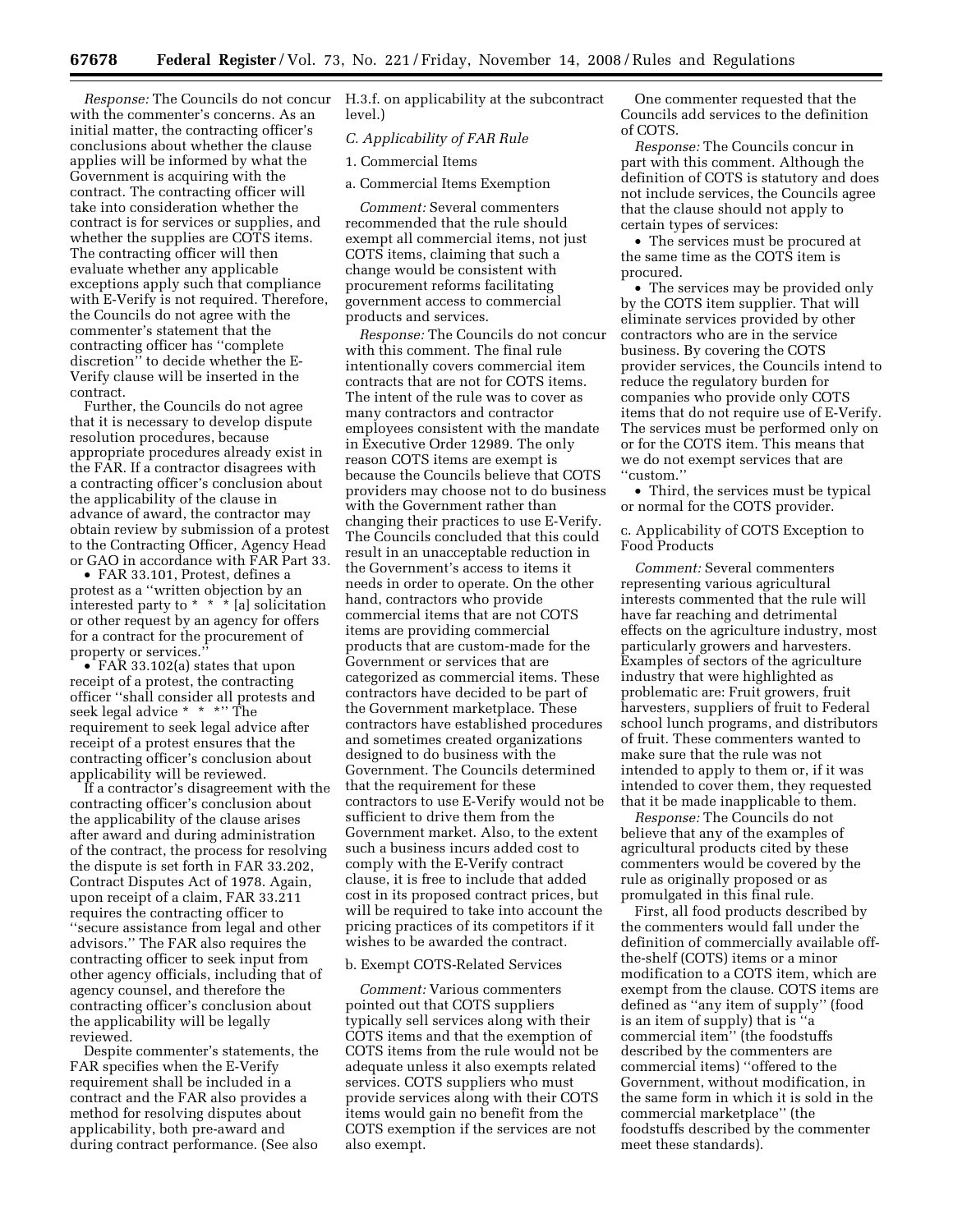*Response:* The Councils do not concur with the commenter's concerns. As an initial matter, the contracting officer's conclusions about whether the clause applies will be informed by what the Government is acquiring with the contract. The contracting officer will take into consideration whether the contract is for services or supplies, and whether the supplies are COTS items. The contracting officer will then evaluate whether any applicable exceptions apply such that compliance with E-Verify is not required. Therefore, the Councils do not agree with the commenter's statement that the contracting officer has ''complete discretion'' to decide whether the E-Verify clause will be inserted in the contract.

Further, the Councils do not agree that it is necessary to develop dispute resolution procedures, because appropriate procedures already exist in the FAR. If a contractor disagrees with a contracting officer's conclusion about the applicability of the clause in advance of award, the contractor may obtain review by submission of a protest to the Contracting Officer, Agency Head or GAO in accordance with FAR Part 33.

- FAR 33.101, Protest, defines a protest as a ''written objection by an interested party to * * * [a] solicitation or other request by an agency for offers for a contract for the procurement of property or services.''
- FAR 33.102(a) states that upon receipt of a protest, the contracting officer ''shall consider all protests and seek legal advice * * *'' The requirement to seek legal advice after receipt of a protest ensures that the contracting officer's conclusion about applicability will be reviewed.

If a contractor's disagreement with the contracting officer's conclusion about the applicability of the clause arises after award and during administration of the contract, the process for resolving the dispute is set forth in FAR 33.202, Contract Disputes Act of 1978. Again, upon receipt of a claim, FAR 33.211 requires the contracting officer to ''secure assistance from legal and other advisors.'' The FAR also requires the contracting officer to seek input from other agency officials, including that of agency counsel, and therefore the contracting officer's conclusion about the applicability will be legally reviewed.

Despite commenter's statements, the FAR specifies when the E-Verify requirement shall be included in a contract and the FAR also provides a method for resolving disputes about applicability, both pre-award and during contract performance. (See also H.3.f. on applicability at the subcontract level.)

### *C. Applicability of FAR Rule*

#### 1. Commercial Items

##### a. Commercial Items Exemption

*Comment:* Several commenters recommended that the rule should exempt all commercial items, not just COTS items, claiming that such a change would be consistent with procurement reforms facilitating government access to commercial products and services.

*Response:* The Councils do not concur with this comment. The final rule intentionally covers commercial item contracts that are not for COTS items. The intent of the rule was to cover as many contractors and contractor employees consistent with the mandate in Executive Order 12989. The only reason COTS items are exempt is because the Councils believe that COTS providers may choose not to do business with the Government rather than changing their practices to use E-Verify. The Councils concluded that this could result in an unacceptable reduction in the Government's access to items it needs in order to operate. On the other hand, contractors who provide commercial items that are not COTS items are providing commercial products that are custom-made for the Government or services that are categorized as commercial items. These contractors have decided to be part of the Government marketplace. These contractors have established procedures and sometimes created organizations designed to do business with the Government. The Councils determined that the requirement for these contractors to use E-Verify would not be sufficient to drive them from the Government market. Also, to the extent such a business incurs added cost to comply with the E-Verify contract clause, it is free to include that added cost in its proposed contract prices, but will be required to take into account the pricing practices of its competitors if it wishes to be awarded the contract.

##### b. Exempt COTS-Related Services

*Comment:* Various commenters pointed out that COTS suppliers typically sell services along with their COTS items and that the exemption of COTS items from the rule would not be adequate unless it also exempts related services. COTS suppliers who must provide services along with their COTS items would gain no benefit from the COTS exemption if the services are not also exempt.

One commenter requested that the Councils add services to the definition of COTS.

*Response:* The Councils concur in part with this comment. Although the definition of COTS is statutory and does not include services, the Councils agree that the clause should not apply to certain types of services:

- The services must be procured at the same time as the COTS item is procured.
- The services may be provided only by the COTS item supplier. That will eliminate services provided by other contractors who are in the service business. By covering the COTS provider services, the Councils intend to reduce the regulatory burden for companies who provide only COTS items that do not require use of E-Verify. The services must be performed only on or for the COTS item. This means that we do not exempt services that are ''custom.''
- Third, the services must be typical or normal for the COTS provider.

##### c. Applicability of COTS Exception to Food Products

*Comment:* Several commenters representing various agricultural interests commented that the rule will have far reaching and detrimental effects on the agriculture industry, most particularly growers and harvesters. Examples of sectors of the agriculture industry that were highlighted as problematic are: Fruit growers, fruit harvesters, suppliers of fruit to Federal school lunch programs, and distributors of fruit. These commenters wanted to make sure that the rule was not intended to apply to them or, if it was intended to cover them, they requested that it be made inapplicable to them.

*Response:* The Councils do not believe that any of the examples of agricultural products cited by these commenters would be covered by the rule as originally proposed or as promulgated in this final rule.

First, all food products described by the commenters would fall under the definition of commercially available off-the-shelf (COTS) items or a minor modification to a COTS item, which are exempt from the clause. COTS items are defined as ''any item of supply'' (food is an item of supply) that is ''a commercial item'' (the foodstuffs described by the commenters are commercial items) ''offered to the Government, without modification, in the same form in which it is sold in the commercial marketplace'' (the foodstuffs described by the commenter meet these standards).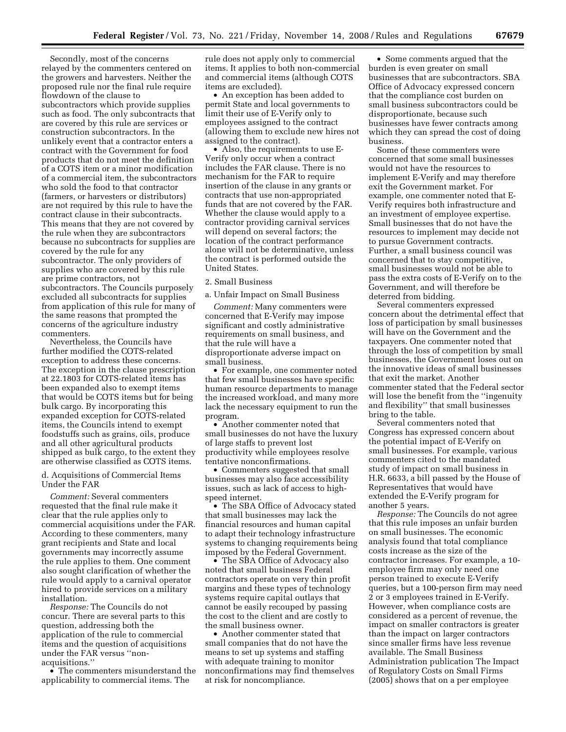Secondly, most of the concerns relayed by the commenters centered on the growers and harvesters. Neither the proposed rule nor the final rule require flowdown of the clause to subcontractors which provide supplies such as food. The only subcontracts that are covered by this rule are services or construction subcontractors. In the unlikely event that a contractor enters a contract with the Government for food products that do not meet the definition of a COTS item or a minor modification of a commercial item, the subcontractors who sold the food to that contractor (farmers, or harvesters or distributors) are not required by this rule to have the contract clause in their subcontracts. This means that they are not covered by the rule when they are subcontractors because no subcontracts for supplies are covered by the rule for any subcontractor. The only providers of supplies who are covered by this rule are prime contractors, not subcontractors. The Councils purposely excluded all subcontracts for supplies from application of this rule for many of the same reasons that prompted the concerns of the agriculture industry commenters.

Nevertheless, the Councils have further modified the COTS-related exception to address these concerns. The exception in the clause prescription at 22.1803 for COTS-related items has been expanded also to exempt items that would be COTS items but for being bulk cargo. By incorporating this expanded exception for COTS-related items, the Councils intend to exempt foodstuffs such as grains, oils, produce and all other agricultural products shipped as bulk cargo, to the extent they are otherwise classified as COTS items.

d. Acquisitions of Commercial Items Under the FAR

*Comment:* Several commenters requested that the final rule make it clear that the rule applies only to commercial acquisitions under the FAR. According to these commenters, many grant recipients and State and local governments may incorrectly assume the rule applies to them. One comment also sought clarification of whether the rule would apply to a carnival operator hired to provide services on a military installation.

*Response:* The Councils do not concur. There are several parts to this question, addressing both the application of the rule to commercial items and the question of acquisitions under the FAR versus ''non-acquisitions.''

- The commenters misunderstand the applicability to commercial items. The rule does not apply only to commercial items. It applies to both non-commercial and commercial items (although COTS items are excluded).
- An exception has been added to permit State and local governments to limit their use of E-Verify only to employees assigned to the contract (allowing them to exclude new hires not assigned to the contract).
- Also, the requirements to use E-Verify only occur when a contract includes the FAR clause. There is no mechanism for the FAR to require insertion of the clause in any grants or contracts that use non-appropriated funds that are not covered by the FAR. Whether the clause would apply to a contractor providing carnival services will depend on several factors; the location of the contract performance alone will not be determinative, unless the contract is performed outside the United States.

2. Small Business

a. Unfair Impact on Small Business

*Comment:* Many commenters were concerned that E-Verify may impose significant and costly administrative requirements on small business, and that the rule will have a disproportionate adverse impact on small business.

- For example, one commenter noted that few small businesses have specific human resource departments to manage the increased workload, and many more lack the necessary equipment to run the program.
- Another commenter noted that small businesses do not have the luxury of large staffs to prevent lost productivity while employees resolve tentative nonconfirmations.
- Commenters suggested that small businesses may also face accessibility issues, such as lack of access to high-speed internet.
- The SBA Office of Advocacy stated that small businesses may lack the financial resources and human capital to adapt their technology infrastructure systems to changing requirements being imposed by the Federal Government.
- The SBA Office of Advocacy also noted that small business Federal contractors operate on very thin profit margins and these types of technology systems require capital outlays that cannot be easily recouped by passing the cost to the client and are costly to the small business owner.
- Another commenter stated that small companies that do not have the means to set up systems and staffing with adequate training to monitor nonconfirmations may find themselves at risk for noncompliance.
- Some comments argued that the burden is even greater on small businesses that are subcontractors. SBA Office of Advocacy expressed concern that the compliance cost burden on small business subcontractors could be disproportionate, because such businesses have fewer contracts among which they can spread the cost of doing business.

Some of these commenters were concerned that some small businesses would not have the resources to implement E-Verify and may therefore exit the Government market. For example, one commenter noted that E-Verify requires both infrastructure and an investment of employee expertise. Small businesses that do not have the resources to implement may decide not to pursue Government contracts. Further, a small business council was concerned that to stay competitive, small businesses would not be able to pass the extra costs of E-Verify on to the Government, and will therefore be deterred from bidding.

Several commenters expressed concern about the detrimental effect that loss of participation by small businesses will have on the Government and the taxpayers. One commenter noted that through the loss of competition by small businesses, the Government loses out on the innovative ideas of small businesses that exit the market. Another commenter stated that the Federal sector will lose the benefit from the ''ingenuity and flexibility'' that small businesses bring to the table.

Several commenters noted that Congress has expressed concern about the potential impact of E-Verify on small businesses. For example, various commenters cited to the mandated study of impact on small business in H.R. 6633, a bill passed by the House of Representatives that would have extended the E-Verify program for another 5 years.

*Response:* The Councils do not agree that this rule imposes an unfair burden on small businesses. The economic analysis found that total compliance costs increase as the size of the contractor increases. For example, a 10-employee firm may only need one person trained to execute E-Verify queries, but a 100-person firm may need 2 or 3 employees trained in E-Verify. However, when compliance costs are considered as a percent of revenue, the impact on smaller contractors is greater than the impact on larger contractors since smaller firms have less revenue available. The Small Business Administration publication The Impact of Regulatory Costs on Small Firms (2005) shows that on a per employee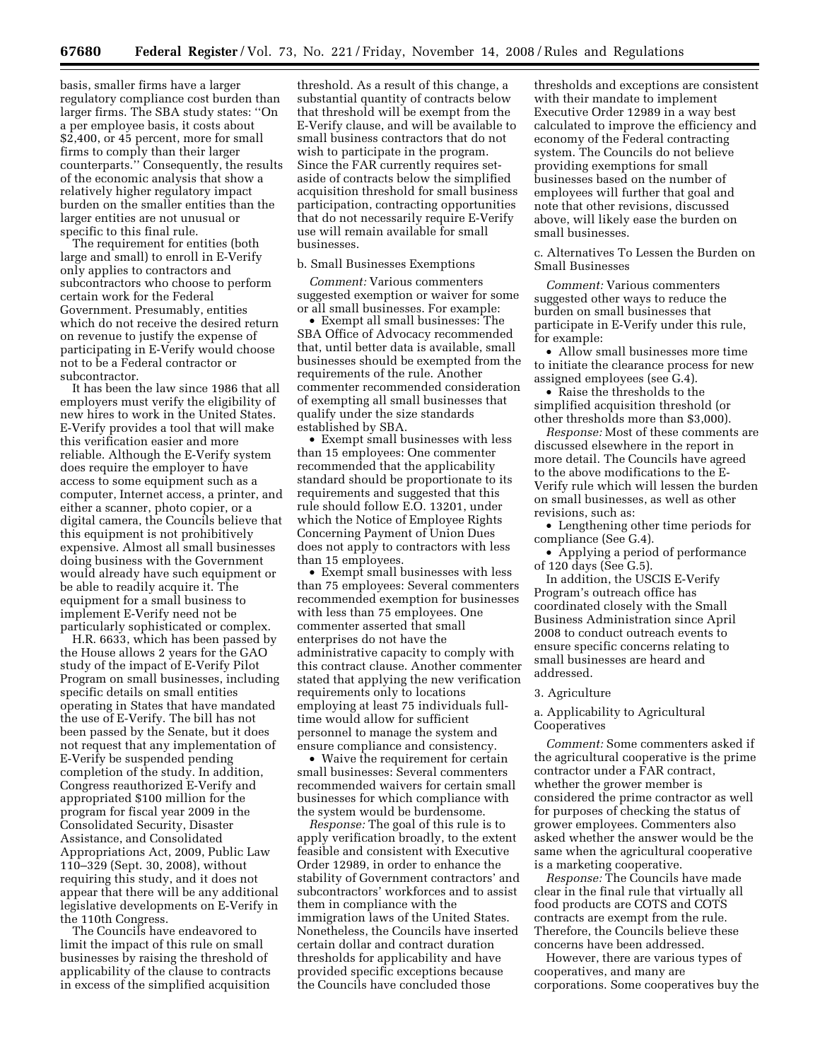basis, smaller firms have a larger regulatory compliance cost burden than larger firms. The SBA study states: ''On a per employee basis, it costs about $2,400, or 45 percent, more for small firms to comply than their larger counterparts.'' Consequently, the results of the economic analysis that show a relatively higher regulatory impact burden on the smaller entities than the larger entities are not unusual or specific to this final rule.

The requirement for entities (both large and small) to enroll in E-Verify only applies to contractors and subcontractors who choose to perform certain work for the Federal Government. Presumably, entities which do not receive the desired return on revenue to justify the expense of participating in E-Verify would choose not to be a Federal contractor or subcontractor.

It has been the law since 1986 that all employers must verify the eligibility of new hires to work in the United States. E-Verify provides a tool that will make this verification easier and more reliable. Although the E-Verify system does require the employer to have access to some equipment such as a computer, Internet access, a printer, and either a scanner, photo copier, or a digital camera, the Councils believe that this equipment is not prohibitively expensive. Almost all small businesses doing business with the Government would already have such equipment or be able to readily acquire it. The equipment for a small business to implement E-Verify need not be particularly sophisticated or complex.

H.R. 6633, which has been passed by the House allows 2 years for the GAO study of the impact of E-Verify Pilot Program on small businesses, including specific details on small entities operating in States that have mandated the use of E-Verify. The bill has not been passed by the Senate, but it does not request that any implementation of E-Verify be suspended pending completion of the study. In addition, Congress reauthorized E-Verify and appropriated $100 million for the program for fiscal year 2009 in the Consolidated Security, Disaster Assistance, and Consolidated Appropriations Act, 2009, Public Law 110–329 (Sept. 30, 2008), without requiring this study, and it does not appear that there will be any additional legislative developments on E-Verify in the 110th Congress.

The Councils have endeavored to limit the impact of this rule on small businesses by raising the threshold of applicability of the clause to contracts in excess of the simplified acquisition threshold. As a result of this change, a substantial quantity of contracts below that threshold will be exempt from the E-Verify clause, and will be available to small business contractors that do not wish to participate in the program. Since the FAR currently requires set-aside of contracts below the simplified acquisition threshold for small business participation, contracting opportunities that do not necessarily require E-Verify use will remain available for small businesses.

b. Small Businesses Exemptions

*Comment:* Various commenters suggested exemption or waiver for some or all small businesses. For example:

- Exempt all small businesses: The SBA Office of Advocacy recommended that, until better data is available, small businesses should be exempted from the requirements of the rule. Another commenter recommended consideration of exempting all small businesses that qualify under the size standards established by SBA.
- Exempt small businesses with less than 15 employees: One commenter recommended that the applicability standard should be proportionate to its requirements and suggested that this rule should follow E.O. 13201, under which the Notice of Employee Rights Concerning Payment of Union Dues does not apply to contractors with less than 15 employees.
- Exempt small businesses with less than 75 employees: Several commenters recommended exemption for businesses with less than 75 employees. One commenter asserted that small enterprises do not have the administrative capacity to comply with this contract clause. Another commenter stated that applying the new verification requirements only to locations employing at least 75 individuals full-time would allow for sufficient personnel to manage the system and ensure compliance and consistency.
- Waive the requirement for certain small businesses: Several commenters recommended waivers for certain small businesses for which compliance with the system would be burdensome.

*Response:* The goal of this rule is to apply verification broadly, to the extent feasible and consistent with Executive Order 12989, in order to enhance the stability of Government contractors' and subcontractors' workforces and to assist them in compliance with the immigration laws of the United States. Nonetheless, the Councils have inserted certain dollar and contract duration thresholds for applicability and have provided specific exceptions because the Councils have concluded those thresholds and exceptions are consistent with their mandate to implement Executive Order 12989 in a way best calculated to improve the efficiency and economy of the Federal contracting system. The Councils do not believe providing exemptions for small businesses based on the number of employees will further that goal and note that other revisions, discussed above, will likely ease the burden on small businesses.

c. Alternatives To Lessen the Burden on Small Businesses

*Comment:* Various commenters suggested other ways to reduce the burden on small businesses that participate in E-Verify under this rule, for example:

- Allow small businesses more time to initiate the clearance process for new assigned employees (see G.4).
- Raise the thresholds to the simplified acquisition threshold (or other thresholds more than $3,000).

*Response:* Most of these comments are discussed elsewhere in the report in more detail. The Councils have agreed to the above modifications to the E-Verify rule which will lessen the burden on small businesses, as well as other revisions, such as:

- Lengthening other time periods for compliance (See G.4).
- Applying a period of performance of 120 days (See G.5).

In addition, the USCIS E-Verify Program's outreach office has coordinated closely with the Small Business Administration since April 2008 to conduct outreach events to ensure specific concerns relating to small businesses are heard and addressed.

3. Agriculture

a. Applicability to Agricultural Cooperatives

*Comment:* Some commenters asked if the agricultural cooperative is the prime contractor under a FAR contract, whether the grower member is considered the prime contractor as well for purposes of checking the status of grower employees. Commenters also asked whether the answer would be the same when the agricultural cooperative is a marketing cooperative.

*Response:* The Councils have made clear in the final rule that virtually all food products are COTS and COTS contracts are exempt from the rule. Therefore, the Councils believe these concerns have been addressed.

However, there are various types of cooperatives, and many are corporations. Some cooperatives buy the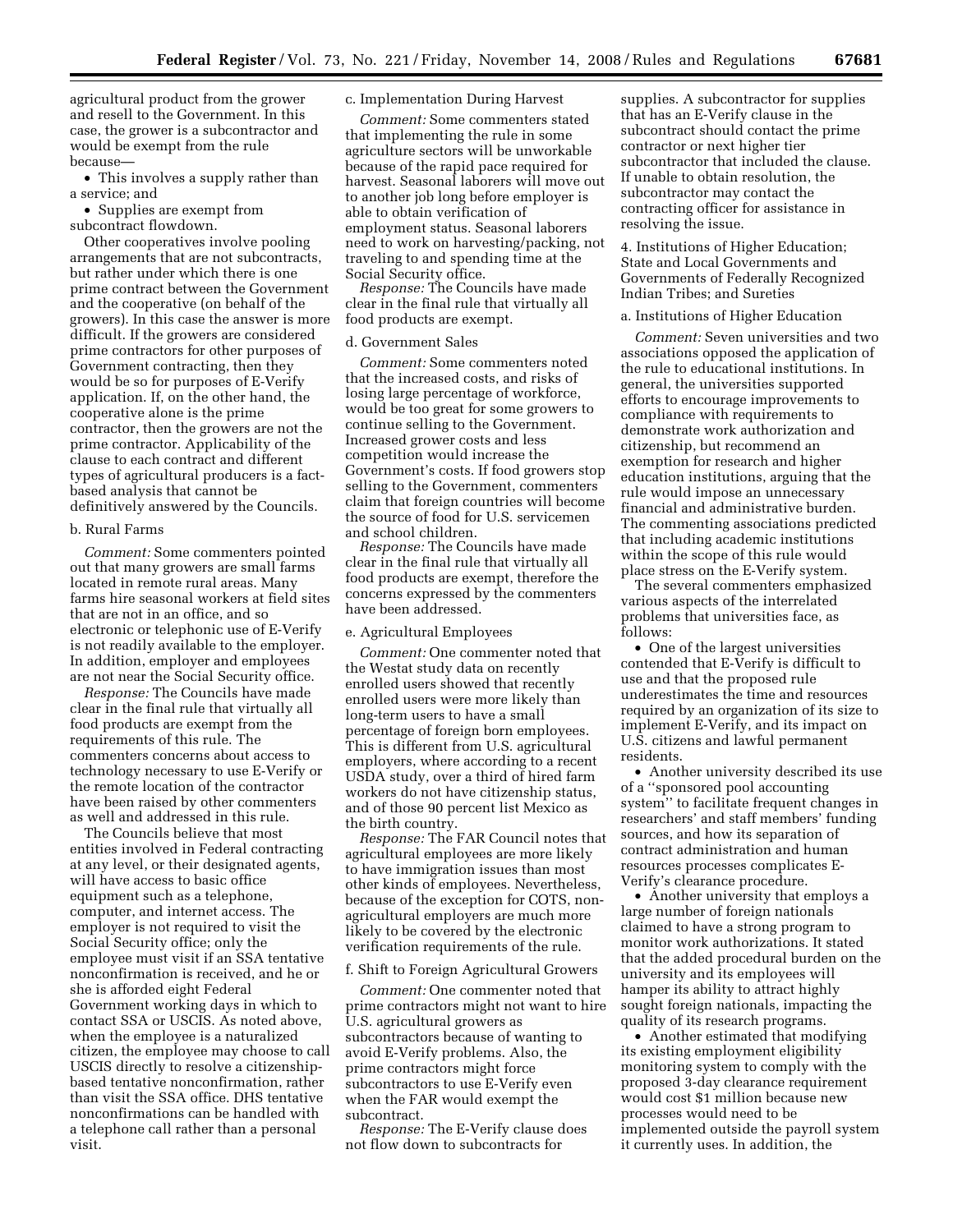agricultural product from the grower and resell to the Government. In this case, the grower is a subcontractor and would be exempt from the rule because—

- This involves a supply rather than a service; and
- Supplies are exempt from subcontract flowdown.

Other cooperatives involve pooling arrangements that are not subcontracts, but rather under which there is one prime contract between the Government and the cooperative (on behalf of the growers). In this case the answer is more difficult. If the growers are considered prime contractors for other purposes of Government contracting, then they would be so for purposes of E-Verify application. If, on the other hand, the cooperative alone is the prime contractor, then the growers are not the prime contractor. Applicability of the clause to each contract and different types of agricultural producers is a fact-based analysis that cannot be definitively answered by the Councils.

b. Rural Farms

*Comment:* Some commenters pointed out that many growers are small farms located in remote rural areas. Many farms hire seasonal workers at field sites that are not in an office, and so electronic or telephonic use of E-Verify is not readily available to the employer. In addition, employer and employees are not near the Social Security office.

*Response:* The Councils have made clear in the final rule that virtually all food products are exempt from the requirements of this rule. The commenters concerns about access to technology necessary to use E-Verify or the remote location of the contractor have been raised by other commenters as well and addressed in this rule.

The Councils believe that most entities involved in Federal contracting at any level, or their designated agents, will have access to basic office equipment such as a telephone, computer, and internet access. The employer is not required to visit the Social Security office; only the employee must visit if an SSA tentative nonconfirmation is received, and he or she is afforded eight Federal Government working days in which to contact SSA or USCIS. As noted above, when the employee is a naturalized citizen, the employee may choose to call USCIS directly to resolve a citizenship-based tentative nonconfirmation, rather than visit the SSA office. DHS tentative nonconfirmations can be handled with a telephone call rather than a personal visit.

c. Implementation During Harvest

*Comment:* Some commenters stated that implementing the rule in some agriculture sectors will be unworkable because of the rapid pace required for harvest. Seasonal laborers will move out to another job long before employer is able to obtain verification of employment status. Seasonal laborers need to work on harvesting/packing, not traveling to and spending time at the Social Security office.

*Response:* The Councils have made clear in the final rule that virtually all food products are exempt.

d. Government Sales

*Comment:* Some commenters noted that the increased costs, and risks of losing large percentage of workforce, would be too great for some growers to continue selling to the Government. Increased grower costs and less competition would increase the Government's costs. If food growers stop selling to the Government, commenters claim that foreign countries will become the source of food for U.S. servicemen and school children.

*Response:* The Councils have made clear in the final rule that virtually all food products are exempt, therefore the concerns expressed by the commenters have been addressed.

e. Agricultural Employees

*Comment:* One commenter noted that the Westat study data on recently enrolled users showed that recently enrolled users were more likely than long-term users to have a small percentage of foreign born employees. This is different from U.S. agricultural employers, where according to a recent USDA study, over a third of hired farm workers do not have citizenship status, and of those 90 percent list Mexico as the birth country.

*Response:* The FAR Council notes that agricultural employees are more likely to have immigration issues than most other kinds of employees. Nevertheless, because of the exception for COTS, non-agricultural employers are much more likely to be covered by the electronic verification requirements of the rule.

f. Shift to Foreign Agricultural Growers

*Comment:* One commenter noted that prime contractors might not want to hire U.S. agricultural growers as subcontractors because of wanting to avoid E-Verify problems. Also, the prime contractors might force subcontractors to use E-Verify even when the FAR would exempt the subcontract.

*Response:* The E-Verify clause does not flow down to subcontracts for supplies. A subcontractor for supplies that has an E-Verify clause in the subcontract should contact the prime contractor or next higher tier subcontractor that included the clause. If unable to obtain resolution, the subcontractor may contact the contracting officer for assistance in resolving the issue.

4. Institutions of Higher Education; State and Local Governments and Governments of Federally Recognized Indian Tribes; and Sureties

a. Institutions of Higher Education

*Comment:* Seven universities and two associations opposed the application of the rule to educational institutions. In general, the universities supported efforts to encourage improvements to compliance with requirements to demonstrate work authorization and citizenship, but recommend an exemption for research and higher education institutions, arguing that the rule would impose an unnecessary financial and administrative burden. The commenting associations predicted that including academic institutions within the scope of this rule would place stress on the E-Verify system.

The several commenters emphasized various aspects of the interrelated problems that universities face, as follows:

- One of the largest universities contended that E-Verify is difficult to use and that the proposed rule underestimates the time and resources required by an organization of its size to implement E-Verify, and its impact on U.S. citizens and lawful permanent residents.
- Another university described its use of a ''sponsored pool accounting system'' to facilitate frequent changes in researchers' and staff members' funding sources, and how its separation of contract administration and human resources processes complicates E-Verify's clearance procedure.
- Another university that employs a large number of foreign nationals claimed to have a strong program to monitor work authorizations. It stated that the added procedural burden on the university and its employees will hamper its ability to attract highly sought foreign nationals, impacting the quality of its research programs.
- Another estimated that modifying its existing employment eligibility monitoring system to comply with the proposed 3-day clearance requirement would cost $1 million because new processes would need to be implemented outside the payroll system it currently uses. In addition, the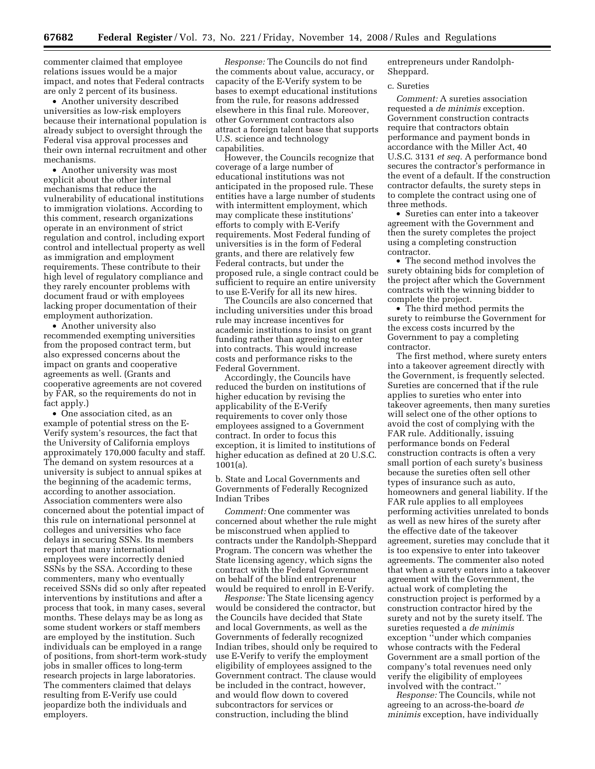commenter claimed that employee relations issues would be a major impact, and notes that Federal contracts are only 2 percent of its business.

- Another university described universities as low-risk employers because their international population is already subject to oversight through the Federal visa approval processes and their own internal recruitment and other mechanisms.
- Another university was most explicit about the other internal mechanisms that reduce the vulnerability of educational institutions to immigration violations. According to this comment, research organizations operate in an environment of strict regulation and control, including export control and intellectual property as well as immigration and employment requirements. These contribute to their high level of regulatory compliance and they rarely encounter problems with document fraud or with employees lacking proper documentation of their employment authorization.
- Another university also recommended exempting universities from the proposed contract term, but also expressed concerns about the impact on grants and cooperative agreements as well. (Grants and cooperative agreements are not covered by FAR, so the requirements do not in fact apply.)
- One association cited, as an example of potential stress on the E-Verify system's resources, the fact that the University of California employs approximately 170,000 faculty and staff. The demand on system resources at a university is subject to annual spikes at the beginning of the academic terms, according to another association. Association commenters were also concerned about the potential impact of this rule on international personnel at colleges and universities who face delays in securing SSNs. Its members report that many international employees were incorrectly denied SSNs by the SSA. According to these commenters, many who eventually received SSNs did so only after repeated interventions by institutions and after a process that took, in many cases, several months. These delays may be as long as some student workers or staff members are employed by the institution. Such individuals can be employed in a range of positions, from short-term work-study jobs in smaller offices to long-term research projects in large laboratories. The commenters claimed that delays resulting from E-Verify use could jeopardize both the individuals and employers.

*Response:* The Councils do not find the comments about value, accuracy, or capacity of the E-Verify system to be bases to exempt educational institutions from the rule, for reasons addressed elsewhere in this final rule. Moreover, other Government contractors also attract a foreign talent base that supports U.S. science and technology capabilities.

However, the Councils recognize that coverage of a large number of educational institutions was not anticipated in the proposed rule. These entities have a large number of students with intermittent employment, which may complicate these institutions' efforts to comply with E-Verify requirements. Most Federal funding of universities is in the form of Federal grants, and there are relatively few Federal contracts, but under the proposed rule, a single contract could be sufficient to require an entire university to use E-Verify for all its new hires.

The Councils are also concerned that including universities under this broad rule may increase incentives for academic institutions to insist on grant funding rather than agreeing to enter into contracts. This would increase costs and performance risks to the Federal Government.

Accordingly, the Councils have reduced the burden on institutions of higher education by revising the applicability of the E-Verify requirements to cover only those employees assigned to a Government contract. In order to focus this exception, it is limited to institutions of higher education as defined at 20 U.S.C. 1001(a).

b. State and Local Governments and Governments of Federally Recognized Indian Tribes

*Comment:* One commenter was concerned about whether the rule might be misconstrued when applied to contracts under the Randolph-Sheppard Program. The concern was whether the State licensing agency, which signs the contract with the Federal Government on behalf of the blind entrepreneur would be required to enroll in E-Verify.

*Response:* The State licensing agency would be considered the contractor, but the Councils have decided that State and local Governments, as well as the Governments of federally recognized Indian tribes, should only be required to use E-Verify to verify the employment eligibility of employees assigned to the Government contract. The clause would be included in the contract, however, and would flow down to covered subcontractors for services or construction, including the blind entrepreneurs under Randolph-Sheppard.

c. Sureties

*Comment:* A sureties association requested a *de minimis* exception. Government construction contracts require that contractors obtain performance and payment bonds in accordance with the Miller Act, 40 U.S.C. 3131 *et seq.* A performance bond secures the contractor's performance in the event of a default. If the construction contractor defaults, the surety steps in to complete the contract using one of three methods.

- Sureties can enter into a takeover agreement with the Government and then the surety completes the project using a completing construction contractor.
- The second method involves the surety obtaining bids for completion of the project after which the Government contracts with the winning bidder to complete the project.
- The third method permits the surety to reimburse the Government for the excess costs incurred by the Government to pay a completing contractor.

The first method, where surety enters into a takeover agreement directly with the Government, is frequently selected. Sureties are concerned that if the rule applies to sureties who enter into takeover agreements, then many sureties will select one of the other options to avoid the cost of complying with the FAR rule. Additionally, issuing performance bonds on Federal construction contracts is often a very small portion of each surety's business because the sureties often sell other types of insurance such as auto, homeowners and general liability. If the FAR rule applies to all employees performing activities unrelated to bonds as well as new hires of the surety after the effective date of the takeover agreement, sureties may conclude that it is too expensive to enter into takeover agreements. The commenter also noted that when a surety enters into a takeover agreement with the Government, the actual work of completing the construction project is performed by a construction contractor hired by the surety and not by the surety itself. The sureties requested a *de minimis* exception ''under which companies whose contracts with the Federal Government are a small portion of the company's total revenues need only verify the eligibility of employees involved with the contract.''

*Response:* The Councils, while not agreeing to an across-the-board *de minimis* exception, have individually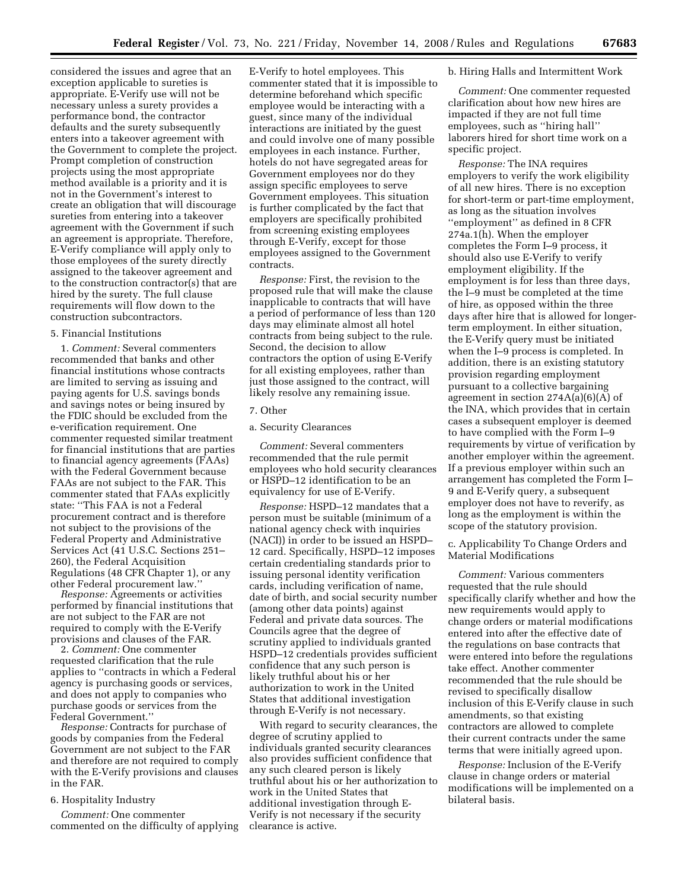considered the issues and agree that an exception applicable to sureties is appropriate. E-Verify use will not be necessary unless a surety provides a performance bond, the contractor defaults and the surety subsequently enters into a takeover agreement with the Government to complete the project. Prompt completion of construction projects using the most appropriate method available is a priority and it is not in the Government's interest to create an obligation that will discourage sureties from entering into a takeover agreement with the Government if such an agreement is appropriate. Therefore, E-Verify compliance will apply only to those employees of the surety directly assigned to the takeover agreement and to the construction contractor(s) that are hired by the surety. The full clause requirements will flow down to the construction subcontractors.

5. Financial Institutions

1. *Comment:* Several commenters recommended that banks and other financial institutions whose contracts are limited to serving as issuing and paying agents for U.S. savings bonds and savings notes or being insured by the FDIC should be excluded from the e-verification requirement. One commenter requested similar treatment for financial institutions that are parties to financial agency agreements (FAAs) with the Federal Government because FAAs are not subject to the FAR. This commenter stated that FAAs explicitly state: ''This FAA is not a Federal procurement contract and is therefore not subject to the provisions of the Federal Property and Administrative Services Act (41 U.S.C. Sections 251–260), the Federal Acquisition Regulations (48 CFR Chapter 1), or any other Federal procurement law.''

*Response:* Agreements or activities performed by financial institutions that are not subject to the FAR are not required to comply with the E-Verify provisions and clauses of the FAR.

2. *Comment:* One commenter requested clarification that the rule applies to ''contracts in which a Federal agency is purchasing goods or services, and does not apply to companies who purchase goods or services from the Federal Government.''

*Response:* Contracts for purchase of goods by companies from the Federal Government are not subject to the FAR and therefore are not required to comply with the E-Verify provisions and clauses in the FAR.

6. Hospitality Industry

*Comment:* One commenter commented on the difficulty of applying E-Verify to hotel employees. This commenter stated that it is impossible to determine beforehand which specific employee would be interacting with a guest, since many of the individual interactions are initiated by the guest and could involve one of many possible employees in each instance. Further, hotels do not have segregated areas for Government employees nor do they assign specific employees to serve Government employees. This situation is further complicated by the fact that employers are specifically prohibited from screening existing employees through E-Verify, except for those employees assigned to the Government contracts.

*Response:* First, the revision to the proposed rule that will make the clause inapplicable to contracts that will have a period of performance of less than 120 days may eliminate almost all hotel contracts from being subject to the rule. Second, the decision to allow contractors the option of using E-Verify for all existing employees, rather than just those assigned to the contract, will likely resolve any remaining issue.

7. Other

a. Security Clearances

*Comment:* Several commenters recommended that the rule permit employees who hold security clearances or HSPD–12 identification to be an equivalency for use of E-Verify.

*Response:* HSPD–12 mandates that a person must be suitable (minimum of a national agency check with inquiries (NACI)) in order to be issued an HSPD–12 card. Specifically, HSPD–12 imposes certain credentialing standards prior to issuing personal identity verification cards, including verification of name, date of birth, and social security number (among other data points) against Federal and private data sources. The Councils agree that the degree of scrutiny applied to individuals granted HSPD–12 credentials provides sufficient confidence that any such person is likely truthful about his or her authorization to work in the United States that additional investigation through E-Verify is not necessary.

With regard to security clearances, the degree of scrutiny applied to individuals granted security clearances also provides sufficient confidence that any such cleared person is likely truthful about his or her authorization to work in the United States that additional investigation through E-Verify is not necessary if the security clearance is active.

b. Hiring Halls and Intermittent Work

*Comment:* One commenter requested clarification about how new hires are impacted if they are not full time employees, such as ''hiring hall'' laborers hired for short time work on a specific project.

*Response:* The INA requires employers to verify the work eligibility of all new hires. There is no exception for short-term or part-time employment, as long as the situation involves ''employment'' as defined in 8 CFR 274a.1(h). When the employer completes the Form I–9 process, it should also use E-Verify to verify employment eligibility. If the employment is for less than three days, the I–9 must be completed at the time of hire, as opposed within the three days after hire that is allowed for longer-term employment. In either situation, the E-Verify query must be initiated when the I–9 process is completed. In addition, there is an existing statutory provision regarding employment pursuant to a collective bargaining agreement in section 274A(a)(6)(A) of the INA, which provides that in certain cases a subsequent employer is deemed to have complied with the Form I–9 requirements by virtue of verification by another employer within the agreement. If a previous employer within such an arrangement has completed the Form I–9 and E-Verify query, a subsequent employer does not have to reverify, as long as the employment is within the scope of the statutory provision.

c. Applicability To Change Orders and Material Modifications

*Comment:* Various commenters requested that the rule should specifically clarify whether and how the new requirements would apply to change orders or material modifications entered into after the effective date of the regulations on base contracts that were entered into before the regulations take effect. Another commenter recommended that the rule should be revised to specifically disallow inclusion of this E-Verify clause in such amendments, so that existing contractors are allowed to complete their current contracts under the same terms that were initially agreed upon.

*Response:* Inclusion of the E-Verify clause in change orders or material modifications will be implemented on a bilateral basis.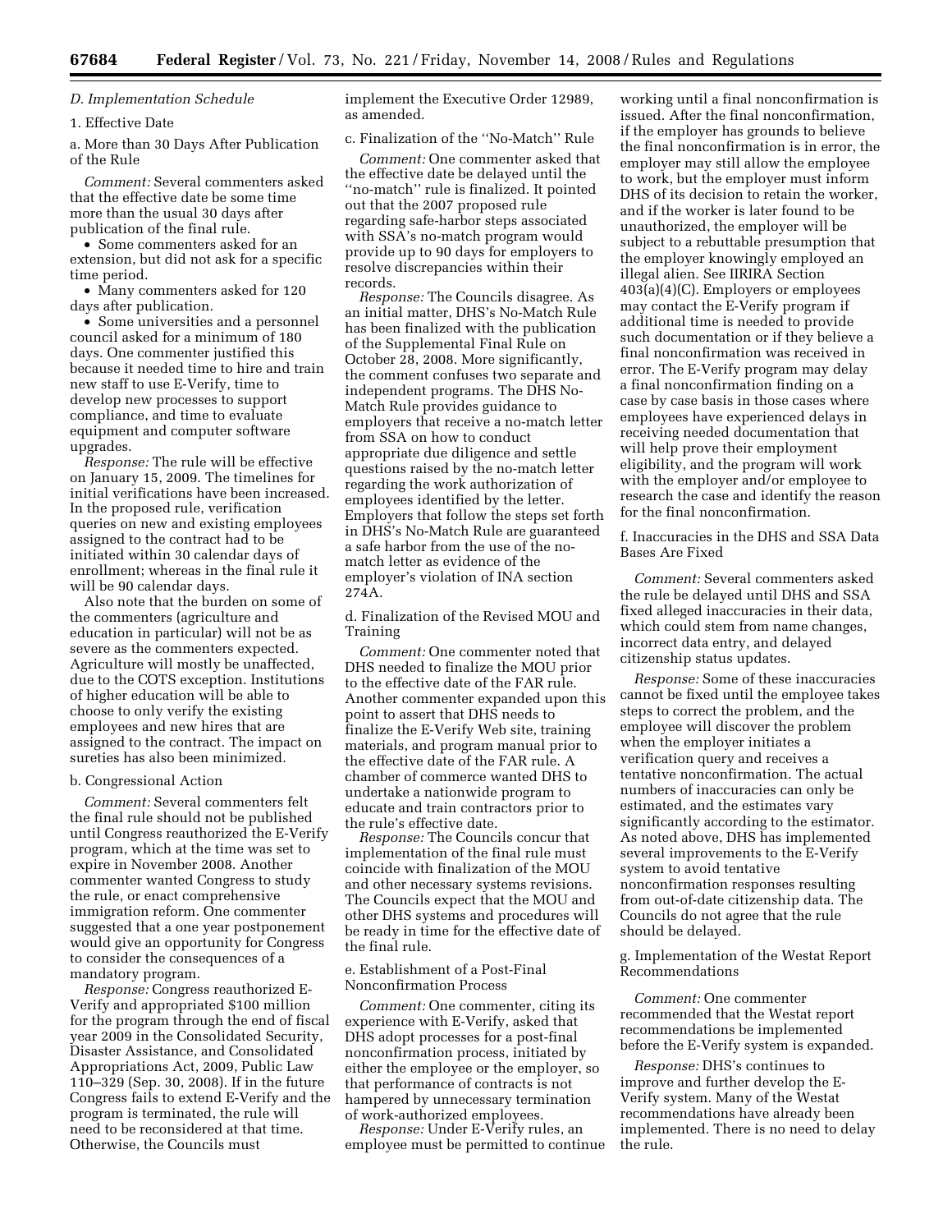### D. Implementation Schedule

#### 1. Effective Date

##### a. More than 30 Days After Publication of the Rule

*Comment:* Several commenters asked that the effective date be some time more than the usual 30 days after publication of the final rule.

- Some commenters asked for an extension, but did not ask for a specific time period.
- Many commenters asked for 120 days after publication.
- Some universities and a personnel council asked for a minimum of 180 days. One commenter justified this because it needed time to hire and train new staff to use E-Verify, time to develop new processes to support compliance, and time to evaluate equipment and computer software upgrades.

*Response:* The rule will be effective on January 15, 2009. The timelines for initial verifications have been increased. In the proposed rule, verification queries on new and existing employees assigned to the contract had to be initiated within 30 calendar days of enrollment; whereas in the final rule it will be 90 calendar days.

Also note that the burden on some of the commenters (agriculture and education in particular) will not be as severe as the commenters expected. Agriculture will mostly be unaffected, due to the COTS exception. Institutions of higher education will be able to choose to only verify the existing employees and new hires that are assigned to the contract. The impact on sureties has also been minimized.

##### b. Congressional Action

*Comment:* Several commenters felt the final rule should not be published until Congress reauthorized the E-Verify program, which at the time was set to expire in November 2008. Another commenter wanted Congress to study the rule, or enact comprehensive immigration reform. One commenter suggested that a one year postponement would give an opportunity for Congress to consider the consequences of a mandatory program.

*Response:* Congress reauthorized E-Verify and appropriated $100 million for the program through the end of fiscal year 2009 in the Consolidated Security, Disaster Assistance, and Consolidated Appropriations Act, 2009, Public Law 110–329 (Sep. 30, 2008). If in the future Congress fails to extend E-Verify and the program is terminated, the rule will need to be reconsidered at that time. Otherwise, the Councils must implement the Executive Order 12989, as amended.

##### c. Finalization of the ''No-Match'' Rule

*Comment:* One commenter asked that the effective date be delayed until the ''no-match'' rule is finalized. It pointed out that the 2007 proposed rule regarding safe-harbor steps associated with SSA's no-match program would provide up to 90 days for employers to resolve discrepancies within their records.

*Response:* The Councils disagree. As an initial matter, DHS's No-Match Rule has been finalized with the publication of the Supplemental Final Rule on October 28, 2008. More significantly, the comment confuses two separate and independent programs. The DHS No-Match Rule provides guidance to employers that receive a no-match letter from SSA on how to conduct appropriate due diligence and settle questions raised by the no-match letter regarding the work authorization of employees identified by the letter. Employers that follow the steps set forth in DHS's No-Match Rule are guaranteed a safe harbor from the use of the no-match letter as evidence of the employer's violation of INA section 274A.

##### d. Finalization of the Revised MOU and Training

*Comment:* One commenter noted that DHS needed to finalize the MOU prior to the effective date of the FAR rule. Another commenter expanded upon this point to assert that DHS needs to finalize the E-Verify Web site, training materials, and program manual prior to the effective date of the FAR rule. A chamber of commerce wanted DHS to undertake a nationwide program to educate and train contractors prior to the rule's effective date.

*Response:* The Councils concur that implementation of the final rule must coincide with finalization of the MOU and other necessary systems revisions. The Councils expect that the MOU and other DHS systems and procedures will be ready in time for the effective date of the final rule.

##### e. Establishment of a Post-Final Nonconfirmation Process

*Comment:* One commenter, citing its experience with E-Verify, asked that DHS adopt processes for a post-final nonconfirmation process, initiated by either the employee or the employer, so that performance of contracts is not hampered by unnecessary termination of work-authorized employees.

*Response:* Under E-Verify rules, an employee must be permitted to continue working until a final nonconfirmation is issued. After the final nonconfirmation, if the employer has grounds to believe the final nonconfirmation is in error, the employer may still allow the employee to work, but the employer must inform DHS of its decision to retain the worker, and if the worker is later found to be unauthorized, the employer will be subject to a rebuttable presumption that the employer knowingly employed an illegal alien. See IIRIRA Section 403(a)(4)(C). Employers or employees may contact the E-Verify program if additional time is needed to provide such documentation or if they believe a final nonconfirmation was received in error. The E-Verify program may delay a final nonconfirmation finding on a case by case basis in those cases where employees have experienced delays in receiving needed documentation that will help prove their employment eligibility, and the program will work with the employer and/or employee to research the case and identify the reason for the final nonconfirmation.

##### f. Inaccuracies in the DHS and SSA Data Bases Are Fixed

*Comment:* Several commenters asked the rule be delayed until DHS and SSA fixed alleged inaccuracies in their data, which could stem from name changes, incorrect data entry, and delayed citizenship status updates.

*Response:* Some of these inaccuracies cannot be fixed until the employee takes steps to correct the problem, and the employee will discover the problem when the employer initiates a verification query and receives a tentative nonconfirmation. The actual numbers of inaccuracies can only be estimated, and the estimates vary significantly according to the estimator. As noted above, DHS has implemented several improvements to the E-Verify system to avoid tentative nonconfirmation responses resulting from out-of-date citizenship data. The Councils do not agree that the rule should be delayed.

##### g. Implementation of the Westat Report Recommendations

*Comment:* One commenter recommended that the Westat report recommendations be implemented before the E-Verify system is expanded.

*Response:* DHS's continues to improve and further develop the E-Verify system. Many of the Westat recommendations have already been implemented. There is no need to delay the rule.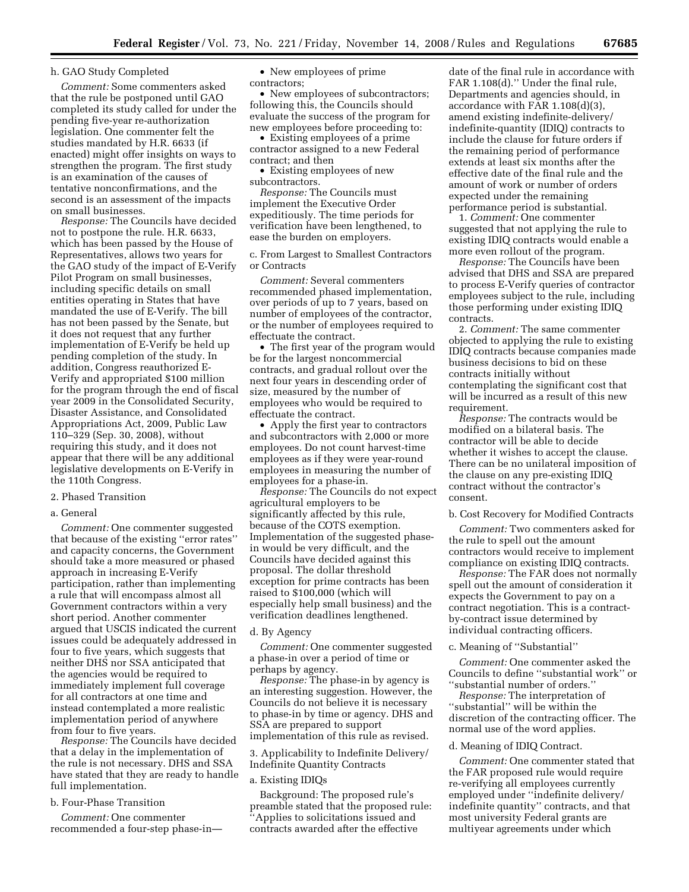#### h. GAO Study Completed

*Comment:* Some commenters asked that the rule be postponed until GAO completed its study called for under the pending five-year re-authorization legislation. One commenter felt the studies mandated by H.R. 6633 (if enacted) might offer insights on ways to strengthen the program. The first study is an examination of the causes of tentative nonconfirmations, and the second is an assessment of the impacts on small businesses.

*Response:* The Councils have decided not to postpone the rule. H.R. 6633, which has been passed by the House of Representatives, allows two years for the GAO study of the impact of E-Verify Pilot Program on small businesses, including specific details on small entities operating in States that have mandated the use of E-Verify. The bill has not been passed by the Senate, but it does not request that any further implementation of E-Verify be held up pending completion of the study. In addition, Congress reauthorized E-Verify and appropriated $100 million for the program through the end of fiscal year 2009 in the Consolidated Security, Disaster Assistance, and Consolidated Appropriations Act, 2009, Public Law 110–329 (Sep. 30, 2008), without requiring this study, and it does not appear that there will be any additional legislative developments on E-Verify in the 110th Congress.

### 2. Phased Transition

#### a. General

*Comment:* One commenter suggested that because of the existing ''error rates'' and capacity concerns, the Government should take a more measured or phased approach in increasing E-Verify participation, rather than implementing a rule that will encompass almost all Government contractors within a very short period. Another commenter argued that USCIS indicated the current issues could be adequately addressed in four to five years, which suggests that neither DHS nor SSA anticipated that the agencies would be required to immediately implement full coverage for all contractors at one time and instead contemplated a more realistic implementation period of anywhere from four to five years.

*Response:* The Councils have decided that a delay in the implementation of the rule is not necessary. DHS and SSA have stated that they are ready to handle full implementation.

#### b. Four-Phase Transition

*Comment:* One commenter recommended a four-step phase-in—

- New employees of prime contractors;
- New employees of subcontractors; following this, the Councils should evaluate the success of the program for new employees before proceeding to:
- Existing employees of a prime contractor assigned to a new Federal contract; and then
- Existing employees of new subcontractors.

*Response:* The Councils must implement the Executive Order expeditiously. The time periods for verification have been lengthened, to ease the burden on employers.

#### c. From Largest to Smallest Contractors or Contracts

*Comment:* Several commenters recommended phased implementation, over periods of up to 7 years, based on number of employees of the contractor, or the number of employees required to effectuate the contract.

- The first year of the program would be for the largest noncommercial contracts, and gradual rollout over the next four years in descending order of size, measured by the number of employees who would be required to effectuate the contract.
- Apply the first year to contractors and subcontractors with 2,000 or more employees. Do not count harvest-time employees as if they were year-round employees in measuring the number of employees for a phase-in.

*Response:* The Councils do not expect agricultural employers to be significantly affected by this rule, because of the COTS exemption. Implementation of the suggested phase-in would be very difficult, and the Councils have decided against this proposal. The dollar threshold exception for prime contracts has been raised to $100,000 (which will especially help small business) and the verification deadlines lengthened.

#### d. By Agency

*Comment:* One commenter suggested a phase-in over a period of time or perhaps by agency.

*Response:* The phase-in by agency is an interesting suggestion. However, the Councils do not believe it is necessary to phase-in by time or agency. DHS and SSA are prepared to support implementation of this rule as revised.

### 3. Applicability to Indefinite Delivery/Indefinite Quantity Contracts

#### a. Existing IDIQs

Background: The proposed rule's preamble stated that the proposed rule: ''Applies to solicitations issued and contracts awarded after the effective date of the final rule in accordance with FAR 1.108(d).'' Under the final rule, Departments and agencies should, in accordance with FAR 1.108(d)(3), amend existing indefinite-delivery/indefinite-quantity (IDIQ) contracts to include the clause for future orders if the remaining period of performance extends at least six months after the effective date of the final rule and the amount of work or number of orders expected under the remaining performance period is substantial.

1. *Comment:* One commenter suggested that not applying the rule to existing IDIQ contracts would enable a more even rollout of the program.

*Response:* The Councils have been advised that DHS and SSA are prepared to process E-Verify queries of contractor employees subject to the rule, including those performing under existing IDIQ contracts.

2. *Comment:* The same commenter objected to applying the rule to existing IDIQ contracts because companies made business decisions to bid on these contracts initially without contemplating the significant cost that will be incurred as a result of this new requirement.

*Response:* The contracts would be modified on a bilateral basis. The contractor will be able to decide whether it wishes to accept the clause. There can be no unilateral imposition of the clause on any pre-existing IDIQ contract without the contractor's consent.

#### b. Cost Recovery for Modified Contracts

*Comment:* Two commenters asked for the rule to spell out the amount contractors would receive to implement compliance on existing IDIQ contracts.

*Response:* The FAR does not normally spell out the amount of consideration it expects the Government to pay on a contract negotiation. This is a contract-by-contract issue determined by individual contracting officers.

#### c. Meaning of ''Substantial''

*Comment:* One commenter asked the Councils to define ''substantial work'' or ''substantial number of orders.''

*Response:* The interpretation of ''substantial'' will be within the discretion of the contracting officer. The normal use of the word applies.

#### d. Meaning of IDIQ Contract.

*Comment:* One commenter stated that the FAR proposed rule would require re-verifying all employees currently employed under ''indefinite delivery/indefinite quantity'' contracts, and that most university Federal grants are multiyear agreements under which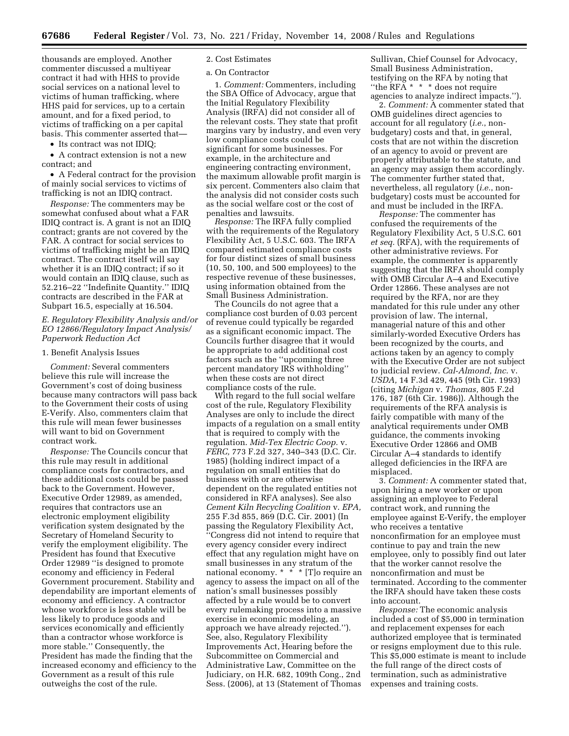thousands are employed. Another commenter discussed a multiyear contract it had with HHS to provide social services on a national level to victims of human trafficking, where HHS paid for services, up to a certain amount, and for a fixed period, to victims of trafficking on a per capital basis. This commenter asserted that—

- Its contract was not IDIQ;
- A contract extension is not a new contract; and
- A Federal contract for the provision of mainly social services to victims of trafficking is not an IDIQ contract.

*Response:* The commenters may be somewhat confused about what a FAR IDIQ contract is. A grant is not an IDIQ contract; grants are not covered by the FAR. A contract for social services to victims of trafficking might be an IDIQ contract. The contract itself will say whether it is an IDIQ contract; if so it would contain an IDIQ clause, such as 52.216–22 ''Indefinite Quantity.'' IDIQ contracts are described in the FAR at Subpart 16.5, especially at 16.504.

### *E. Regulatory Flexibility Analysis and/or EO 12866/Regulatory Impact Analysis/Paperwork Reduction Act*

#### 1. Benefit Analysis Issues

*Comment:* Several commenters believe this rule will increase the Government's cost of doing business because many contractors will pass back to the Government their costs of using E-Verify. Also, commenters claim that this rule will mean fewer businesses will want to bid on Government contract work.

*Response:* The Councils concur that this rule may result in additional compliance costs for contractors, and these additional costs could be passed back to the Government. However, Executive Order 12989, as amended, requires that contractors use an electronic employment eligibility verification system designated by the Secretary of Homeland Security to verify the employment eligibility. The President has found that Executive Order 12989 ''is designed to promote economy and efficiency in Federal Government procurement. Stability and dependability are important elements of economy and efficiency. A contractor whose workforce is less stable will be less likely to produce goods and services economically and efficiently than a contractor whose workforce is more stable.'' Consequently, the President has made the finding that the increased economy and efficiency to the Government as a result of this rule outweighs the cost of the rule.

#### 2. Cost Estimates

##### a. On Contractor

1. *Comment:* Commenters, including the SBA Office of Advocacy, argue that the Initial Regulatory Flexibility Analysis (IRFA) did not consider all of the relevant costs. They state that profit margins vary by industry, and even very low compliance costs could be significant for some businesses. For example, in the architecture and engineering contracting environment, the maximum allowable profit margin is six percent. Commenters also claim that the analysis did not consider costs such as the social welfare cost or the cost of penalties and lawsuits.

*Response:* The IRFA fully complied with the requirements of the Regulatory Flexibility Act, 5 U.S.C. 603. The IRFA compared estimated compliance costs for four distinct sizes of small business (10, 50, 100, and 500 employees) to the respective revenue of these businesses, using information obtained from the Small Business Administration.

The Councils do not agree that a compliance cost burden of 0.03 percent of revenue could typically be regarded as a significant economic impact. The Councils further disagree that it would be appropriate to add additional cost factors such as the ''upcoming three percent mandatory IRS withholding'' when these costs are not direct compliance costs of the rule.

With regard to the full social welfare cost of the rule, Regulatory Flexibility Analyses are only to include the direct impacts of a regulation on a small entity that is required to comply with the regulation. *Mid-Tex Electric Coop.* v. *FERC,* 773 F.2d 327, 340–343 (D.C. Cir. 1985) (holding indirect impact of a regulation on small entities that do business with or are otherwise dependent on the regulated entities not considered in RFA analyses). See also *Cement Kiln Recycling Coalition* v. *EPA,* 255 F.3d 855, 869 (D.C. Cir. 2001) (In passing the Regulatory Flexibility Act, ''Congress did not intend to require that every agency consider every indirect effect that any regulation might have on small businesses in any stratum of the national economy. * * * [T]o require an agency to assess the impact on all of the nation's small businesses possibly affected by a rule would be to convert every rulemaking process into a massive exercise in economic modeling, an approach we have already rejected.''). See, also, Regulatory Flexibility Improvements Act, Hearing before the Subcommittee on Commercial and Administrative Law, Committee on the Judiciary, on H.R. 682, 109th Cong., 2nd Sess. (2006), at 13 (Statement of Thomas Sullivan, Chief Counsel for Advocacy, Small Business Administration, testifying on the RFA by noting that ''the RFA * * * does not require agencies to analyze indirect impacts.'').

2. *Comment:* A commenter stated that OMB guidelines direct agencies to account for all regulatory (*i.e.*, non-budgetary) costs and that, in general, costs that are not within the discretion of an agency to avoid or prevent are properly attributable to the statute, and an agency may assign them accordingly. The commenter further stated that, nevertheless, all regulatory (*i.e.*, non-budgetary) costs must be accounted for and must be included in the IRFA.

*Response:* The commenter has confused the requirements of the Regulatory Flexibility Act, 5 U.S.C. 601 *et seq.* (RFA), with the requirements of other administrative reviews. For example, the commenter is apparently suggesting that the IRFA should comply with OMB Circular A–4 and Executive Order 12866. These analyses are not required by the RFA, nor are they mandated for this rule under any other provision of law. The internal, managerial nature of this and other similarly-worded Executive Orders has been recognized by the courts, and actions taken by an agency to comply with the Executive Order are not subject to judicial review. *Cal-Almond, Inc.* v. *USDA,* 14 F.3d 429, 445 (9th Cir. 1993) (citing *Michigan* v. *Thomas,* 805 F.2d 176, 187 (6th Cir. 1986)). Although the requirements of the RFA analysis is fairly compatible with many of the analytical requirements under OMB guidance, the comments invoking Executive Order 12866 and OMB Circular A–4 standards to identify alleged deficiencies in the IRFA are misplaced.

3. *Comment:* A commenter stated that, upon hiring a new worker or upon assigning an employee to Federal contract work, and running the employee against E-Verify, the employer who receives a tentative nonconfirmation for an employee must continue to pay and train the new employee, only to possibly find out later that the worker cannot resolve the nonconfirmation and must be terminated. According to the commenter the IRFA should have taken these costs into account.

*Response:* The economic analysis included a cost of $5,000 in termination and replacement expenses for each authorized employee that is terminated or resigns employment due to this rule. This $5,000 estimate is meant to include the full range of the direct costs of termination, such as administrative expenses and training costs.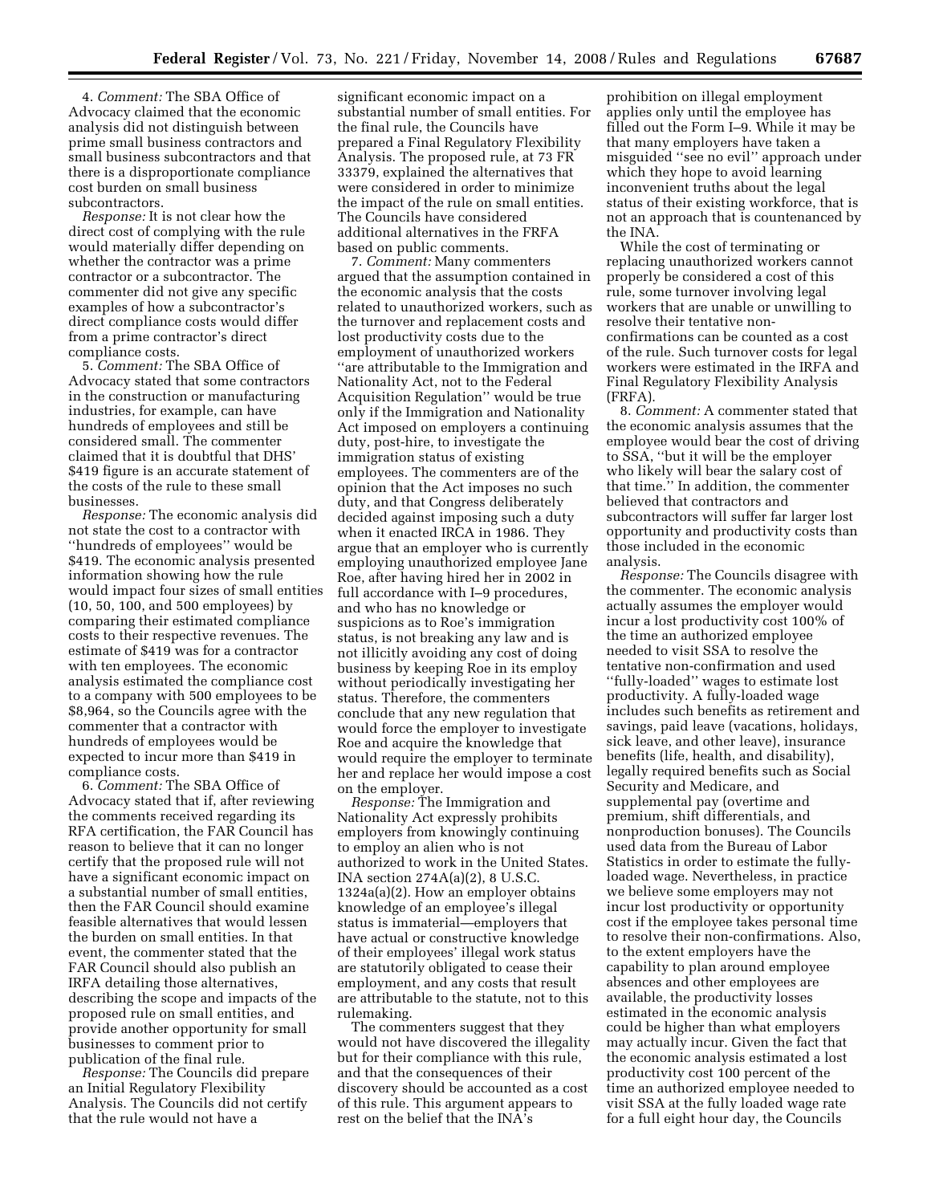4. *Comment:* The SBA Office of Advocacy claimed that the economic analysis did not distinguish between prime small business contractors and small business subcontractors and that there is a disproportionate compliance cost burden on small business subcontractors.

*Response:* It is not clear how the direct cost of complying with the rule would materially differ depending on whether the contractor was a prime contractor or a subcontractor. The commenter did not give any specific examples of how a subcontractor's direct compliance costs would differ from a prime contractor's direct compliance costs.

5. *Comment:* The SBA Office of Advocacy stated that some contractors in the construction or manufacturing industries, for example, can have hundreds of employees and still be considered small. The commenter claimed that it is doubtful that DHS' $419 figure is an accurate statement of the costs of the rule to these small businesses.

*Response:* The economic analysis did not state the cost to a contractor with "hundreds of employees" would be $419. The economic analysis presented information showing how the rule would impact four sizes of small entities (10, 50, 100, and 500 employees) by comparing their estimated compliance costs to their respective revenues. The estimate of $419 was for a contractor with ten employees. The economic analysis estimated the compliance cost to a company with 500 employees to be $8,964, so the Councils agree with the commenter that a contractor with hundreds of employees would be expected to incur more than $419 in compliance costs.

6. *Comment:* The SBA Office of Advocacy stated that if, after reviewing the comments received regarding its RFA certification, the FAR Council has reason to believe that it can no longer certify that the proposed rule will not have a significant economic impact on a substantial number of small entities, then the FAR Council should examine feasible alternatives that would lessen the burden on small entities. In that event, the commenter stated that the FAR Council should also publish an IRFA detailing those alternatives, describing the scope and impacts of the proposed rule on small entities, and provide another opportunity for small businesses to comment prior to publication of the final rule.

*Response:* The Councils did prepare an Initial Regulatory Flexibility Analysis. The Councils did not certify that the rule would not have a significant economic impact on a substantial number of small entities. For the final rule, the Councils have prepared a Final Regulatory Flexibility Analysis. The proposed rule, at 73 FR 33379, explained the alternatives that were considered in order to minimize the impact of the rule on small entities. The Councils have considered additional alternatives in the FRFA based on public comments.

7. *Comment:* Many commenters argued that the assumption contained in the economic analysis that the costs related to unauthorized workers, such as the turnover and replacement costs and lost productivity costs due to the employment of unauthorized workers "are attributable to the Immigration and Nationality Act, not to the Federal Acquisition Regulation" would be true only if the Immigration and Nationality Act imposed on employers a continuing duty, post-hire, to investigate the immigration status of existing employees. The commenters are of the opinion that the Act imposes no such duty, and that Congress deliberately decided against imposing such a duty when it enacted IRCA in 1986. They argue that an employer who is currently employing unauthorized employee Jane Roe, after having hired her in 2002 in full accordance with I–9 procedures, and who has no knowledge or suspicions as to Roe's immigration status, is not breaking any law and is not illicitly avoiding any cost of doing business by keeping Roe in its employ without periodically investigating her status. Therefore, the commenters conclude that any new regulation that would force the employer to investigate Roe and acquire the knowledge that would require the employer to terminate her and replace her would impose a cost on the employer.

*Response:* The Immigration and Nationality Act expressly prohibits employers from knowingly continuing to employ an alien who is not authorized to work in the United States. INA section 274A(a)(2), 8 U.S.C. 1324a(a)(2). How an employer obtains knowledge of an employee's illegal status is immaterial—employers that have actual or constructive knowledge of their employees' illegal work status are statutorily obligated to cease their employment, and any costs that result are attributable to the statute, not to this rulemaking.

The commenters suggest that they would not have discovered the illegality but for their compliance with this rule, and that the consequences of their discovery should be accounted as a cost of this rule. This argument appears to rest on the belief that the INA's prohibition on illegal employment applies only until the employee has filled out the Form I–9. While it may be that many employers have taken a misguided "see no evil" approach under which they hope to avoid learning inconvenient truths about the legal status of their existing workforce, that is not an approach that is countenanced by the INA.

While the cost of terminating or replacing unauthorized workers cannot properly be considered a cost of this rule, some turnover involving legal workers that are unable or unwilling to resolve their tentative non-confirmations can be counted as a cost of the rule. Such turnover costs for legal workers were estimated in the IRFA and Final Regulatory Flexibility Analysis (FRFA).

8. *Comment:* A commenter stated that the economic analysis assumes that the employee would bear the cost of driving to SSA, "but it will be the employer who likely will bear the salary cost of that time." In addition, the commenter believed that contractors and subcontractors will suffer far larger lost opportunity and productivity costs than those included in the economic analysis.

*Response:* The Councils disagree with the commenter. The economic analysis actually assumes the employer would incur a lost productivity cost 100% of the time an authorized employee needed to visit SSA to resolve the tentative non-confirmation and used "fully-loaded" wages to estimate lost productivity. A fully-loaded wage includes such benefits as retirement and savings, paid leave (vacations, holidays, sick leave, and other leave), insurance benefits (life, health, and disability), legally required benefits such as Social Security and Medicare, and supplemental pay (overtime and premium, shift differentials, and nonproduction bonuses). The Councils used data from the Bureau of Labor Statistics in order to estimate the fully-loaded wage. Nevertheless, in practice we believe some employers may not incur lost productivity or opportunity cost if the employee takes personal time to resolve their non-confirmations. Also, to the extent employers have the capability to plan around employee absences and other employees are available, the productivity losses estimated in the economic analysis could be higher than what employers may actually incur. Given the fact that the economic analysis estimated a lost productivity cost 100 percent of the time an authorized employee needed to visit SSA at the fully loaded wage rate for a full eight hour day, the Councils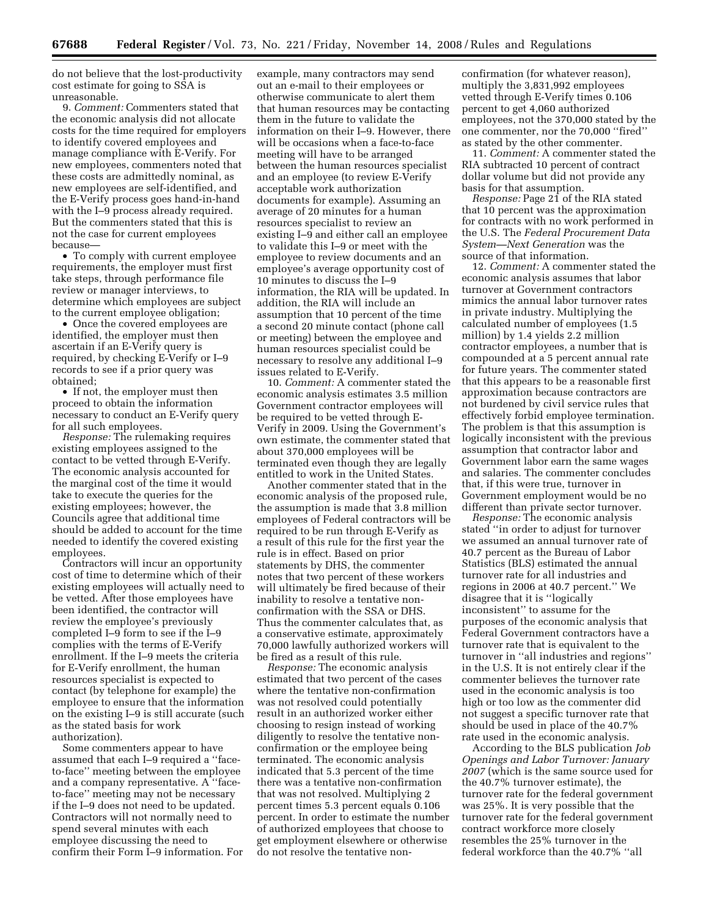do not believe that the lost-productivity cost estimate for going to SSA is unreasonable.

9. *Comment:* Commenters stated that the economic analysis did not allocate costs for the time required for employers to identify covered employees and manage compliance with E-Verify. For new employees, commenters noted that these costs are admittedly nominal, as new employees are self-identified, and the E-Verify process goes hand-in-hand with the I–9 process already required. But the commenters stated that this is not the case for current employees because—

- To comply with current employee requirements, the employer must first take steps, through performance file review or manager interviews, to determine which employees are subject to the current employee obligation;
- Once the covered employees are identified, the employer must then ascertain if an E-Verify query is required, by checking E-Verify or I–9 records to see if a prior query was obtained;
- If not, the employer must then proceed to obtain the information necessary to conduct an E-Verify query for all such employees.

*Response:* The rulemaking requires existing employees assigned to the contact to be vetted through E-Verify. The economic analysis accounted for the marginal cost of the time it would take to execute the queries for the existing employees; however, the Councils agree that additional time should be added to account for the time needed to identify the covered existing employees.

Contractors will incur an opportunity cost of time to determine which of their existing employees will actually need to be vetted. After those employees have been identified, the contractor will review the employee's previously completed I–9 form to see if the I–9 complies with the terms of E-Verify enrollment. If the I–9 meets the criteria for E-Verify enrollment, the human resources specialist is expected to contact (by telephone for example) the employee to ensure that the information on the existing I–9 is still accurate (such as the stated basis for work authorization).

Some commenters appear to have assumed that each I–9 required a ''face-to-face'' meeting between the employee and a company representative. A ''face-to-face'' meeting may not be necessary if the I–9 does not need to be updated. Contractors will not normally need to spend several minutes with each employee discussing the need to confirm their Form I–9 information. For example, many contractors may send out an e-mail to their employees or otherwise communicate to alert them that human resources may be contacting them in the future to validate the information on their I–9. However, there will be occasions when a face-to-face meeting will have to be arranged between the human resources specialist and an employee (to review E-Verify acceptable work authorization documents for example). Assuming an average of 20 minutes for a human resources specialist to review an existing I–9 and either call an employee to validate this I–9 or meet with the employee to review documents and an employee's average opportunity cost of 10 minutes to discuss the I–9 information, the RIA will be updated. In addition, the RIA will include an assumption that 10 percent of the time a second 20 minute contact (phone call or meeting) between the employee and human resources specialist could be necessary to resolve any additional I–9 issues related to E-Verify.

10. *Comment:* A commenter stated the economic analysis estimates 3.5 million Government contractor employees will be required to be vetted through E-Verify in 2009. Using the Government's own estimate, the commenter stated that about 370,000 employees will be terminated even though they are legally entitled to work in the United States.

Another commenter stated that in the economic analysis of the proposed rule, the assumption is made that 3.8 million employees of Federal contractors will be required to be run through E-Verify as a result of this rule for the first year the rule is in effect. Based on prior statements by DHS, the commenter notes that two percent of these workers will ultimately be fired because of their inability to resolve a tentative non-confirmation with the SSA or DHS. Thus the commenter calculates that, as a conservative estimate, approximately 70,000 lawfully authorized workers will be fired as a result of this rule.

*Response:* The economic analysis estimated that two percent of the cases where the tentative non-confirmation was not resolved could potentially result in an authorized worker either choosing to resign instead of working diligently to resolve the tentative non-confirmation or the employee being terminated. The economic analysis indicated that 5.3 percent of the time there was a tentative non-confirmation that was not resolved. Multiplying 2 percent times 5.3 percent equals 0.106 percent. In order to estimate the number of authorized employees that choose to get employment elsewhere or otherwise do not resolve the tentative non-confirmation (for whatever reason), multiply the 3,831,992 employees vetted through E-Verify times 0.106 percent to get 4,060 authorized employees, not the 370,000 stated by the one commenter, nor the 70,000 ''fired'' as stated by the other commenter.

11. *Comment:* A commenter stated the RIA subtracted 10 percent of contract dollar volume but did not provide any basis for that assumption.

*Response:* Page 21 of the RIA stated that 10 percent was the approximation for contracts with no work performed in the U.S. The *Federal Procurement Data System—Next Generation* was the source of that information.

12. *Comment:* A commenter stated the economic analysis assumes that labor turnover at Government contractors mimics the annual labor turnover rates in private industry. Multiplying the calculated number of employees (1.5 million) by 1.4 yields 2.2 million contractor employees, a number that is compounded at a 5 percent annual rate for future years. The commenter stated that this appears to be a reasonable first approximation because contractors are not burdened by civil service rules that effectively forbid employee termination. The problem is that this assumption is logically inconsistent with the previous assumption that contractor labor and Government labor earn the same wages and salaries. The commenter concludes that, if this were true, turnover in Government employment would be no different than private sector turnover.

*Response:* The economic analysis stated ''in order to adjust for turnover we assumed an annual turnover rate of 40.7 percent as the Bureau of Labor Statistics (BLS) estimated the annual turnover rate for all industries and regions in 2006 at 40.7 percent.'' We disagree that it is ''logically inconsistent'' to assume for the purposes of the economic analysis that Federal Government contractors have a turnover rate that is equivalent to the turnover in ''all industries and regions'' in the U.S. It is not entirely clear if the commenter believes the turnover rate used in the economic analysis is too high or too low as the commenter did not suggest a specific turnover rate that should be used in place of the 40.7% rate used in the economic analysis.

According to the BLS publication *Job Openings and Labor Turnover: January 2007* (which is the same source used for the 40.7% turnover estimate), the turnover rate for the federal government was 25%. It is very possible that the turnover rate for the federal government contract workforce more closely resembles the 25% turnover in the federal workforce than the 40.7% ''all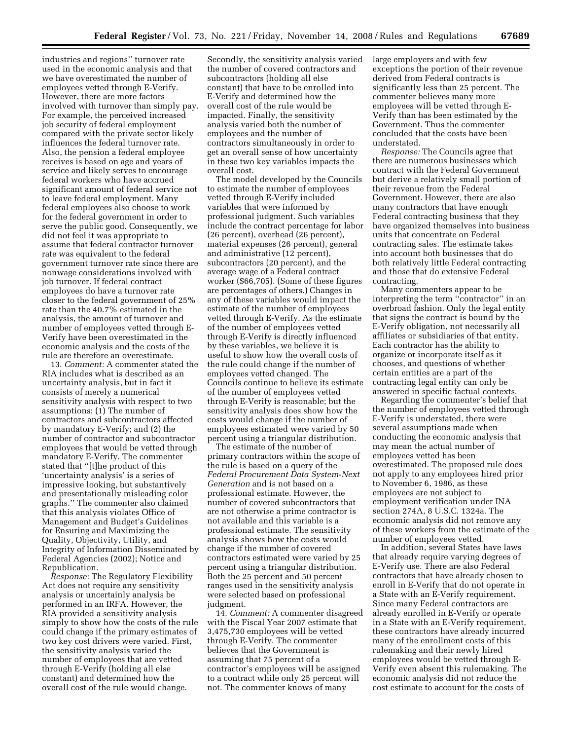industries and regions'' turnover rate used in the economic analysis and that we have overestimated the number of employees vetted through E-Verify. However, there are more factors involved with turnover than simply pay. For example, the perceived increased job security of federal employment compared with the private sector likely influences the federal turnover rate. Also, the pension a federal employee receives is based on age and years of service and likely serves to encourage federal workers who have accrued significant amount of federal service not to leave federal employment. Many federal employees also choose to work for the federal government in order to serve the public good. Consequently, we did not feel it was appropriate to assume that federal contractor turnover rate was equivalent to the federal government turnover rate since there are nonwage considerations involved with job turnover. If federal contract employees do have a turnover rate closer to the federal government of 25% rate than the 40.7% estimated in the analysis, the amount of turnover and number of employees vetted through E-Verify have been overestimated in the economic analysis and the costs of the rule are therefore an overestimate.

13. *Comment:* A commenter stated the RIA includes what is described as an uncertainty analysis, but in fact it consists of merely a numerical sensitivity analysis with respect to two assumptions: (1) The number of contractors and subcontractors affected by mandatory E-Verify; and (2) the number of contractor and subcontractor employees that would be vetted through mandatory E-Verify. The commenter stated that ''[t]he product of this 'uncertainty analysis' is a series of impressive looking, but substantively and presentationally misleading color graphs.'' The commenter also claimed that this analysis violates Office of Management and Budget's Guidelines for Ensuring and Maximizing the Quality, Objectivity, Utility, and Integrity of Information Disseminated by Federal Agencies (2002); Notice and Republication.

*Response:* The Regulatory Flexibility Act does not require any sensitivity analysis or uncertainly analysis be performed in an IRFA. However, the RIA provided a sensitivity analysis simply to show how the costs of the rule could change if the primary estimates of two key cost drivers were varied. First, the sensitivity analysis varied the number of employees that are vetted through E-Verify (holding all else constant) and determined how the overall cost of the rule would change. Secondly, the sensitivity analysis varied the number of covered contractors and subcontractors (holding all else constant) that have to be enrolled into E-Verify and determined how the overall cost of the rule would be impacted. Finally, the sensitivity analysis varied both the number of employees and the number of contractors simultaneously in order to get an overall sense of how uncertainty in these two key variables impacts the overall cost.

The model developed by the Councils to estimate the number of employees vetted through E-Verify included variables that were informed by professional judgment. Such variables include the contract percentage for labor (26 percent), overhead (26 percent), material expenses (26 percent), general and administrative (12 percent), subcontractors (20 percent), and the average wage of a Federal contract worker ($66,705). (Some of these figures are percentages of others.) Changes in any of these variables would impact the estimate of the number of employees vetted through E-Verify. As the estimate of the number of employees vetted through E-Verify is directly influenced by these variables, we believe it is useful to show how the overall costs of the rule could change if the number of employees vetted changed. The Councils continue to believe its estimate of the number of employees vetted through E-Verify is reasonable; but the sensitivity analysis does show how the costs would change if the number of employees estimated were varied by 50 percent using a triangular distribution.

The estimate of the number of primary contractors within the scope of the rule is based on a query of the *Federal Procurement Data System-Next Generation* and is not based on a professional estimate. However, the number of covered subcontractors that are not otherwise a prime contractor is not available and this variable is a professional estimate. The sensitivity analysis shows how the costs would change if the number of covered contractors estimated were varied by 25 percent using a triangular distribution. Both the 25 percent and 50 percent ranges used in the sensitivity analysis were selected based on professional judgment.

14. *Comment:* A commenter disagreed with the Fiscal Year 2007 estimate that 3,475,730 employees will be vetted through E-Verify. The commenter believes that the Government is assuming that 75 percent of a contractor's employees will be assigned to a contract while only 25 percent will not. The commenter knows of many large employers and with few exceptions the portion of their revenue derived from Federal contracts is significantly less than 25 percent. The commenter believes many more employees will be vetted through E-Verify than has been estimated by the Government. Thus the commenter concluded that the costs have been understated.

*Response:* The Councils agree that there are numerous businesses which contract with the Federal Government but derive a relatively small portion of their revenue from the Federal Government. However, there are also many contractors that have enough Federal contracting business that they have organized themselves into business units that concentrate on Federal contracting sales. The estimate takes into account both businesses that do both relatively little Federal contracting and those that do extensive Federal contracting.

Many commenters appear to be interpreting the term ''contractor'' in an overbroad fashion. Only the legal entity that signs the contract is bound by the E-Verify obligation, not necessarily all affiliates or subsidiaries of that entity. Each contractor has the ability to organize or incorporate itself as it chooses, and questions of whether certain entities are a part of the contracting legal entity can only be answered in specific factual contexts.

Regarding the commenter's belief that the number of employees vetted through E-Verify is understated, there were several assumptions made when conducting the economic analysis that may mean the actual number of employees vetted has been overestimated. The proposed rule does not apply to any employees hired prior to November 6, 1986, as these employees are not subject to employment verification under INA section 274A, 8 U.S.C. 1324a. The economic analysis did not remove any of these workers from the estimate of the number of employees vetted.

In addition, several States have laws that already require varying degrees of E-Verify use. There are also Federal contractors that have already chosen to enroll in E-Verify that do not operate in a State with an E-Verify requirement. Since many Federal contractors are already enrolled in E-Verify or operate in a State with an E-Verify requirement, these contractors have already incurred many of the enrollment costs of this rulemaking and their newly hired employees would be vetted through E-Verify even absent this rulemaking. The economic analysis did not reduce the cost estimate to account for the costs of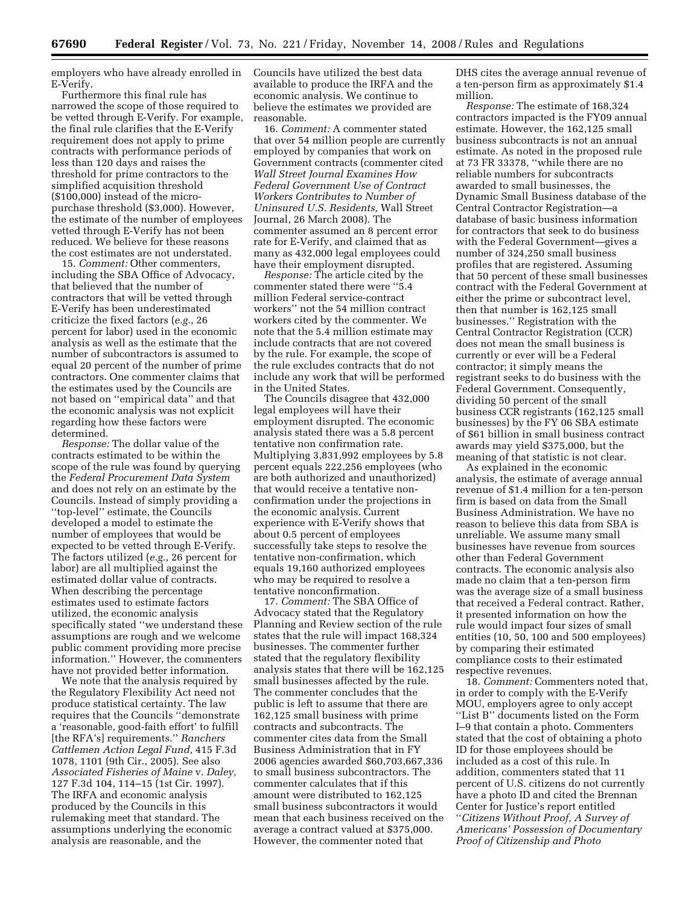employers who have already enrolled in E-Verify.

Furthermore this final rule has narrowed the scope of those required to be vetted through E-Verify. For example, the final rule clarifies that the E-Verify requirement does not apply to prime contracts with performance periods of less than 120 days and raises the threshold for prime contractors to the simplified acquisition threshold ($100,000) instead of the micro-purchase threshold ($3,000). However, the estimate of the number of employees vetted through E-Verify has not been reduced. We believe for these reasons the cost estimates are not understated.

15. *Comment:* Other commenters, including the SBA Office of Advocacy, that believed that the number of contractors that will be vetted through E-Verify has been underestimated criticize the fixed factors (*e.g.*, 26 percent for labor) used in the economic analysis as well as the estimate that the number of subcontractors is assumed to equal 20 percent of the number of prime contractors. One commenter claims that the estimates used by the Councils are not based on "empirical data" and that the economic analysis was not explicit regarding how these factors were determined.

*Response:* The dollar value of the contracts estimated to be within the scope of the rule was found by querying the *Federal Procurement Data System* and does not rely on an estimate by the Councils. Instead of simply providing a "top-level" estimate, the Councils developed a model to estimate the number of employees that would be expected to be vetted through E-Verify. The factors utilized (*e.g.*, 26 percent for labor) are all multiplied against the estimated dollar value of contracts. When describing the percentage estimates used to estimate factors utilized, the economic analysis specifically stated "we understand these assumptions are rough and we welcome public comment providing more precise information." However, the commenters have not provided better information.

We note that the analysis required by the Regulatory Flexibility Act need not produce statistical certainty. The law requires that the Councils "demonstrate a 'reasonable, good-faith effort' to fulfill [the RFA's] requirements." *Ranchers Cattlemen Action Legal Fund,* 415 F.3d 1078, 1101 (9th Cir., 2005). See also *Associated Fisheries of Maine* v. *Daley,* 127 F.3d 104, 114–15 (1st Cir. 1997). The IRFA and economic analysis produced by the Councils in this rulemaking meet that standard. The assumptions underlying the economic analysis are reasonable, and the Councils have utilized the best data available to produce the IRFA and the economic analysis. We continue to believe the estimates we provided are reasonable.

16. *Comment:* A commenter stated that over 54 million people are currently employed by companies that work on Government contracts (commenter cited *Wall Street Journal Examines How Federal Government Use of Contract Workers Contributes to Number of Uninsured U.S. Residents,* Wall Street Journal, 26 March 2008). The commenter assumed an 8 percent error rate for E-Verify, and claimed that as many as 432,000 legal employees could have their employment disrupted.

*Response:* The article cited by the commenter stated there were "5.4 million Federal service-contract workers" not the 54 million contract workers cited by the commenter. We note that the 5.4 million estimate may include contracts that are not covered by the rule. For example, the scope of the rule excludes contracts that do not include any work that will be performed in the United States.

The Councils disagree that 432,000 legal employees will have their employment disrupted. The economic analysis stated there was a 5.8 percent tentative non confirmation rate. Multiplying 3,831,992 employees by 5.8 percent equals 222,256 employees (who are both authorized and unauthorized) that would receive a tentative non-confirmation under the projections in the economic analysis. Current experience with E-Verify shows that about 0.5 percent of employees successfully take steps to resolve the tentative non-confirmation, which equals 19,160 authorized employees who may be required to resolve a tentative nonconfirmation.

17. *Comment:* The SBA Office of Advocacy stated that the Regulatory Planning and Review section of the rule states that the rule will impact 168,324 businesses. The commenter further stated that the regulatory flexibility analysis states that there will be 162,125 small businesses affected by the rule. The commenter concludes that the public is left to assume that there are 162,125 small business with prime contracts and subcontracts. The commenter cites data from the Small Business Administration that in FY 2006 agencies awarded $60,703,667,336 to small business subcontractors. The commenter calculates that if this amount were distributed to 162,125 small business subcontractors it would mean that each business received on the average a contract valued at $375,000. However, the commenter noted that DHS cites the average annual revenue of a ten-person firm as approximately $1.4 million.

*Response:* The estimate of 168,324 contractors impacted is the FY09 annual estimate. However, the 162,125 small business subcontracts is not an annual estimate. As noted in the proposed rule at 73 FR 33378, "while there are no reliable numbers for subcontracts awarded to small businesses, the Dynamic Small Business database of the Central Contractor Registration—a database of basic business information for contractors that seek to do business with the Federal Government—gives a number of 324,250 small business profiles that are registered. Assuming that 50 percent of these small businesses contract with the Federal Government at either the prime or subcontract level, then that number is 162,125 small businesses." Registration with the Central Contractor Registration (CCR) does not mean the small business is currently or ever will be a Federal contractor; it simply means the registrant seeks to do business with the Federal Government. Consequently, dividing 50 percent of the small business CCR registrants (162,125 small businesses) by the FY 06 SBA estimate of $61 billion in small business contract awards may yield $375,000, but the meaning of that statistic is not clear.

As explained in the economic analysis, the estimate of average annual revenue of $1.4 million for a ten-person firm is based on data from the Small Business Administration. We have no reason to believe this data from SBA is unreliable. We assume many small businesses have revenue from sources other than Federal Government contracts. The economic analysis also made no claim that a ten-person firm was the average size of a small business that received a Federal contract. Rather, it presented information on how the rule would impact four sizes of small entities (10, 50, 100 and 500 employees) by comparing their estimated compliance costs to their estimated respective revenues.

18. *Comment:* Commenters noted that, in order to comply with the E-Verify MOU, employers agree to only accept "List B" documents listed on the Form I–9 that contain a photo. Commenters stated that the cost of obtaining a photo ID for those employees should be included as a cost of this rule. In addition, commenters stated that 11 percent of U.S. citizens do not currently have a photo ID and cited the Brennan Center for Justice's report entitled "*Citizens Without Proof, A Survey of Americans' Possession of Documentary Proof of Citizenship and Photo*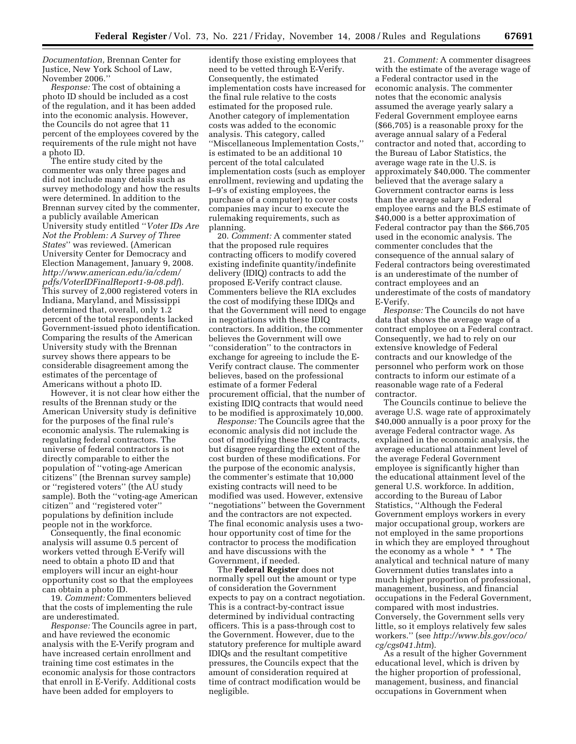*Documentation,* Brennan Center for Justice, New York School of Law, November 2006.''

*Response:* The cost of obtaining a photo ID should be included as a cost of the regulation, and it has been added into the economic analysis. However, the Councils do not agree that 11 percent of the employees covered by the requirements of the rule might not have a photo ID.

The entire study cited by the commenter was only three pages and did not include many details such as survey methodology and how the results were determined. In addition to the Brennan survey cited by the commenter, a publicly available American University study entitled ''*Voter IDs Are Not the Problem: A Survey of Three States*'' was reviewed. (American University Center for Democracy and Election Management, January 9, 2008. *http://www.american.edu/ia/cdem/pdfs/VoterIDFinalReport1-9-08.pdf*). This survey of 2,000 registered voters in Indiana, Maryland, and Mississippi determined that, overall, only 1.2 percent of the total respondents lacked Government-issued photo identification. Comparing the results of the American University study with the Brennan survey shows there appears to be considerable disagreement among the estimates of the percentage of Americans without a photo ID.

However, it is not clear how either the results of the Brennan study or the American University study is definitive for the purposes of the final rule's economic analysis. The rulemaking is regulating federal contractors. The universe of federal contractors is not directly comparable to either the population of ''voting-age American citizens'' (the Brennan survey sample) or ''registered voters'' (the AU study sample). Both the ''voting-age American citizen'' and ''registered voter'' populations by definition include people not in the workforce.

Consequently, the final economic analysis will assume 0.5 percent of workers vetted through E-Verify will need to obtain a photo ID and that employers will incur an eight-hour opportunity cost so that the employees can obtain a photo ID.

19. *Comment:* Commenters believed that the costs of implementing the rule are underestimated.

*Response:* The Councils agree in part, and have reviewed the economic analysis with the E-Verify program and have increased certain enrollment and training time cost estimates in the economic analysis for those contractors that enroll in E-Verify. Additional costs have been added for employers to identify those existing employees that need to be vetted through E-Verify. Consequently, the estimated implementation costs have increased for the final rule relative to the costs estimated for the proposed rule. Another category of implementation costs was added to the economic analysis. This category, called ''Miscellaneous Implementation Costs,'' is estimated to be an additional 10 percent of the total calculated implementation costs (such as employer enrollment, reviewing and updating the I–9's of existing employees, the purchase of a computer) to cover costs companies may incur to execute the rulemaking requirements, such as planning.

20. *Comment:* A commenter stated that the proposed rule requires contracting officers to modify covered existing indefinite quantity/indefinite delivery (IDIQ) contracts to add the proposed E-Verify contract clause. Commenters believe the RIA excludes the cost of modifying these IDIQs and that the Government will need to engage in negotiations with these IDIQ contractors. In addition, the commenter believes the Government will owe ''consideration'' to the contractors in exchange for agreeing to include the E-Verify contract clause. The commenter believes, based on the professional estimate of a former Federal procurement official, that the number of existing IDIQ contracts that would need to be modified is approximately 10,000.

*Response:* The Councils agree that the economic analysis did not include the cost of modifying these IDIQ contracts, but disagree regarding the extent of the cost burden of these modifications. For the purpose of the economic analysis, the commenter's estimate that 10,000 existing contracts will need to be modified was used. However, extensive ''negotiations'' between the Government and the contractors are not expected. The final economic analysis uses a two-hour opportunity cost of time for the contractor to process the modification and have discussions with the Government, if needed.

The **Federal Register** does not normally spell out the amount or type of consideration the Government expects to pay on a contract negotiation. This is a contract-by-contract issue determined by individual contracting officers. This is a pass-through cost to the Government. However, due to the statutory preference for multiple award IDIQs and the resultant competitive pressures, the Councils expect that the amount of consideration required at time of contract modification would be negligible.

21. *Comment:* A commenter disagrees with the estimate of the average wage of a Federal contractor used in the economic analysis. The commenter notes that the economic analysis assumed the average yearly salary a Federal Government employee earns ($66,705) is a reasonable proxy for the average annual salary of a Federal contractor and noted that, according to the Bureau of Labor Statistics, the average wage rate in the U.S. is approximately $40,000. The commenter believed that the average salary a Government contractor earns is less than the average salary a Federal employee earns and the BLS estimate of $40,000 is a better approximation of Federal contractor pay than the $66,705 used in the economic analysis. The commenter concludes that the consequence of the annual salary of Federal contractors being overestimated is an underestimate of the number of contract employees and an underestimate of the costs of mandatory E-Verify.

*Response:* The Councils do not have data that shows the average wage of a contract employee on a Federal contract. Consequently, we had to rely on our extensive knowledge of Federal contracts and our knowledge of the personnel who perform work on those contracts to inform our estimate of a reasonable wage rate of a Federal contractor.

The Councils continue to believe the average U.S. wage rate of approximately $40,000 annually is a poor proxy for the average Federal contractor wage. As explained in the economic analysis, the average educational attainment level of the average Federal Government employee is significantly higher than the educational attainment level of the general U.S. workforce. In addition, according to the Bureau of Labor Statistics, ''Although the Federal Government employs workers in every major occupational group, workers are not employed in the same proportions in which they are employed throughout the economy as a whole * * * The analytical and technical nature of many Government duties translates into a much higher proportion of professional, management, business, and financial occupations in the Federal Government, compared with most industries. Conversely, the Government sells very little, so it employs relatively few sales workers.'' (see *http://www.bls.gov/oco/cg/cgs041.htm*).

As a result of the higher Government educational level, which is driven by the higher proportion of professional, management, business, and financial occupations in Government when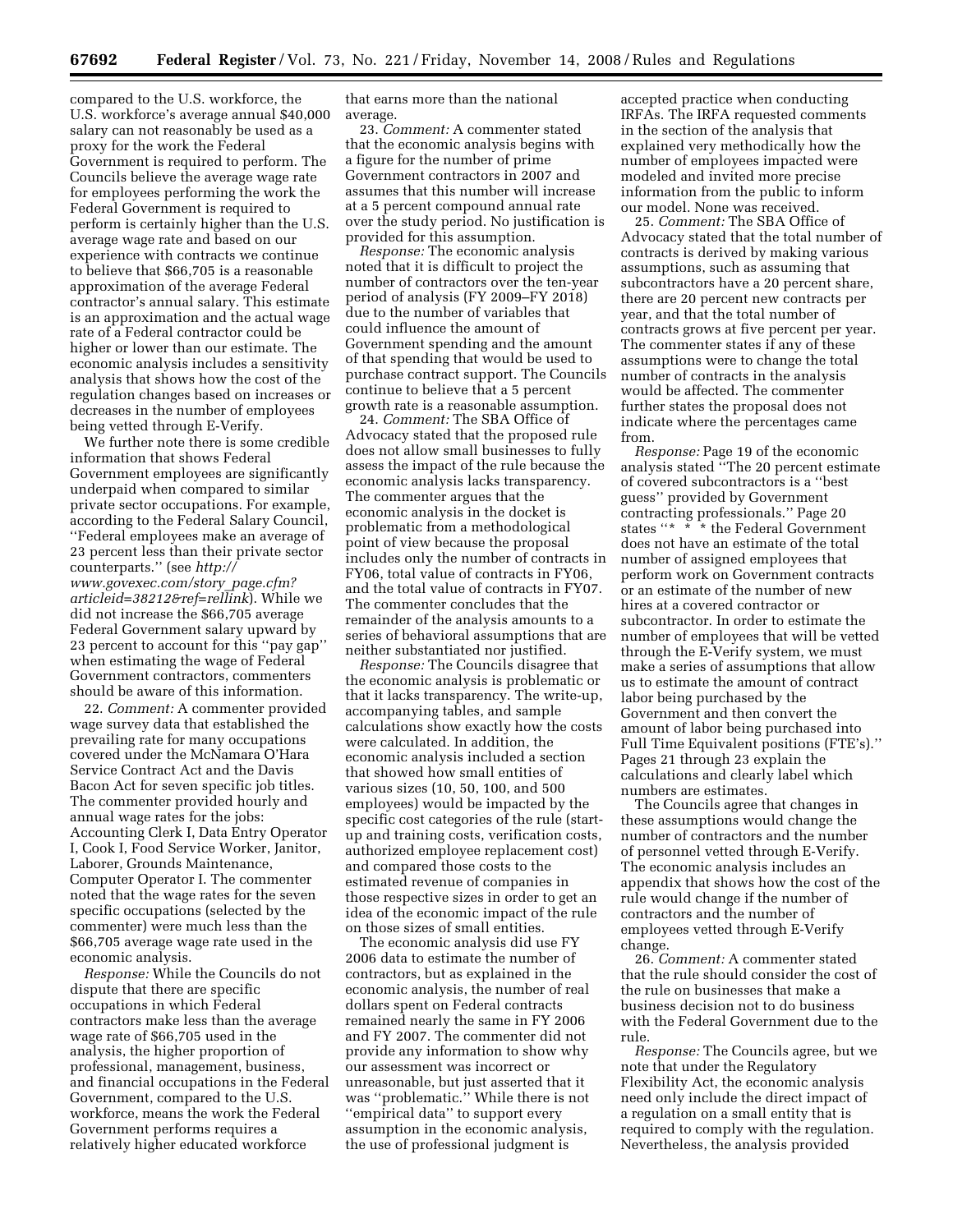compared to the U.S. workforce, the U.S. workforce's average annual $40,000 salary can not reasonably be used as a proxy for the work the Federal Government is required to perform. The Councils believe the average wage rate for employees performing the work the Federal Government is required to perform is certainly higher than the U.S. average wage rate and based on our experience with contracts we continue to believe that $66,705 is a reasonable approximation of the average Federal contractor's annual salary. This estimate is an approximation and the actual wage rate of a Federal contractor could be higher or lower than our estimate. The economic analysis includes a sensitivity analysis that shows how the cost of the regulation changes based on increases or decreases in the number of employees being vetted through E-Verify.

We further note there is some credible information that shows Federal Government employees are significantly underpaid when compared to similar private sector occupations. For example, according to the Federal Salary Council, ''Federal employees make an average of 23 percent less than their private sector counterparts.'' (see *http://www.govexec.com/story_page.cfm?articleid=38212&ref=rellink*). While we did not increase the $66,705 average Federal Government salary upward by 23 percent to account for this ''pay gap'' when estimating the wage of Federal Government contractors, commenters should be aware of this information.

22. *Comment:* A commenter provided wage survey data that established the prevailing rate for many occupations covered under the McNamara O'Hara Service Contract Act and the Davis Bacon Act for seven specific job titles. The commenter provided hourly and annual wage rates for the jobs: Accounting Clerk I, Data Entry Operator I, Cook I, Food Service Worker, Janitor, Laborer, Grounds Maintenance, Computer Operator I. The commenter noted that the wage rates for the seven specific occupations (selected by the commenter) were much less than the $66,705 average wage rate used in the economic analysis.

*Response:* While the Councils do not dispute that there are specific occupations in which Federal contractors make less than the average wage rate of $66,705 used in the analysis, the higher proportion of professional, management, business, and financial occupations in the Federal Government, compared to the U.S. workforce, means the work the Federal Government performs requires a relatively higher educated workforce that earns more than the national average.

23. *Comment:* A commenter stated that the economic analysis begins with a figure for the number of prime Government contractors in 2007 and assumes that this number will increase at a 5 percent compound annual rate over the study period. No justification is provided for this assumption.

*Response:* The economic analysis noted that it is difficult to project the number of contractors over the ten-year period of analysis (FY 2009–FY 2018) due to the number of variables that could influence the amount of Government spending and the amount of that spending that would be used to purchase contract support. The Councils continue to believe that a 5 percent growth rate is a reasonable assumption.

24. *Comment:* The SBA Office of Advocacy stated that the proposed rule does not allow small businesses to fully assess the impact of the rule because the economic analysis lacks transparency. The commenter argues that the economic analysis in the docket is problematic from a methodological point of view because the proposal includes only the number of contracts in FY06, total value of contracts in FY06, and the total value of contracts in FY07. The commenter concludes that the remainder of the analysis amounts to a series of behavioral assumptions that are neither substantiated nor justified.

*Response:* The Councils disagree that the economic analysis is problematic or that it lacks transparency. The write-up, accompanying tables, and sample calculations show exactly how the costs were calculated. In addition, the economic analysis included a section that showed how small entities of various sizes (10, 50, 100, and 500 employees) would be impacted by the specific cost categories of the rule (start-up and training costs, verification costs, authorized employee replacement cost) and compared those costs to the estimated revenue of companies in those respective sizes in order to get an idea of the economic impact of the rule on those sizes of small entities.

The economic analysis did use FY 2006 data to estimate the number of contractors, but as explained in the economic analysis, the number of real dollars spent on Federal contracts remained nearly the same in FY 2006 and FY 2007. The commenter did not provide any information to show why our assessment was incorrect or unreasonable, but just asserted that it was ''problematic.'' While there is not ''empirical data'' to support every assumption in the economic analysis, the use of professional judgment is accepted practice when conducting IRFAs. The IRFA requested comments in the section of the analysis that explained very methodically how the number of employees impacted were modeled and invited more precise information from the public to inform our model. None was received.

25. *Comment:* The SBA Office of Advocacy stated that the total number of contracts is derived by making various assumptions, such as assuming that subcontractors have a 20 percent share, there are 20 percent new contracts per year, and that the total number of contracts grows at five percent per year. The commenter states if any of these assumptions were to change the total number of contracts in the analysis would be affected. The commenter further states the proposal does not indicate where the percentages came from.

*Response:* Page 19 of the economic analysis stated ''The 20 percent estimate of covered subcontractors is a ''best guess'' provided by Government contracting professionals.'' Page 20 states ''* * * the Federal Government does not have an estimate of the total number of assigned employees that perform work on Government contracts or an estimate of the number of new hires at a covered contractor or subcontractor. In order to estimate the number of employees that will be vetted through the E-Verify system, we must make a series of assumptions that allow us to estimate the amount of contract labor being purchased by the Government and then convert the amount of labor being purchased into Full Time Equivalent positions (FTE's).'' Pages 21 through 23 explain the calculations and clearly label which numbers are estimates.

The Councils agree that changes in these assumptions would change the number of contractors and the number of personnel vetted through E-Verify. The economic analysis includes an appendix that shows how the cost of the rule would change if the number of contractors and the number of employees vetted through E-Verify change.

26. *Comment:* A commenter stated that the rule should consider the cost of the rule on businesses that make a business decision not to do business with the Federal Government due to the rule.

*Response:* The Councils agree, but we note that under the Regulatory Flexibility Act, the economic analysis need only include the direct impact of a regulation on a small entity that is required to comply with the regulation. Nevertheless, the analysis provided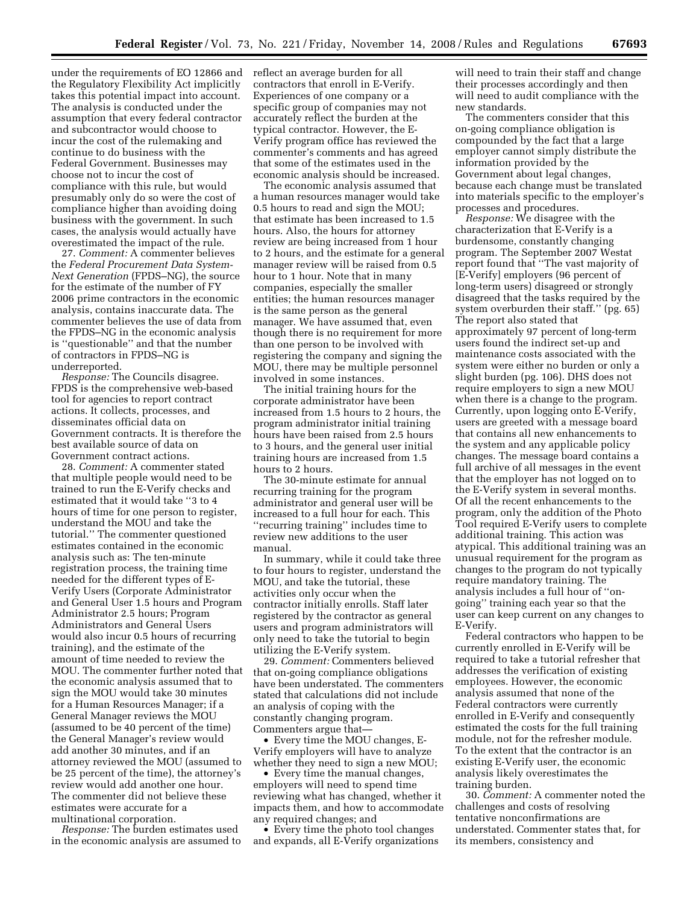under the requirements of EO 12866 and the Regulatory Flexibility Act implicitly takes this potential impact into account. The analysis is conducted under the assumption that every federal contractor and subcontractor would choose to incur the cost of the rulemaking and continue to do business with the Federal Government. Businesses may choose not to incur the cost of compliance with this rule, but would presumably only do so were the cost of compliance higher than avoiding doing business with the government. In such cases, the analysis would actually have overestimated the impact of the rule.

27. *Comment:* A commenter believes the *Federal Procurement Data System-Next Generation* (FPDS–NG), the source for the estimate of the number of FY 2006 prime contractors in the economic analysis, contains inaccurate data. The commenter believes the use of data from the FPDS–NG in the economic analysis is ''questionable'' and that the number of contractors in FPDS–NG is underreported.

*Response:* The Councils disagree. FPDS is the comprehensive web-based tool for agencies to report contract actions. It collects, processes, and disseminates official data on Government contracts. It is therefore the best available source of data on Government contract actions.

28. *Comment:* A commenter stated that multiple people would need to be trained to run the E-Verify checks and estimated that it would take ''3 to 4 hours of time for one person to register, understand the MOU and take the tutorial.'' The commenter questioned estimates contained in the economic analysis such as: The ten-minute registration process, the training time needed for the different types of E-Verify Users (Corporate Administrator and General User 1.5 hours and Program Administrator 2.5 hours; Program Administrators and General Users would also incur 0.5 hours of recurring training), and the estimate of the amount of time needed to review the MOU. The commenter further noted that the economic analysis assumed that to sign the MOU would take 30 minutes for a Human Resources Manager; if a General Manager reviews the MOU (assumed to be 40 percent of the time) the General Manager's review would add another 30 minutes, and if an attorney reviewed the MOU (assumed to be 25 percent of the time), the attorney's review would add another one hour. The commenter did not believe these estimates were accurate for a multinational corporation.

*Response:* The burden estimates used in the economic analysis are assumed to reflect an average burden for all contractors that enroll in E-Verify. Experiences of one company or a specific group of companies may not accurately reflect the burden at the typical contractor. However, the E-Verify program office has reviewed the commenter's comments and has agreed that some of the estimates used in the economic analysis should be increased.

The economic analysis assumed that a human resources manager would take 0.5 hours to read and sign the MOU; that estimate has been increased to 1.5 hours. Also, the hours for attorney review are being increased from 1 hour to 2 hours, and the estimate for a general manager review will be raised from 0.5 hour to 1 hour. Note that in many companies, especially the smaller entities; the human resources manager is the same person as the general manager. We have assumed that, even though there is no requirement for more than one person to be involved with registering the company and signing the MOU, there may be multiple personnel involved in some instances.

The initial training hours for the corporate administrator have been increased from 1.5 hours to 2 hours, the program administrator initial training hours have been raised from 2.5 hours to 3 hours, and the general user initial training hours are increased from 1.5 hours to 2 hours.

The 30-minute estimate for annual recurring training for the program administrator and general user will be increased to a full hour for each. This ''recurring training'' includes time to review new additions to the user manual.

In summary, while it could take three to four hours to register, understand the MOU, and take the tutorial, these activities only occur when the contractor initially enrolls. Staff later registered by the contractor as general users and program administrators will only need to take the tutorial to begin utilizing the E-Verify system.

29. *Comment:* Commenters believed that on-going compliance obligations have been understated. The commenters stated that calculations did not include an analysis of coping with the constantly changing program. Commenters argue that—

- Every time the MOU changes, E-Verify employers will have to analyze whether they need to sign a new MOU;
- Every time the manual changes, employers will need to spend time reviewing what has changed, whether it impacts them, and how to accommodate any required changes; and
- Every time the photo tool changes and expands, all E-Verify organizations will need to train their staff and change their processes accordingly and then will need to audit compliance with the new standards.

The commenters consider that this on-going compliance obligation is compounded by the fact that a large employer cannot simply distribute the information provided by the Government about legal changes, because each change must be translated into materials specific to the employer's processes and procedures.

*Response:* We disagree with the characterization that E-Verify is a burdensome, constantly changing program. The September 2007 Westat report found that ''The vast majority of [E-Verify] employers (96 percent of long-term users) disagreed or strongly disagreed that the tasks required by the system overburden their staff.'' (pg. 65) The report also stated that approximately 97 percent of long-term users found the indirect set-up and maintenance costs associated with the system were either no burden or only a slight burden (pg. 106). DHS does not require employers to sign a new MOU when there is a change to the program. Currently, upon logging onto E-Verify, users are greeted with a message board that contains all new enhancements to the system and any applicable policy changes. The message board contains a full archive of all messages in the event that the employer has not logged on to the E-Verify system in several months. Of all the recent enhancements to the program, only the addition of the Photo Tool required E-Verify users to complete additional training. This action was atypical. This additional training was an unusual requirement for the program as changes to the program do not typically require mandatory training. The analysis includes a full hour of ''on-going'' training each year so that the user can keep current on any changes to E-Verify.

Federal contractors who happen to be currently enrolled in E-Verify will be required to take a tutorial refresher that addresses the verification of existing employees. However, the economic analysis assumed that none of the Federal contractors were currently enrolled in E-Verify and consequently estimated the costs for the full training module, not for the refresher module. To the extent that the contractor is an existing E-Verify user, the economic analysis likely overestimates the training burden.

30. *Comment:* A commenter noted the challenges and costs of resolving tentative nonconfirmations are understated. Commenter states that, for its members, consistency and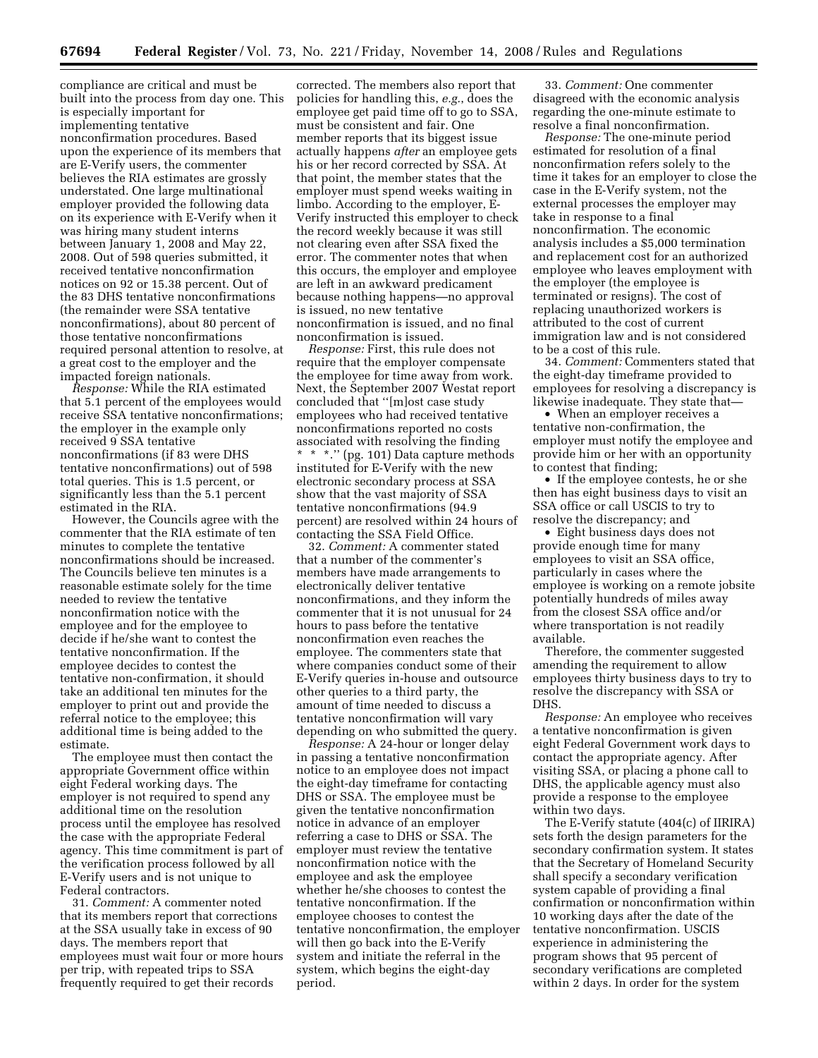compliance are critical and must be built into the process from day one. This is especially important for implementing tentative nonconfirmation procedures. Based upon the experience of its members that are E-Verify users, the commenter believes the RIA estimates are grossly understated. One large multinational employer provided the following data on its experience with E-Verify when it was hiring many student interns between January 1, 2008 and May 22, 2008. Out of 598 queries submitted, it received tentative nonconfirmation notices on 92 or 15.38 percent. Out of the 83 DHS tentative nonconfirmations (the remainder were SSA tentative nonconfirmations), about 80 percent of those tentative nonconfirmations required personal attention to resolve, at a great cost to the employer and the impacted foreign nationals.

*Response:* While the RIA estimated that 5.1 percent of the employees would receive SSA tentative nonconfirmations; the employer in the example only received 9 SSA tentative nonconfirmations (if 83 were DHS tentative nonconfirmations) out of 598 total queries. This is 1.5 percent, or significantly less than the 5.1 percent estimated in the RIA.

However, the Councils agree with the commenter that the RIA estimate of ten minutes to complete the tentative nonconfirmations should be increased. The Councils believe ten minutes is a reasonable estimate solely for the time needed to review the tentative nonconfirmation notice with the employee and for the employee to decide if he/she want to contest the tentative nonconfirmation. If the employee decides to contest the tentative non-confirmation, it should take an additional ten minutes for the employer to print out and provide the referral notice to the employee; this additional time is being added to the estimate.

The employee must then contact the appropriate Government office within eight Federal working days. The employer is not required to spend any additional time on the resolution process until the employee has resolved the case with the appropriate Federal agency. This time commitment is part of the verification process followed by all E-Verify users and is not unique to Federal contractors.

31. *Comment:* A commenter noted that its members report that corrections at the SSA usually take in excess of 90 days. The members report that employees must wait four or more hours per trip, with repeated trips to SSA frequently required to get their records corrected. The members also report that policies for handling this, *e.g.*, does the employee get paid time off to go to SSA, must be consistent and fair. One member reports that its biggest issue actually happens *after* an employee gets his or her record corrected by SSA. At that point, the member states that the employer must spend weeks waiting in limbo. According to the employer, E-Verify instructed this employer to check the record weekly because it was still not clearing even after SSA fixed the error. The commenter notes that when this occurs, the employer and employee are left in an awkward predicament because nothing happens—no approval is issued, no new tentative nonconfirmation is issued, and no final nonconfirmation is issued.

*Response:* First, this rule does not require that the employer compensate the employee for time away from work. Next, the September 2007 Westat report concluded that ''[m]ost case study employees who had received tentative nonconfirmations reported no costs associated with resolving the finding * * *.'' (pg. 101) Data capture methods instituted for E-Verify with the new electronic secondary process at SSA show that the vast majority of SSA tentative nonconfirmations (94.9 percent) are resolved within 24 hours of contacting the SSA Field Office.

32. *Comment:* A commenter stated that a number of the commenter's members have made arrangements to electronically deliver tentative nonconfirmations, and they inform the commenter that it is not unusual for 24 hours to pass before the tentative nonconfirmation even reaches the employee. The commenters state that where companies conduct some of their E-Verify queries in-house and outsource other queries to a third party, the amount of time needed to discuss a tentative nonconfirmation will vary depending on who submitted the query.

*Response:* A 24-hour or longer delay in passing a tentative nonconfirmation notice to an employee does not impact the eight-day timeframe for contacting DHS or SSA. The employee must be given the tentative nonconfirmation notice in advance of an employer referring a case to DHS or SSA. The employer must review the tentative nonconfirmation notice with the employee and ask the employee whether he/she chooses to contest the tentative nonconfirmation. If the employee chooses to contest the tentative nonconfirmation, the employer will then go back into the E-Verify system and initiate the referral in the system, which begins the eight-day period.

33. *Comment:* One commenter disagreed with the economic analysis regarding the one-minute estimate to resolve a final nonconfirmation.

*Response:* The one-minute period estimated for resolution of a final nonconfirmation refers solely to the time it takes for an employer to close the case in the E-Verify system, not the external processes the employer may take in response to a final nonconfirmation. The economic analysis includes a $5,000 termination and replacement cost for an authorized employee who leaves employment with the employer (the employee is terminated or resigns). The cost of replacing unauthorized workers is attributed to the cost of current immigration law and is not considered to be a cost of this rule.

34. *Comment:* Commenters stated that the eight-day timeframe provided to employees for resolving a discrepancy is likewise inadequate. They state that—

- When an employer receives a tentative non-confirmation, the employer must notify the employee and provide him or her with an opportunity to contest that finding;
- If the employee contests, he or she then has eight business days to visit an SSA office or call USCIS to try to resolve the discrepancy; and
- Eight business days does not provide enough time for many employees to visit an SSA office, particularly in cases where the employee is working on a remote jobsite potentially hundreds of miles away from the closest SSA office and/or where transportation is not readily available.

Therefore, the commenter suggested amending the requirement to allow employees thirty business days to try to resolve the discrepancy with SSA or DHS.

*Response:* An employee who receives a tentative nonconfirmation is given eight Federal Government work days to contact the appropriate agency. After visiting SSA, or placing a phone call to DHS, the applicable agency must also provide a response to the employee within two days.

The E-Verify statute (404(c) of IIRIRA) sets forth the design parameters for the secondary confirmation system. It states that the Secretary of Homeland Security shall specify a secondary verification system capable of providing a final confirmation or nonconfirmation within 10 working days after the date of the tentative nonconfirmation. USCIS experience in administering the program shows that 95 percent of secondary verifications are completed within 2 days. In order for the system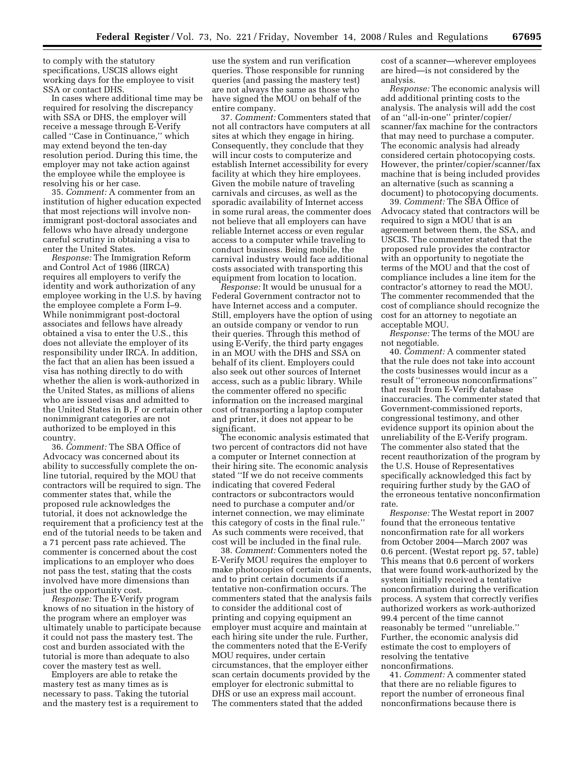to comply with the statutory specifications, USCIS allows eight working days for the employee to visit SSA or contact DHS.

In cases where additional time may be required for resolving the discrepancy with SSA or DHS, the employer will receive a message through E-Verify called ''Case in Continuance,'' which may extend beyond the ten-day resolution period. During this time, the employer may not take action against the employee while the employee is resolving his or her case.

35. *Comment:* A commenter from an institution of higher education expected that most rejections will involve non-immigrant post-doctoral associates and fellows who have already undergone careful scrutiny in obtaining a visa to enter the United States.

*Response:* The Immigration Reform and Control Act of 1986 (IIRCA) requires all employers to verify the identity and work authorization of any employee working in the U.S. by having the employee complete a Form I–9. While nonimmigrant post-doctoral associates and fellows have already obtained a visa to enter the U.S., this does not alleviate the employer of its responsibility under IRCA. In addition, the fact that an alien has been issued a visa has nothing directly to do with whether the alien is work-authorized in the United States, as millions of aliens who are issued visas and admitted to the United States in B, F or certain other nonimmigrant categories are not authorized to be employed in this country.

36. *Comment:* The SBA Office of Advocacy was concerned about its ability to successfully complete the on-line tutorial, required by the MOU that contractors will be required to sign. The commenter states that, while the proposed rule acknowledges the tutorial, it does not acknowledge the requirement that a proficiency test at the end of the tutorial needs to be taken and a 71 percent pass rate achieved. The commenter is concerned about the cost implications to an employer who does not pass the test, stating that the costs involved have more dimensions than just the opportunity cost.

*Response:* The E-Verify program knows of no situation in the history of the program where an employer was ultimately unable to participate because it could not pass the mastery test. The cost and burden associated with the tutorial is more than adequate to also cover the mastery test as well.

Employers are able to retake the mastery test as many times as is necessary to pass. Taking the tutorial and the mastery test is a requirement to use the system and run verification queries. Those responsible for running queries (and passing the mastery test) are not always the same as those who have signed the MOU on behalf of the entire company.

37. *Comment:* Commenters stated that not all contractors have computers at all sites at which they engage in hiring. Consequently, they conclude that they will incur costs to computerize and establish Internet accessibility for every facility at which they hire employees. Given the mobile nature of traveling carnivals and circuses, as well as the sporadic availability of Internet access in some rural areas, the commenter does not believe that all employers can have reliable Internet access or even regular access to a computer while traveling to conduct business. Being mobile, the carnival industry would face additional costs associated with transporting this equipment from location to location.

*Response:* It would be unusual for a Federal Government contractor not to have Internet access and a computer. Still, employers have the option of using an outside company or vendor to run their queries. Through this method of using E-Verify, the third party engages in an MOU with the DHS and SSA on behalf of its client. Employers could also seek out other sources of Internet access, such as a public library. While the commenter offered no specific information on the increased marginal cost of transporting a laptop computer and printer, it does not appear to be significant.

The economic analysis estimated that two percent of contractors did not have a computer or Internet connection at their hiring site. The economic analysis stated ''If we do not receive comments indicating that covered Federal contractors or subcontractors would need to purchase a computer and/or internet connection, we may eliminate this category of costs in the final rule.'' As such comments were received, that cost will be included in the final rule.

38. *Comment:* Commenters noted the E-Verify MOU requires the employer to make photocopies of certain documents, and to print certain documents if a tentative non-confirmation occurs. The commenters stated that the analysis fails to consider the additional cost of printing and copying equipment an employer must acquire and maintain at each hiring site under the rule. Further, the commenters noted that the E-Verify MOU requires, under certain circumstances, that the employer either scan certain documents provided by the employer for electronic submittal to DHS or use an express mail account. The commenters stated that the added cost of a scanner—wherever employees are hired—is not considered by the analysis.

*Response:* The economic analysis will add additional printing costs to the analysis. The analysis will add the cost of an ''all-in-one'' printer/copier/scanner/fax machine for the contractors that may need to purchase a computer. The economic analysis had already considered certain photocopying costs. However, the printer/copier/scanner/fax machine that is being included provides an alternative (such as scanning a document) to photocopying documents.

39. *Comment:* The SBA Office of Advocacy stated that contractors will be required to sign a MOU that is an agreement between them, the SSA, and USCIS. The commenter stated that the proposed rule provides the contractor with an opportunity to negotiate the terms of the MOU and that the cost of compliance includes a line item for the contractor's attorney to read the MOU. The commenter recommended that the cost of compliance should recognize the cost for an attorney to negotiate an acceptable MOU.

*Response:* The terms of the MOU are not negotiable.

40. *Comment:* A commenter stated that the rule does not take into account the costs businesses would incur as a result of ''erroneous nonconfirmations'' that result from E-Verify database inaccuracies. The commenter stated that Government-commissioned reports, congressional testimony, and other evidence support its opinion about the unreliability of the E-Verify program. The commenter also stated that the recent reauthorization of the program by the U.S. House of Representatives specifically acknowledged this fact by requiring further study by the GAO of the erroneous tentative nonconfirmation rate.

*Response:* The Westat report in 2007 found that the erroneous tentative nonconfirmation rate for all workers from October 2004—March 2007 was 0.6 percent. (Westat report pg. 57, table) This means that 0.6 percent of workers that were found work-authorized by the system initially received a tentative nonconfirmation during the verification process. A system that correctly verifies authorized workers as work-authorized 99.4 percent of the time cannot reasonably be termed ''unreliable.'' Further, the economic analysis did estimate the cost to employers of resolving the tentative nonconfirmations.

41. *Comment:* A commenter stated that there are no reliable figures to report the number of erroneous final nonconfirmations because there is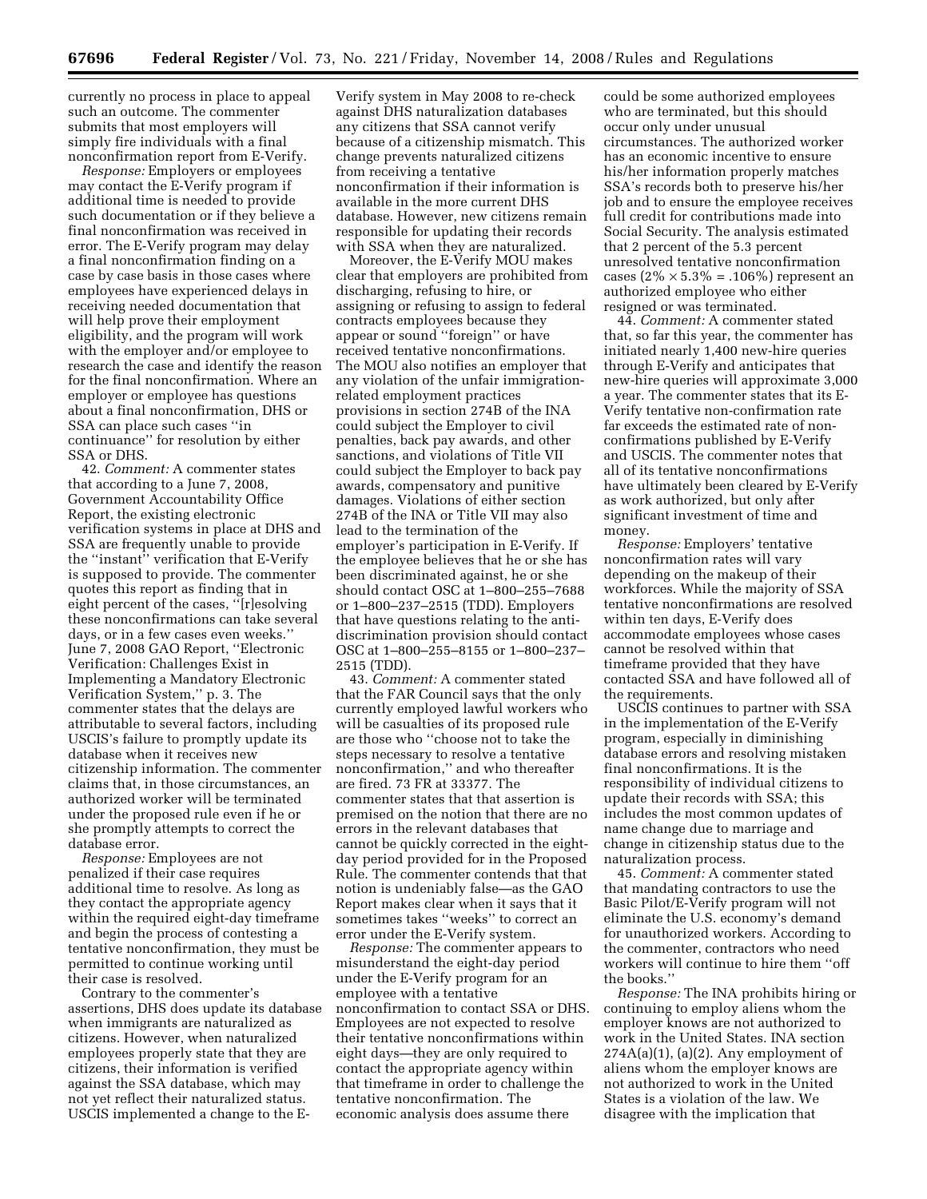currently no process in place to appeal such an outcome. The commenter submits that most employers will simply fire individuals with a final nonconfirmation report from E-Verify.

*Response:* Employers or employees may contact the E-Verify program if additional time is needed to provide such documentation or if they believe a final nonconfirmation was received in error. The E-Verify program may delay a final nonconfirmation finding on a case by case basis in those cases where employees have experienced delays in receiving needed documentation that will help prove their employment eligibility, and the program will work with the employer and/or employee to research the case and identify the reason for the final nonconfirmation. Where an employer or employee has questions about a final nonconfirmation, DHS or SSA can place such cases ''in continuance'' for resolution by either SSA or DHS.

42. *Comment:* A commenter states that according to a June 7, 2008, Government Accountability Office Report, the existing electronic verification systems in place at DHS and SSA are frequently unable to provide the ''instant'' verification that E-Verify is supposed to provide. The commenter quotes this report as finding that in eight percent of the cases, ''[r]esolving these nonconfirmations can take several days, or in a few cases even weeks.'' June 7, 2008 GAO Report, ''Electronic Verification: Challenges Exist in Implementing a Mandatory Electronic Verification System,'' p. 3. The commenter states that the delays are attributable to several factors, including USCIS's failure to promptly update its database when it receives new citizenship information. The commenter claims that, in those circumstances, an authorized worker will be terminated under the proposed rule even if he or she promptly attempts to correct the database error.

*Response:* Employees are not penalized if their case requires additional time to resolve. As long as they contact the appropriate agency within the required eight-day timeframe and begin the process of contesting a tentative nonconfirmation, they must be permitted to continue working until their case is resolved.

Contrary to the commenter's assertions, DHS does update its database when immigrants are naturalized as citizens. However, when naturalized employees properly state that they are citizens, their information is verified against the SSA database, which may not yet reflect their naturalized status. USCIS implemented a change to the E-Verify system in May 2008 to re-check against DHS naturalization databases any citizens that SSA cannot verify because of a citizenship mismatch. This change prevents naturalized citizens from receiving a tentative nonconfirmation if their information is available in the more current DHS database. However, new citizens remain responsible for updating their records with SSA when they are naturalized.

Moreover, the E-Verify MOU makes clear that employers are prohibited from discharging, refusing to hire, or assigning or refusing to assign to federal contracts employees because they appear or sound ''foreign'' or have received tentative nonconfirmations. The MOU also notifies an employer that any violation of the unfair immigration-related employment practices provisions in section 274B of the INA could subject the Employer to civil penalties, back pay awards, and other sanctions, and violations of Title VII could subject the Employer to back pay awards, compensatory and punitive damages. Violations of either section 274B of the INA or Title VII may also lead to the termination of the employer's participation in E-Verify. If the employee believes that he or she has been discriminated against, he or she should contact OSC at 1–800–255–7688 or 1–800–237–2515 (TDD). Employers that have questions relating to the anti-discrimination provision should contact OSC at 1–800–255–8155 or 1–800–237–2515 (TDD).

43. *Comment:* A commenter stated that the FAR Council says that the only currently employed lawful workers who will be casualties of its proposed rule are those who ''choose not to take the steps necessary to resolve a tentative nonconfirmation,'' and who thereafter are fired. 73 FR at 33377. The commenter states that that assertion is premised on the notion that there are no errors in the relevant databases that cannot be quickly corrected in the eight-day period provided for in the Proposed Rule. The commenter contends that that notion is undeniably false—as the GAO Report makes clear when it says that it sometimes takes ''weeks'' to correct an error under the E-Verify system.

*Response:* The commenter appears to misunderstand the eight-day period under the E-Verify program for an employee with a tentative nonconfirmation to contact SSA or DHS. Employees are not expected to resolve their tentative nonconfirmations within eight days—they are only required to contact the appropriate agency within that timeframe in order to challenge the tentative nonconfirmation. The economic analysis does assume there could be some authorized employees who are terminated, but this should occur only under unusual circumstances. The authorized worker has an economic incentive to ensure his/her information properly matches SSA's records both to preserve his/her job and to ensure the employee receives full credit for contributions made into Social Security. The analysis estimated that 2 percent of the 5.3 percent unresolved tentative nonconfirmation cases ($2\% \times 5.3\% = .106\%$) represent an authorized employee who either resigned or was terminated.

44. *Comment:* A commenter stated that, so far this year, the commenter has initiated nearly 1,400 new-hire queries through E-Verify and anticipates that new-hire queries will approximate 3,000 a year. The commenter states that its E-Verify tentative non-confirmation rate far exceeds the estimated rate of non-confirmations published by E-Verify and USCIS. The commenter notes that all of its tentative nonconfirmations have ultimately been cleared by E-Verify as work authorized, but only after significant investment of time and money.

*Response:* Employers' tentative nonconfirmation rates will vary depending on the makeup of their workforces. While the majority of SSA tentative nonconfirmations are resolved within ten days, E-Verify does accommodate employees whose cases cannot be resolved within that timeframe provided that they have contacted SSA and have followed all of the requirements.

USCIS continues to partner with SSA in the implementation of the E-Verify program, especially in diminishing database errors and resolving mistaken final nonconfirmations. It is the responsibility of individual citizens to update their records with SSA; this includes the most common updates of name change due to marriage and change in citizenship status due to the naturalization process.

45. *Comment:* A commenter stated that mandating contractors to use the Basic Pilot/E-Verify program will not eliminate the U.S. economy's demand for unauthorized workers. According to the commenter, contractors who need workers will continue to hire them ''off the books.''

*Response:* The INA prohibits hiring or continuing to employ aliens whom the employer knows are not authorized to work in the United States. INA section 274A(a)(1), (a)(2). Any employment of aliens whom the employer knows are not authorized to work in the United States is a violation of the law. We disagree with the implication that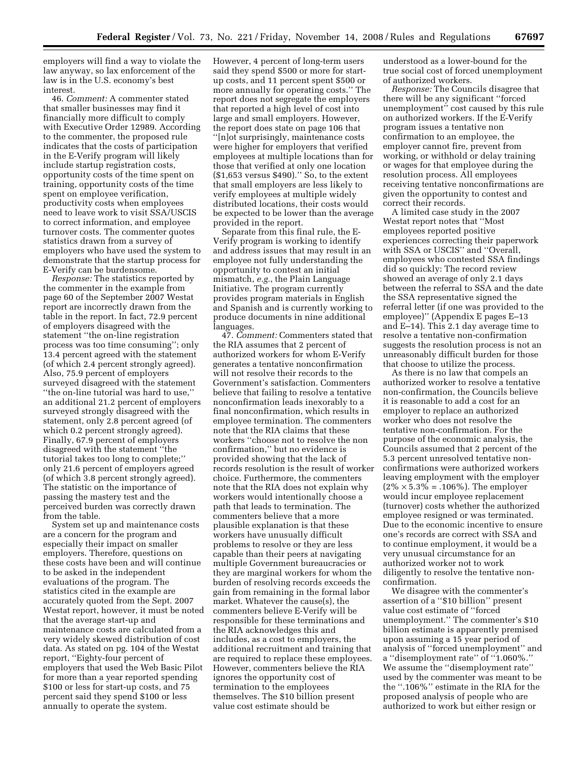employers will find a way to violate the law anyway, so lax enforcement of the law is in the U.S. economy's best interest.

46. *Comment:* A commenter stated that smaller businesses may find it financially more difficult to comply with Executive Order 12989. According to the commenter, the proposed rule indicates that the costs of participation in the E-Verify program will likely include startup registration costs, opportunity costs of the time spent on training, opportunity costs of the time spent on employee verification, productivity costs when employees need to leave work to visit SSA/USCIS to correct information, and employee turnover costs. The commenter quotes statistics drawn from a survey of employers who have used the system to demonstrate that the startup process for E-Verify can be burdensome.

*Response:* The statistics reported by the commenter in the example from page 60 of the September 2007 Westat report are incorrectly drawn from the table in the report. In fact, 72.9 percent of employers disagreed with the statement ''the on-line registration process was too time consuming''; only 13.4 percent agreed with the statement (of which 2.4 percent strongly agreed). Also, 75.9 percent of employers surveyed disagreed with the statement ''the on-line tutorial was hard to use,'' an additional 21.2 percent of employers surveyed strongly disagreed with the statement, only 2.8 percent agreed (of which 0.2 percent strongly agreed). Finally, 67.9 percent of employers disagreed with the statement ''the tutorial takes too long to complete;'' only 21.6 percent of employers agreed (of which 3.8 percent strongly agreed). The statistic on the importance of passing the mastery test and the perceived burden was correctly drawn from the table.

System set up and maintenance costs are a concern for the program and especially their impact on smaller employers. Therefore, questions on these costs have been and will continue to be asked in the independent evaluations of the program. The statistics cited in the example are accurately quoted from the Sept. 2007 Westat report, however, it must be noted that the average start-up and maintenance costs are calculated from a very widely skewed distribution of cost data. As stated on pg. 104 of the Westat report, ''Eighty-four percent of employers that used the Web Basic Pilot for more than a year reported spending $100 or less for start-up costs, and 75 percent said they spend $100 or less annually to operate the system. However, 4 percent of long-term users said they spend $500 or more for start-up costs, and 11 percent spent $500 or more annually for operating costs.'' The report does not segregate the employers that reported a high level of cost into large and small employers. However, the report does state on page 106 that ''[n]ot surprisingly, maintenance costs were higher for employers that verified employees at multiple locations than for those that verified at only one location ($1,653 versus $490).'' So, to the extent that small employers are less likely to verify employees at multiple widely distributed locations, their costs would be expected to be lower than the average provided in the report.

Separate from this final rule, the E-Verify program is working to identify and address issues that may result in an employee not fully understanding the opportunity to contest an initial mismatch, *e.g.*, the Plain Language Initiative. The program currently provides program materials in English and Spanish and is currently working to produce documents in nine additional languages.

47. *Comment:* Commenters stated that the RIA assumes that 2 percent of authorized workers for whom E-Verify generates a tentative nonconfirmation will not resolve their records to the Government's satisfaction. Commenters believe that failing to resolve a tentative nonconfirmation leads inexorably to a final nonconfirmation, which results in employee termination. The commenters note that the RIA claims that these workers ''choose not to resolve the non confirmation,'' but no evidence is provided showing that the lack of records resolution is the result of worker choice. Furthermore, the commenters note that the RIA does not explain why workers would intentionally choose a path that leads to termination. The commenters believe that a more plausible explanation is that these workers have unusually difficult problems to resolve or they are less capable than their peers at navigating multiple Government bureaucracies or they are marginal workers for whom the burden of resolving records exceeds the gain from remaining in the formal labor market. Whatever the cause(s), the commenters believe E-Verify will be responsible for these terminations and the RIA acknowledges this and includes, as a cost to employers, the additional recruitment and training that are required to replace these employees. However, commenters believe the RIA ignores the opportunity cost of termination to the employees themselves. The $10 billion present value cost estimate should be understood as a lower-bound for the true social cost of forced unemployment of authorized workers.

*Response:* The Councils disagree that there will be any significant ''forced unemployment'' cost caused by this rule on authorized workers. If the E-Verify program issues a tentative non confirmation to an employee, the employer cannot fire, prevent from working, or withhold or delay training or wages for that employee during the resolution process. All employees receiving tentative nonconfirmations are given the opportunity to contest and correct their records.

A limited case study in the 2007 Westat report notes that ''Most employees reported positive experiences correcting their paperwork with SSA or USCIS'' and ''Overall, employees who contested SSA findings did so quickly: The record review showed an average of only 2.1 days between the referral to SSA and the date the SSA representative signed the referral letter (if one was provided to the employee)'' (Appendix E pages E–13 and E–14). This 2.1 day average time to resolve a tentative non-confirmation suggests the resolution process is not an unreasonably difficult burden for those that choose to utilize the process.

As there is no law that compels an authorized worker to resolve a tentative non-confirmation, the Councils believe it is reasonable to add a cost for an employer to replace an authorized worker who does not resolve the tentative non-confirmation. For the purpose of the economic analysis, the Councils assumed that 2 percent of the 5.3 percent unresolved tentative non-confirmations were authorized workers leaving employment with the employer ($2\% \times 5.3\% = .106\%$). The employer would incur employee replacement (turnover) costs whether the authorized employee resigned or was terminated. Due to the economic incentive to ensure one's records are correct with SSA and to continue employment, it would be a very unusual circumstance for an authorized worker not to work diligently to resolve the tentative non-confirmation.

We disagree with the commenter's assertion of a ''$10 billion'' present value cost estimate of ''forced unemployment.'' The commenter's $10 billion estimate is apparently premised upon assuming a 15 year period of analysis of ''forced unemployment'' and a ''disemployment rate'' of ''1.060%.'' We assume the ''disemployment rate'' used by the commenter was meant to be the ''.106%'' estimate in the RIA for the proposed analysis of people who are authorized to work but either resign or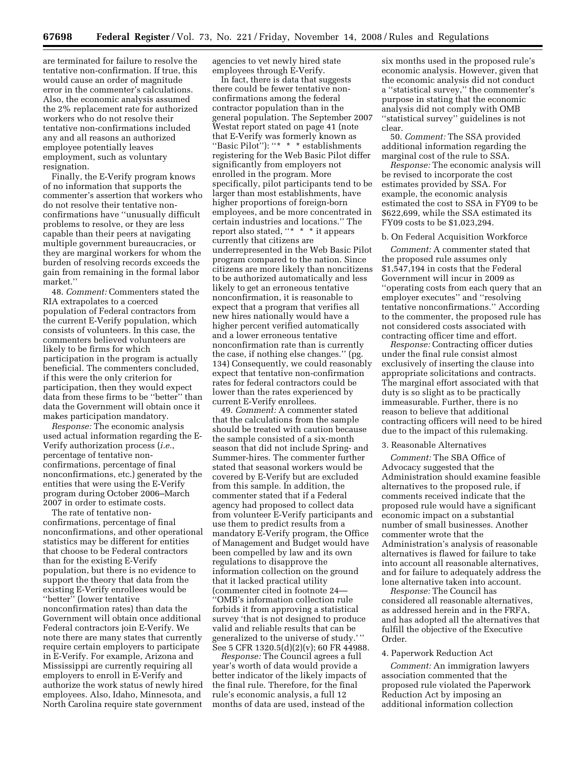are terminated for failure to resolve the tentative non-confirmation. If true, this would cause an order of magnitude error in the commenter's calculations. Also, the economic analysis assumed the 2% replacement rate for authorized workers who do not resolve their tentative non-confirmations included any and all reasons an authorized employee potentially leaves employment, such as voluntary resignation.

Finally, the E-Verify program knows of no information that supports the commenter's assertion that workers who do not resolve their tentative non-confirmations have ''unusually difficult problems to resolve, or they are less capable than their peers at navigating multiple government bureaucracies, or they are marginal workers for whom the burden of resolving records exceeds the gain from remaining in the formal labor market.''

48. *Comment:* Commenters stated the RIA extrapolates to a coerced population of Federal contractors from the current E-Verify population, which consists of volunteers. In this case, the commenters believed volunteers are likely to be firms for which participation in the program is actually beneficial. The commenters concluded, if this were the only criterion for participation, then they would expect data from these firms to be ''better'' than data the Government will obtain once it makes participation mandatory.

*Response:* The economic analysis used actual information regarding the E-Verify authorization process (*i.e.*, percentage of tentative non-confirmations, percentage of final nonconfirmations, etc.) generated by the entities that were using the E-Verify program during October 2006–March 2007 in order to estimate costs.

The rate of tentative non-confirmations, percentage of final nonconfirmations, and other operational statistics may be different for entities that choose to be Federal contractors than for the existing E-Verify population, but there is no evidence to support the theory that data from the existing E-Verify enrollees would be ''better'' (lower tentative nonconfirmation rates) than data the Government will obtain once additional Federal contractors join E-Verify. We note there are many states that currently require certain employers to participate in E-Verify. For example, Arizona and Mississippi are currently requiring all employers to enroll in E-Verify and authorize the work status of newly hired employees. Also, Idaho, Minnesota, and North Carolina require state government agencies to vet newly hired state employees through E-Verify.

In fact, there is data that suggests there could be fewer tentative non-confirmations among the federal contractor population than in the general population. The September 2007 Westat report stated on page 41 (note that E-Verify was formerly known as ''Basic Pilot''): ''* * * establishments registering for the Web Basic Pilot differ significantly from employers not enrolled in the program. More specifically, pilot participants tend to be larger than most establishments, have higher proportions of foreign-born employees, and be more concentrated in certain industries and locations.'' The report also stated, ''* * * it appears currently that citizens are underrepresented in the Web Basic Pilot program compared to the nation. Since citizens are more likely than noncitizens to be authorized automatically and less likely to get an erroneous tentative nonconfirmation, it is reasonable to expect that a program that verifies all new hires nationally would have a higher percent verified automatically and a lower erroneous tentative nonconfirmation rate than is currently the case, if nothing else changes.'' (pg. 134) Consequently, we could reasonably expect that tentative non-confirmation rates for federal contractors could be lower than the rates experienced by current E-Verify enrollees.

49. *Comment:* A commenter stated that the calculations from the sample should be treated with caution because the sample consisted of a six-month season that did not include Spring- and Summer-hires. The commenter further stated that seasonal workers would be covered by E-Verify but are excluded from this sample. In addition, the commenter stated that if a Federal agency had proposed to collect data from volunteer E-Verify participants and use them to predict results from a mandatory E-Verify program, the Office of Management and Budget would have been compelled by law and its own regulations to disapprove the information collection on the ground that it lacked practical utility (commenter cited in footnote 24—''OMB's information collection rule forbids it from approving a statistical survey 'that is not designed to produce valid and reliable results that can be generalized to the universe of study.' '' See 5 CFR 1320.5(d)(2)(v); 60 FR 44988.

*Response:* The Council agrees a full year's worth of data would provide a better indicator of the likely impacts of the final rule. Therefore, for the final rule's economic analysis, a full 12 months of data are used, instead of the six months used in the proposed rule's economic analysis. However, given that the economic analysis did not conduct a ''statistical survey,'' the commenter's purpose in stating that the economic analysis did not comply with OMB ''statistical survey'' guidelines is not clear.

50. *Comment:* The SSA provided additional information regarding the marginal cost of the rule to SSA.

*Response:* The economic analysis will be revised to incorporate the cost estimates provided by SSA. For example, the economic analysis estimated the cost to SSA in FY09 to be $622,699, while the SSA estimated its FY09 costs to be $1,023,294.

b. On Federal Acquisition Workforce

*Comment:* A commenter stated that the proposed rule assumes only $1,547,194 in costs that the Federal Government will incur in 2009 as ''operating costs from each query that an employer executes'' and ''resolving tentative nonconfirmations.'' According to the commenter, the proposed rule has not considered costs associated with contracting officer time and effort.

*Response:* Contracting officer duties under the final rule consist almost exclusively of inserting the clause into appropriate solicitations and contracts. The marginal effort associated with that duty is so slight as to be practically immeasurable. Further, there is no reason to believe that additional contracting officers will need to be hired due to the impact of this rulemaking.

3. Reasonable Alternatives

*Comment:* The SBA Office of Advocacy suggested that the Administration should examine feasible alternatives to the proposed rule, if comments received indicate that the proposed rule would have a significant economic impact on a substantial number of small businesses. Another commenter wrote that the Administration's analysis of reasonable alternatives is flawed for failure to take into account all reasonable alternatives, and for failure to adequately address the lone alternative taken into account.

*Response:* The Council has considered all reasonable alternatives, as addressed herein and in the FRFA, and has adopted all the alternatives that fulfill the objective of the Executive Order.

4. Paperwork Reduction Act

*Comment:* An immigration lawyers association commented that the proposed rule violated the Paperwork Reduction Act by imposing an additional information collection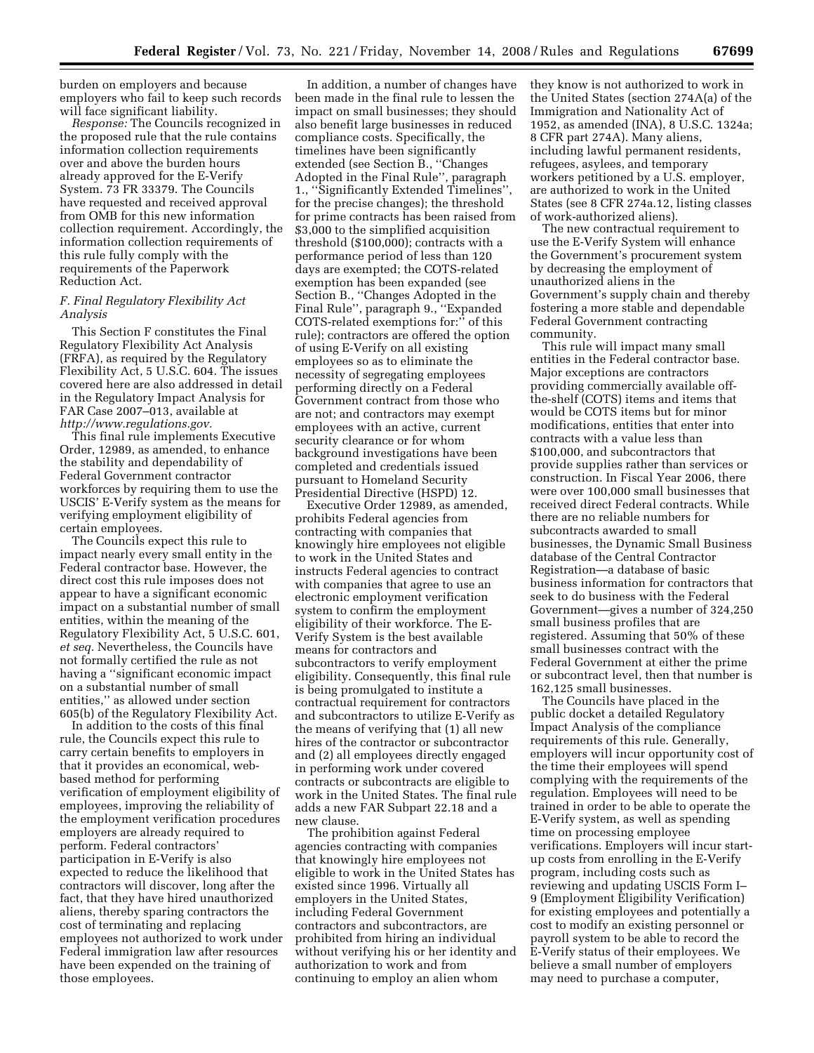burden on employers and because employers who fail to keep such records will face significant liability.

*Response:* The Councils recognized in the proposed rule that the rule contains information collection requirements over and above the burden hours already approved for the E-Verify System. 73 FR 33379. The Councils have requested and received approval from OMB for this new information collection requirement. Accordingly, the information collection requirements of this rule fully comply with the requirements of the Paperwork Reduction Act.

### *F. Final Regulatory Flexibility Act Analysis*

This Section F constitutes the Final Regulatory Flexibility Act Analysis (FRFA), as required by the Regulatory Flexibility Act, 5 U.S.C. 604. The issues covered here are also addressed in detail in the Regulatory Impact Analysis for FAR Case 2007–013, available at *http://www.regulations.gov*.

This final rule implements Executive Order, 12989, as amended, to enhance the stability and dependability of Federal Government contractor workforces by requiring them to use the USCIS' E-Verify system as the means for verifying employment eligibility of certain employees.

The Councils expect this rule to impact nearly every small entity in the Federal contractor base. However, the direct cost this rule imposes does not appear to have a significant economic impact on a substantial number of small entities, within the meaning of the Regulatory Flexibility Act, 5 U.S.C. 601, *et seq.* Nevertheless, the Councils have not formally certified the rule as not having a ''significant economic impact on a substantial number of small entities,'' as allowed under section 605(b) of the Regulatory Flexibility Act.

In addition to the costs of this final rule, the Councils expect this rule to carry certain benefits to employers in that it provides an economical, web-based method for performing verification of employment eligibility of employees, improving the reliability of the employment verification procedures employers are already required to perform. Federal contractors' participation in E-Verify is also expected to reduce the likelihood that contractors will discover, long after the fact, that they have hired unauthorized aliens, thereby sparing contractors the cost of terminating and replacing employees not authorized to work under Federal immigration law after resources have been expended on the training of those employees.

In addition, a number of changes have been made in the final rule to lessen the impact on small businesses; they should also benefit large businesses in reduced compliance costs. Specifically, the timelines have been significantly extended (see Section B., ''Changes Adopted in the Final Rule'', paragraph 1., ''Significantly Extended Timelines'', for the precise changes); the threshold for prime contracts has been raised from $3,000 to the simplified acquisition threshold ($100,000); contracts with a performance period of less than 120 days are exempted; the COTS-related exemption has been expanded (see Section B., ''Changes Adopted in the Final Rule'', paragraph 9., ''Expanded COTS-related exemptions for:'' of this rule); contractors are offered the option of using E-Verify on all existing employees so as to eliminate the necessity of segregating employees performing directly on a Federal Government contract from those who are not; and contractors may exempt employees with an active, current security clearance or for whom background investigations have been completed and credentials issued pursuant to Homeland Security Presidential Directive (HSPD) 12.

Executive Order 12989, as amended, prohibits Federal agencies from contracting with companies that knowingly hire employees not eligible to work in the United States and instructs Federal agencies to contract with companies that agree to use an electronic employment verification system to confirm the employment eligibility of their workforce. The E-Verify System is the best available means for contractors and subcontractors to verify employment eligibility. Consequently, this final rule is being promulgated to institute a contractual requirement for contractors and subcontractors to utilize E-Verify as the means of verifying that (1) all new hires of the contractor or subcontractor and (2) all employees directly engaged in performing work under covered contracts or subcontracts are eligible to work in the United States. The final rule adds a new FAR Subpart 22.18 and a new clause.

The prohibition against Federal agencies contracting with companies that knowingly hire employees not eligible to work in the United States has existed since 1996. Virtually all employers in the United States, including Federal Government contractors and subcontractors, are prohibited from hiring an individual without verifying his or her identity and authorization to work and from continuing to employ an alien whom they know is not authorized to work in the United States (section 274A(a) of the Immigration and Nationality Act of 1952, as amended (INA), 8 U.S.C. 1324a; 8 CFR part 274A). Many aliens, including lawful permanent residents, refugees, asylees, and temporary workers petitioned by a U.S. employer, are authorized to work in the United States (see 8 CFR 274a.12, listing classes of work-authorized aliens).

The new contractual requirement to use the E-Verify System will enhance the Government's procurement system by decreasing the employment of unauthorized aliens in the Government's supply chain and thereby fostering a more stable and dependable Federal Government contracting community.

This rule will impact many small entities in the Federal contractor base. Major exceptions are contractors providing commercially available off-the-shelf (COTS) items and items that would be COTS items but for minor modifications, entities that enter into contracts with a value less than $100,000, and subcontractors that provide supplies rather than services or construction. In Fiscal Year 2006, there were over 100,000 small businesses that received direct Federal contracts. While there are no reliable numbers for subcontracts awarded to small businesses, the Dynamic Small Business database of the Central Contractor Registration—a database of basic business information for contractors that seek to do business with the Federal Government—gives a number of 324,250 small business profiles that are registered. Assuming that 50% of these small businesses contract with the Federal Government at either the prime or subcontract level, then that number is 162,125 small businesses.

The Councils have placed in the public docket a detailed Regulatory Impact Analysis of the compliance requirements of this rule. Generally, employers will incur opportunity cost of the time their employees will spend complying with the requirements of the regulation. Employees will need to be trained in order to be able to operate the E-Verify system, as well as spending time on processing employee verifications. Employers will incur start-up costs from enrolling in the E-Verify program, including costs such as reviewing and updating USCIS Form I–9 (Employment Eligibility Verification) for existing employees and potentially a cost to modify an existing personnel or payroll system to be able to record the E-Verify status of their employees. We believe a small number of employers may need to purchase a computer,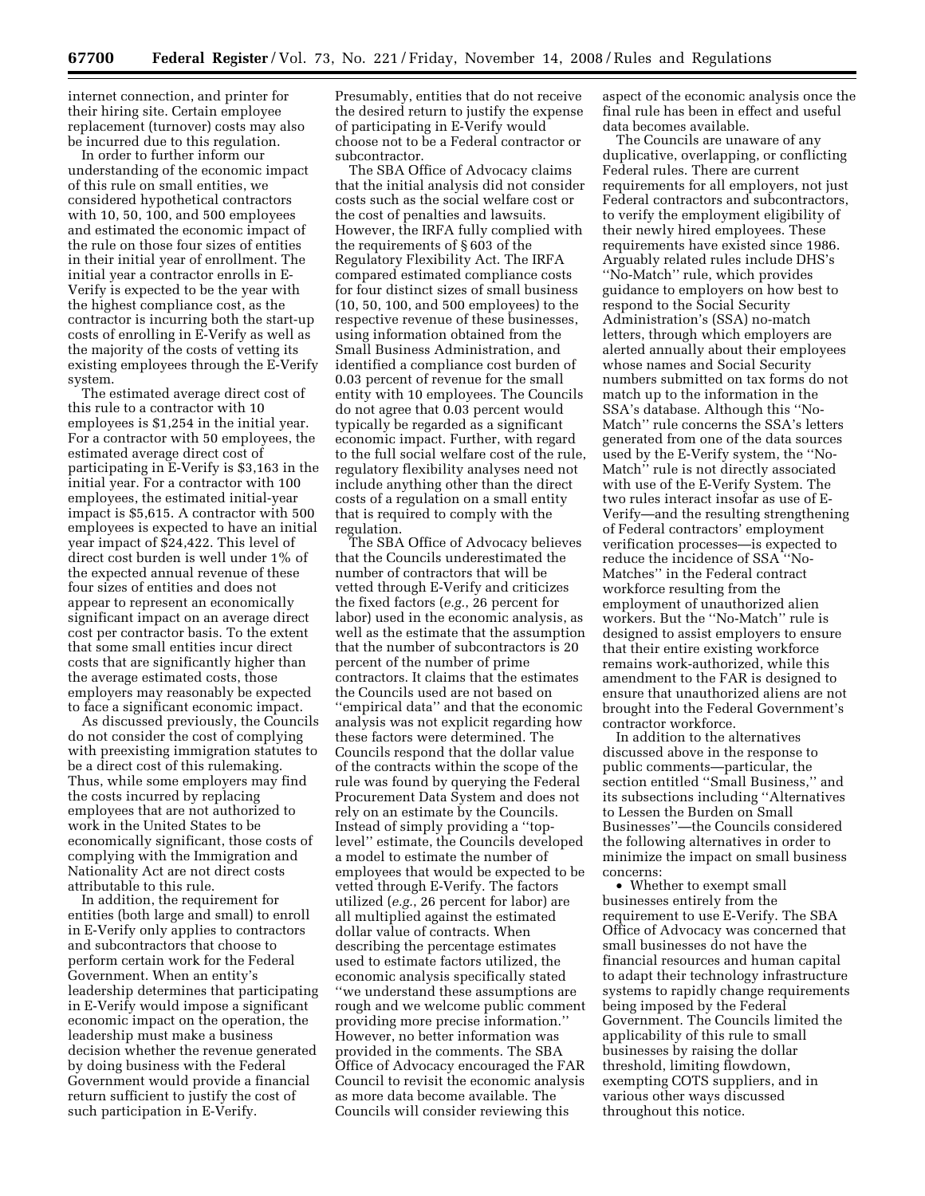internet connection, and printer for their hiring site. Certain employee replacement (turnover) costs may also be incurred due to this regulation.

In order to further inform our understanding of the economic impact of this rule on small entities, we considered hypothetical contractors with 10, 50, 100, and 500 employees and estimated the economic impact of the rule on those four sizes of entities in their initial year of enrollment. The initial year a contractor enrolls in E-Verify is expected to be the year with the highest compliance cost, as the contractor is incurring both the start-up costs of enrolling in E-Verify as well as the majority of the costs of vetting its existing employees through the E-Verify system.

The estimated average direct cost of this rule to a contractor with 10 employees is $1,254 in the initial year. For a contractor with 50 employees, the estimated average direct cost of participating in E-Verify is $3,163 in the initial year. For a contractor with 100 employees, the estimated initial-year impact is $5,615. A contractor with 500 employees is expected to have an initial year impact of $24,422. This level of direct cost burden is well under 1% of the expected annual revenue of these four sizes of entities and does not appear to represent an economically significant impact on an average direct cost per contractor basis. To the extent that some small entities incur direct costs that are significantly higher than the average estimated costs, those employers may reasonably be expected to face a significant economic impact.

As discussed previously, the Councils do not consider the cost of complying with preexisting immigration statutes to be a direct cost of this rulemaking. Thus, while some employers may find the costs incurred by replacing employees that are not authorized to work in the United States to be economically significant, those costs of complying with the Immigration and Nationality Act are not direct costs attributable to this rule.

In addition, the requirement for entities (both large and small) to enroll in E-Verify only applies to contractors and subcontractors that choose to perform certain work for the Federal Government. When an entity's leadership determines that participating in E-Verify would impose a significant economic impact on the operation, the leadership must make a business decision whether the revenue generated by doing business with the Federal Government would provide a financial return sufficient to justify the cost of such participation in E-Verify. Presumably, entities that do not receive the desired return to justify the expense of participating in E-Verify would choose not to be a Federal contractor or subcontractor.

The SBA Office of Advocacy claims that the initial analysis did not consider costs such as the social welfare cost or the cost of penalties and lawsuits. However, the IRFA fully complied with the requirements of § 603 of the Regulatory Flexibility Act. The IRFA compared estimated compliance costs for four distinct sizes of small business (10, 50, 100, and 500 employees) to the respective revenue of these businesses, using information obtained from the Small Business Administration, and identified a compliance cost burden of 0.03 percent of revenue for the small entity with 10 employees. The Councils do not agree that 0.03 percent would typically be regarded as a significant economic impact. Further, with regard to the full social welfare cost of the rule, regulatory flexibility analyses need not include anything other than the direct costs of a regulation on a small entity that is required to comply with the regulation.

The SBA Office of Advocacy believes that the Councils underestimated the number of contractors that will be vetted through E-Verify and criticizes the fixed factors (*e.g.*, 26 percent for labor) used in the economic analysis, as well as the estimate that the assumption that the number of subcontractors is 20 percent of the number of prime contractors. It claims that the estimates the Councils used are not based on "empirical data" and that the economic analysis was not explicit regarding how these factors were determined. The Councils respond that the dollar value of the contracts within the scope of the rule was found by querying the Federal Procurement Data System and does not rely on an estimate by the Councils. Instead of simply providing a "top-level" estimate, the Councils developed a model to estimate the number of employees that would be expected to be vetted through E-Verify. The factors utilized (*e.g.*, 26 percent for labor) are all multiplied against the estimated dollar value of contracts. When describing the percentage estimates used to estimate factors utilized, the economic analysis specifically stated "we understand these assumptions are rough and we welcome public comment providing more precise information." However, no better information was provided in the comments. The SBA Office of Advocacy encouraged the FAR Council to revisit the economic analysis as more data become available. The Councils will consider reviewing this aspect of the economic analysis once the final rule has been in effect and useful data becomes available.

The Councils are unaware of any duplicative, overlapping, or conflicting Federal rules. There are current requirements for all employers, not just Federal contractors and subcontractors, to verify the employment eligibility of their newly hired employees. These requirements have existed since 1986. Arguably related rules include DHS's "No-Match" rule, which provides guidance to employers on how best to respond to the Social Security Administration's (SSA) no-match letters, through which employers are alerted annually about their employees whose names and Social Security numbers submitted on tax forms do not match up to the information in the SSA's database. Although this "No-Match" rule concerns the SSA's letters generated from one of the data sources used by the E-Verify system, the "No-Match" rule is not directly associated with use of the E-Verify System. The two rules interact insofar as use of E-Verify—and the resulting strengthening of Federal contractors' employment verification processes—is expected to reduce the incidence of SSA "No-Matches" in the Federal contract workforce resulting from the employment of unauthorized alien workers. But the "No-Match" rule is designed to assist employers to ensure that their entire existing workforce remains work-authorized, while this amendment to the FAR is designed to ensure that unauthorized aliens are not brought into the Federal Government's contractor workforce.

In addition to the alternatives discussed above in the response to public comments—particular, the section entitled "Small Business," and its subsections including "Alternatives to Lessen the Burden on Small Businesses"—the Councils considered the following alternatives in order to minimize the impact on small business concerns:

- Whether to exempt small businesses entirely from the requirement to use E-Verify. The SBA Office of Advocacy was concerned that small businesses do not have the financial resources and human capital to adapt their technology infrastructure systems to rapidly change requirements being imposed by the Federal Government. The Councils limited the applicability of this rule to small businesses by raising the dollar threshold, limiting flowdown, exempting COTS suppliers, and in various other ways discussed throughout this notice.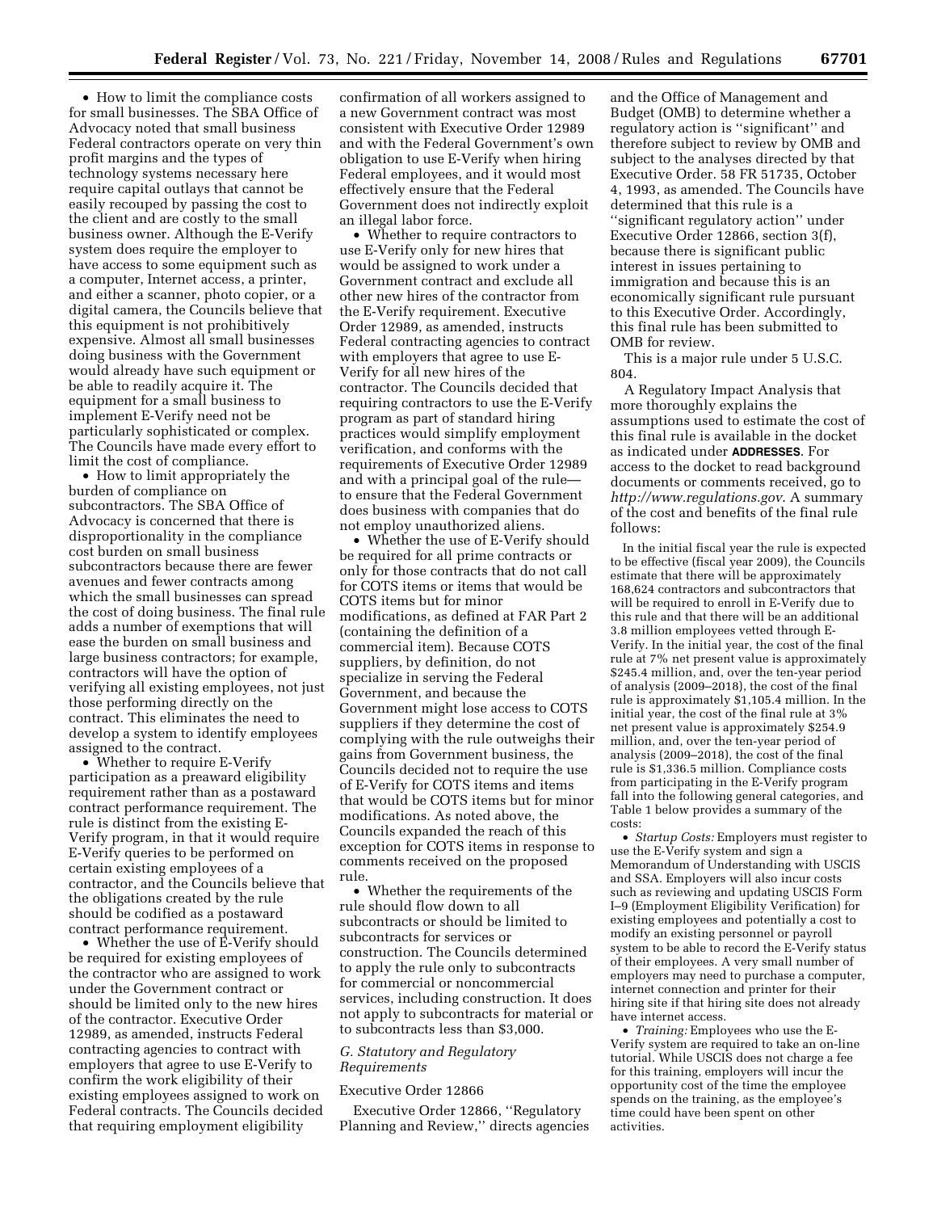- How to limit the compliance costs for small businesses. The SBA Office of Advocacy noted that small business Federal contractors operate on very thin profit margins and the types of technology systems necessary here require capital outlays that cannot be easily recouped by passing the cost to the client and are costly to the small business owner. Although the E-Verify system does require the employer to have access to some equipment such as a computer, Internet access, a printer, and either a scanner, photo copier, or a digital camera, the Councils believe that this equipment is not prohibitively expensive. Almost all small businesses doing business with the Government would already have such equipment or be able to readily acquire it. The equipment for a small business to implement E-Verify need not be particularly sophisticated or complex. The Councils have made every effort to limit the cost of compliance.
- How to limit appropriately the burden of compliance on subcontractors. The SBA Office of Advocacy is concerned that there is disproportionality in the compliance cost burden on small business subcontractors because there are fewer avenues and fewer contracts among which the small businesses can spread the cost of doing business. The final rule adds a number of exemptions that will ease the burden on small business and large business contractors; for example, contractors will have the option of verifying all existing employees, not just those performing directly on the contract. This eliminates the need to develop a system to identify employees assigned to the contract.
- Whether to require E-Verify participation as a preaward eligibility requirement rather than as a postaward contract performance requirement. The rule is distinct from the existing E-Verify program, in that it would require E-Verify queries to be performed on certain existing employees of a contractor, and the Councils believe that the obligations created by the rule should be codified as a postaward contract performance requirement.
- Whether the use of E-Verify should be required for existing employees of the contractor who are assigned to work under the Government contract or should be limited only to the new hires of the contractor. Executive Order 12989, as amended, instructs Federal contracting agencies to contract with employers that agree to use E-Verify to confirm the work eligibility of their existing employees assigned to work on Federal contracts. The Councils decided that requiring employment eligibility confirmation of all workers assigned to a new Government contract was most consistent with Executive Order 12989 and with the Federal Government's own obligation to use E-Verify when hiring Federal employees, and it would most effectively ensure that the Federal Government does not indirectly exploit an illegal labor force.
- Whether to require contractors to use E-Verify only for new hires that would be assigned to work under a Government contract and exclude all other new hires of the contractor from the E-Verify requirement. Executive Order 12989, as amended, instructs Federal contracting agencies to contract with employers that agree to use E-Verify for all new hires of the contractor. The Councils decided that requiring contractors to use the E-Verify program as part of standard hiring practices would simplify employment verification, and conforms with the requirements of Executive Order 12989 and with a principal goal of the rule—to ensure that the Federal Government does business with companies that do not employ unauthorized aliens.
- Whether the use of E-Verify should be required for all prime contracts or only for those contracts that do not call for COTS items or items that would be COTS items but for minor modifications, as defined at FAR Part 2 (containing the definition of a commercial item). Because COTS suppliers, by definition, do not specialize in serving the Federal Government, and because the Government might lose access to COTS suppliers if they determine the cost of complying with the rule outweighs their gains from Government business, the Councils decided not to require the use of E-Verify for COTS items and items that would be COTS items but for minor modifications. As noted above, the Councils expanded the reach of this exception for COTS items in response to comments received on the proposed rule.
- Whether the requirements of the rule should flow down to all subcontracts or should be limited to subcontracts for services or construction. The Councils determined to apply the rule only to subcontracts for commercial or noncommercial services, including construction. It does not apply to subcontracts for material or to subcontracts less than $3,000.

### G. Statutory and Regulatory Requirements

Executive Order 12866

Executive Order 12866, ''Regulatory Planning and Review,'' directs agencies and the Office of Management and Budget (OMB) to determine whether a regulatory action is ''significant'' and therefore subject to review by OMB and subject to the analyses directed by that Executive Order. 58 FR 51735, October 4, 1993, as amended. The Councils have determined that this rule is a ''significant regulatory action'' under Executive Order 12866, section 3(f), because there is significant public interest in issues pertaining to immigration and because this is an economically significant rule pursuant to this Executive Order. Accordingly, this final rule has been submitted to OMB for review.

This is a major rule under 5 U.S.C. 804.

A Regulatory Impact Analysis that more thoroughly explains the assumptions used to estimate the cost of this final rule is available in the docket as indicated under **ADDRESSES**. For access to the docket to read background documents or comments received, go to *http://www.regulations.gov*. A summary of the cost and benefits of the final rule follows:

In the initial fiscal year the rule is expected to be effective (fiscal year 2009), the Councils estimate that there will be approximately 168,624 contractors and subcontractors that will be required to enroll in E-Verify due to this rule and that there will be an additional 3.8 million employees vetted through E-Verify. In the initial year, the cost of the final rule at 7% net present value is approximately $245.4 million, and, over the ten-year period of analysis (2009–2018), the cost of the final rule is approximately $1,105.4 million. In the initial year, the cost of the final rule at 3% net present value is approximately $254.9 million, and, over the ten-year period of analysis (2009–2018), the cost of the final rule is $1,336.5 million. Compliance costs from participating in the E-Verify program fall into the following general categories, and Table 1 below provides a summary of the costs:

- *Startup Costs:* Employers must register to use the E-Verify system and sign a Memorandum of Understanding with USCIS and SSA. Employers will also incur costs such as reviewing and updating USCIS Form I–9 (Employment Eligibility Verification) for existing employees and potentially a cost to modify an existing personnel or payroll system to be able to record the E-Verify status of their employees. A very small number of employers may need to purchase a computer, internet connection and printer for their hiring site if that hiring site does not already have internet access.
- *Training:* Employees who use the E-Verify system are required to take an on-line tutorial. While USCIS does not charge a fee for this training, employers will incur the opportunity cost of the time the employee spends on the training, as the employee's time could have been spent on other activities.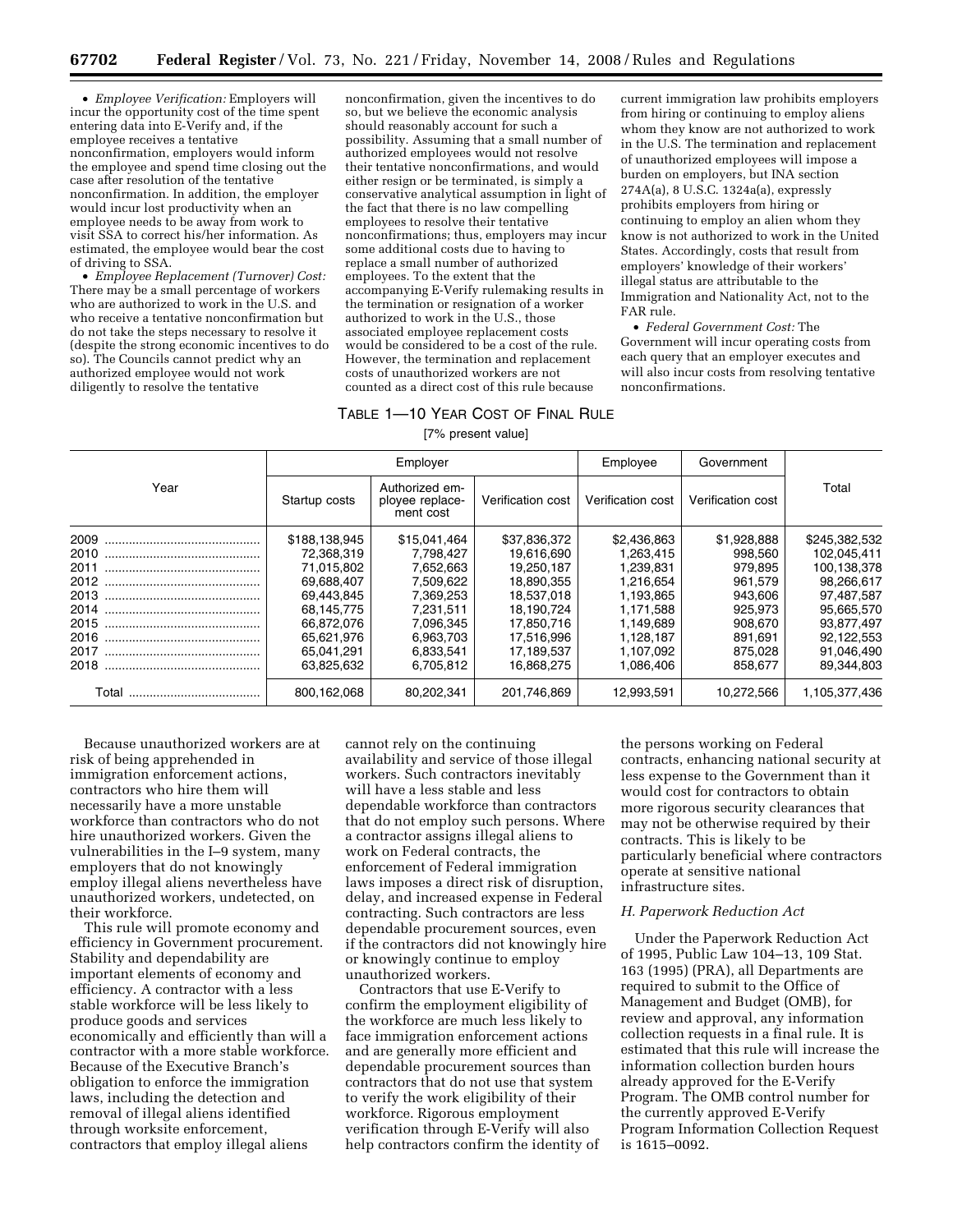• *Employee Verification:* Employers will incur the opportunity cost of the time spent entering data into E-Verify and, if the employee receives a tentative nonconfirmation, employers would inform the employee and spend time closing out the case after resolution of the tentative nonconfirmation. In addition, the employer would incur lost productivity when an employee needs to be away from work to visit SSA to correct his/her information. As estimated, the employee would bear the cost of driving to SSA.

• *Employee Replacement (Turnover) Cost:* There may be a small percentage of workers who are authorized to work in the U.S. and who receive a tentative nonconfirmation but do not take the steps necessary to resolve it (despite the strong economic incentives to do so). The Councils cannot predict why an authorized employee would not work diligently to resolve the tentative nonconfirmation, given the incentives to do so, but we believe the economic analysis should reasonably account for such a possibility. Assuming that a small number of authorized employees would not resolve their tentative nonconfirmations, and would either resign or be terminated, is simply a conservative analytical assumption in light of the fact that there is no law compelling employees to resolve their tentative nonconfirmations; thus, employers may incur some additional costs due to having to replace a small number of authorized employees. To the extent that the accompanying E-Verify rulemaking results in the termination or resignation of a worker authorized to work in the U.S., those associated employee replacement costs would be considered to be a cost of the rule. However, the termination and replacement costs of unauthorized workers are not counted as a direct cost of this rule because current immigration law prohibits employers from hiring or continuing to employ aliens whom they know are not authorized to work in the U.S. The termination and replacement of unauthorized employees will impose a burden on employers, but INA section 274A(a), 8 U.S.C. 1324a(a), expressly prohibits employers from hiring or continuing to employ an alien whom they know is not authorized to work in the United States. Accordingly, costs that result from employers' knowledge of their workers' illegal status are attributable to the Immigration and Nationality Act, not to the FAR rule.

• *Federal Government Cost:* The Government will incur operating costs from each query that an employer executes and will also incur costs from resolving tentative nonconfirmations.

TABLE 1—10 YEAR COST OF FINAL RULE

[7% present value]

| Year | Employer | | | Employee | Government | Total |
|---|---|---|---|---|---|---|
| | Startup costs | Authorized employee replacement cost | Verification cost | Verification cost | Verification cost | |
| 2009 | $188,138,945 | $15,041,464 | $37,836,372 | $2,436,863 | $1,928,888 | $245,382,532 |
| 2010 | 72,368,319 | 7,798,427 | 19,616,690 | 1,263,415 | 998,560 | 102,045,411 |
| 2011 | 71,015,802 | 7,652,663 | 19,250,187 | 1,239,831 | 979,895 | 100,138,378 |
| 2012 | 69,688,407 | 7,509,622 | 18,890,355 | 1,216,654 | 961,579 | 98,266,617 |
| 2013 | 69,443,845 | 7,369,253 | 18,537,018 | 1,193,865 | 943,606 | 97,487,587 |
| 2014 | 68,145,775 | 7,231,511 | 18,190,724 | 1,171,588 | 925,973 | 95,665,570 |
| 2015 | 66,872,076 | 7,096,345 | 17,850,716 | 1,149,689 | 908,670 | 93,877,497 |
| 2016 | 65,621,976 | 6,963,703 | 17,516,996 | 1,128,187 | 891,691 | 92,122,553 |
| 2017 | 65,041,291 | 6,833,541 | 17,189,537 | 1,107,092 | 875,028 | 91,046,490 |
| 2018 | 63,825,632 | 6,705,812 | 16,868,275 | 1,086,406 | 858,677 | 89,344,803 |
| Total | 800,162,068 | 80,202,341 | 201,746,869 | 12,993,591 | 10,272,566 | 1,105,377,436 |

Because unauthorized workers are at risk of being apprehended in immigration enforcement actions, contractors who hire them will necessarily have a more unstable workforce than contractors who do not hire unauthorized workers. Given the vulnerabilities in the I–9 system, many employers that do not knowingly employ illegal aliens nevertheless have unauthorized workers, undetected, on their workforce.

This rule will promote economy and efficiency in Government procurement. Stability and dependability are important elements of economy and efficiency. A contractor with a less stable workforce will be less likely to produce goods and services economically and efficiently than will a contractor with a more stable workforce. Because of the Executive Branch's obligation to enforce the immigration laws, including the detection and removal of illegal aliens identified through worksite enforcement, contractors that employ illegal aliens cannot rely on the continuing availability and service of those illegal workers. Such contractors inevitably will have a less stable and less dependable workforce than contractors that do not employ such persons. Where a contractor assigns illegal aliens to work on Federal contracts, the enforcement of Federal immigration laws imposes a direct risk of disruption, delay, and increased expense in Federal contracting. Such contractors are less dependable procurement sources, even if the contractors did not knowingly hire or knowingly continue to employ unauthorized workers.

Contractors that use E-Verify to confirm the employment eligibility of the workforce are much less likely to face immigration enforcement actions and are generally more efficient and dependable procurement sources than contractors that do not use that system to verify the work eligibility of their workforce. Rigorous employment verification through E-Verify will also help contractors confirm the identity of the persons working on Federal contracts, enhancing national security at less expense to the Government than it would cost for contractors to obtain more rigorous security clearances that may not be otherwise required by their contracts. This is likely to be particularly beneficial where contractors operate at sensitive national infrastructure sites.

### *H. Paperwork Reduction Act*

Under the Paperwork Reduction Act of 1995, Public Law 104–13, 109 Stat. 163 (1995) (PRA), all Departments are required to submit to the Office of Management and Budget (OMB), for review and approval, any information collection requests in a final rule. It is estimated that this rule will increase the information collection burden hours already approved for the E-Verify Program. The OMB control number for the currently approved E-Verify Program Information Collection Request is 1615–0092.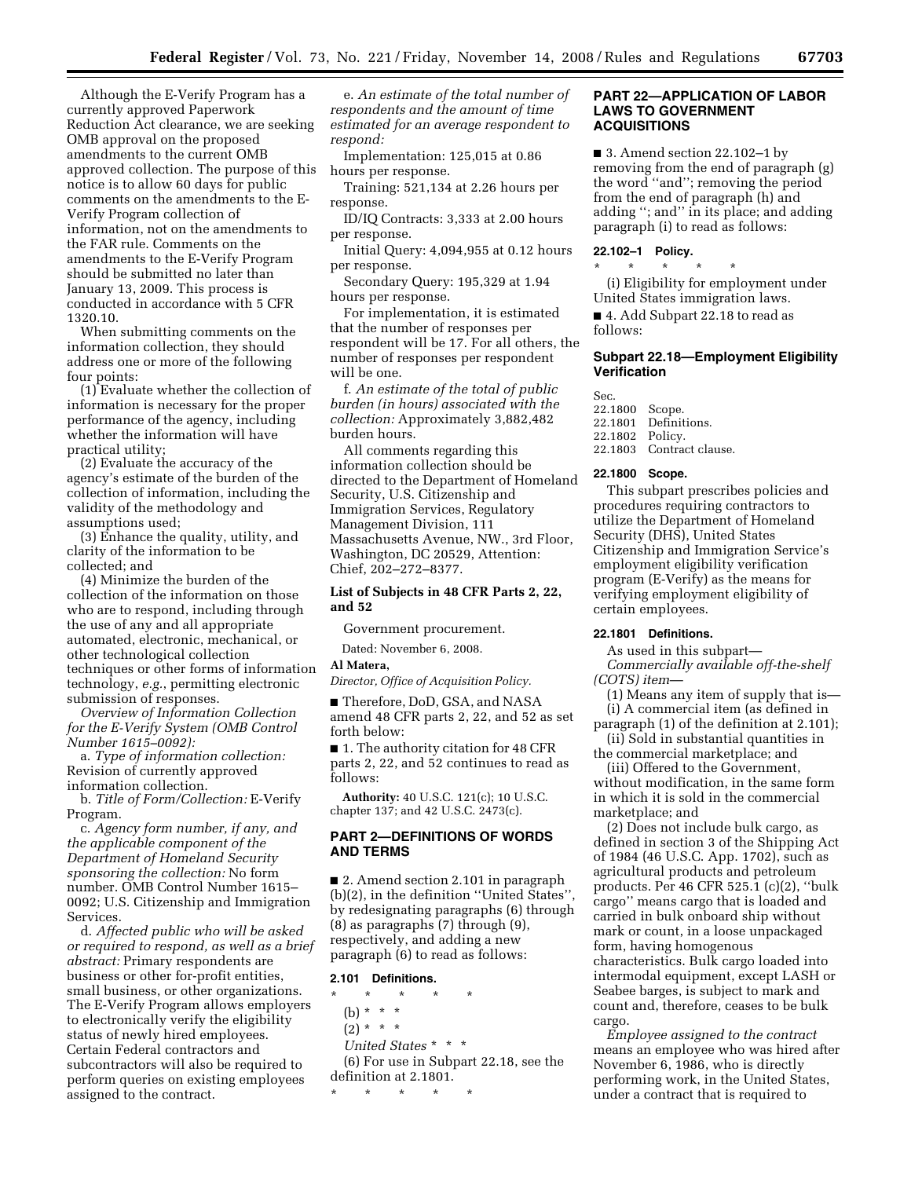Although the E-Verify Program has a currently approved Paperwork Reduction Act clearance, we are seeking OMB approval on the proposed amendments to the current OMB approved collection. The purpose of this notice is to allow 60 days for public comments on the amendments to the E-Verify Program collection of information, not on the amendments to the FAR rule. Comments on the amendments to the E-Verify Program should be submitted no later than January 13, 2009. This process is conducted in accordance with 5 CFR 1320.10.

When submitting comments on the information collection, they should address one or more of the following four points:

(1) Evaluate whether the collection of information is necessary for the proper performance of the agency, including whether the information will have practical utility;

(2) Evaluate the accuracy of the agency's estimate of the burden of the collection of information, including the validity of the methodology and assumptions used;

(3) Enhance the quality, utility, and clarity of the information to be collected; and

(4) Minimize the burden of the collection of the information on those who are to respond, including through the use of any and all appropriate automated, electronic, mechanical, or other technological collection techniques or other forms of information technology, *e.g.*, permitting electronic submission of responses.

*Overview of Information Collection for the E-Verify System (OMB Control Number 1615–0092):*

a. *Type of information collection:* Revision of currently approved information collection.

b. *Title of Form/Collection:* E-Verify Program.

c. *Agency form number, if any, and the applicable component of the Department of Homeland Security sponsoring the collection:* No form number. OMB Control Number 1615–0092; U.S. Citizenship and Immigration Services.

d. *Affected public who will be asked or required to respond, as well as a brief abstract:* Primary respondents are business or other for-profit entities, small business, or other organizations. The E-Verify Program allows employers to electronically verify the eligibility status of newly hired employees. Certain Federal contractors and subcontractors will also be required to perform queries on existing employees assigned to the contract.

e. *An estimate of the total number of respondents and the amount of time estimated for an average respondent to respond:*

Implementation: 125,015 at 0.86 hours per response.

Training: 521,134 at 2.26 hours per response.

ID/IQ Contracts: 3,333 at 2.00 hours per response.

Initial Query: 4,094,955 at 0.12 hours per response.

Secondary Query: 195,329 at 1.94 hours per response.

For implementation, it is estimated that the number of responses per respondent will be 17. For all others, the number of responses per respondent will be one.

f. *An estimate of the total of public burden (in hours) associated with the collection:* Approximately 3,882,482 burden hours.

All comments regarding this information collection should be directed to the Department of Homeland Security, U.S. Citizenship and Immigration Services, Regulatory Management Division, 111 Massachusetts Avenue, NW., 3rd Floor, Washington, DC 20529, Attention: Chief, 202–272–8377.

**List of Subjects in 48 CFR Parts 2, 22, and 52**

Government procurement.

Dated: November 6, 2008.

**Al Matera,**

*Director, Office of Acquisition Policy.*

■ Therefore, DoD, GSA, and NASA amend 48 CFR parts 2, 22, and 52 as set forth below:

■ 1. The authority citation for 48 CFR parts 2, 22, and 52 continues to read as follows:

**Authority:** 40 U.S.C. 121(c); 10 U.S.C. chapter 137; and 42 U.S.C. 2473(c).

## PART 2—DEFINITIONS OF WORDS AND TERMS

■ 2. Amend section 2.101 in paragraph (b)(2), in the definition "United States", by redesignating paragraphs (6) through (8) as paragraphs (7) through (9), respectively, and adding a new paragraph (6) to read as follows:

**2.101 Definitions.**

\* \* \* \* \*

(b) \* \* \*

(2) \* \* \*

*United States* \* \* \*

(6) For use in Subpart 22.18, see the definition at 2.1801.

\* \* \* \* \*

## PART 22—APPLICATION OF LABOR LAWS TO GOVERNMENT ACQUISITIONS

■ 3. Amend section 22.102–1 by removing from the end of paragraph (g) the word "and"; removing the period from the end of paragraph (h) and adding "; and" in its place; and adding paragraph (i) to read as follows:

**22.102–1 Policy.**

\* \* \* \* \*

(i) Eligibility for employment under United States immigration laws.

■ 4. Add Subpart 22.18 to read as follows:

### Subpart 22.18—Employment Eligibility Verification

Sec.
22.1800 Scope.
22.1801 Definitions.
22.1802 Policy.
22.1803 Contract clause.

**22.1800 Scope.**

This subpart prescribes policies and procedures requiring contractors to utilize the Department of Homeland Security (DHS), United States Citizenship and Immigration Service's employment eligibility verification program (E-Verify) as the means for verifying employment eligibility of certain employees.

**22.1801 Definitions.**

As used in this subpart—

*Commercially available off-the-shelf (COTS) item*—

(1) Means any item of supply that is—

(i) A commercial item (as defined in paragraph (1) of the definition at 2.101);

(ii) Sold in substantial quantities in the commercial marketplace; and

(iii) Offered to the Government, without modification, in the same form in which it is sold in the commercial marketplace; and

(2) Does not include bulk cargo, as defined in section 3 of the Shipping Act of 1984 (46 U.S.C. App. 1702), such as agricultural products and petroleum products. Per 46 CFR 525.1 (c)(2), "bulk cargo" means cargo that is loaded and carried in bulk onboard ship without mark or count, in a loose unpackaged form, having homogenous characteristics. Bulk cargo loaded into intermodal equipment, except LASH or Seabee barges, is subject to mark and count and, therefore, ceases to be bulk cargo.

*Employee assigned to the contract* means an employee who was hired after November 6, 1986, who is directly performing work, in the United States, under a contract that is required to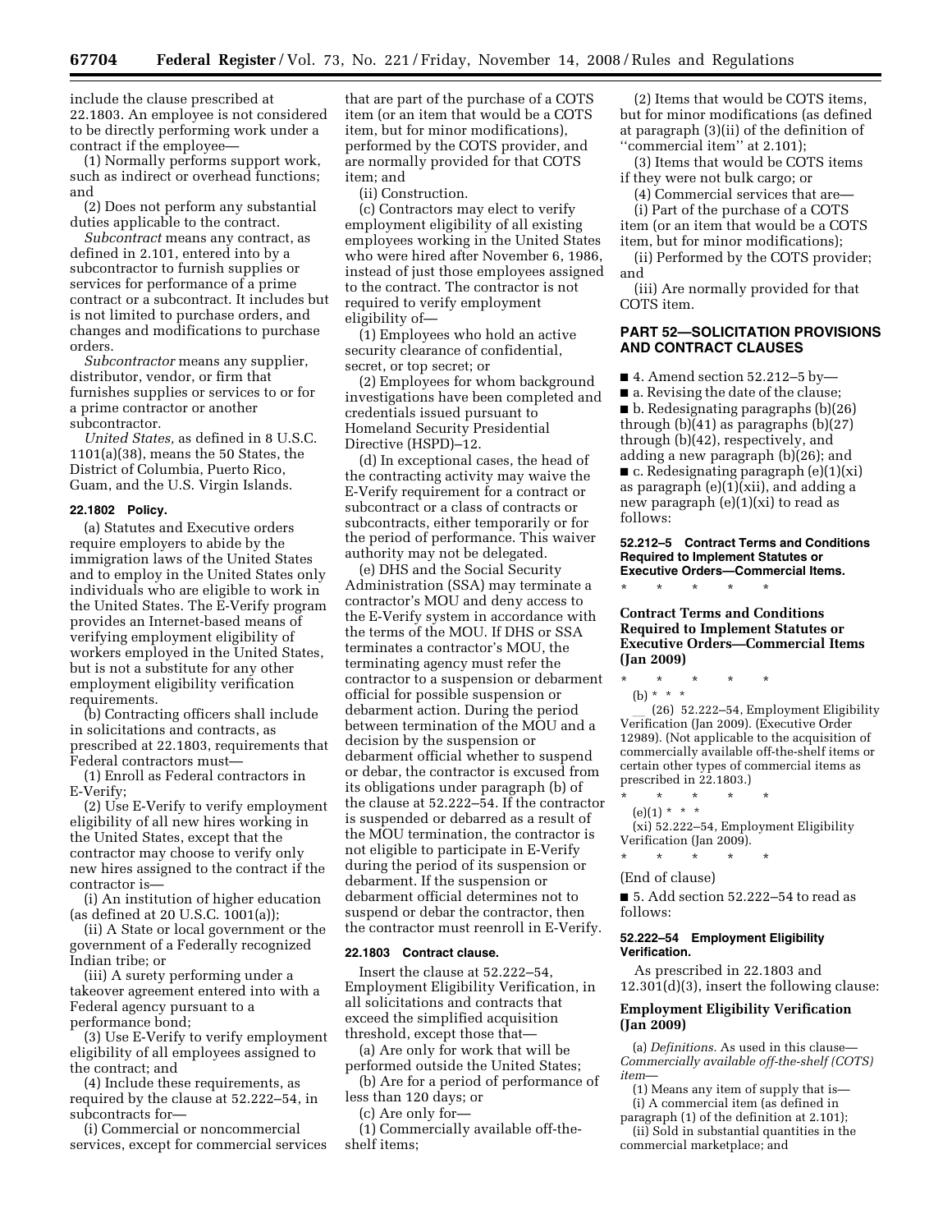include the clause prescribed at 22.1803. An employee is not considered to be directly performing work under a contract if the employee—

(1) Normally performs support work, such as indirect or overhead functions; and

(2) Does not perform any substantial duties applicable to the contract.

*Subcontract* means any contract, as defined in 2.101, entered into by a subcontractor to furnish supplies or services for performance of a prime contract or a subcontract. It includes but is not limited to purchase orders, and changes and modifications to purchase orders.

*Subcontractor* means any supplier, distributor, vendor, or firm that furnishes supplies or services to or for a prime contractor or another subcontractor.

*United States,* as defined in 8 U.S.C. 1101(a)(38), means the 50 States, the District of Columbia, Puerto Rico, Guam, and the U.S. Virgin Islands.

#### 22.1802 Policy.

(a) Statutes and Executive orders require employers to abide by the immigration laws of the United States and to employ in the United States only individuals who are eligible to work in the United States. The E-Verify program provides an Internet-based means of verifying employment eligibility of workers employed in the United States, but is not a substitute for any other employment eligibility verification requirements.

(b) Contracting officers shall include in solicitations and contracts, as prescribed at 22.1803, requirements that Federal contractors must—

(1) Enroll as Federal contractors in E-Verify;

(2) Use E-Verify to verify employment eligibility of all new hires working in the United States, except that the contractor may choose to verify only new hires assigned to the contract if the contractor is—

(i) An institution of higher education (as defined at 20 U.S.C. 1001(a));

(ii) A State or local government or the government of a Federally recognized Indian tribe; or

(iii) A surety performing under a takeover agreement entered into with a Federal agency pursuant to a performance bond;

(3) Use E-Verify to verify employment eligibility of all employees assigned to the contract; and

(4) Include these requirements, as required by the clause at 52.222–54, in subcontracts for—

(i) Commercial or noncommercial services, except for commercial services that are part of the purchase of a COTS item (or an item that would be a COTS item, but for minor modifications), performed by the COTS provider, and are normally provided for that COTS item; and

(ii) Construction.

(c) Contractors may elect to verify employment eligibility of all existing employees working in the United States who were hired after November 6, 1986, instead of just those employees assigned to the contract. The contractor is not required to verify employment eligibility of—

(1) Employees who hold an active security clearance of confidential, secret, or top secret; or

(2) Employees for whom background investigations have been completed and credentials issued pursuant to Homeland Security Presidential Directive (HSPD)–12.

(d) In exceptional cases, the head of the contracting activity may waive the E-Verify requirement for a contract or subcontract or a class of contracts or subcontracts, either temporarily or for the period of performance. This waiver authority may not be delegated.

(e) DHS and the Social Security Administration (SSA) may terminate a contractor's MOU and deny access to the E-Verify system in accordance with the terms of the MOU. If DHS or SSA terminates a contractor's MOU, the terminating agency must refer the contractor to a suspension or debarment official for possible suspension or debarment action. During the period between termination of the MOU and a decision by the suspension or debarment official whether to suspend or debar, the contractor is excused from its obligations under paragraph (b) of the clause at 52.222–54. If the contractor is suspended or debarred as a result of the MOU termination, the contractor is not eligible to participate in E-Verify during the period of its suspension or debarment. If the suspension or debarment official determines not to suspend or debar the contractor, then the contractor must reenroll in E-Verify.

#### 22.1803 Contract clause.

Insert the clause at 52.222–54, Employment Eligibility Verification, in all solicitations and contracts that exceed the simplified acquisition threshold, except those that—

(a) Are only for work that will be performed outside the United States;

(b) Are for a period of performance of less than 120 days; or

(c) Are only for—

(1) Commercially available off-the-shelf items;

(2) Items that would be COTS items, but for minor modifications (as defined at paragraph (3)(ii) of the definition of ''commercial item'' at 2.101);

(3) Items that would be COTS items if they were not bulk cargo; or

(4) Commercial services that are—

(i) Part of the purchase of a COTS item (or an item that would be a COTS item, but for minor modifications);

(ii) Performed by the COTS provider; and

(iii) Are normally provided for that COTS item.

### PART 52—SOLICITATION PROVISIONS AND CONTRACT CLAUSES

■ 4. Amend section 52.212–5 by—

■ a. Revising the date of the clause;

■ b. Redesignating paragraphs (b)(26) through (b)(41) as paragraphs (b)(27) through (b)(42), respectively, and adding a new paragraph (b)(26); and

■ c. Redesignating paragraph (e)(1)(xi) as paragraph (e)(1)(xii), and adding a new paragraph (e)(1)(xi) to read as follows:

#### 52.212–5 Contract Terms and Conditions Required to Implement Statutes or Executive Orders—Commercial Items.

\* \* \* \* \*

**Contract Terms and Conditions Required to Implement Statutes or Executive Orders—Commercial Items (Jan 2009)**

\* \* \* \* \*

(b) \* \* \*

\_\_ (26) 52.222–54, Employment Eligibility Verification (Jan 2009). (Executive Order 12989). (Not applicable to the acquisition of commercially available off-the-shelf items or certain other types of commercial items as prescribed in 22.1803.)

\* \* \* \* \*

(e)(1) \* \* \*

(xi) 52.222–54, Employment Eligibility Verification (Jan 2009).

\* \* \* \* \*

(End of clause)

■ 5. Add section 52.222–54 to read as follows:

#### 52.222–54 Employment Eligibility Verification.

As prescribed in 22.1803 and 12.301(d)(3), insert the following clause:

**Employment Eligibility Verification (Jan 2009)**

(a) *Definitions.* As used in this clause—*Commercially available off-the-shelf (COTS) item*—

(1) Means any item of supply that is—

(i) A commercial item (as defined in paragraph (1) of the definition at 2.101);

(ii) Sold in substantial quantities in the commercial marketplace; and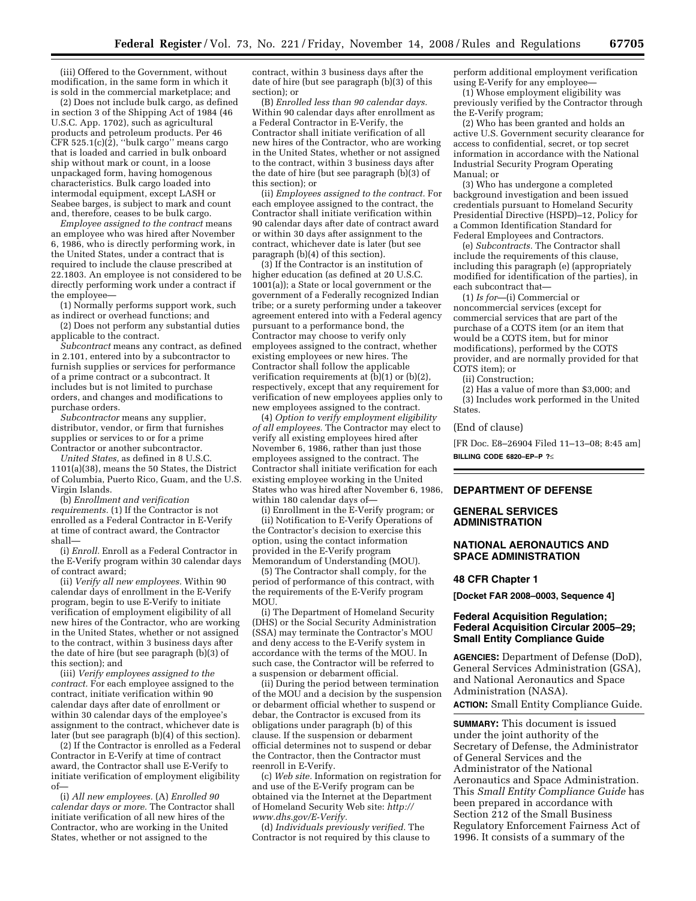(iii) Offered to the Government, without modification, in the same form in which it is sold in the commercial marketplace; and

(2) Does not include bulk cargo, as defined in section 3 of the Shipping Act of 1984 (46 U.S.C. App. 1702), such as agricultural products and petroleum products. Per 46 CFR 525.1(c)(2), ''bulk cargo'' means cargo that is loaded and carried in bulk onboard ship without mark or count, in a loose unpackaged form, having homogenous characteristics. Bulk cargo loaded into intermodal equipment, except LASH or Seabee barges, is subject to mark and count and, therefore, ceases to be bulk cargo.

*Employee assigned to the contract* means an employee who was hired after November 6, 1986, who is directly performing work, in the United States, under a contract that is required to include the clause prescribed at 22.1803. An employee is not considered to be directly performing work under a contract if the employee—

(1) Normally performs support work, such as indirect or overhead functions; and

(2) Does not perform any substantial duties applicable to the contract.

*Subcontract* means any contract, as defined in 2.101, entered into by a subcontractor to furnish supplies or services for performance of a prime contract or a subcontract. It includes but is not limited to purchase orders, and changes and modifications to purchase orders.

*Subcontractor* means any supplier, distributor, vendor, or firm that furnishes supplies or services to or for a prime Contractor or another subcontractor.

*United States,* as defined in 8 U.S.C. 1101(a)(38), means the 50 States, the District of Columbia, Puerto Rico, Guam, and the U.S. Virgin Islands.

(b) *Enrollment and verification requirements.* (1) If the Contractor is not enrolled as a Federal Contractor in E-Verify at time of contract award, the Contractor shall—

(i) *Enroll.* Enroll as a Federal Contractor in the E-Verify program within 30 calendar days of contract award;

(ii) *Verify all new employees.* Within 90 calendar days of enrollment in the E-Verify program, begin to use E-Verify to initiate verification of employment eligibility of all new hires of the Contractor, who are working in the United States, whether or not assigned to the contract, within 3 business days after the date of hire (but see paragraph (b)(3) of this section); and

(iii) *Verify employees assigned to the contract.* For each employee assigned to the contract, initiate verification within 90 calendar days after date of enrollment or within 30 calendar days of the employee's assignment to the contract, whichever date is later (but see paragraph (b)(4) of this section).

(2) If the Contractor is enrolled as a Federal Contractor in E-Verify at time of contract award, the Contractor shall use E-Verify to initiate verification of employment eligibility of—

(i) *All new employees.* (A) *Enrolled 90 calendar days or more.* The Contractor shall initiate verification of all new hires of the Contractor, who are working in the United States, whether or not assigned to the contract, within 3 business days after the date of hire (but see paragraph (b)(3) of this section); or

(B) *Enrolled less than 90 calendar days.* Within 90 calendar days after enrollment as a Federal Contractor in E-Verify, the Contractor shall initiate verification of all new hires of the Contractor, who are working in the United States, whether or not assigned to the contract, within 3 business days after the date of hire (but see paragraph (b)(3) of this section); or

(ii) *Employees assigned to the contract.* For each employee assigned to the contract, the Contractor shall initiate verification within 90 calendar days after date of contract award or within 30 days after assignment to the contract, whichever date is later (but see paragraph (b)(4) of this section).

(3) If the Contractor is an institution of higher education (as defined at 20 U.S.C. 1001(a)); a State or local government or the government of a Federally recognized Indian tribe; or a surety performing under a takeover agreement entered into with a Federal agency pursuant to a performance bond, the Contractor may choose to verify only employees assigned to the contract, whether existing employees or new hires. The Contractor shall follow the applicable verification requirements at (b)(1) or (b)(2), respectively, except that any requirement for verification of new employees applies only to new employees assigned to the contract.

(4) *Option to verify employment eligibility of all employees.* The Contractor may elect to verify all existing employees hired after November 6, 1986, rather than just those employees assigned to the contract. The Contractor shall initiate verification for each existing employee working in the United States who was hired after November 6, 1986, within 180 calendar days of—

(i) Enrollment in the E-Verify program; or

(ii) Notification to E-Verify Operations of the Contractor's decision to exercise this option, using the contact information provided in the E-Verify program Memorandum of Understanding (MOU).

(5) The Contractor shall comply, for the period of performance of this contract, with the requirements of the E-Verify program MOU.

(i) The Department of Homeland Security (DHS) or the Social Security Administration (SSA) may terminate the Contractor's MOU and deny access to the E-Verify system in accordance with the terms of the MOU. In such case, the Contractor will be referred to a suspension or debarment official.

(ii) During the period between termination of the MOU and a decision by the suspension or debarment official whether to suspend or debar, the Contractor is excused from its obligations under paragraph (b) of this clause. If the suspension or debarment official determines not to suspend or debar the Contractor, then the Contractor must reenroll in E-Verify.

(c) *Web site.* Information on registration for and use of the E-Verify program can be obtained via the Internet at the Department of Homeland Security Web site: *http://www.dhs.gov/E-Verify.*

(d) *Individuals previously verified.* The Contractor is not required by this clause to perform additional employment verification using E-Verify for any employee—

(1) Whose employment eligibility was previously verified by the Contractor through the E-Verify program;

(2) Who has been granted and holds an active U.S. Government security clearance for access to confidential, secret, or top secret information in accordance with the National Industrial Security Program Operating Manual; or

(3) Who has undergone a completed background investigation and been issued credentials pursuant to Homeland Security Presidential Directive (HSPD)–12, Policy for a Common Identification Standard for Federal Employees and Contractors.

(e) *Subcontracts.* The Contractor shall include the requirements of this clause, including this paragraph (e) (appropriately modified for identification of the parties), in each subcontract that—

(1) *Is for*—(i) Commercial or noncommercial services (except for commercial services that are part of the purchase of a COTS item (or an item that would be a COTS item, but for minor modifications), performed by the COTS provider, and are normally provided for that COTS item); or

(ii) Construction;

(2) Has a value of more than $3,000; and

(3) Includes work performed in the United States.

(End of clause)

[FR Doc. E8–26904 Filed 11–13–08; 8:45 am]

**BILLING CODE 6820–EP–P ?≤**

## DEPARTMENT OF DEFENSE

## GENERAL SERVICES ADMINISTRATION

## NATIONAL AERONAUTICS AND SPACE ADMINISTRATION

### 48 CFR Chapter 1

**[Docket FAR 2008–0003, Sequence 4]**

### Federal Acquisition Regulation; Federal Acquisition Circular 2005–29; Small Entity Compliance Guide

**AGENCIES:** Department of Defense (DoD), General Services Administration (GSA), and National Aeronautics and Space Administration (NASA).

**ACTION:** Small Entity Compliance Guide.

**SUMMARY:** This document is issued under the joint authority of the Secretary of Defense, the Administrator of General Services and the Administrator of the National Aeronautics and Space Administration. This *Small Entity Compliance Guide* has been prepared in accordance with Section 212 of the Small Business Regulatory Enforcement Fairness Act of 1996. It consists of a summary of the